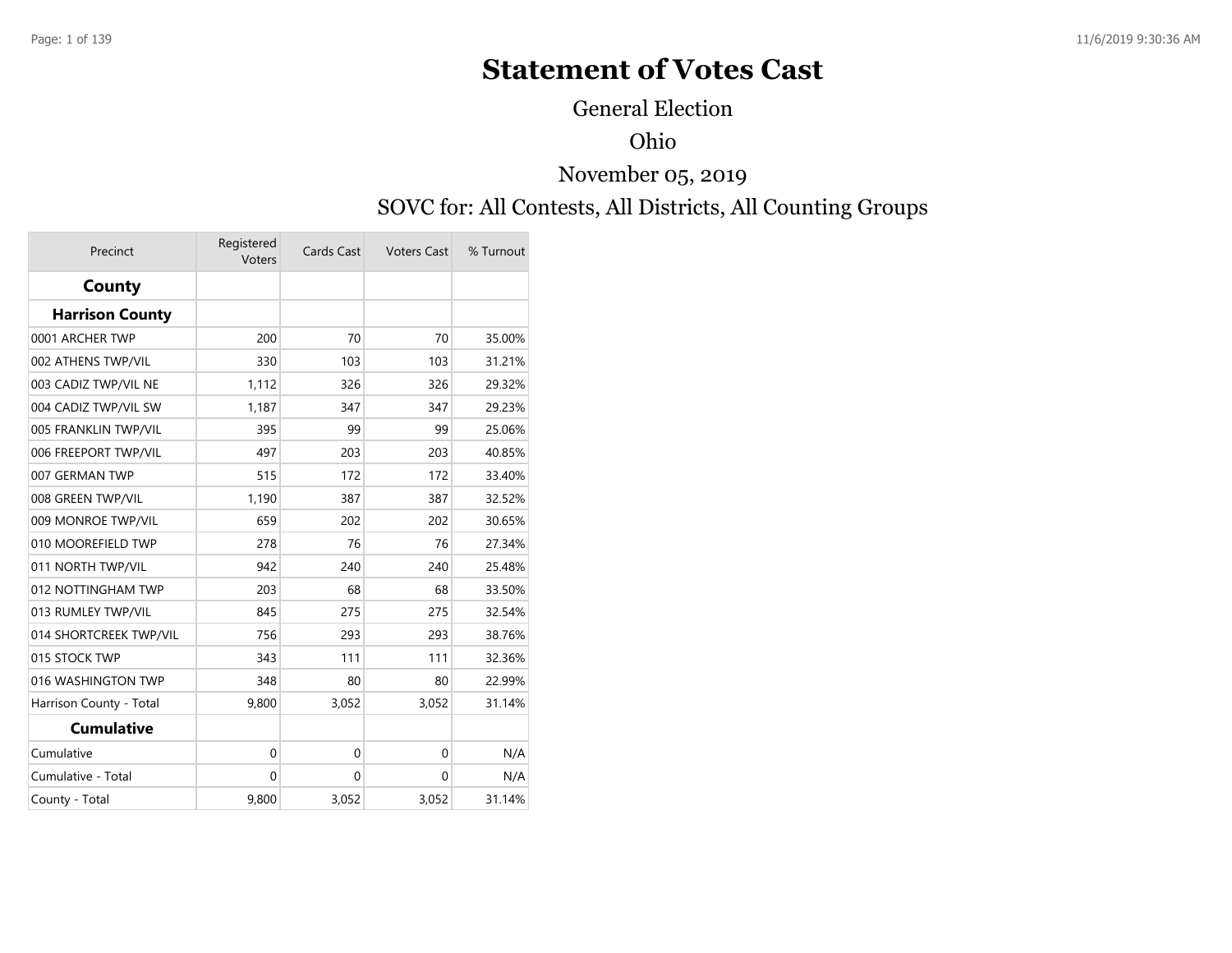# Statement of Votes Cast

General Election

Ohio

November 05, 2019

SOVC for: All Contests, All Districts, All Counting Groups

| Precinct | Registered Voters | Cards Cast | Voters Cast | % Turnout |
|---|---|---|---|---|
| **County** | | | | |
| **Harrison County** | | | | |
| 0001 ARCHER TWP | 200 | 70 | 70 | 35.00% |
| 002 ATHENS TWP/VIL | 330 | 103 | 103 | 31.21% |
| 003 CADIZ TWP/VIL NE | 1,112 | 326 | 326 | 29.32% |
| 004 CADIZ TWP/VIL SW | 1,187 | 347 | 347 | 29.23% |
| 005 FRANKLIN TWP/VIL | 395 | 99 | 99 | 25.06% |
| 006 FREEPORT TWP/VIL | 497 | 203 | 203 | 40.85% |
| 007 GERMAN TWP | 515 | 172 | 172 | 33.40% |
| 008 GREEN TWP/VIL | 1,190 | 387 | 387 | 32.52% |
| 009 MONROE TWP/VIL | 659 | 202 | 202 | 30.65% |
| 010 MOOREFIELD TWP | 278 | 76 | 76 | 27.34% |
| 011 NORTH TWP/VIL | 942 | 240 | 240 | 25.48% |
| 012 NOTTINGHAM TWP | 203 | 68 | 68 | 33.50% |
| 013 RUMLEY TWP/VIL | 845 | 275 | 275 | 32.54% |
| 014 SHORTCREEK TWP/VIL | 756 | 293 | 293 | 38.76% |
| 015 STOCK TWP | 343 | 111 | 111 | 32.36% |
| 016 WASHINGTON TWP | 348 | 80 | 80 | 22.99% |
| Harrison County - Total | 9,800 | 3,052 | 3,052 | 31.14% |
| **Cumulative** | | | | |
| Cumulative | 0 | 0 | 0 | N/A |
| Cumulative - Total | 0 | 0 | 0 | N/A |
| County - Total | 9,800 | 3,052 | 3,052 | 31.14% |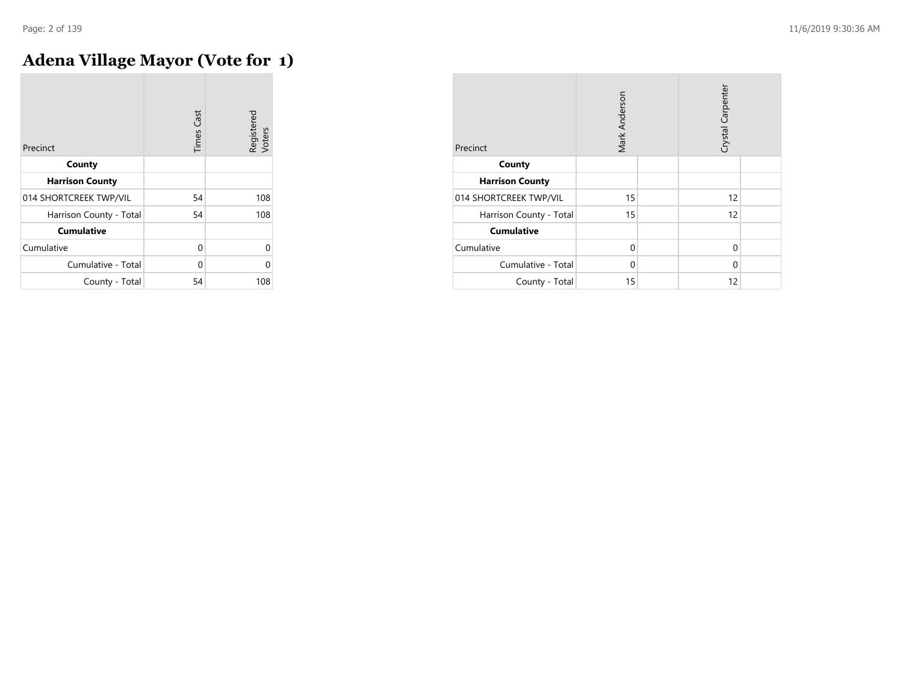# Adena Village Mayor (Vote for 1)

| Precinct | Times Cast | Registered Voters |
|---|---|---|
| **County** | | |
| **Harrison County** | | |
| 014 SHORTCREEK TWP/VIL | 54 | 108 |
| Harrison County - Total | 54 | 108 |
| **Cumulative** | | |
| Cumulative | 0 | 0 |
| Cumulative - Total | 0 | 0 |
| County - Total | 54 | 108 |

| Precinct | Mark Anderson | | Crystal Carpenter | |
|---|---|---|---|---|
| **County** | | | | |
| **Harrison County** | | | | |
| 014 SHORTCREEK TWP/VIL | 15 | | 12 | |
| Harrison County - Total | 15 | | 12 | |
| **Cumulative** | | | | |
| Cumulative | 0 | | 0 | |
| Cumulative - Total | 0 | | 0 | |
| County - Total | 15 | | 12 | |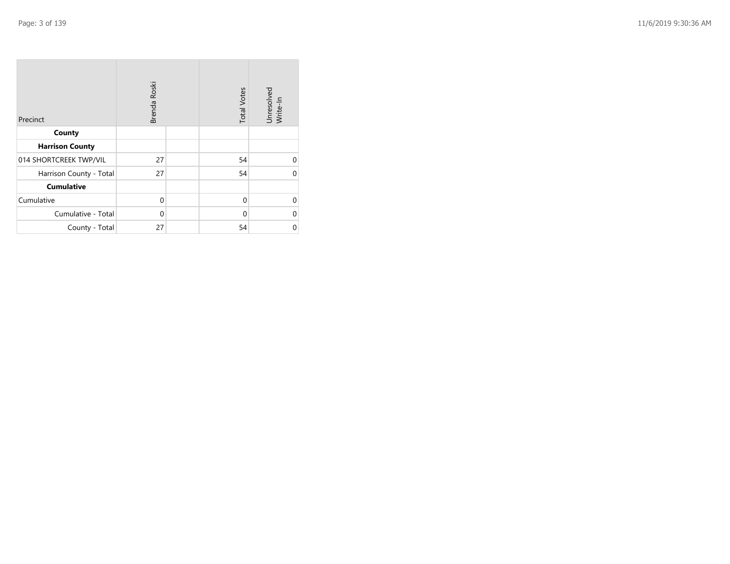| Precinct | Brenda Roski | | Total Votes | Unresolved Write-In |
|---|---|---|---|---|
| **County** | | | | |
| **Harrison County** | | | | |
| 014 SHORTCREEK TWP/VIL | 27 | | 54 | 0 |
| Harrison County - Total | 27 | | 54 | 0 |
| **Cumulative** | | | | |
| Cumulative | 0 | | 0 | 0 |
| Cumulative - Total | 0 | | 0 | 0 |
| County - Total | 27 | | 54 | 0 |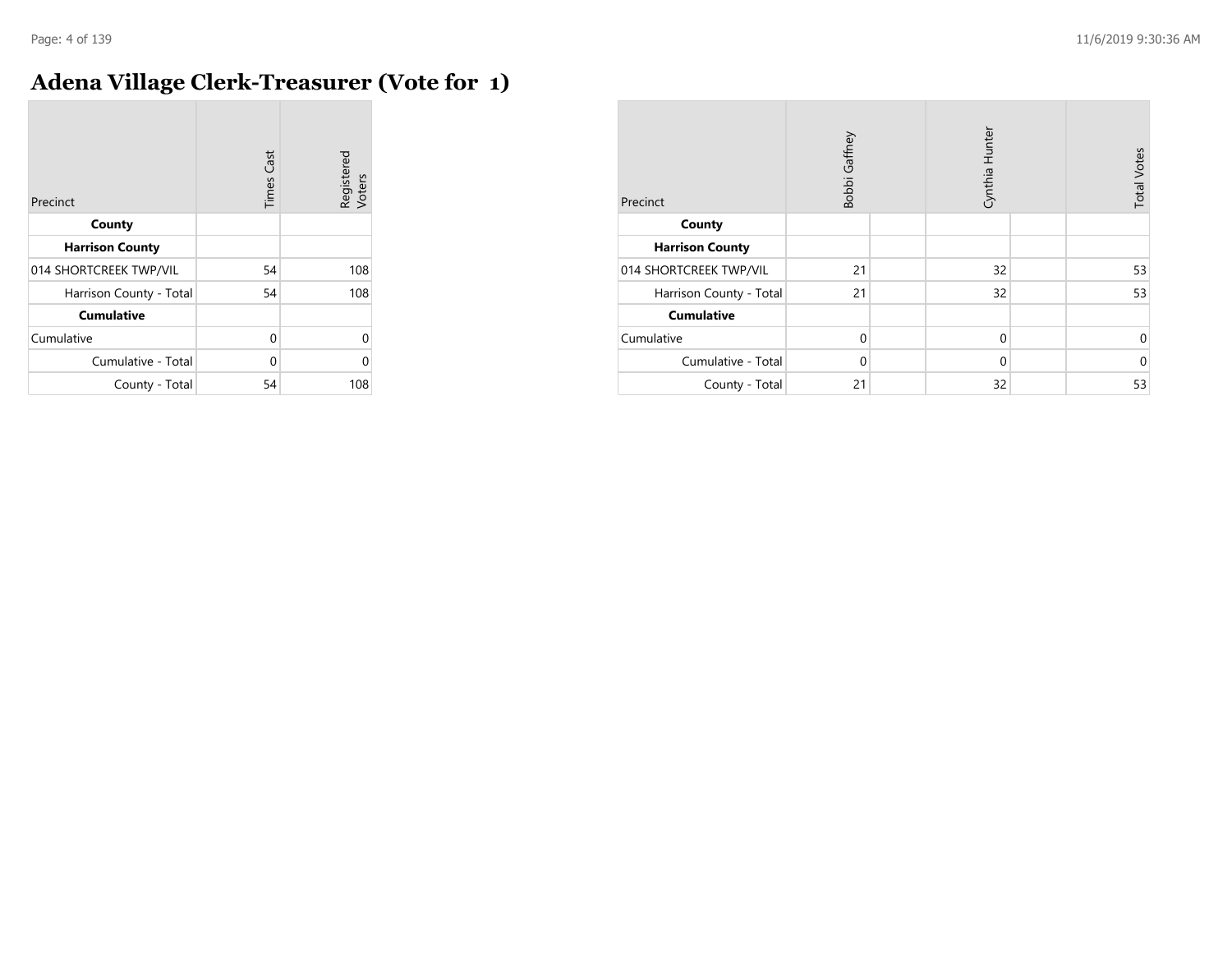# Adena Village Clerk-Treasurer (Vote for 1)

| Precinct | Times Cast | Registered Voters |
|---|---|---|
| **County** | | |
| **Harrison County** | | |
| 014 SHORTCREEK TWP/VIL | 54 | 108 |
| Harrison County - Total | 54 | 108 |
| **Cumulative** | | |
| Cumulative | 0 | 0 |
| Cumulative - Total | 0 | 0 |
| County - Total | 54 | 108 |

| Precinct | Bobbi Gaffney | Cynthia Hunter | Total Votes |
|---|---|---|---|
| **County** | | | |
| **Harrison County** | | | |
| 014 SHORTCREEK TWP/VIL | 21 | 32 | 53 |
| Harrison County - Total | 21 | 32 | 53 |
| **Cumulative** | | | |
| Cumulative | 0 | 0 | 0 |
| Cumulative - Total | 0 | 0 | 0 |
| County - Total | 21 | 32 | 53 |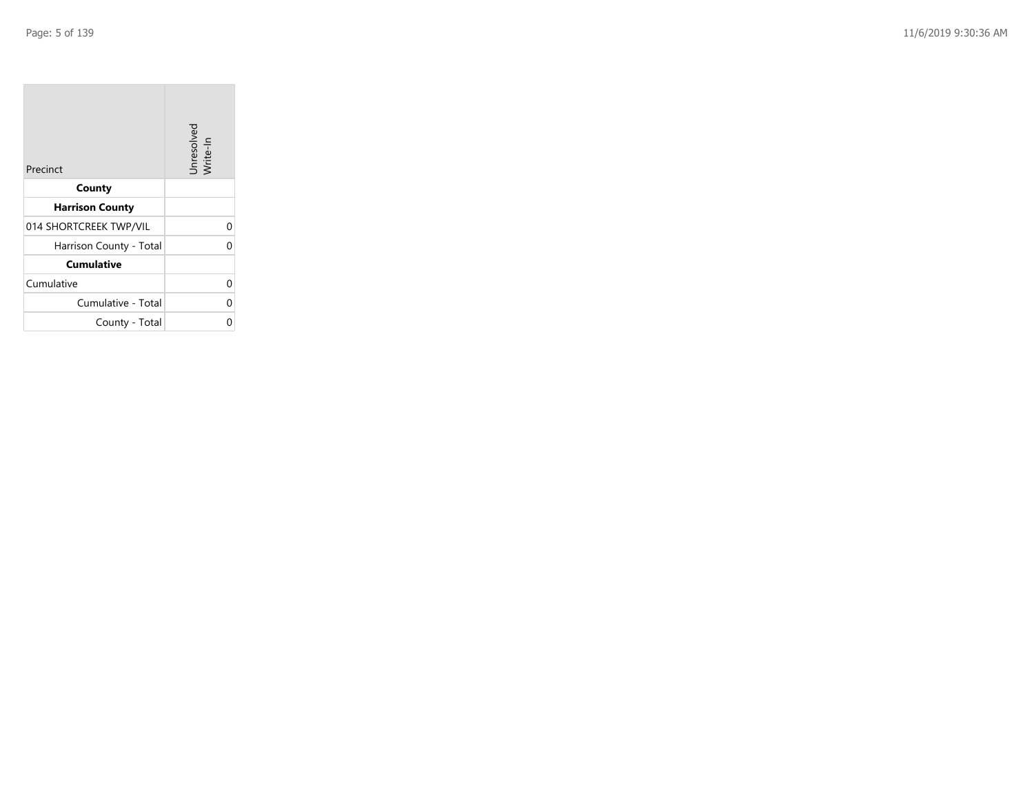| Precinct | Unresolved Write-In |
| --- | --- |
| **County** | |
| **Harrison County** | |
| 014 SHORTCREEK TWP/VIL | 0 |
| Harrison County - Total | 0 |
| **Cumulative** | |
| Cumulative | 0 |
| Cumulative - Total | 0 |
| County - Total | 0 |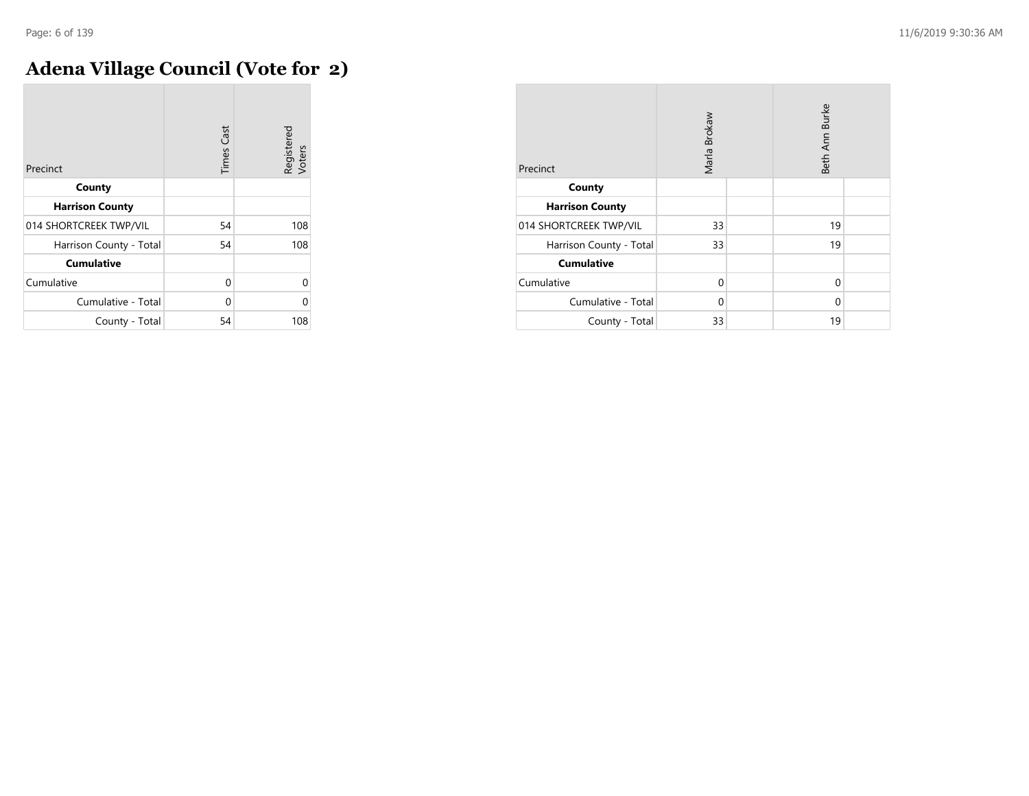# Adena Village Council (Vote for 2)

| Precinct | Times Cast | Registered Voters |
|---|---|---|
| **County** | | |
| **Harrison County** | | |
| 014 SHORTCREEK TWP/VIL | 54 | 108 |
| Harrison County - Total | 54 | 108 |
| **Cumulative** | | |
| Cumulative | 0 | 0 |
| Cumulative - Total | 0 | 0 |
| County - Total | 54 | 108 |

| Precinct | Marla Brokaw | | Beth Ann Burke | |
|---|---|---|---|---|
| **County** | | | | |
| **Harrison County** | | | | |
| 014 SHORTCREEK TWP/VIL | 33 | | 19 | |
| Harrison County - Total | 33 | | 19 | |
| **Cumulative** | | | | |
| Cumulative | 0 | | 0 | |
| Cumulative - Total | 0 | | 0 | |
| County - Total | 33 | | 19 | |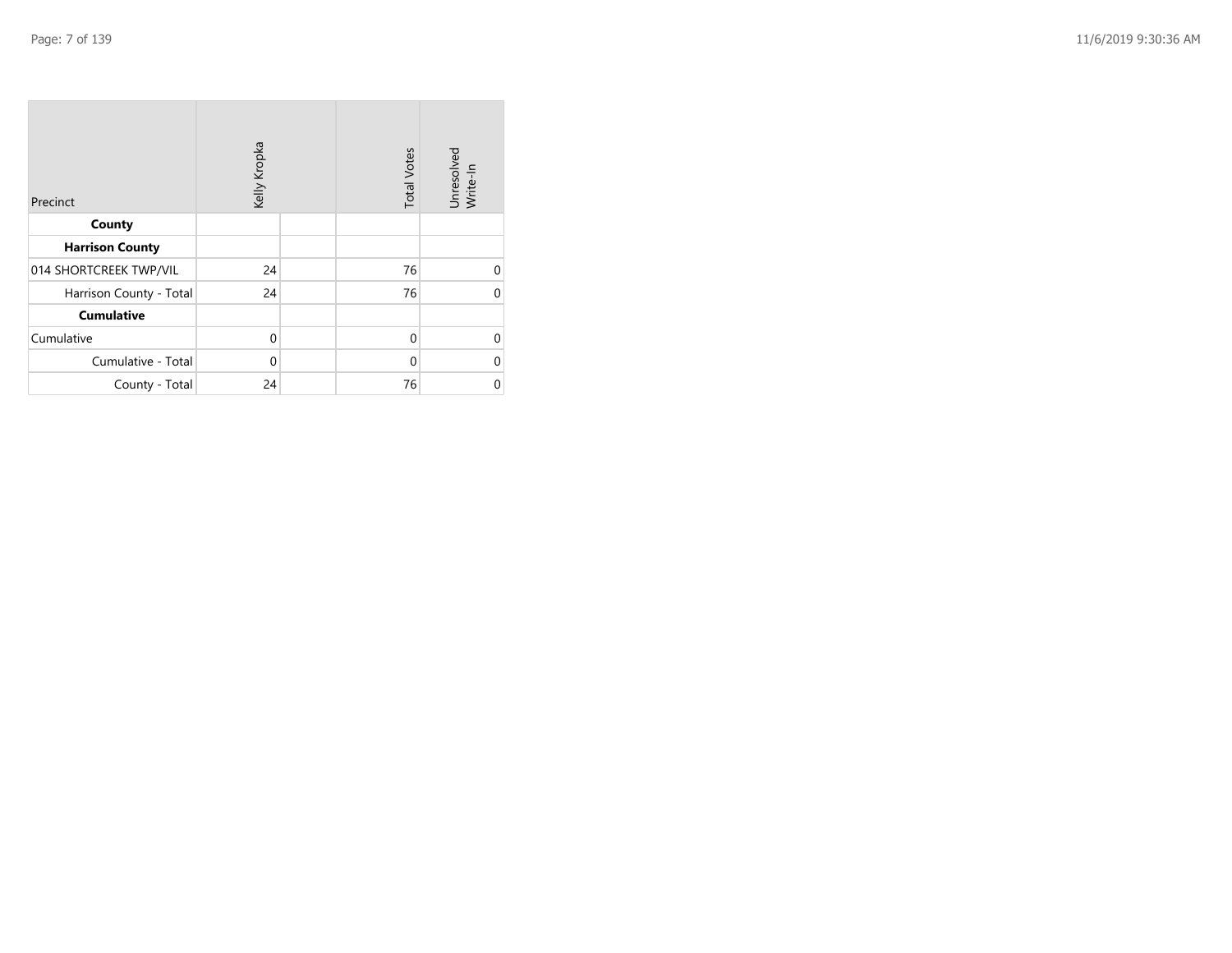| Precinct | Kelly Kropka | | Total Votes | Unresolved Write-In |
|---|---|---|---|---|
| **County** | | | | |
| **Harrison County** | | | | |
| 014 SHORTCREEK TWP/VIL | 24 | | 76 | 0 |
| Harrison County - Total | 24 | | 76 | 0 |
| **Cumulative** | | | | |
| Cumulative | 0 | | 0 | 0 |
| Cumulative - Total | 0 | | 0 | 0 |
| County - Total | 24 | | 76 | 0 |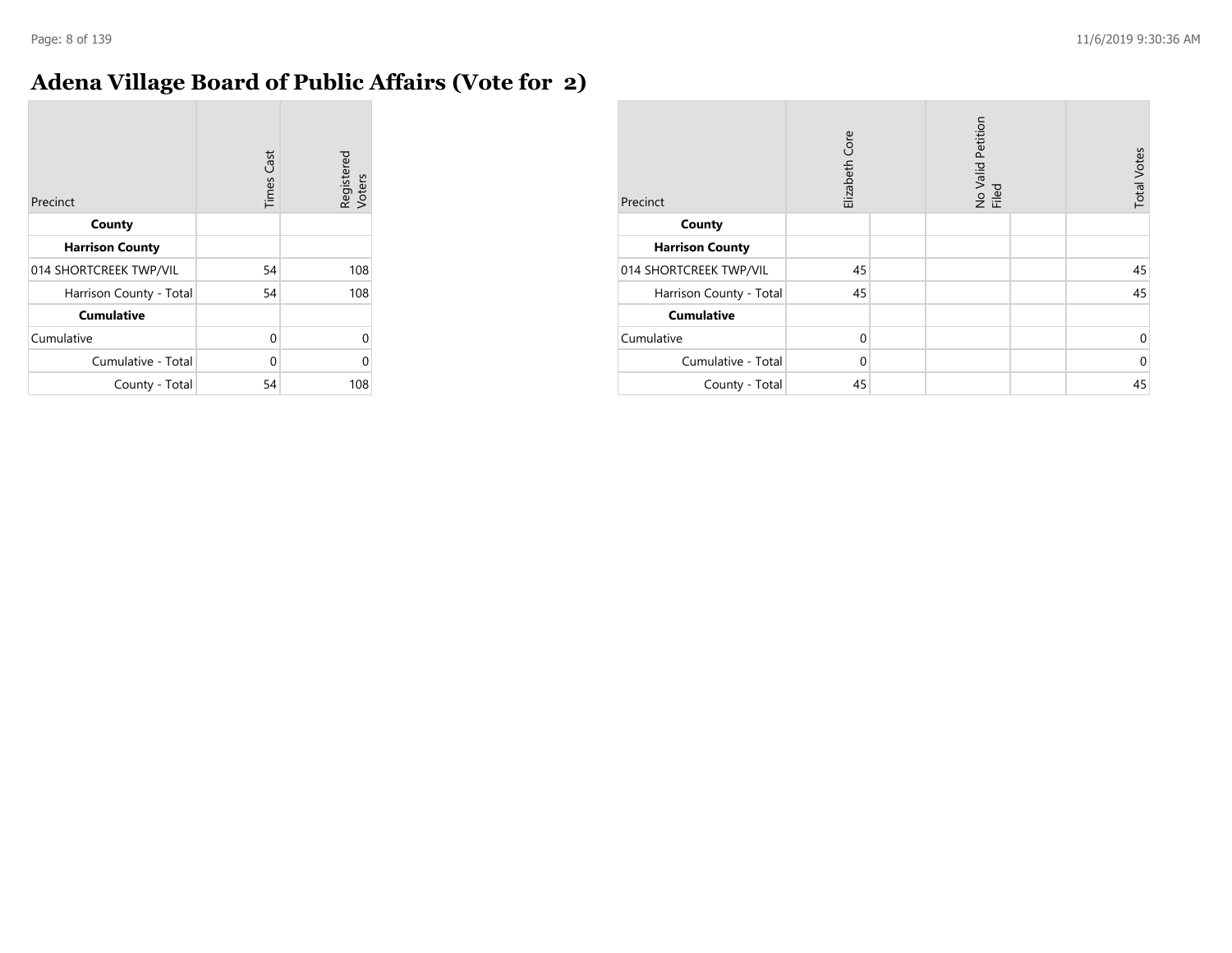# Adena Village Board of Public Affairs (Vote for 2)

| Precinct | Times Cast | Registered Voters |
|---|---|---|
| **County** | | |
| **Harrison County** | | |
| 014 SHORTCREEK TWP/VIL | 54 | 108 |
| Harrison County - Total | 54 | 108 |
| **Cumulative** | | |
| Cumulative | 0 | 0 |
| Cumulative - Total | 0 | 0 |
| County - Total | 54 | 108 |

| Precinct | Elizabeth Core | | No Valid Petition Filed | | Total Votes |
|---|---|---|---|---|---|
| **County** | | | | | |
| **Harrison County** | | | | | |
| 014 SHORTCREEK TWP/VIL | 45 | | | | 45 |
| Harrison County - Total | 45 | | | | 45 |
| **Cumulative** | | | | | |
| Cumulative | 0 | | | | 0 |
| Cumulative - Total | 0 | | | | 0 |
| County - Total | 45 | | | | 45 |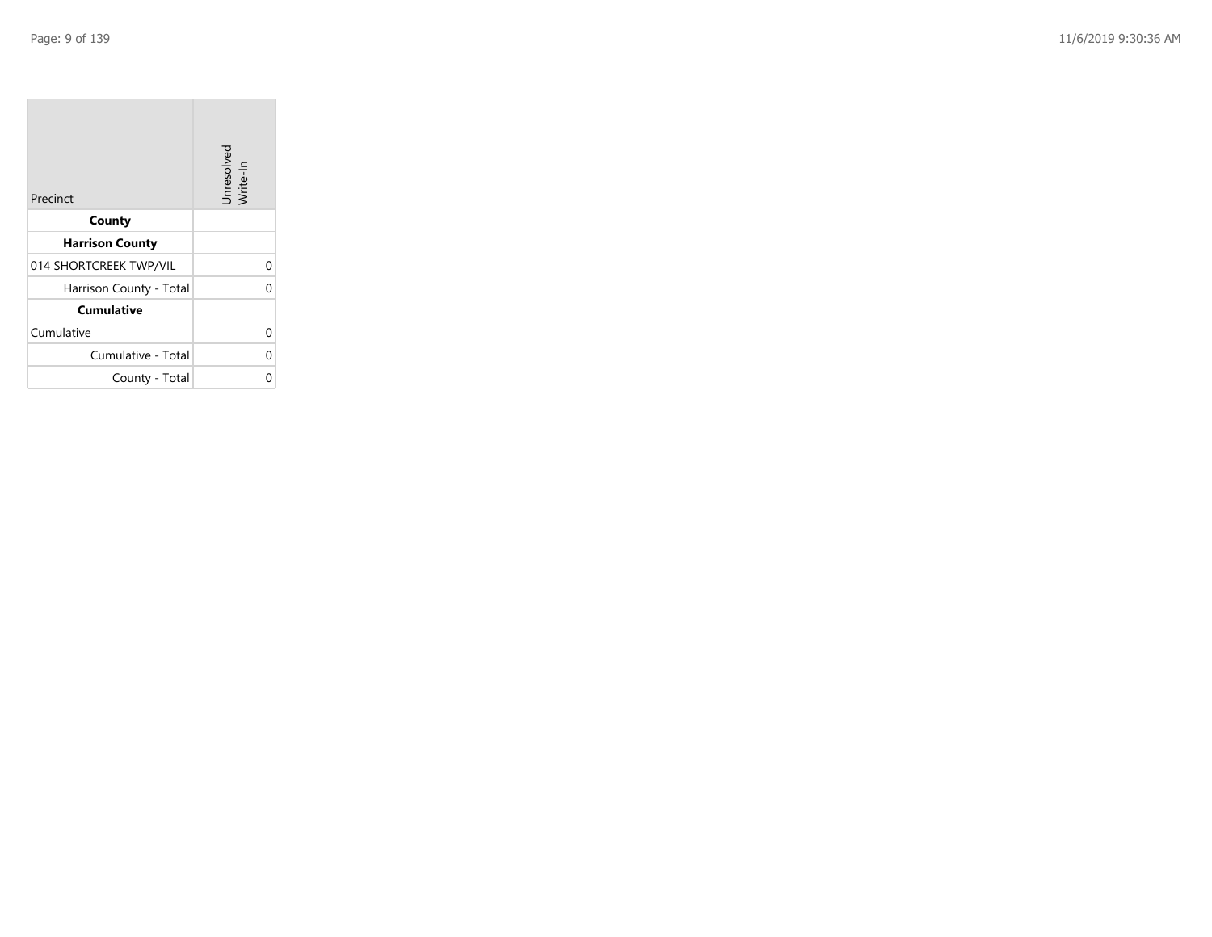| Precinct | Unresolved Write-In |
|---|---|
| **County** | |
| **Harrison County** | |
| 014 SHORTCREEK TWP/VIL | 0 |
| Harrison County - Total | 0 |
| **Cumulative** | |
| Cumulative | 0 |
| Cumulative - Total | 0 |
| County - Total | 0 |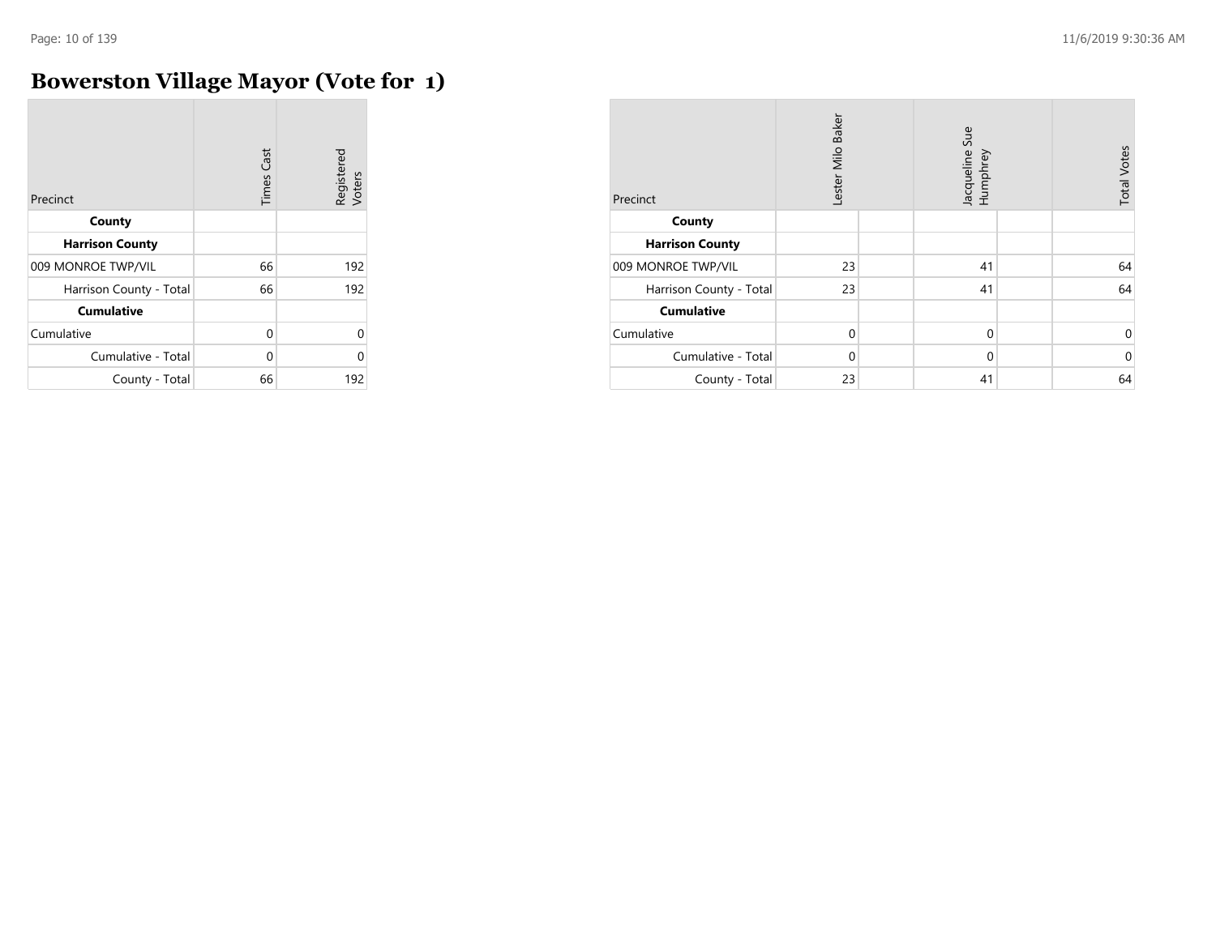# Bowerston Village Mayor (Vote for 1)

| Precinct | Times Cast | Registered Voters |
|---|---|---|
| **County** | | |
| **Harrison County** | | |
| 009 MONROE TWP/VIL | 66 | 192 |
| Harrison County - Total | 66 | 192 |
| **Cumulative** | | |
| Cumulative | 0 | 0 |
| Cumulative - Total | 0 | 0 |
| County - Total | 66 | 192 |

| Precinct | Lester Milo Baker | | Jacqueline Sue Humphrey | | Total Votes |
|---|---|---|---|---|---|
| **County** | | | | | |
| **Harrison County** | | | | | |
| 009 MONROE TWP/VIL | 23 | | 41 | | 64 |
| Harrison County - Total | 23 | | 41 | | 64 |
| **Cumulative** | | | | | |
| Cumulative | 0 | | 0 | | 0 |
| Cumulative - Total | 0 | | 0 | | 0 |
| County - Total | 23 | | 41 | | 64 |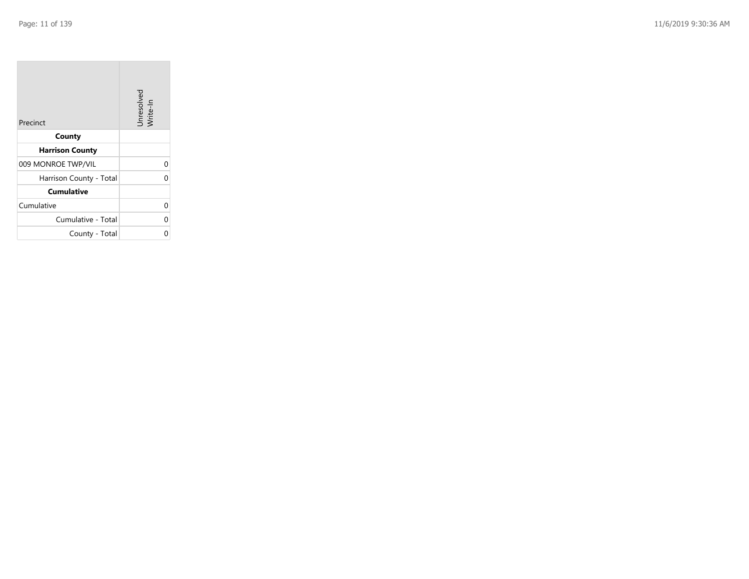| Precinct | Unresolved Write-In |
| --- | --- |
| **County** | |
| **Harrison County** | |
| 009 MONROE TWP/VIL | 0 |
| Harrison County - Total | 0 |
| **Cumulative** | |
| Cumulative | 0 |
| Cumulative - Total | 0 |
| County - Total | 0 |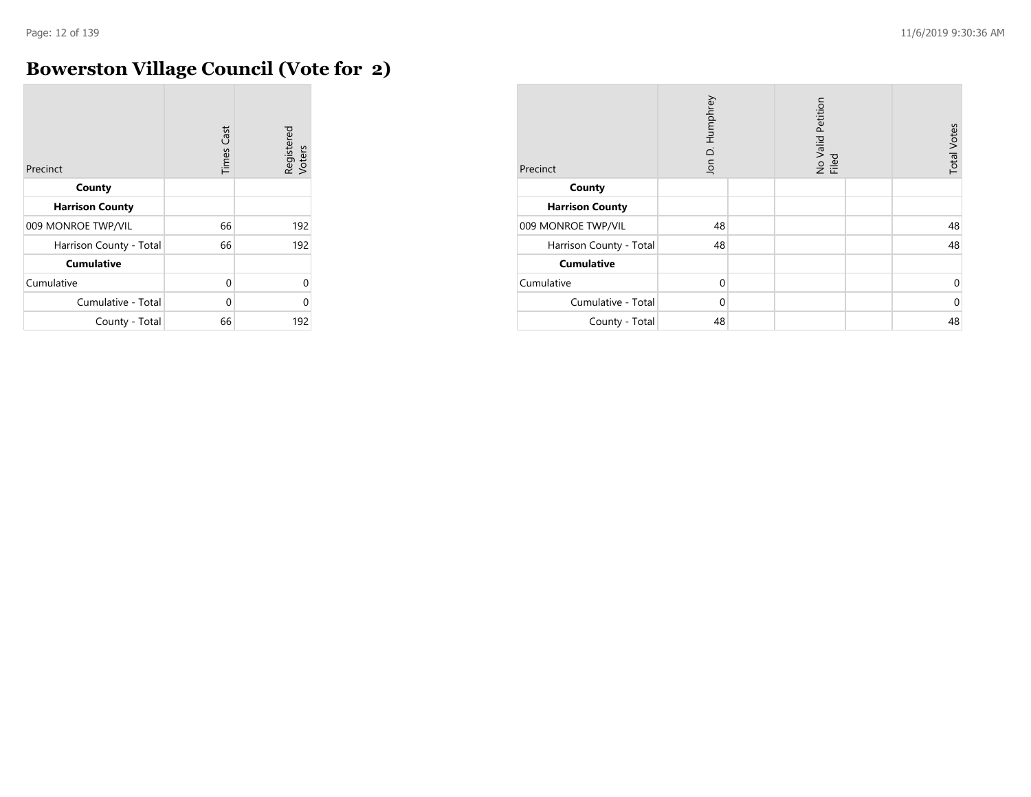# Bowerston Village Council (Vote for 2)

| Precinct | Times Cast | Registered Voters |
|---|---|---|
| **County** | | |
| **Harrison County** | | |
| 009 MONROE TWP/VIL | 66 | 192 |
| Harrison County - Total | 66 | 192 |
| **Cumulative** | | |
| Cumulative | 0 | 0 |
| Cumulative - Total | 0 | 0 |
| County - Total | 66 | 192 |

| Precinct | Jon D. Humphrey | | No Valid Petition Filed | | Total Votes |
|---|---|---|---|---|---|
| **County** | | | | | |
| **Harrison County** | | | | | |
| 009 MONROE TWP/VIL | 48 | | | | 48 |
| Harrison County - Total | 48 | | | | 48 |
| **Cumulative** | | | | | |
| Cumulative | 0 | | | | 0 |
| Cumulative - Total | 0 | | | | 0 |
| County - Total | 48 | | | | 48 |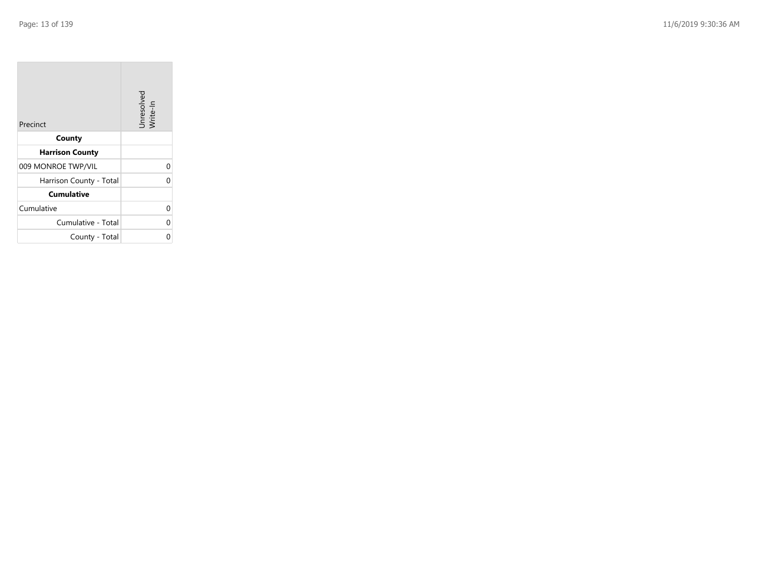| Precinct | Unresolved Write-In |
|---|---|
| **County** | |
| **Harrison County** | |
| 009 MONROE TWP/VIL | 0 |
| Harrison County - Total | 0 |
| **Cumulative** | |
| Cumulative | 0 |
| Cumulative - Total | 0 |
| County - Total | 0 |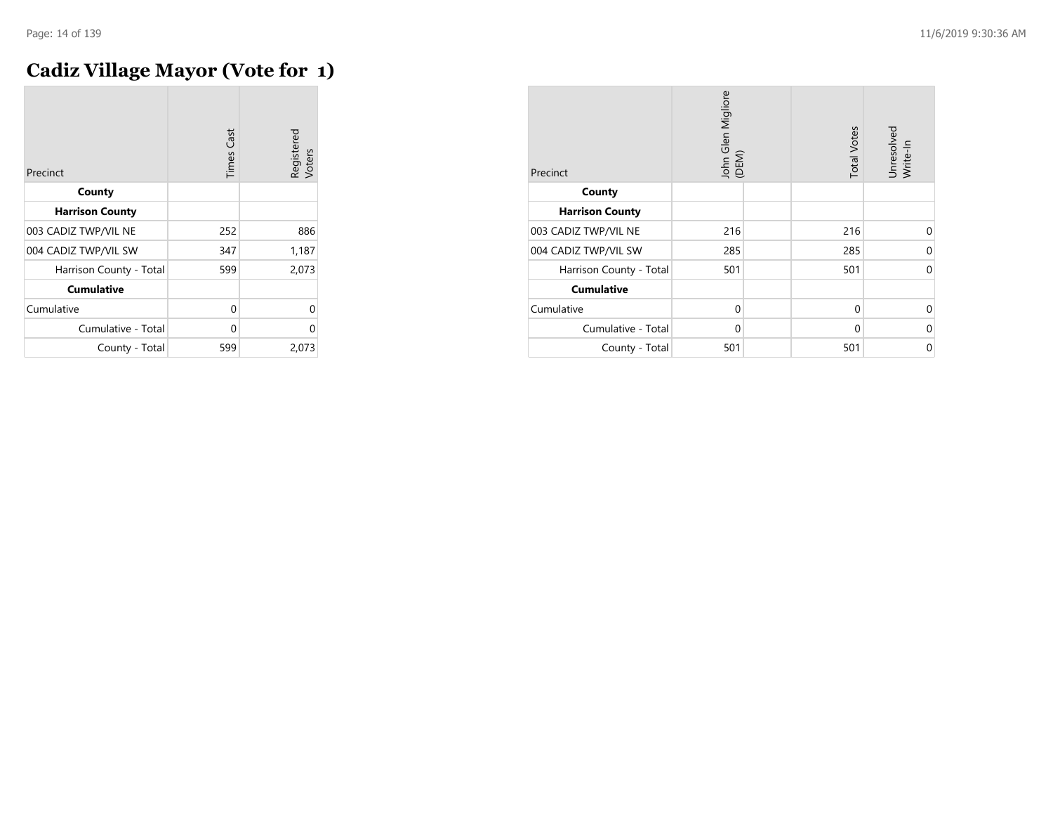# Cadiz Village Mayor (Vote for 1)

| Precinct | Times Cast | Registered Voters |
|---|---|---|
| **County** | | |
| **Harrison County** | | |
| 003 CADIZ TWP/VIL NE | 252 | 886 |
| 004 CADIZ TWP/VIL SW | 347 | 1,187 |
| Harrison County - Total | 599 | 2,073 |
| **Cumulative** | | |
| Cumulative | 0 | 0 |
| Cumulative - Total | 0 | 0 |
| County - Total | 599 | 2,073 |

| Precinct | John Glen Migliore (DEM) | | Total Votes | Unresolved Write-In |
|---|---|---|---|---|
| **County** | | | | |
| **Harrison County** | | | | |
| 003 CADIZ TWP/VIL NE | 216 | | 216 | 0 |
| 004 CADIZ TWP/VIL SW | 285 | | 285 | 0 |
| Harrison County - Total | 501 | | 501 | 0 |
| **Cumulative** | | | | |
| Cumulative | 0 | | 0 | 0 |
| Cumulative - Total | 0 | | 0 | 0 |
| County - Total | 501 | | 501 | 0 |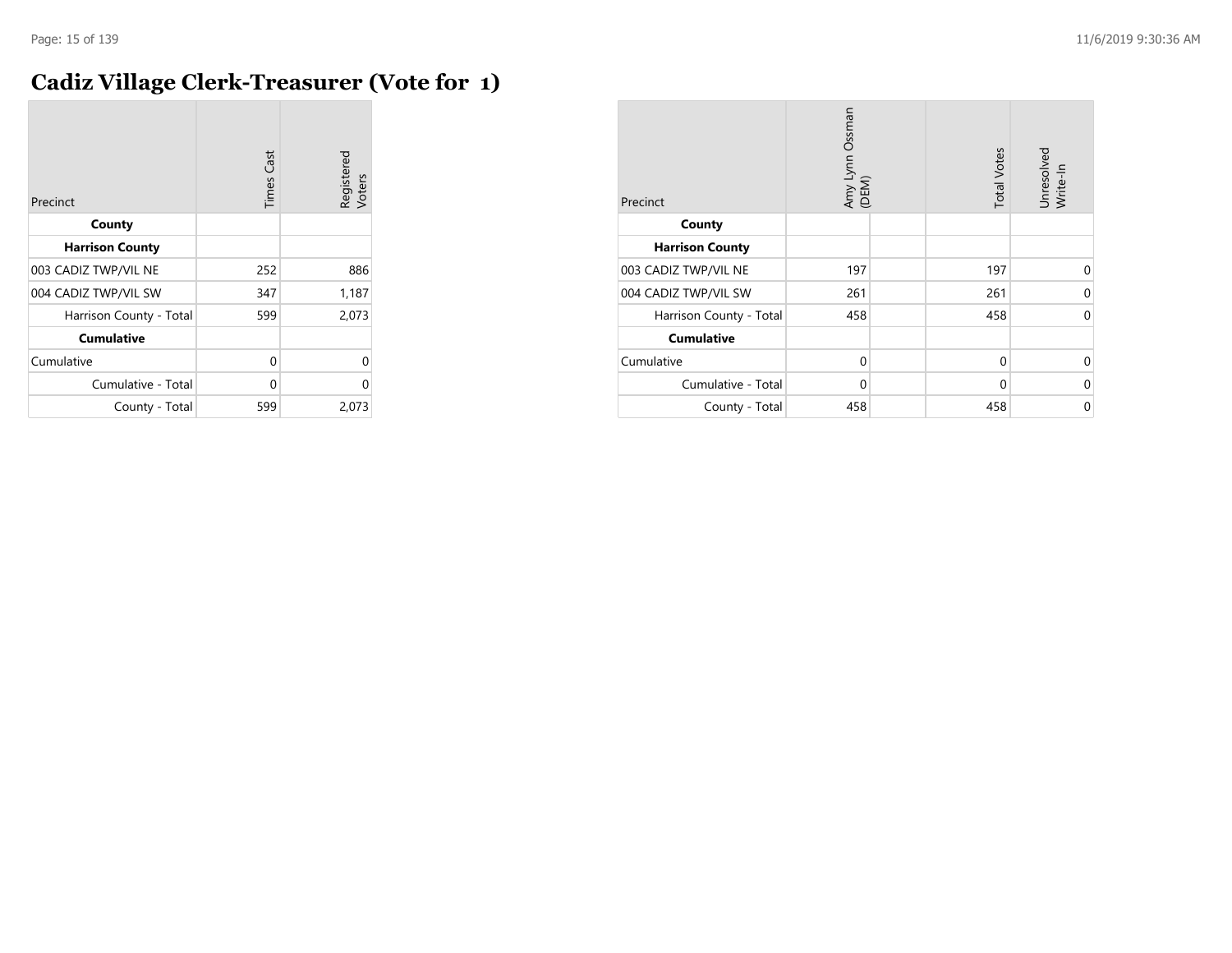# Cadiz Village Clerk-Treasurer (Vote for 1)

| Precinct | Times Cast | Registered Voters |
|---|---|---|
| **County** | | |
| **Harrison County** | | |
| 003 CADIZ TWP/VIL NE | 252 | 886 |
| 004 CADIZ TWP/VIL SW | 347 | 1,187 |
| Harrison County - Total | 599 | 2,073 |
| **Cumulative** | | |
| Cumulative | 0 | 0 |
| Cumulative - Total | 0 | 0 |
| County - Total | 599 | 2,073 |

| Precinct | Amy Lynn Ossman (DEM) | | Total Votes | Unresolved Write-In |
|---|---|---|---|---|
| **County** | | | | |
| **Harrison County** | | | | |
| 003 CADIZ TWP/VIL NE | 197 | | 197 | 0 |
| 004 CADIZ TWP/VIL SW | 261 | | 261 | 0 |
| Harrison County - Total | 458 | | 458 | 0 |
| **Cumulative** | | | | |
| Cumulative | 0 | | 0 | 0 |
| Cumulative - Total | 0 | | 0 | 0 |
| County - Total | 458 | | 458 | 0 |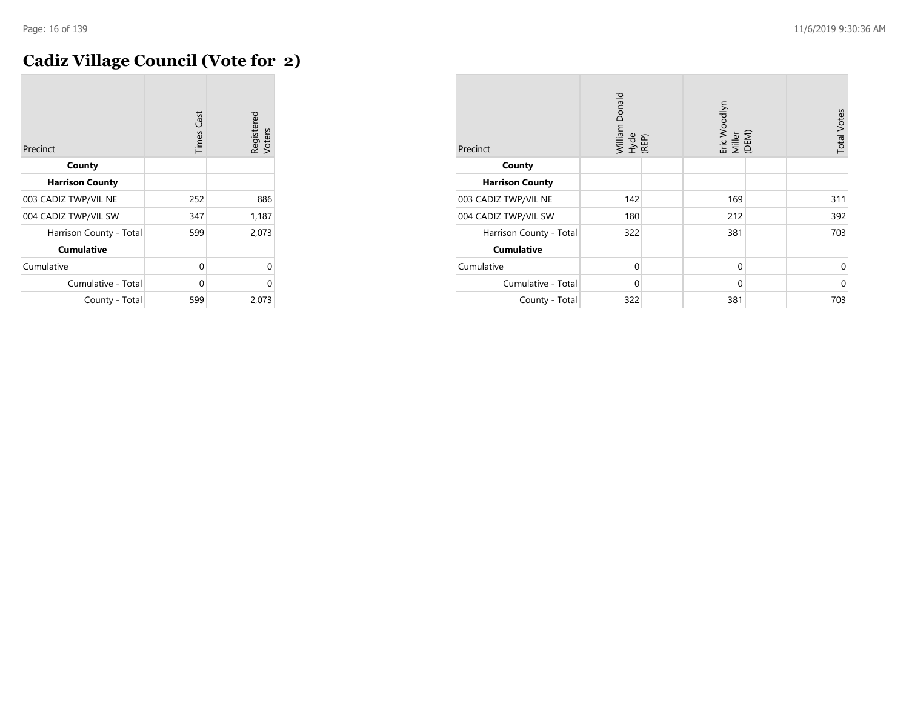# Cadiz Village Council (Vote for 2)

| Precinct | Times Cast | Registered Voters |
|---|---|---|
| **County** | | |
| **Harrison County** | | |
| 003 CADIZ TWP/VIL NE | 252 | 886 |
| 004 CADIZ TWP/VIL SW | 347 | 1,187 |
| Harrison County - Total | 599 | 2,073 |
| **Cumulative** | | |
| Cumulative | 0 | 0 |
| Cumulative - Total | 0 | 0 |
| County - Total | 599 | 2,073 |

| Precinct | William Donald Hyde (REP) | Eric Woodlyn Miller (DEM) | Total Votes |
|---|---|---|---|
| **County** | | | |
| **Harrison County** | | | |
| 003 CADIZ TWP/VIL NE | 142 | 169 | 311 |
| 004 CADIZ TWP/VIL SW | 180 | 212 | 392 |
| Harrison County - Total | 322 | 381 | 703 |
| **Cumulative** | | | |
| Cumulative | 0 | 0 | 0 |
| Cumulative - Total | 0 | 0 | 0 |
| County - Total | 322 | 381 | 703 |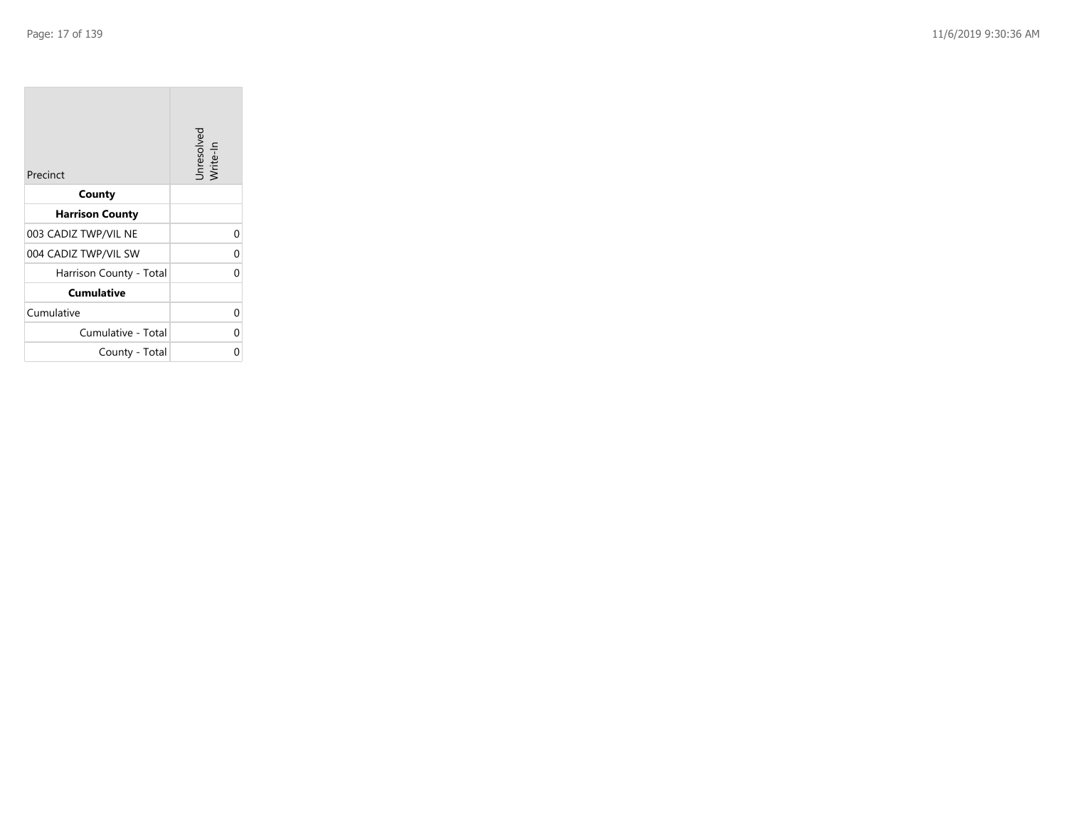| Precinct | Unresolved Write-In |
|---|---|
| **County** | |
| **Harrison County** | |
| 003 CADIZ TWP/VIL NE | 0 |
| 004 CADIZ TWP/VIL SW | 0 |
| Harrison County - Total | 0 |
| **Cumulative** | |
| Cumulative | 0 |
| Cumulative - Total | 0 |
| County - Total | 0 |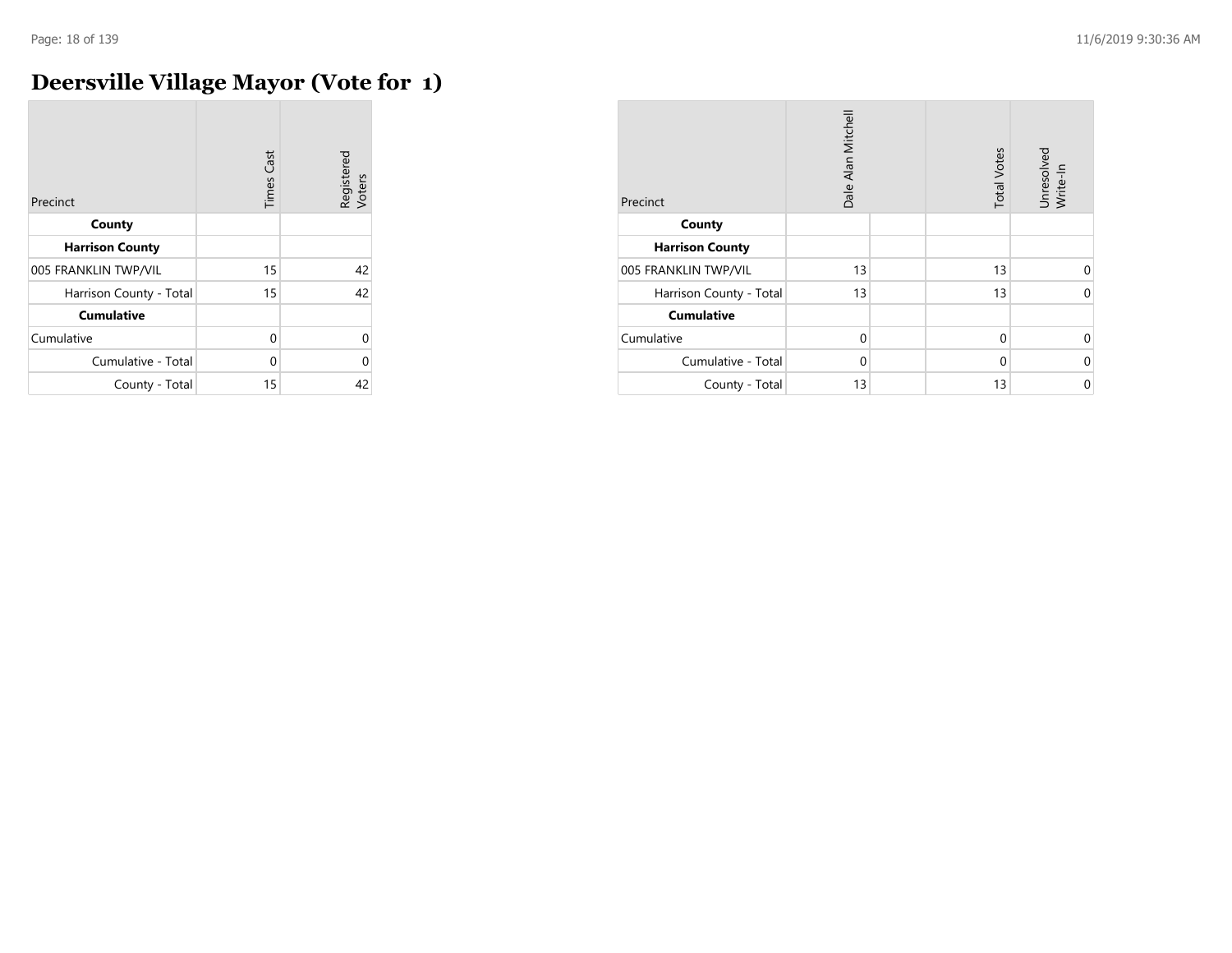# Deersville Village Mayor (Vote for 1)

| Precinct | Times Cast | Registered Voters |
|---|---|---|
| **County** | | |
| **Harrison County** | | |
| 005 FRANKLIN TWP/VIL | 15 | 42 |
| Harrison County - Total | 15 | 42 |
| **Cumulative** | | |
| Cumulative | 0 | 0 |
| Cumulative - Total | 0 | 0 |
| County - Total | 15 | 42 |

| Precinct | Dale Alan Mitchell | | Total Votes | Unresolved Write-In |
|---|---|---|---|---|
| **County** | | | | |
| **Harrison County** | | | | |
| 005 FRANKLIN TWP/VIL | 13 | | 13 | 0 |
| Harrison County - Total | 13 | | 13 | 0 |
| **Cumulative** | | | | |
| Cumulative | 0 | | 0 | 0 |
| Cumulative - Total | 0 | | 0 | 0 |
| County - Total | 13 | | 13 | 0 |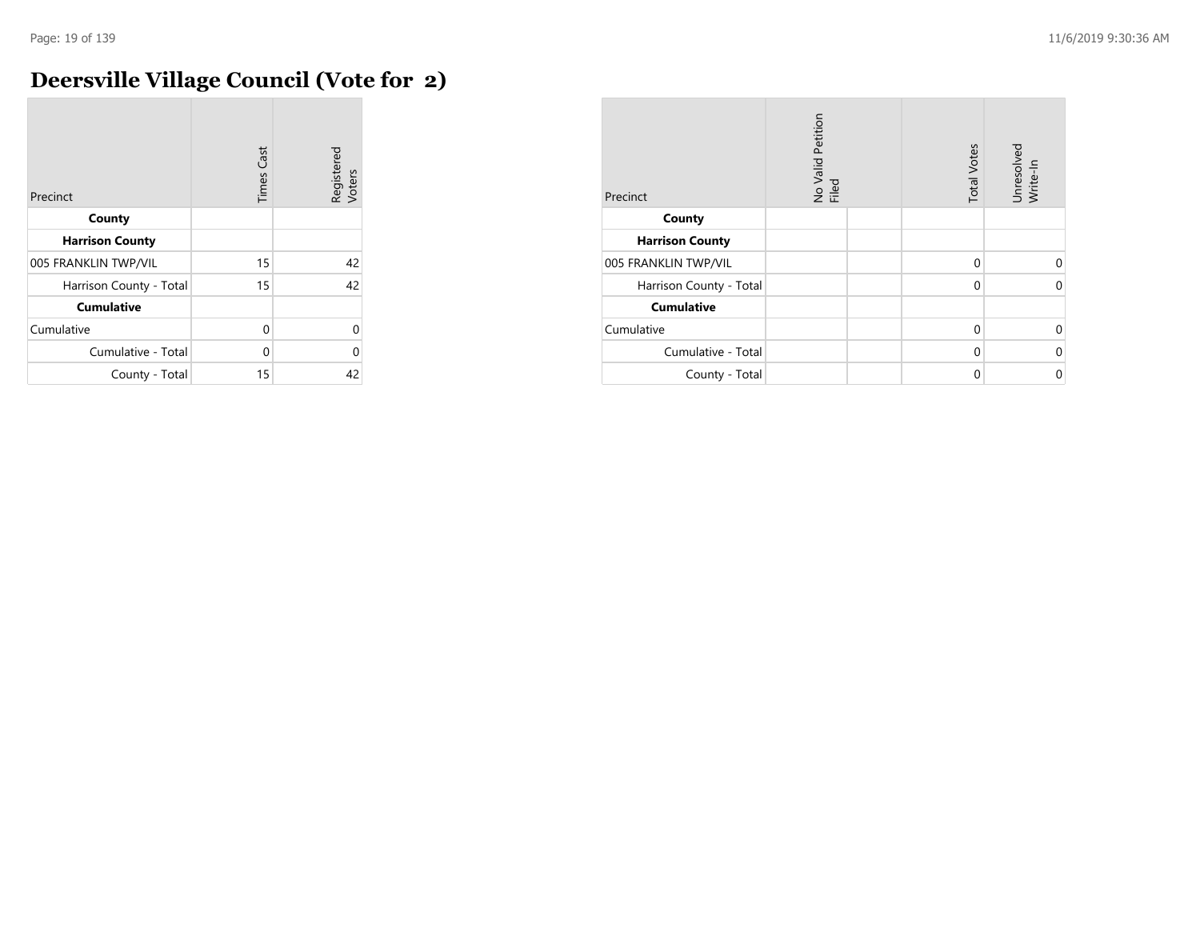# Deersville Village Council (Vote for 2)

| Precinct | Times Cast | Registered Voters |
|---|---|---|
| **County** | | |
| **Harrison County** | | |
| 005 FRANKLIN TWP/VIL | 15 | 42 |
| Harrison County - Total | 15 | 42 |
| **Cumulative** | | |
| Cumulative | 0 | 0 |
| Cumulative - Total | 0 | 0 |
| County - Total | 15 | 42 |

| Precinct | No Valid Petition Filed | | Total Votes | Unresolved Write-In |
|---|---|---|---|---|
| **County** | | | | |
| **Harrison County** | | | | |
| 005 FRANKLIN TWP/VIL | | | 0 | 0 |
| Harrison County - Total | | | 0 | 0 |
| **Cumulative** | | | | |
| Cumulative | | | 0 | 0 |
| Cumulative - Total | | | 0 | 0 |
| County - Total | | | 0 | 0 |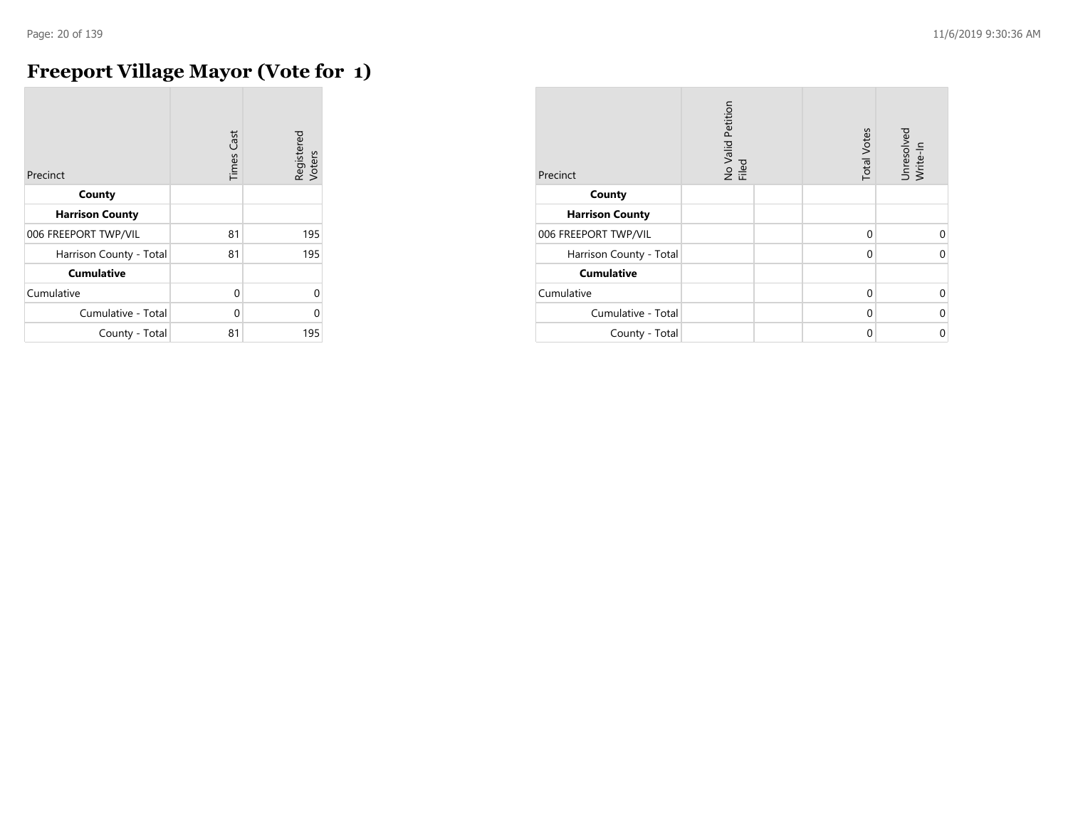# Freeport Village Mayor (Vote for 1)

| Precinct | Times Cast | Registered Voters |
|---|---|---|
| **County** | | |
| **Harrison County** | | |
| 006 FREEPORT TWP/VIL | 81 | 195 |
| Harrison County - Total | 81 | 195 |
| **Cumulative** | | |
| Cumulative | 0 | 0 |
| Cumulative - Total | 0 | 0 |
| County - Total | 81 | 195 |

| Precinct | No Valid Petition Filed | | Total Votes | Unresolved Write-In |
|---|---|---|---|---|
| **County** | | | | |
| **Harrison County** | | | | |
| 006 FREEPORT TWP/VIL | | | 0 | 0 |
| Harrison County - Total | | | 0 | 0 |
| **Cumulative** | | | | |
| Cumulative | | | 0 | 0 |
| Cumulative - Total | | | 0 | 0 |
| County - Total | | | 0 | 0 |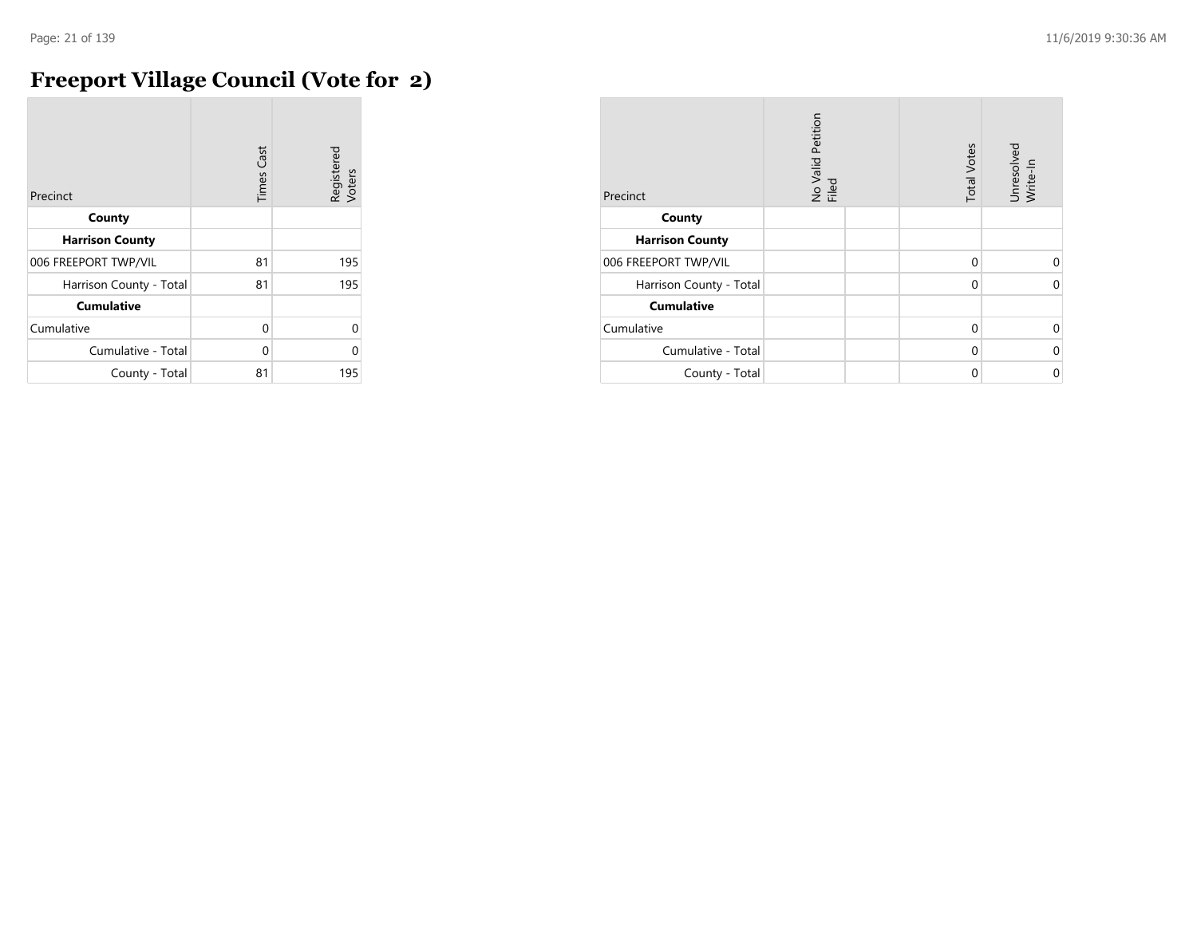# Freeport Village Council (Vote for 2)

| Precinct | Times Cast | Registered Voters |
|---|---|---|
| **County** | | |
| **Harrison County** | | |
| 006 FREEPORT TWP/VIL | 81 | 195 |
| Harrison County - Total | 81 | 195 |
| **Cumulative** | | |
| Cumulative | 0 | 0 |
| Cumulative - Total | 0 | 0 |
| County - Total | 81 | 195 |

| Precinct | No Valid Petition Filed | | Total Votes | Unresolved Write-In |
|---|---|---|---|---|
| **County** | | | | |
| **Harrison County** | | | | |
| 006 FREEPORT TWP/VIL | | | 0 | 0 |
| Harrison County - Total | | | 0 | 0 |
| **Cumulative** | | | | |
| Cumulative | | | 0 | 0 |
| Cumulative - Total | | | 0 | 0 |
| County - Total | | | 0 | 0 |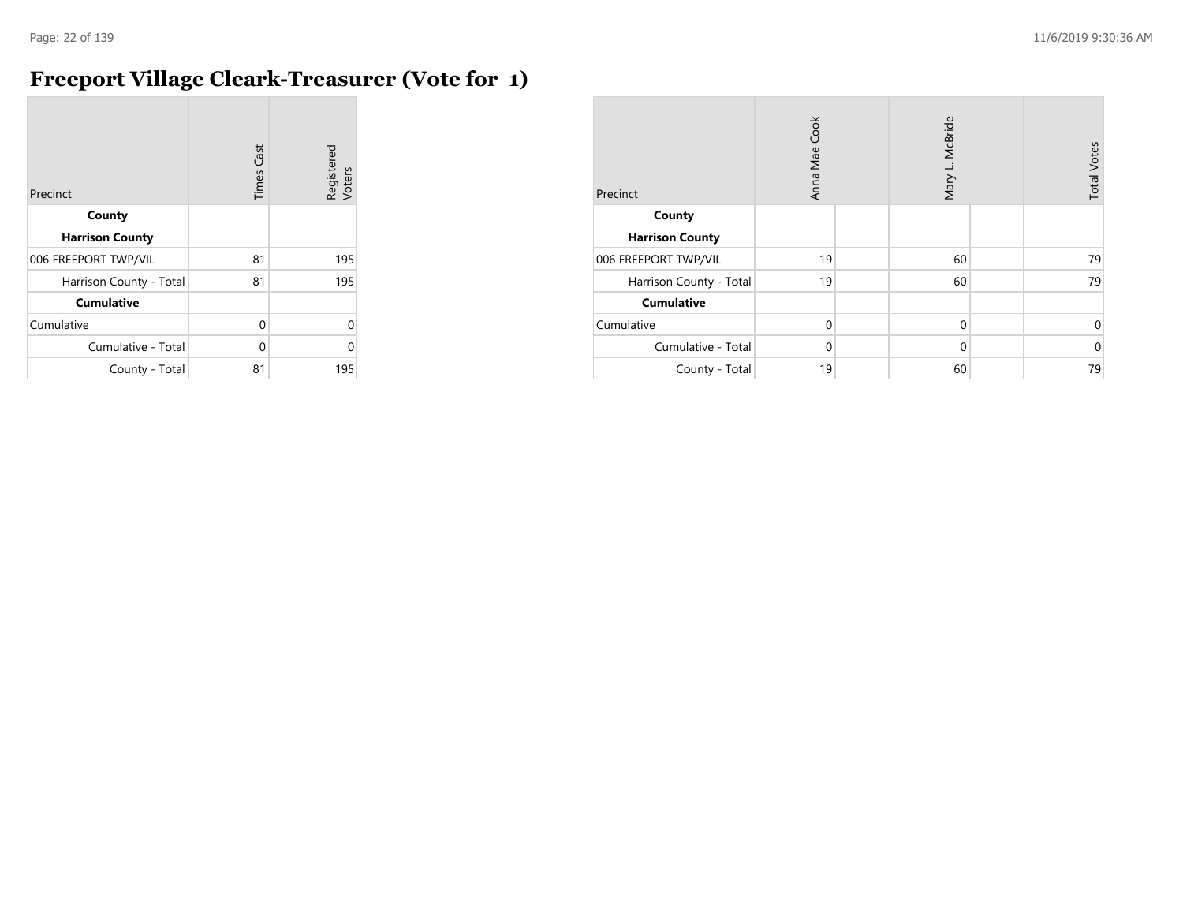# Freeport Village Cleark-Treasurer (Vote for 1)

| Precinct | Times Cast | Registered Voters |
|---|---|---|
| **County** | | |
| **Harrison County** | | |
| 006 FREEPORT TWP/VIL | 81 | 195 |
| Harrison County - Total | 81 | 195 |
| **Cumulative** | | |
| Cumulative | 0 | 0 |
| Cumulative - Total | 0 | 0 |
| County - Total | 81 | 195 |

| Precinct | Anna Mae Cook | | Mary L. McBride | | Total Votes |
|---|---|---|---|---|---|
| **County** | | | | | |
| **Harrison County** | | | | | |
| 006 FREEPORT TWP/VIL | 19 | | 60 | | 79 |
| Harrison County - Total | 19 | | 60 | | 79 |
| **Cumulative** | | | | | |
| Cumulative | 0 | | 0 | | 0 |
| Cumulative - Total | 0 | | 0 | | 0 |
| County - Total | 19 | | 60 | | 79 |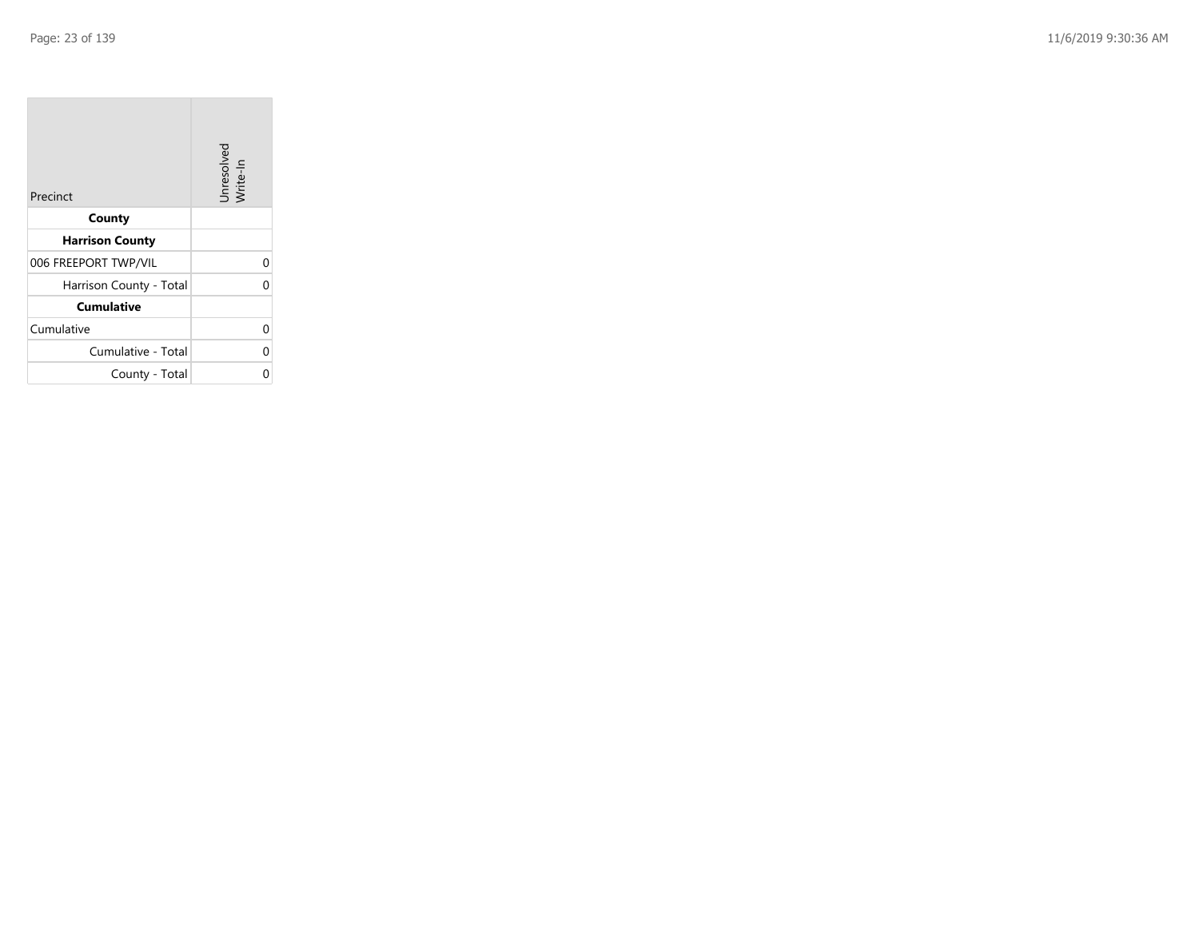| Precinct | Unresolved Write-In |
| --- | --- |
| **County** | |
| **Harrison County** | |
| 006 FREEPORT TWP/VIL | 0 |
| Harrison County - Total | 0 |
| **Cumulative** | |
| Cumulative | 0 |
| Cumulative - Total | 0 |
| County - Total | 0 |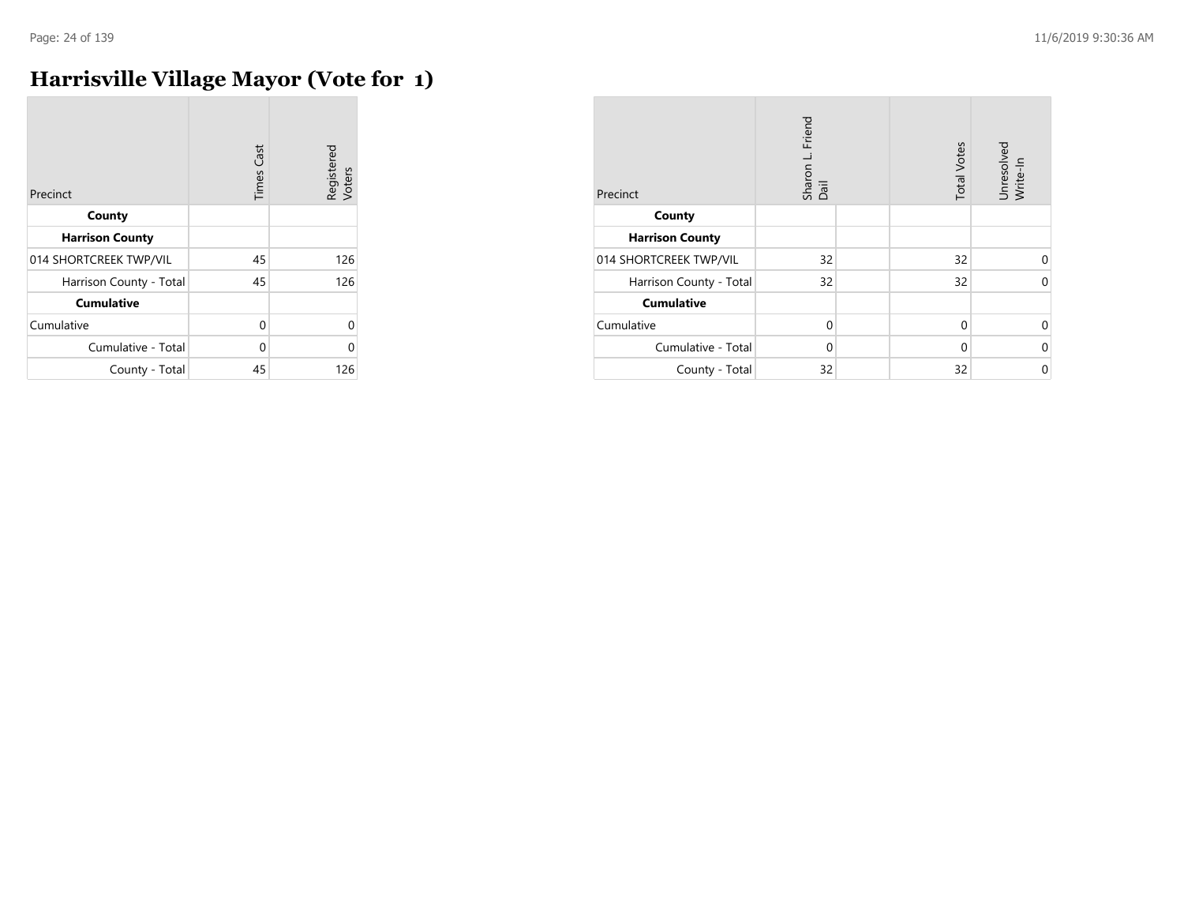# Harrisville Village Mayor (Vote for 1)

| Precinct | Times Cast | Registered Voters |
|---|---|---|
| **County** | | |
| **Harrison County** | | |
| 014 SHORTCREEK TWP/VIL | 45 | 126 |
| Harrison County - Total | 45 | 126 |
| **Cumulative** | | |
| Cumulative | 0 | 0 |
| Cumulative - Total | 0 | 0 |
| County - Total | 45 | 126 |

| Precinct | Sharon L. Friend Dail | | Total Votes | Unresolved Write-In |
|---|---|---|---|---|
| **County** | | | | |
| **Harrison County** | | | | |
| 014 SHORTCREEK TWP/VIL | 32 | | 32 | 0 |
| Harrison County - Total | 32 | | 32 | 0 |
| **Cumulative** | | | | |
| Cumulative | 0 | | 0 | 0 |
| Cumulative - Total | 0 | | 0 | 0 |
| County - Total | 32 | | 32 | 0 |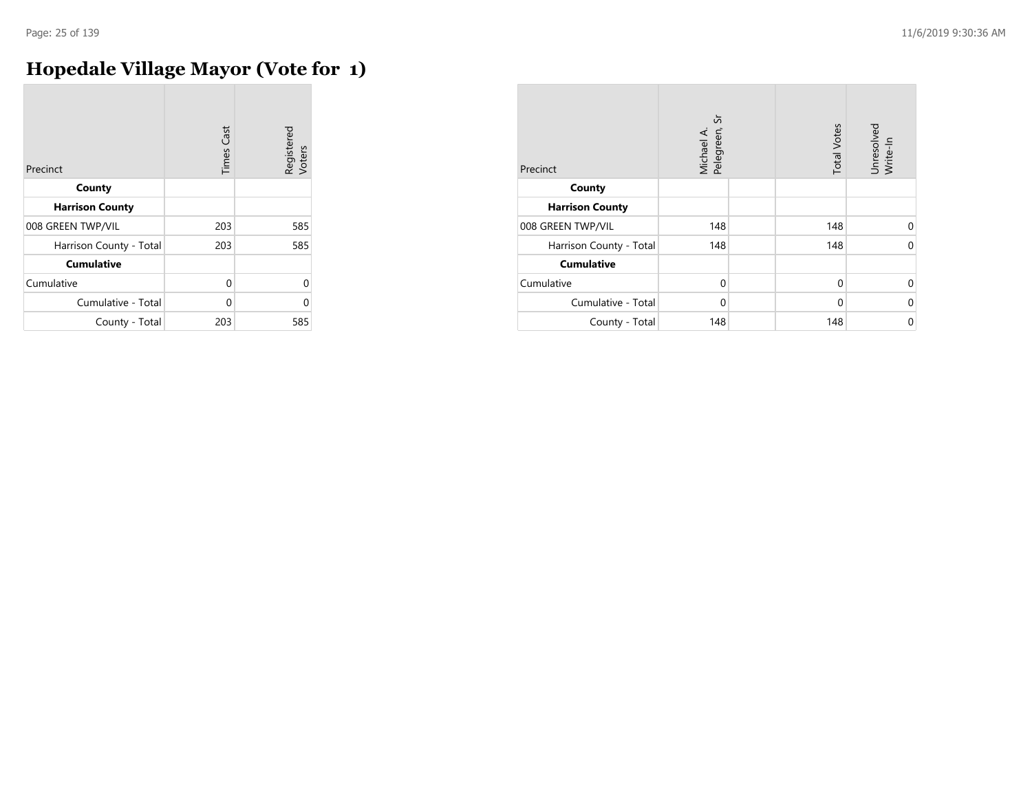# Hopedale Village Mayor (Vote for 1)

| Precinct | Times Cast | Registered Voters |
|---|---|---|
| **County** | | |
| **Harrison County** | | |
| 008 GREEN TWP/VIL | 203 | 585 |
| Harrison County - Total | 203 | 585 |
| **Cumulative** | | |
| Cumulative | 0 | 0 |
| Cumulative - Total | 0 | 0 |
| County - Total | 203 | 585 |

| Precinct | Michael A. Pelegreen, Sr | | Total Votes | Unresolved Write-In |
|---|---|---|---|---|
| **County** | | | | |
| **Harrison County** | | | | |
| 008 GREEN TWP/VIL | 148 | | 148 | 0 |
| Harrison County - Total | 148 | | 148 | 0 |
| **Cumulative** | | | | |
| Cumulative | 0 | | 0 | 0 |
| Cumulative - Total | 0 | | 0 | 0 |
| County - Total | 148 | | 148 | 0 |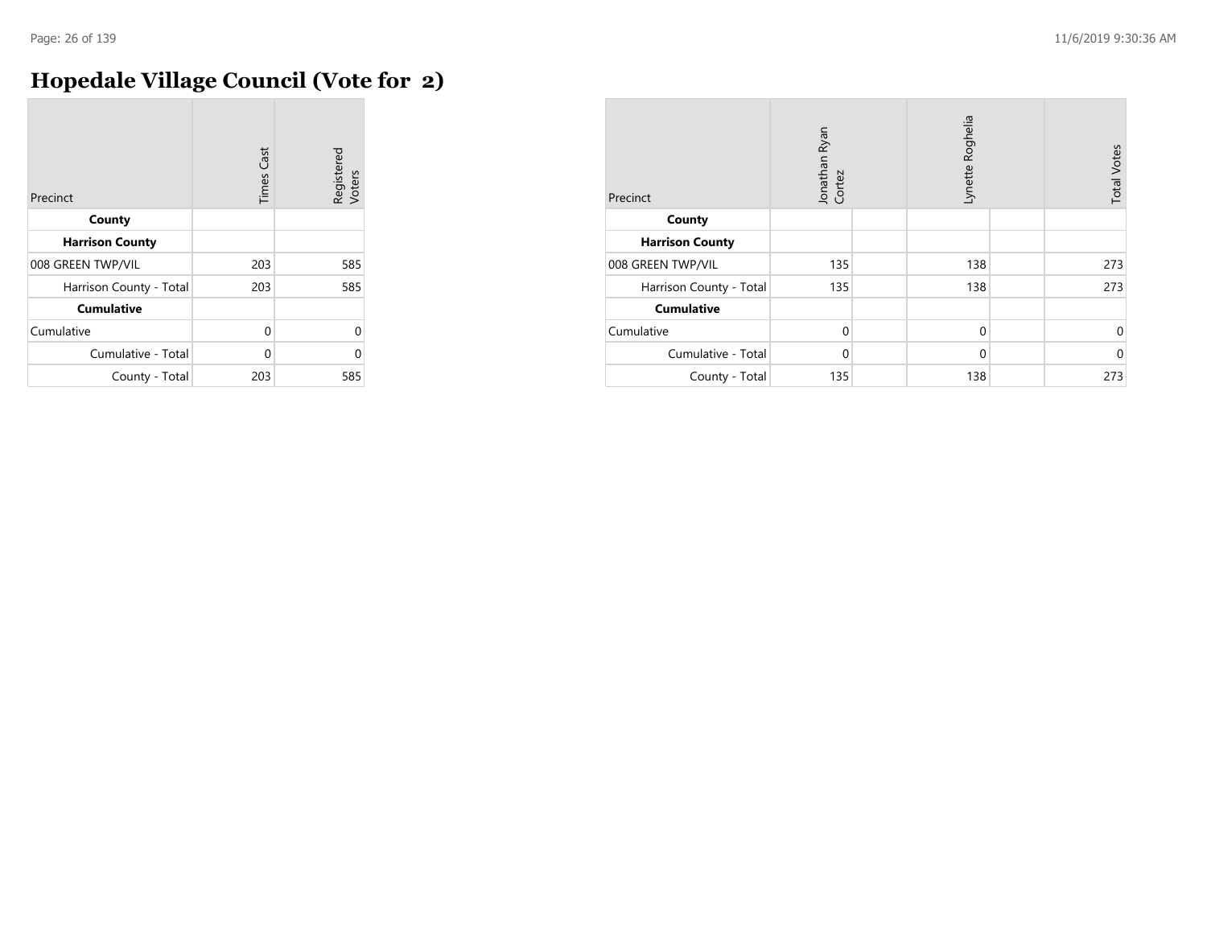# Hopedale Village Council (Vote for 2)

| Precinct | Times Cast | Registered Voters |
|---|---|---|
| **County** | | |
| **Harrison County** | | |
| 008 GREEN TWP/VIL | 203 | 585 |
| Harrison County - Total | 203 | 585 |
| **Cumulative** | | |
| Cumulative | 0 | 0 |
| Cumulative - Total | 0 | 0 |
| County - Total | 203 | 585 |

| Precinct | Jonathan Ryan Cortez | Lynette Roghelia | Total Votes |
|---|---|---|---|
| **County** | | | |
| **Harrison County** | | | |
| 008 GREEN TWP/VIL | 135 | 138 | 273 |
| Harrison County - Total | 135 | 138 | 273 |
| **Cumulative** | | | |
| Cumulative | 0 | 0 | 0 |
| Cumulative - Total | 0 | 0 | 0 |
| County - Total | 135 | 138 | 273 |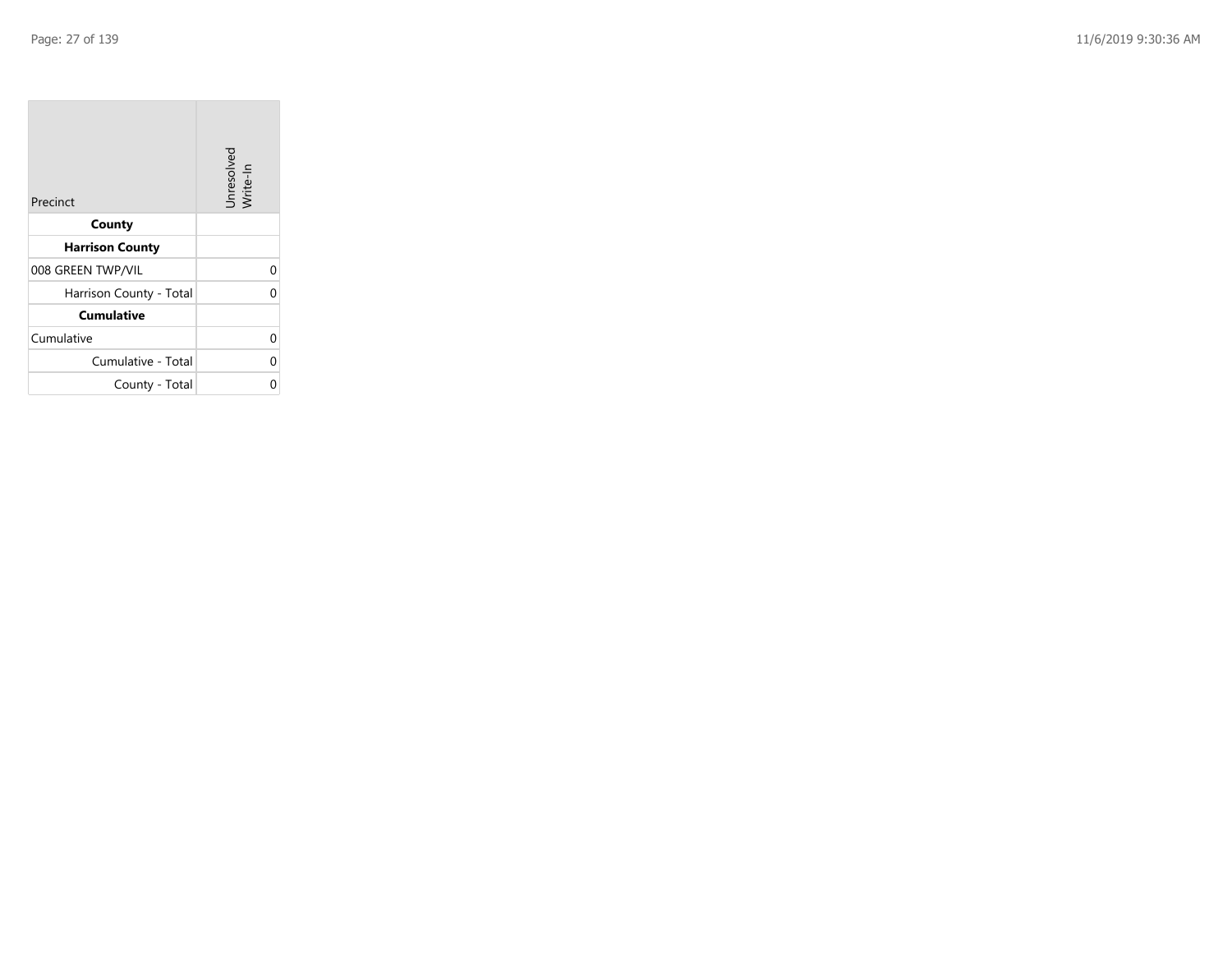| Precinct | Unresolved Write-In |
|---|---|
| **County** | |
| **Harrison County** | |
| 008 GREEN TWP/VIL | 0 |
| Harrison County - Total | 0 |
| **Cumulative** | |
| Cumulative | 0 |
| Cumulative - Total | 0 |
| County - Total | 0 |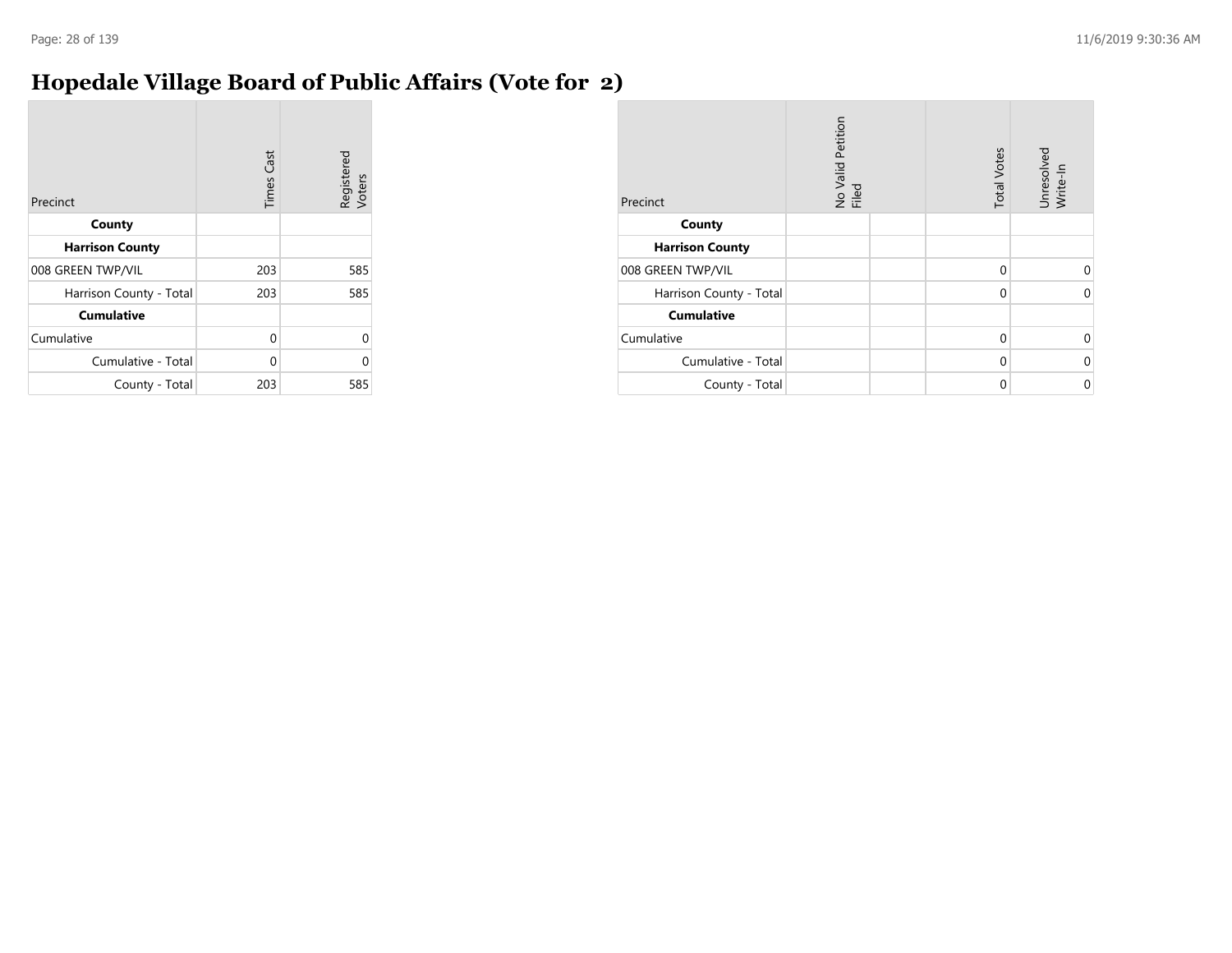# Hopedale Village Board of Public Affairs (Vote for 2)

| Precinct | Times Cast | Registered Voters |
|---|---|---|
| **County** | | |
| **Harrison County** | | |
| 008 GREEN TWP/VIL | 203 | 585 |
| Harrison County - Total | 203 | 585 |
| **Cumulative** | | |
| Cumulative | 0 | 0 |
| Cumulative - Total | 0 | 0 |
| County - Total | 203 | 585 |

| Precinct | No Valid Petition Filed | | Total Votes | Unresolved Write-In |
|---|---|---|---|---|
| **County** | | | | |
| **Harrison County** | | | | |
| 008 GREEN TWP/VIL | | | 0 | 0 |
| Harrison County - Total | | | 0 | 0 |
| **Cumulative** | | | | |
| Cumulative | | | 0 | 0 |
| Cumulative - Total | | | 0 | 0 |
| County - Total | | | 0 | 0 |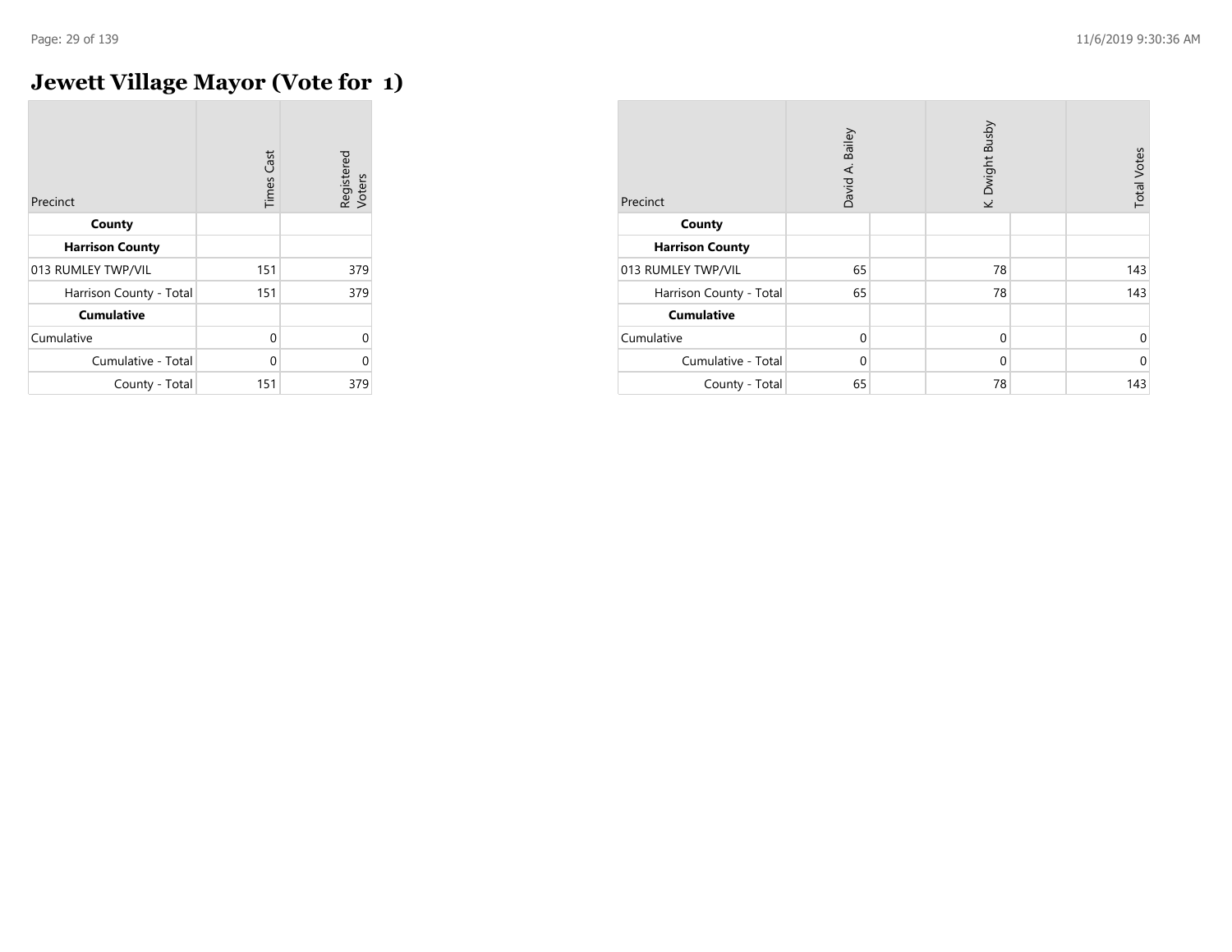# Jewett Village Mayor (Vote for 1)

| Precinct | Times Cast | Registered Voters |
|---|---|---|
| **County** | | |
| **Harrison County** | | |
| 013 RUMLEY TWP/VIL | 151 | 379 |
| Harrison County - Total | 151 | 379 |
| **Cumulative** | | |
| Cumulative | 0 | 0 |
| Cumulative - Total | 0 | 0 |
| County - Total | 151 | 379 |

| Precinct | David A. Bailey | | K. Dwight Busby | | Total Votes |
|---|---|---|---|---|---|
| **County** | | | | | |
| **Harrison County** | | | | | |
| 013 RUMLEY TWP/VIL | 65 | | 78 | | 143 |
| Harrison County - Total | 65 | | 78 | | 143 |
| **Cumulative** | | | | | |
| Cumulative | 0 | | 0 | | 0 |
| Cumulative - Total | 0 | | 0 | | 0 |
| County - Total | 65 | | 78 | | 143 |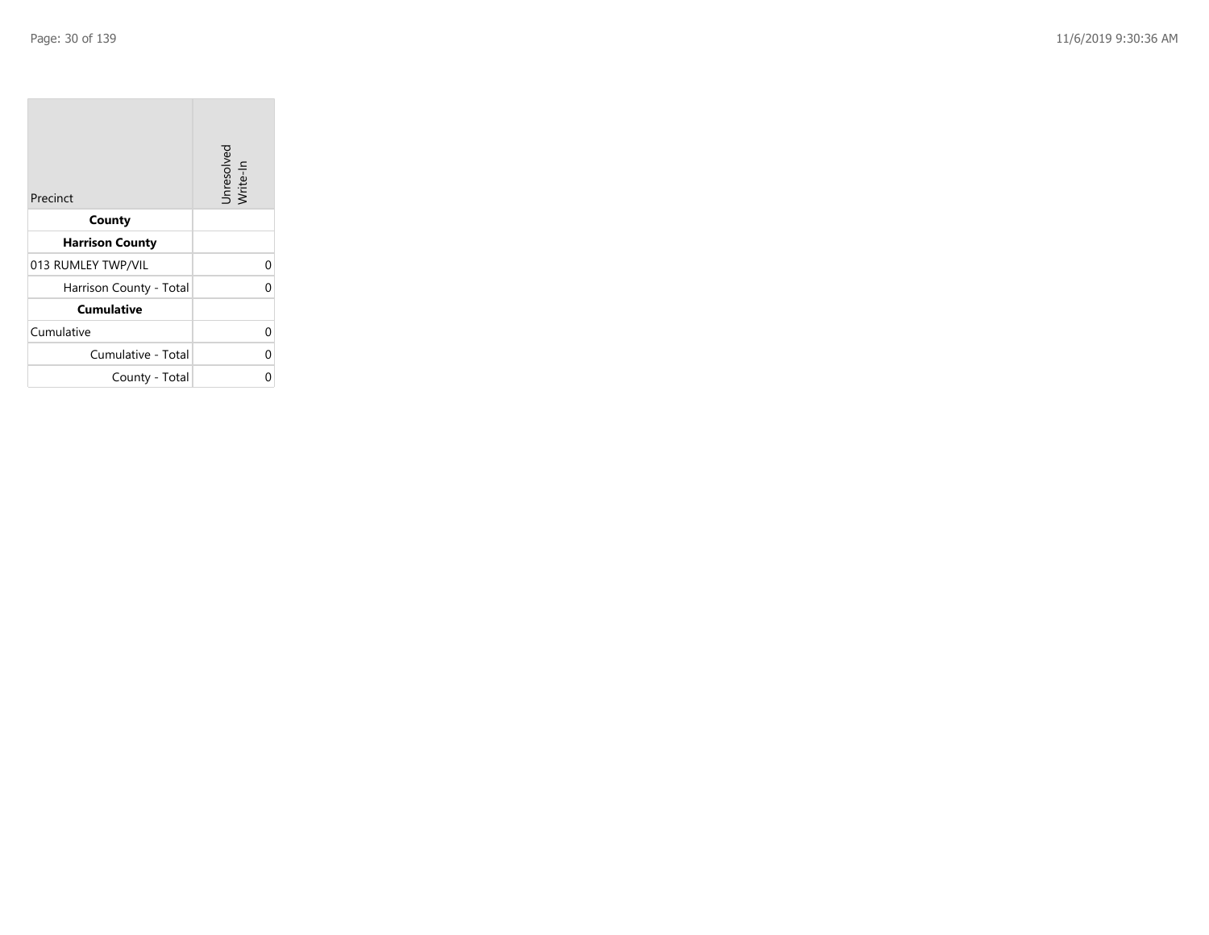| Precinct | Unresolved Write-In |
|---|---|
| **County** | |
| **Harrison County** | |
| 013 RUMLEY TWP/VIL | 0 |
| Harrison County - Total | 0 |
| **Cumulative** | |
| Cumulative | 0 |
| Cumulative - Total | 0 |
| County - Total | 0 |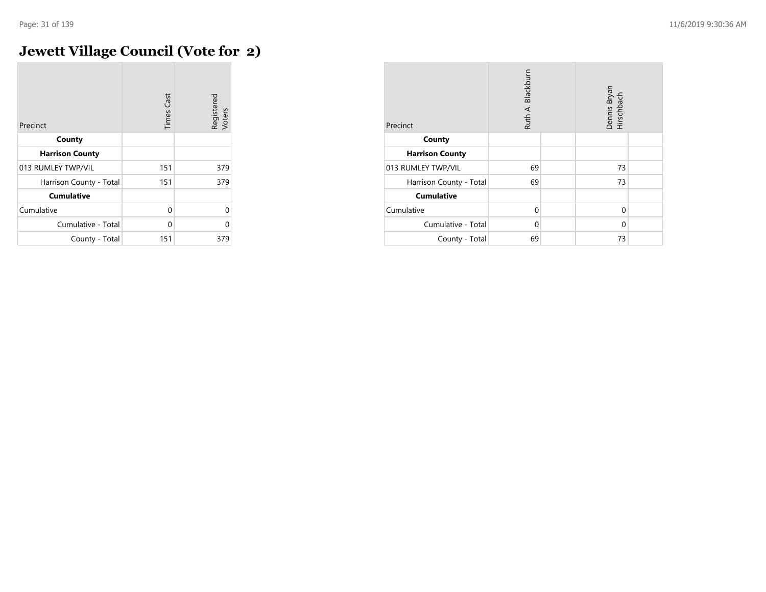# Jewett Village Council (Vote for 2)

| Precinct | Times Cast | Registered Voters |
|---|---|---|
| **County** | | |
| **Harrison County** | | |
| 013 RUMLEY TWP/VIL | 151 | 379 |
| Harrison County - Total | 151 | 379 |
| **Cumulative** | | |
| Cumulative | 0 | 0 |
| Cumulative - Total | 0 | 0 |
| County - Total | 151 | 379 |

| Precinct | Ruth A. Blackburn | | Dennis Bryan Hirschbach | |
|---|---|---|---|---|
| **County** | | | | |
| **Harrison County** | | | | |
| 013 RUMLEY TWP/VIL | 69 | | 73 | |
| Harrison County - Total | 69 | | 73 | |
| **Cumulative** | | | | |
| Cumulative | 0 | | 0 | |
| Cumulative - Total | 0 | | 0 | |
| County - Total | 69 | | 73 | |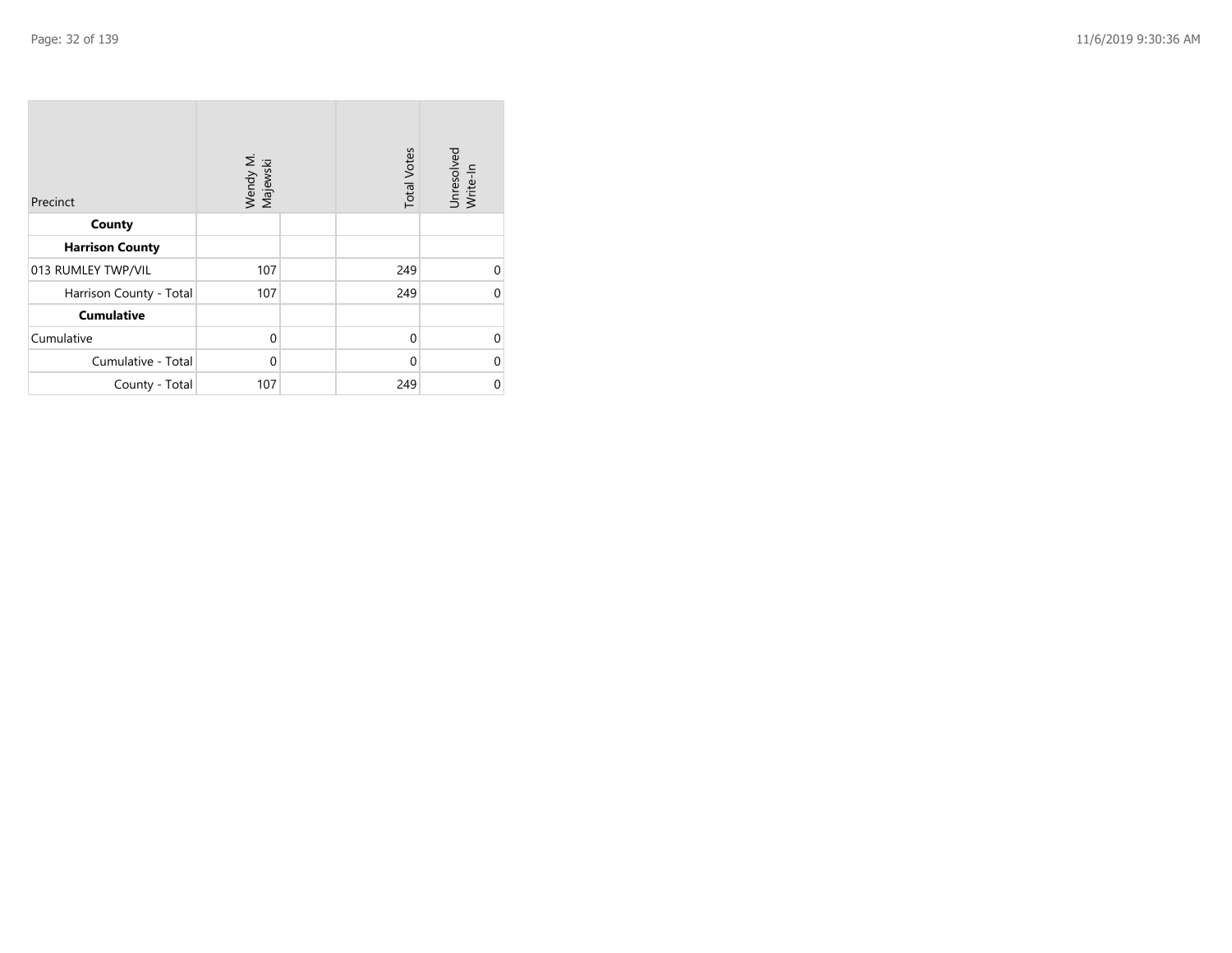| Precinct | Wendy M. Majewski | | Total Votes | Unresolved Write-In |
|---|---|---|---|---|
| **County** | | | | |
| **Harrison County** | | | | |
| 013 RUMLEY TWP/VIL | 107 | | 249 | 0 |
| Harrison County - Total | 107 | | 249 | 0 |
| **Cumulative** | | | | |
| Cumulative | 0 | | 0 | 0 |
| Cumulative - Total | 0 | | 0 | 0 |
| County - Total | 107 | | 249 | 0 |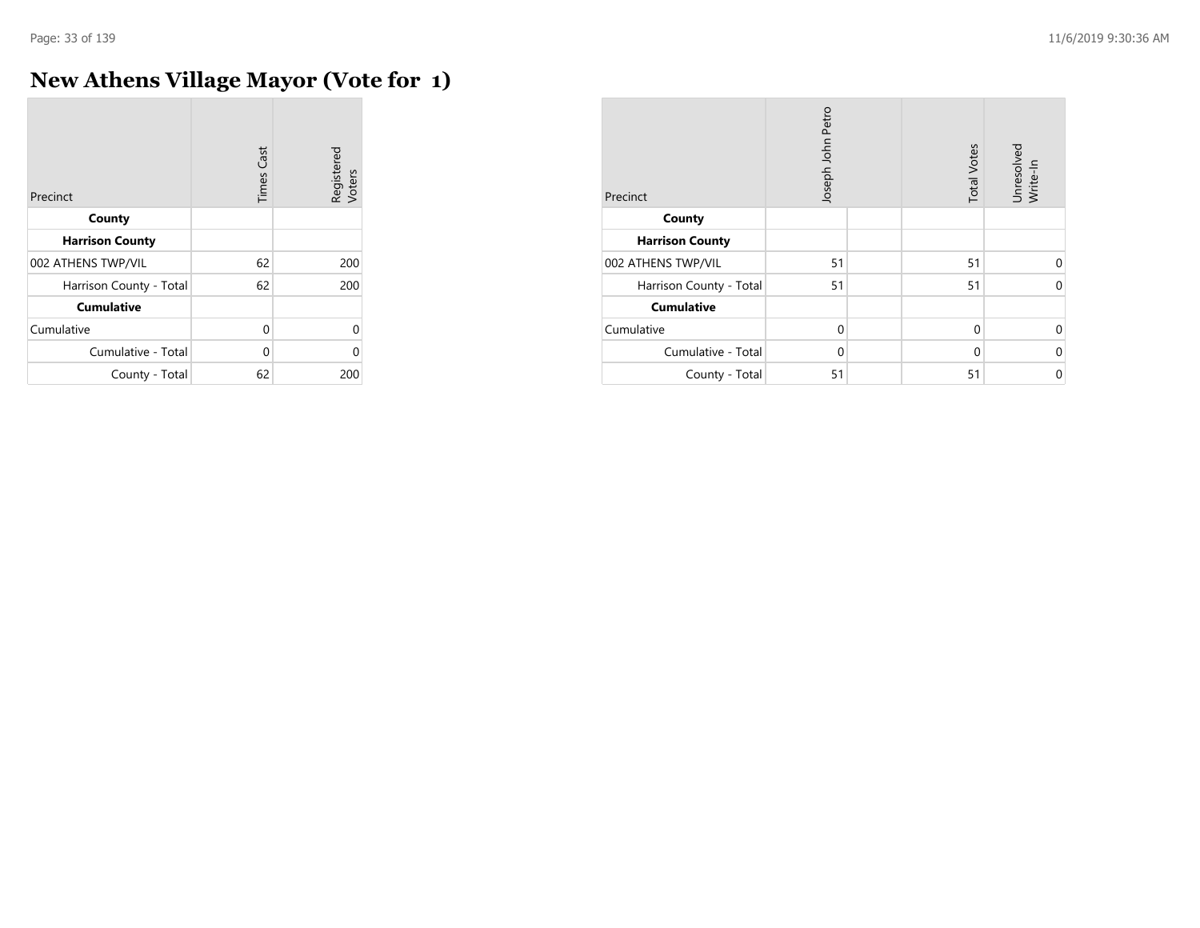# New Athens Village Mayor (Vote for 1)

| Precinct | Times Cast | Registered Voters |
|---|---|---|
| **County** | | |
| **Harrison County** | | |
| 002 ATHENS TWP/VIL | 62 | 200 |
| Harrison County - Total | 62 | 200 |
| **Cumulative** | | |
| Cumulative | 0 | 0 |
| Cumulative - Total | 0 | 0 |
| County - Total | 62 | 200 |

| Precinct | Joseph John Petro | | Total Votes | Unresolved Write-In |
|---|---|---|---|---|
| **County** | | | | |
| **Harrison County** | | | | |
| 002 ATHENS TWP/VIL | 51 | | 51 | 0 |
| Harrison County - Total | 51 | | 51 | 0 |
| **Cumulative** | | | | |
| Cumulative | 0 | | 0 | 0 |
| Cumulative - Total | 0 | | 0 | 0 |
| County - Total | 51 | | 51 | 0 |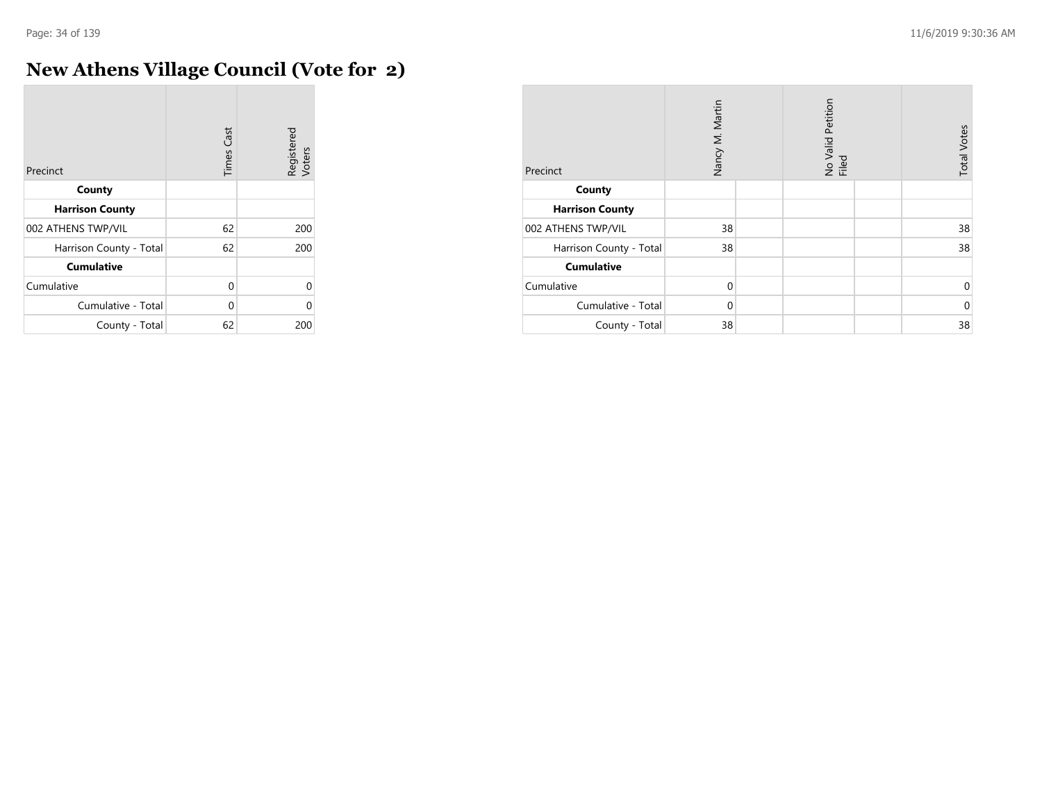# New Athens Village Council (Vote for 2)

| Precinct | Times Cast | Registered Voters |
|---|---|---|
| **County** | | |
| **Harrison County** | | |
| 002 ATHENS TWP/VIL | 62 | 200 |
| Harrison County - Total | 62 | 200 |
| **Cumulative** | | |
| Cumulative | 0 | 0 |
| Cumulative - Total | 0 | 0 |
| County - Total | 62 | 200 |

| Precinct | Nancy M. Martin | | No Valid Petition Filed | | Total Votes |
|---|---|---|---|---|---|
| **County** | | | | | |
| **Harrison County** | | | | | |
| 002 ATHENS TWP/VIL | 38 | | | | 38 |
| Harrison County - Total | 38 | | | | 38 |
| **Cumulative** | | | | | |
| Cumulative | 0 | | | | 0 |
| Cumulative - Total | 0 | | | | 0 |
| County - Total | 38 | | | | 38 |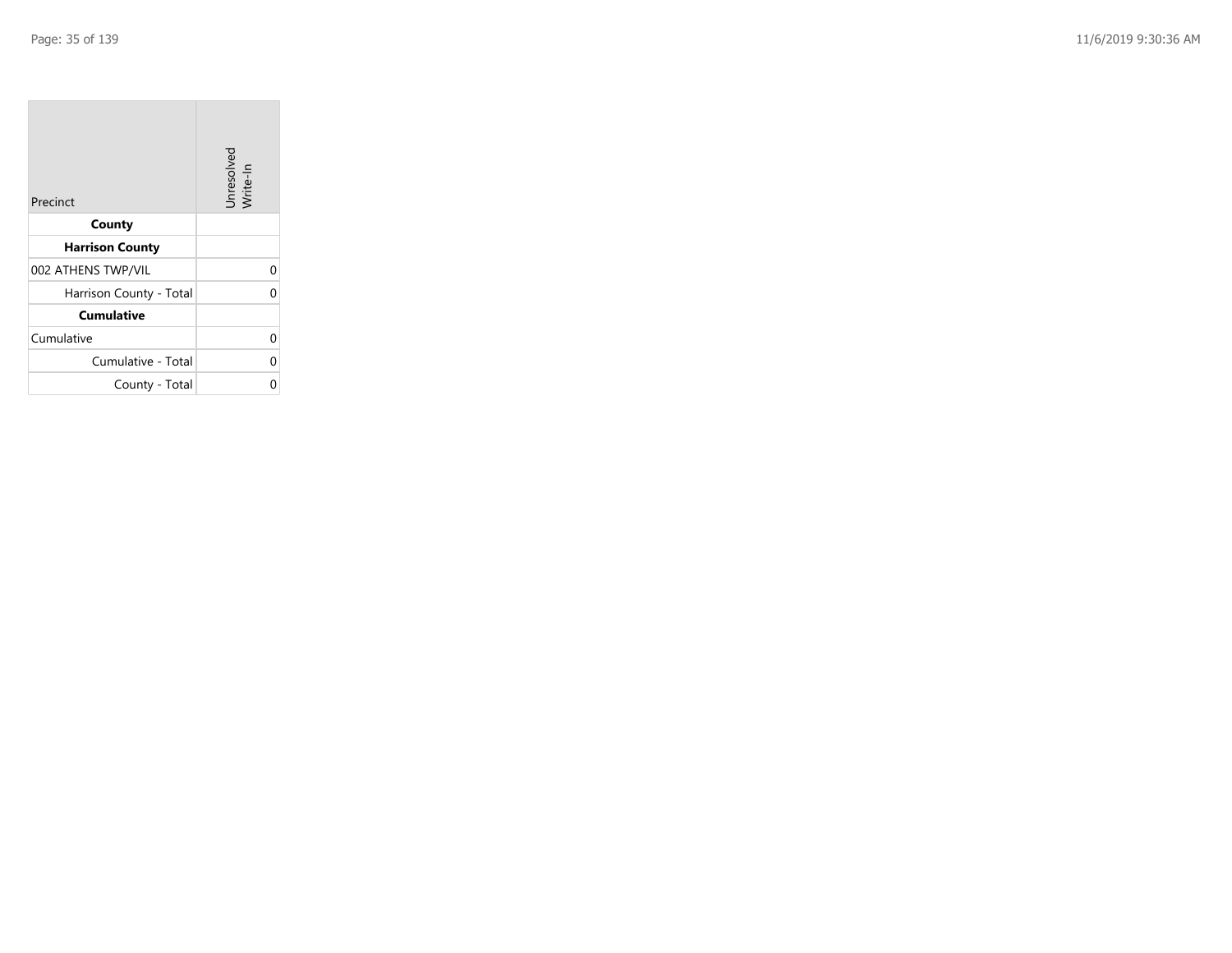| Precinct | Unresolved Write-In |
| --- | --- |
| **County** | |
| **Harrison County** | |
| 002 ATHENS TWP/VIL | 0 |
| Harrison County - Total | 0 |
| **Cumulative** | |
| Cumulative | 0 |
| Cumulative - Total | 0 |
| County - Total | 0 |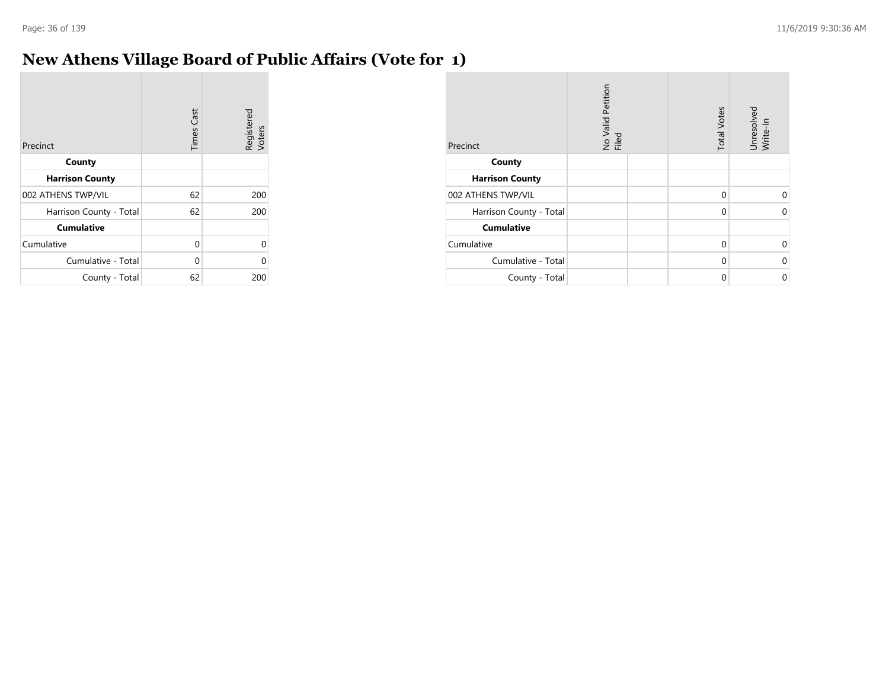# New Athens Village Board of Public Affairs (Vote for 1)

| Precinct | Times Cast | Registered Voters |
|---|---|---|
| **County** | | |
| **Harrison County** | | |
| 002 ATHENS TWP/VIL | 62 | 200 |
| Harrison County - Total | 62 | 200 |
| **Cumulative** | | |
| Cumulative | 0 | 0 |
| Cumulative - Total | 0 | 0 |
| County - Total | 62 | 200 |

| Precinct | No Valid Petition Filed | | Total Votes | Unresolved Write-In |
|---|---|---|---|---|
| **County** | | | | |
| **Harrison County** | | | | |
| 002 ATHENS TWP/VIL | | | 0 | 0 |
| Harrison County - Total | | | 0 | 0 |
| **Cumulative** | | | | |
| Cumulative | | | 0 | 0 |
| Cumulative - Total | | | 0 | 0 |
| County - Total | | | 0 | 0 |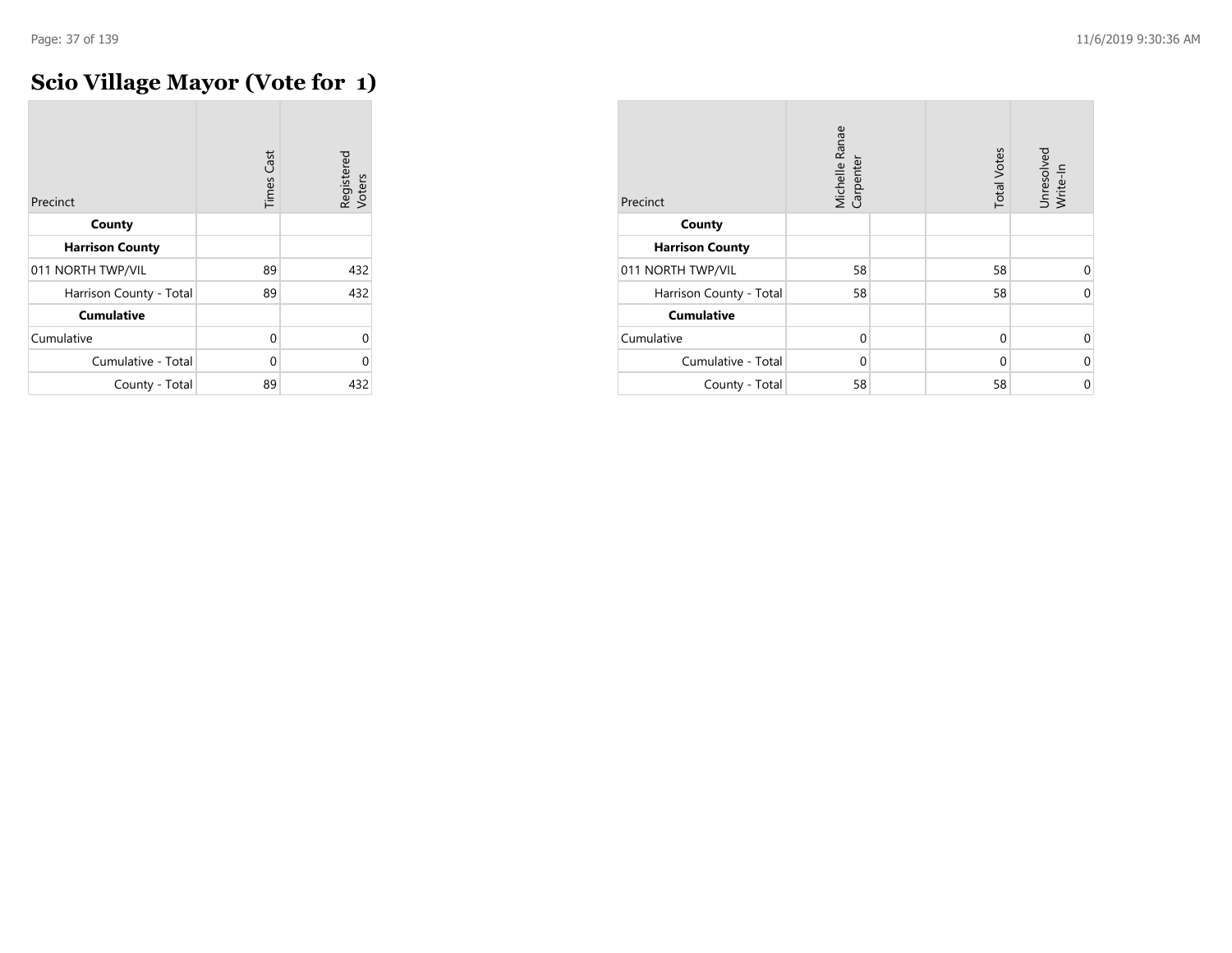# Scio Village Mayor (Vote for 1)

| Precinct | Times Cast | Registered Voters |
|---|---|---|
| **County** | | |
| **Harrison County** | | |
| 011 NORTH TWP/VIL | 89 | 432 |
| Harrison County - Total | 89 | 432 |
| **Cumulative** | | |
| Cumulative | 0 | 0 |
| Cumulative - Total | 0 | 0 |
| County - Total | 89 | 432 |

| Precinct | Michelle Ranae Carpenter | | Total Votes | Unresolved Write-In |
|---|---|---|---|---|
| **County** | | | | |
| **Harrison County** | | | | |
| 011 NORTH TWP/VIL | 58 | | 58 | 0 |
| Harrison County - Total | 58 | | 58 | 0 |
| **Cumulative** | | | | |
| Cumulative | 0 | | 0 | 0 |
| Cumulative - Total | 0 | | 0 | 0 |
| County - Total | 58 | | 58 | 0 |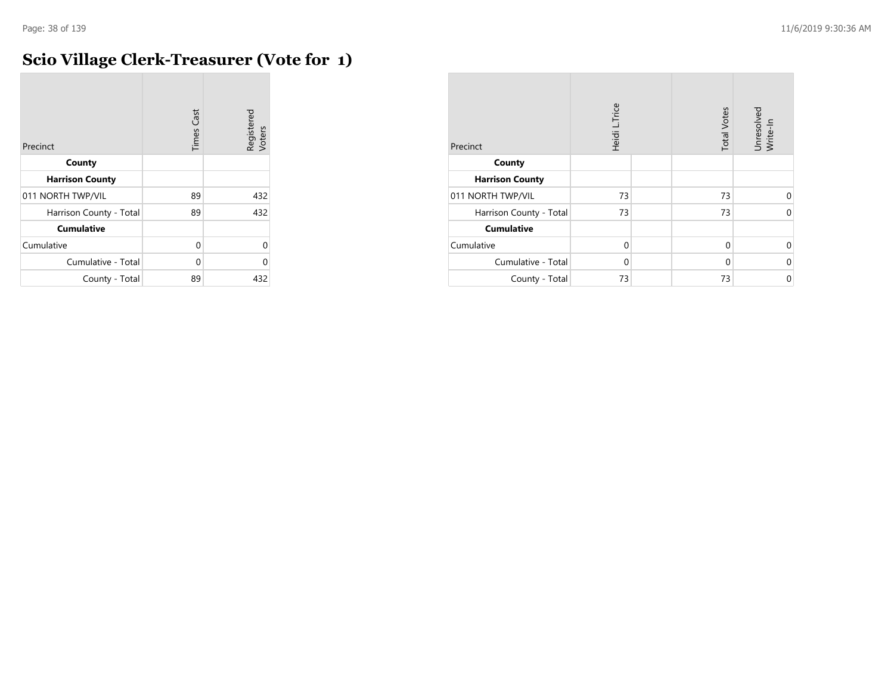# Scio Village Clerk-Treasurer (Vote for 1)

| Precinct | Times Cast | Registered Voters |
|---|---|---|
| **County** | | |
| **Harrison County** | | |
| 011 NORTH TWP/VIL | 89 | 432 |
| Harrison County - Total | 89 | 432 |
| **Cumulative** | | |
| Cumulative | 0 | 0 |
| Cumulative - Total | 0 | 0 |
| County - Total | 89 | 432 |

| Precinct | Heidi L.Trice | | Total Votes | Unresolved Write-In |
|---|---|---|---|---|
| **County** | | | | |
| **Harrison County** | | | | |
| 011 NORTH TWP/VIL | 73 | | 73 | 0 |
| Harrison County - Total | 73 | | 73 | 0 |
| **Cumulative** | | | | |
| Cumulative | 0 | | 0 | 0 |
| Cumulative - Total | 0 | | 0 | 0 |
| County - Total | 73 | | 73 | 0 |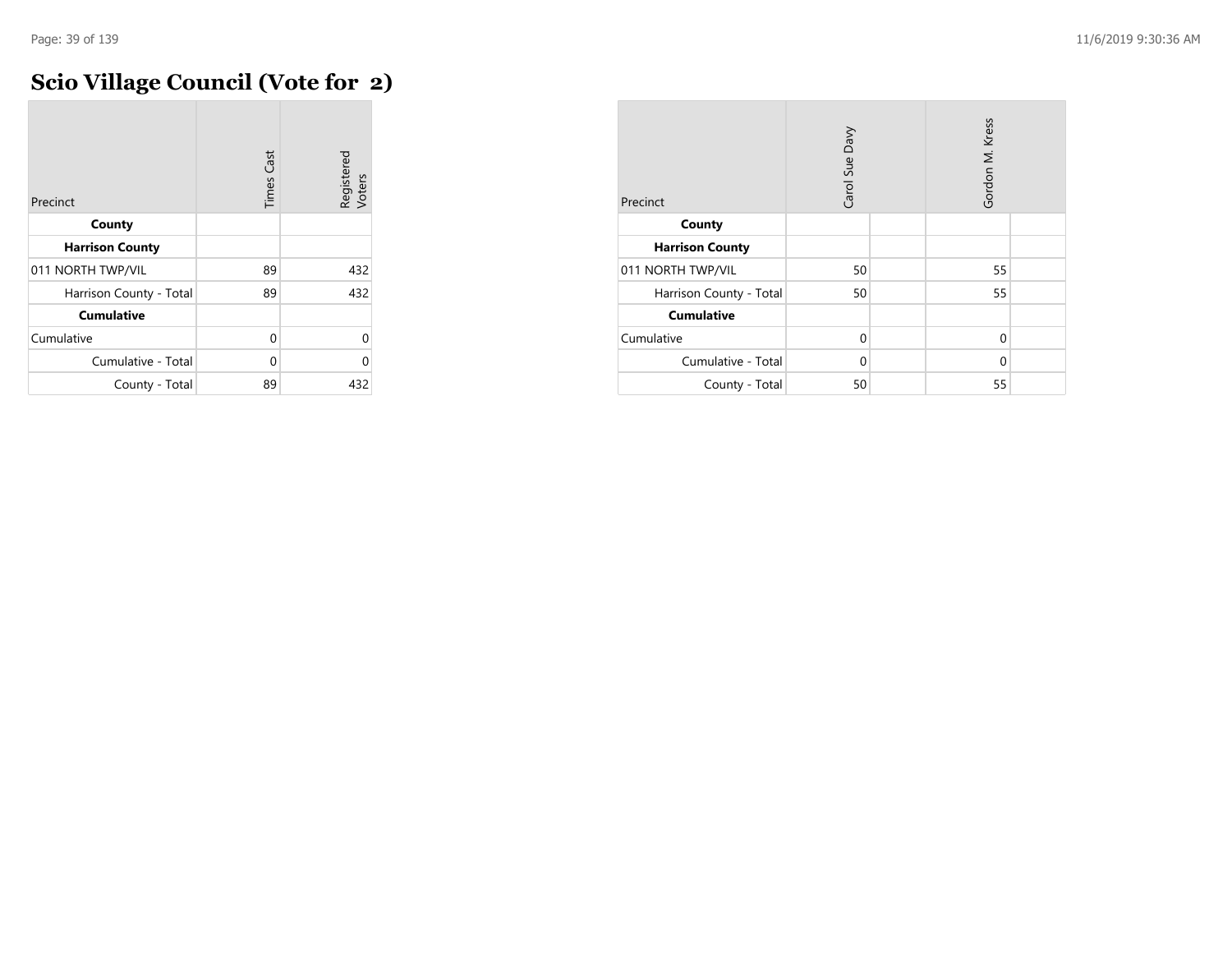# Scio Village Council (Vote for 2)

| Precinct | Times Cast | Registered Voters |
|---|---|---|
| **County** | | |
| **Harrison County** | | |
| 011 NORTH TWP/VIL | 89 | 432 |
| Harrison County - Total | 89 | 432 |
| **Cumulative** | | |
| Cumulative | 0 | 0 |
| Cumulative - Total | 0 | 0 |
| County - Total | 89 | 432 |

| Precinct | Carol Sue Davy | | Gordon M. Kress | |
|---|---|---|---|---|
| **County** | | | | |
| **Harrison County** | | | | |
| 011 NORTH TWP/VIL | 50 | | 55 | |
| Harrison County - Total | 50 | | 55 | |
| **Cumulative** | | | | |
| Cumulative | 0 | | 0 | |
| Cumulative - Total | 0 | | 0 | |
| County - Total | 50 | | 55 | |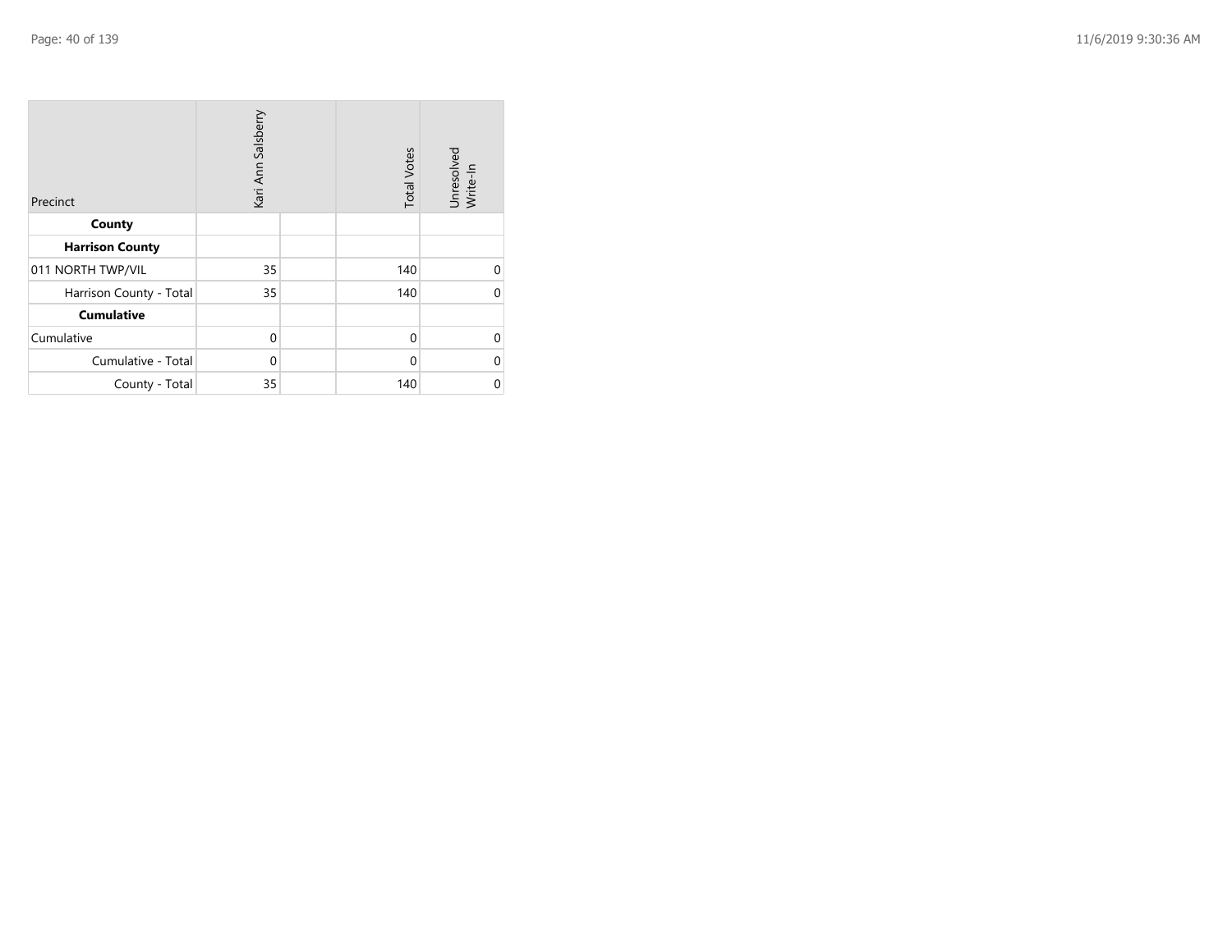| Precinct | Kari Ann Salsberry | | Total Votes | Unresolved Write-In |
|---|---|---|---|---|
| **County** | | | | |
| **Harrison County** | | | | |
| 011 NORTH TWP/VIL | 35 | | 140 | 0 |
| Harrison County - Total | 35 | | 140 | 0 |
| **Cumulative** | | | | |
| Cumulative | 0 | | 0 | 0 |
| Cumulative - Total | 0 | | 0 | 0 |
| County - Total | 35 | | 140 | 0 |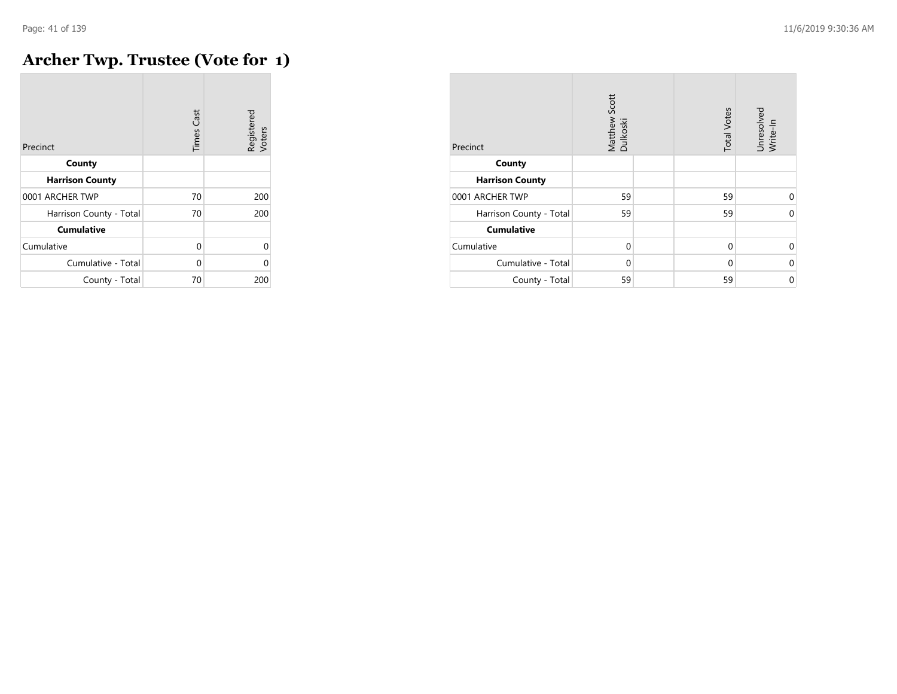# Archer Twp. Trustee (Vote for 1)

| Precinct | Times Cast | Registered Voters |
|---|---|---|
| **County** | | |
| **Harrison County** | | |
| 0001 ARCHER TWP | 70 | 200 |
| Harrison County - Total | 70 | 200 |
| **Cumulative** | | |
| Cumulative | 0 | 0 |
| Cumulative - Total | 0 | 0 |
| County - Total | 70 | 200 |

| Precinct | Matthew Scott Dulkoski | | Total Votes | Unresolved Write-In |
|---|---|---|---|---|
| **County** | | | | |
| **Harrison County** | | | | |
| 0001 ARCHER TWP | 59 | | 59 | 0 |
| Harrison County - Total | 59 | | 59 | 0 |
| **Cumulative** | | | | |
| Cumulative | 0 | | 0 | 0 |
| Cumulative - Total | 0 | | 0 | 0 |
| County - Total | 59 | | 59 | 0 |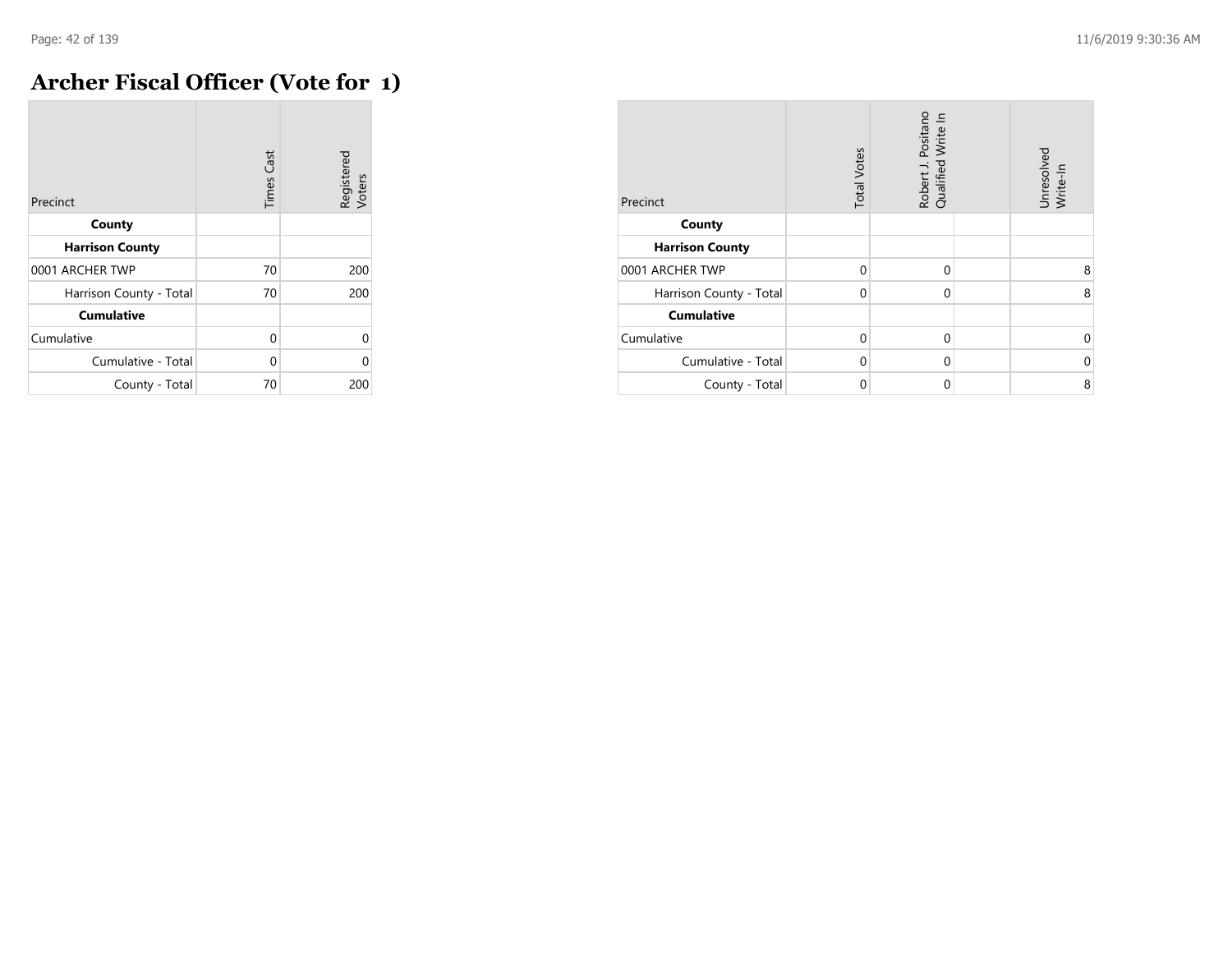# Archer Fiscal Officer (Vote for 1)

| Precinct | Times Cast | Registered Voters |
|---|---|---|
| **County** | | |
| **Harrison County** | | |
| 0001 ARCHER TWP | 70 | 200 |
| Harrison County - Total | 70 | 200 |
| **Cumulative** | | |
| Cumulative | 0 | 0 |
| Cumulative - Total | 0 | 0 |
| County - Total | 70 | 200 |

| Precinct | Total Votes | Robert J. Positano Qualified Write In | | Unresolved Write-In |
|---|---|---|---|---|
| **County** | | | | |
| **Harrison County** | | | | |
| 0001 ARCHER TWP | 0 | 0 | | 8 |
| Harrison County - Total | 0 | 0 | | 8 |
| **Cumulative** | | | | |
| Cumulative | 0 | 0 | | 0 |
| Cumulative - Total | 0 | 0 | | 0 |
| County - Total | 0 | 0 | | 8 |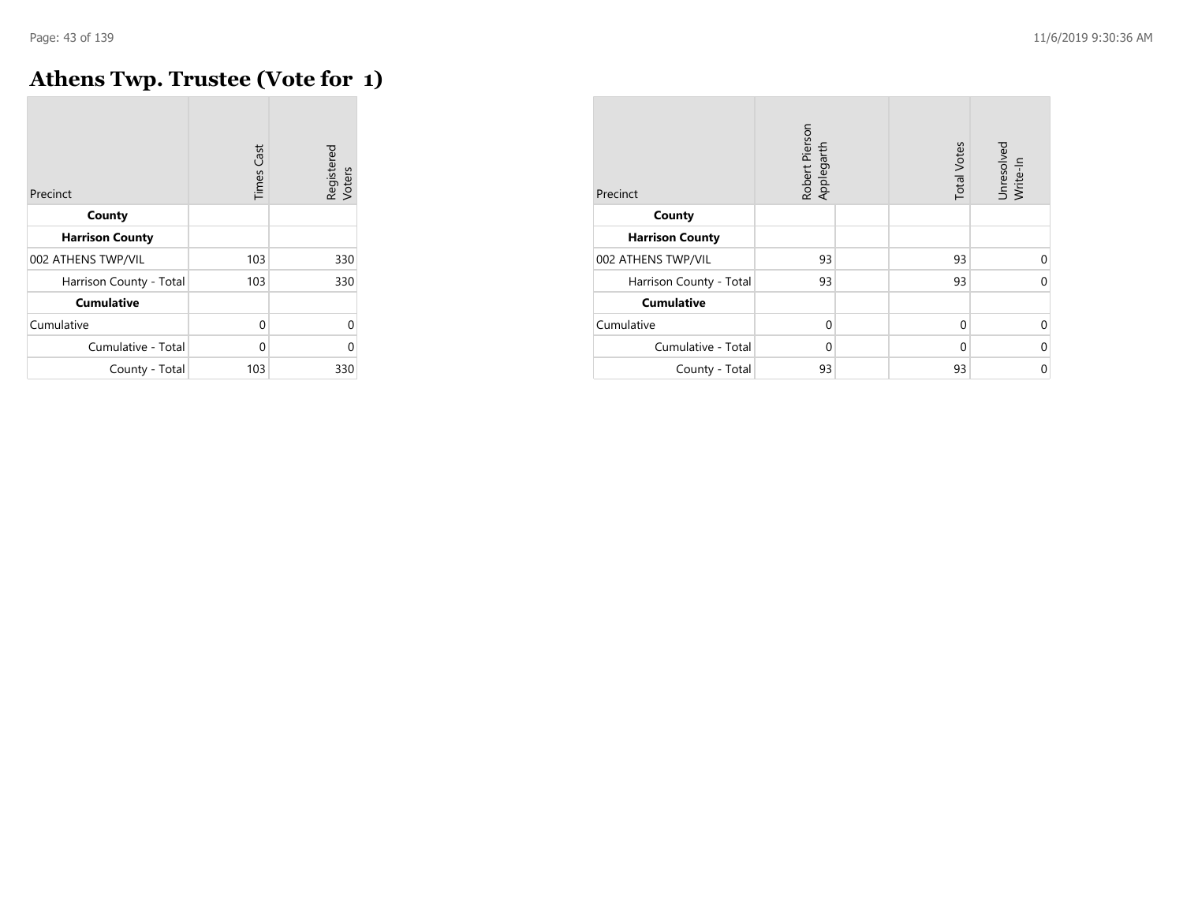# Athens Twp. Trustee (Vote for 1)

| Precinct | Times Cast | Registered Voters |
|---|---|---|
| **County** | | |
| **Harrison County** | | |
| 002 ATHENS TWP/VIL | 103 | 330 |
| Harrison County - Total | 103 | 330 |
| **Cumulative** | | |
| Cumulative | 0 | 0 |
| Cumulative - Total | 0 | 0 |
| County - Total | 103 | 330 |

| Precinct | Robert Pierson Applegarth | | Total Votes | Unresolved Write-In |
|---|---|---|---|---|
| **County** | | | | |
| **Harrison County** | | | | |
| 002 ATHENS TWP/VIL | 93 | | 93 | 0 |
| Harrison County - Total | 93 | | 93 | 0 |
| **Cumulative** | | | | |
| Cumulative | 0 | | 0 | 0 |
| Cumulative - Total | 0 | | 0 | 0 |
| County - Total | 93 | | 93 | 0 |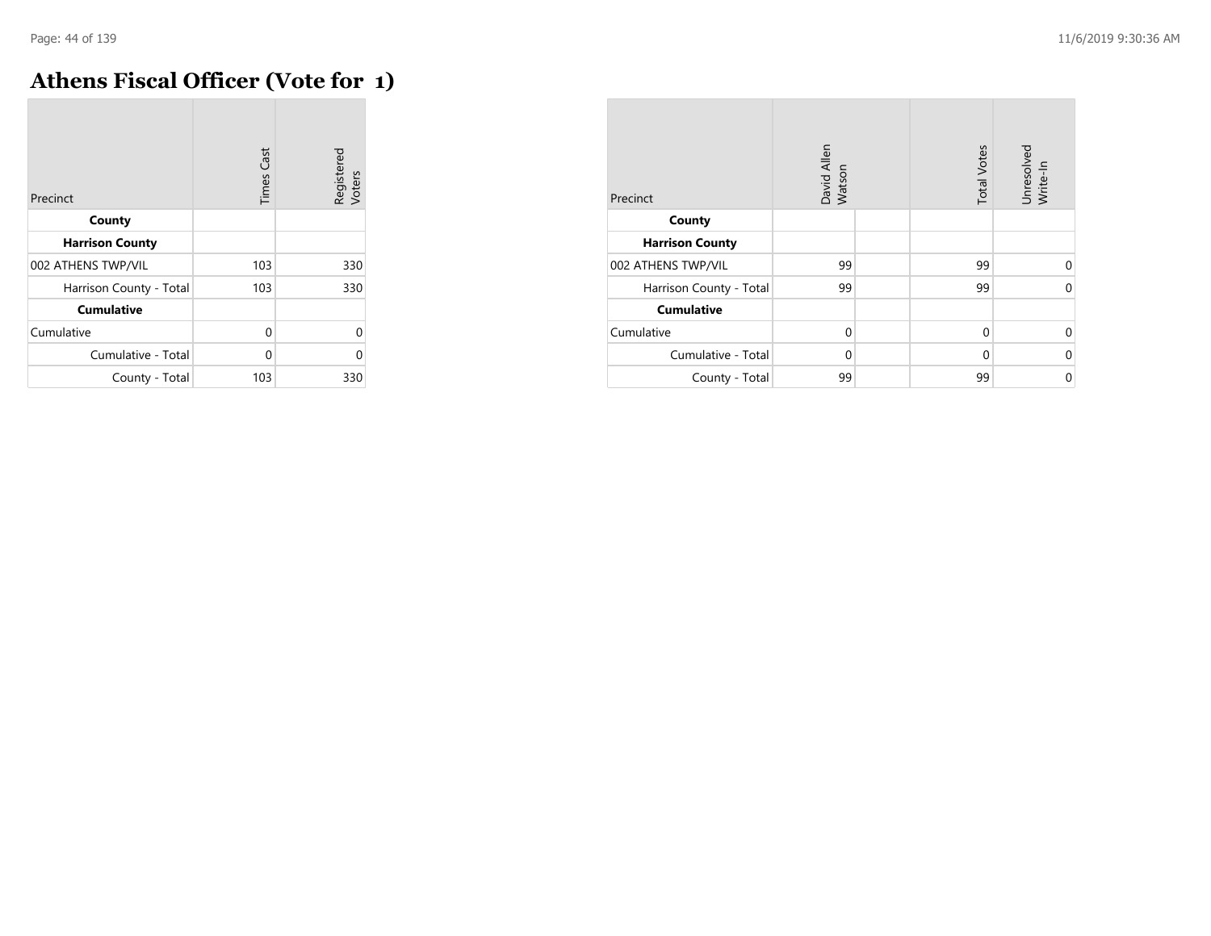# Athens Fiscal Officer (Vote for 1)

| Precinct | Times Cast | Registered Voters |
|---|---|---|
| **County** | | |
| **Harrison County** | | |
| 002 ATHENS TWP/VIL | 103 | 330 |
| Harrison County - Total | 103 | 330 |
| **Cumulative** | | |
| Cumulative | 0 | 0 |
| Cumulative - Total | 0 | 0 |
| County - Total | 103 | 330 |

| Precinct | David Allen Watson | | Total Votes | Unresolved Write-In |
|---|---|---|---|---|
| **County** | | | | |
| **Harrison County** | | | | |
| 002 ATHENS TWP/VIL | 99 | | 99 | 0 |
| Harrison County - Total | 99 | | 99 | 0 |
| **Cumulative** | | | | |
| Cumulative | 0 | | 0 | 0 |
| Cumulative - Total | 0 | | 0 | 0 |
| County - Total | 99 | | 99 | 0 |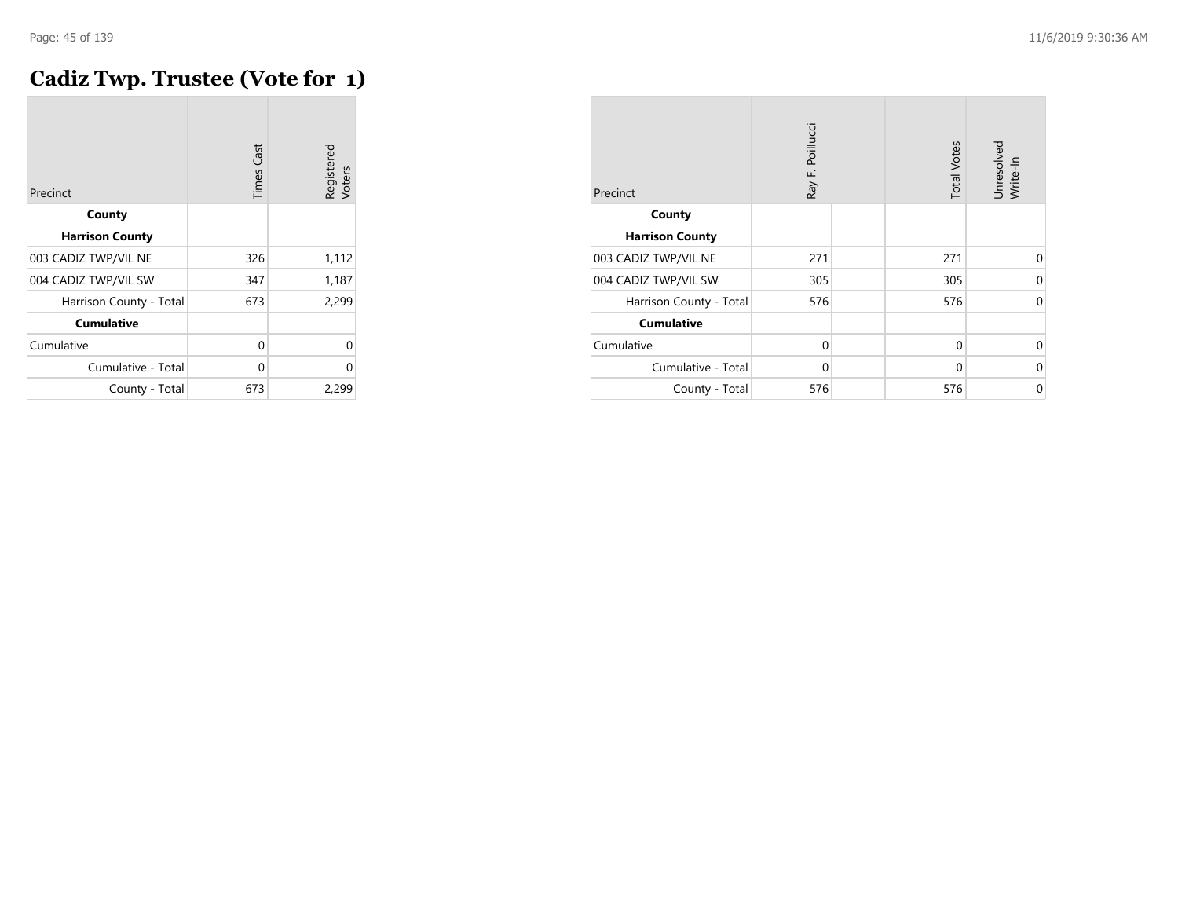# Cadiz Twp. Trustee (Vote for 1)

| Precinct | Times Cast | Registered Voters |
|---|---|---|
| **County** | | |
| **Harrison County** | | |
| 003 CADIZ TWP/VIL NE | 326 | 1,112 |
| 004 CADIZ TWP/VIL SW | 347 | 1,187 |
| Harrison County - Total | 673 | 2,299 |
| **Cumulative** | | |
| Cumulative | 0 | 0 |
| Cumulative - Total | 0 | 0 |
| County - Total | 673 | 2,299 |

| Precinct | Ray F. Poillucci | | Total Votes | Unresolved Write-In |
|---|---|---|---|---|
| **County** | | | | |
| **Harrison County** | | | | |
| 003 CADIZ TWP/VIL NE | 271 | | 271 | 0 |
| 004 CADIZ TWP/VIL SW | 305 | | 305 | 0 |
| Harrison County - Total | 576 | | 576 | 0 |
| **Cumulative** | | | | |
| Cumulative | 0 | | 0 | 0 |
| Cumulative - Total | 0 | | 0 | 0 |
| County - Total | 576 | | 576 | 0 |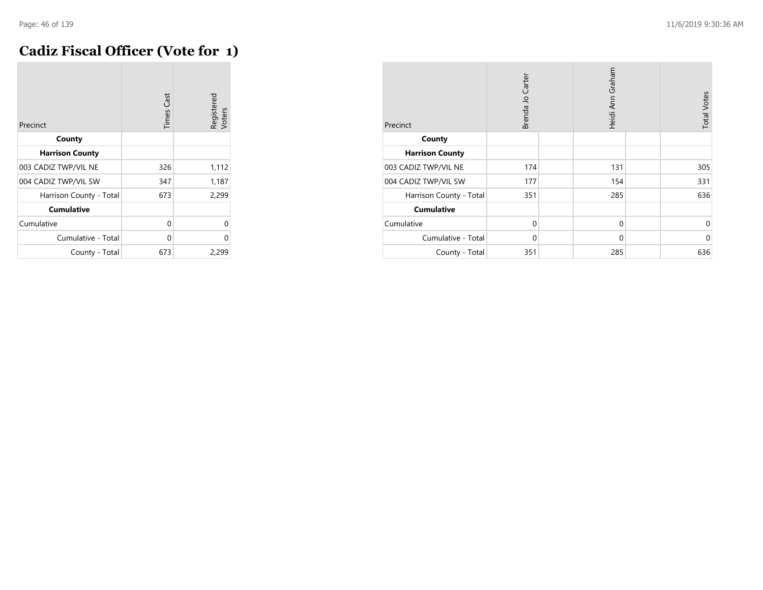# Cadiz Fiscal Officer (Vote for 1)

| Precinct | Times Cast | Registered Voters |
|---|---|---|
| **County** | | |
| **Harrison County** | | |
| 003 CADIZ TWP/VIL NE | 326 | 1,112 |
| 004 CADIZ TWP/VIL SW | 347 | 1,187 |
| Harrison County - Total | 673 | 2,299 |
| **Cumulative** | | |
| Cumulative | 0 | 0 |
| Cumulative - Total | 0 | 0 |
| County - Total | 673 | 2,299 |

| Precinct | Brenda Jo Carter | Heidi Ann Graham | Total Votes |
|---|---|---|---|
| **County** | | | |
| **Harrison County** | | | |
| 003 CADIZ TWP/VIL NE | 174 | 131 | 305 |
| 004 CADIZ TWP/VIL SW | 177 | 154 | 331 |
| Harrison County - Total | 351 | 285 | 636 |
| **Cumulative** | | | |
| Cumulative | 0 | 0 | 0 |
| Cumulative - Total | 0 | 0 | 0 |
| County - Total | 351 | 285 | 636 |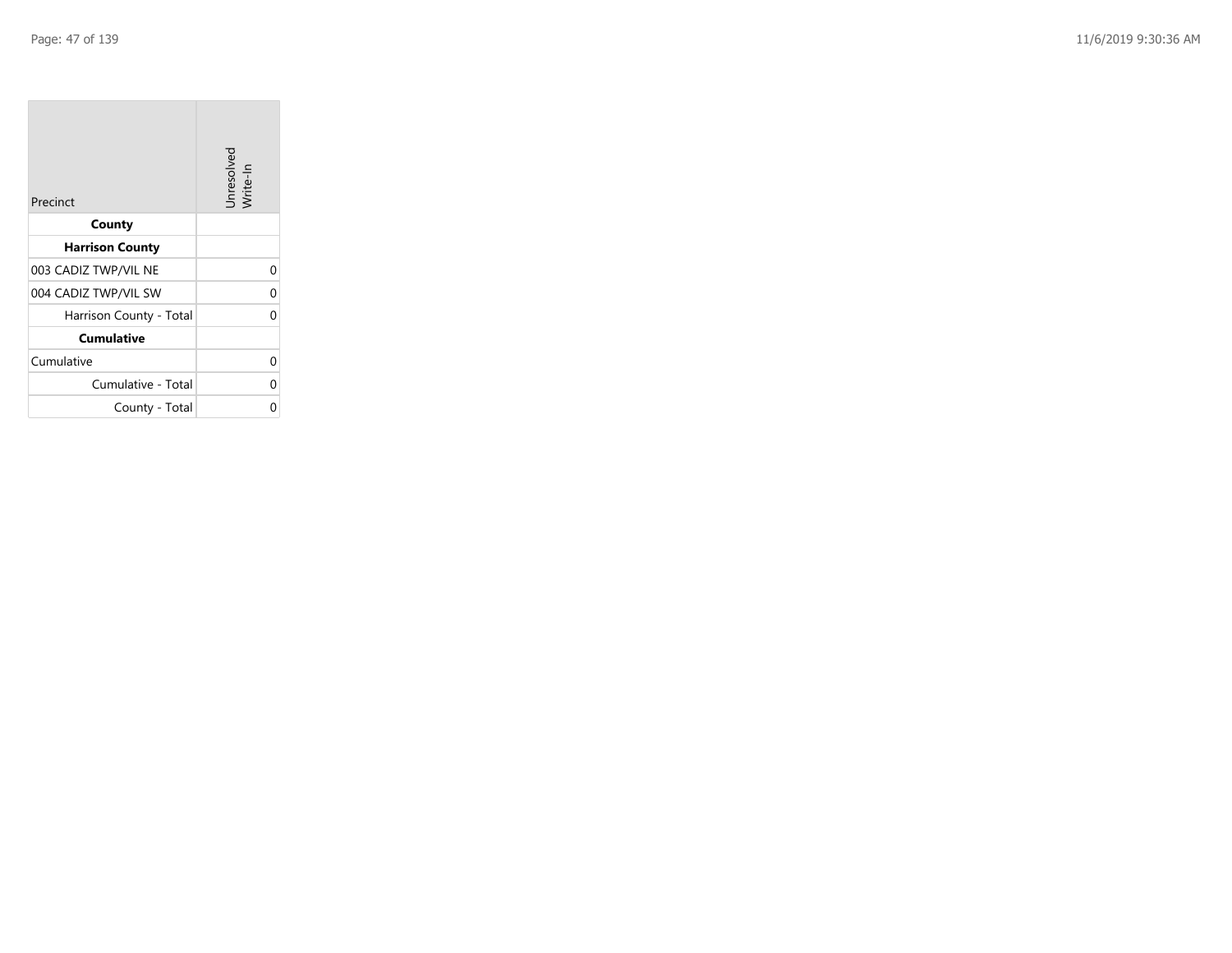| Precinct | Unresolved Write-In |
|---|---|
| **County** | |
| **Harrison County** | |
| 003 CADIZ TWP/VIL NE | 0 |
| 004 CADIZ TWP/VIL SW | 0 |
| Harrison County - Total | 0 |
| **Cumulative** | |
| Cumulative | 0 |
| Cumulative - Total | 0 |
| County - Total | 0 |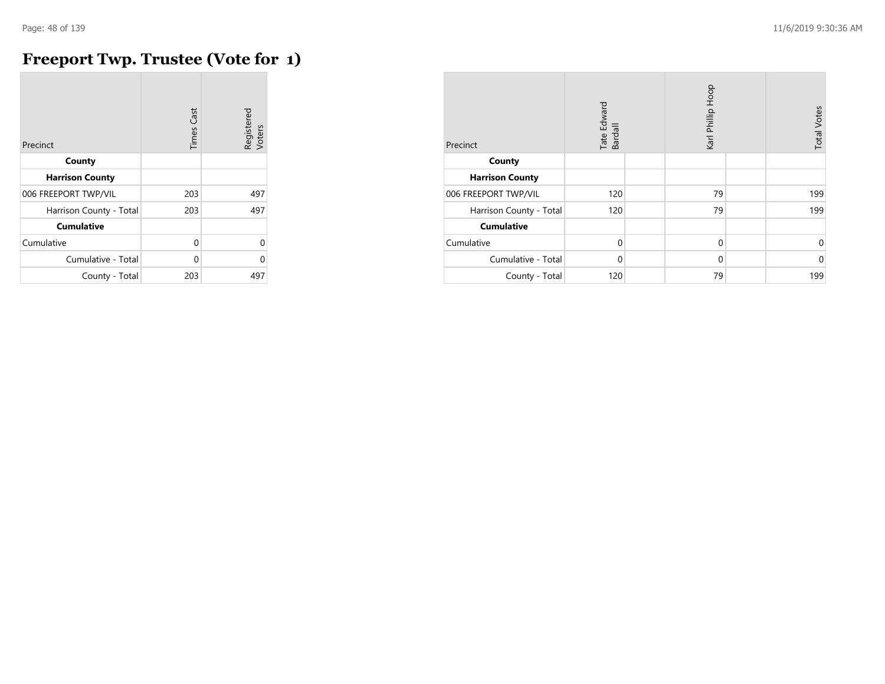# Freeport Twp. Trustee (Vote for 1)

| Precinct | Times Cast | Registered Voters |
|---|---|---|
| **County** | | |
| **Harrison County** | | |
| 006 FREEPORT TWP/VIL | 203 | 497 |
| Harrison County - Total | 203 | 497 |
| **Cumulative** | | |
| Cumulative | 0 | 0 |
| Cumulative - Total | 0 | 0 |
| County - Total | 203 | 497 |

| Precinct | Tate Edward Bardall | Karl Phillip Hoop | Total Votes |
|---|---|---|---|
| **County** | | | |
| **Harrison County** | | | |
| 006 FREEPORT TWP/VIL | 120 | 79 | 199 |
| Harrison County - Total | 120 | 79 | 199 |
| **Cumulative** | | | |
| Cumulative | 0 | 0 | 0 |
| Cumulative - Total | 0 | 0 | 0 |
| County - Total | 120 | 79 | 199 |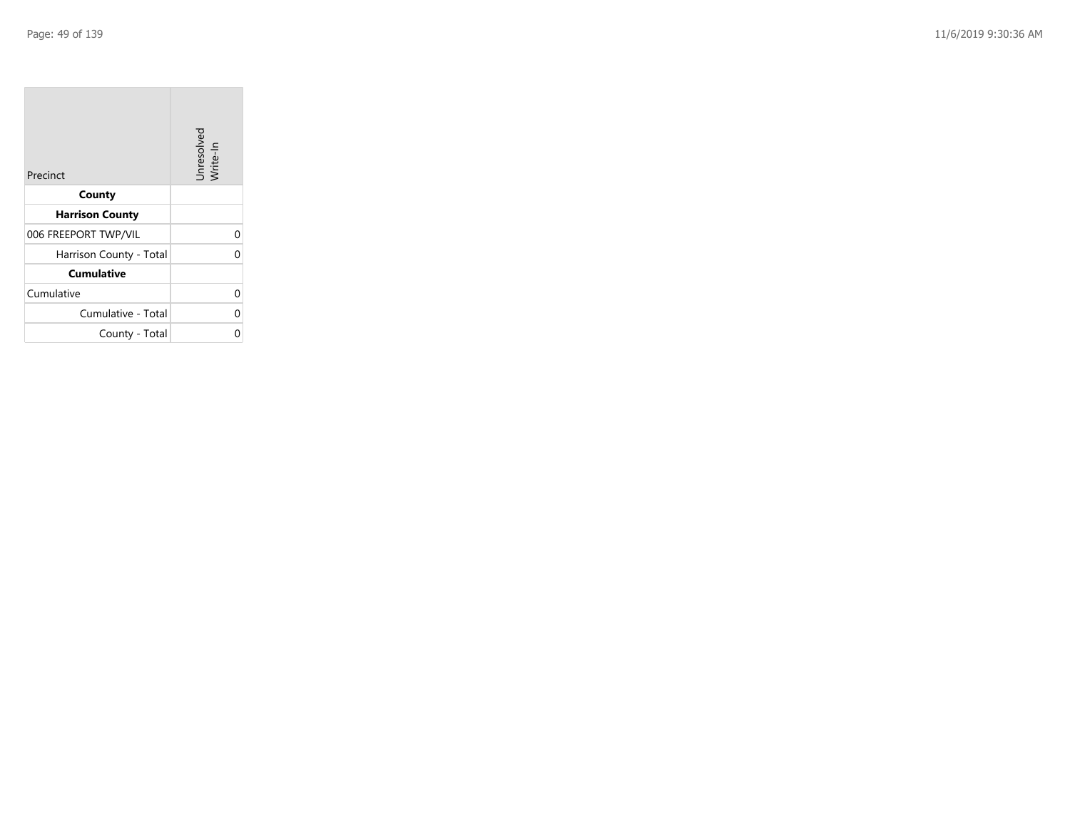| Precinct | Unresolved Write-In |
|---|---|
| **County** | |
| **Harrison County** | |
| 006 FREEPORT TWP/VIL | 0 |
| Harrison County - Total | 0 |
| **Cumulative** | |
| Cumulative | 0 |
| Cumulative - Total | 0 |
| County - Total | 0 |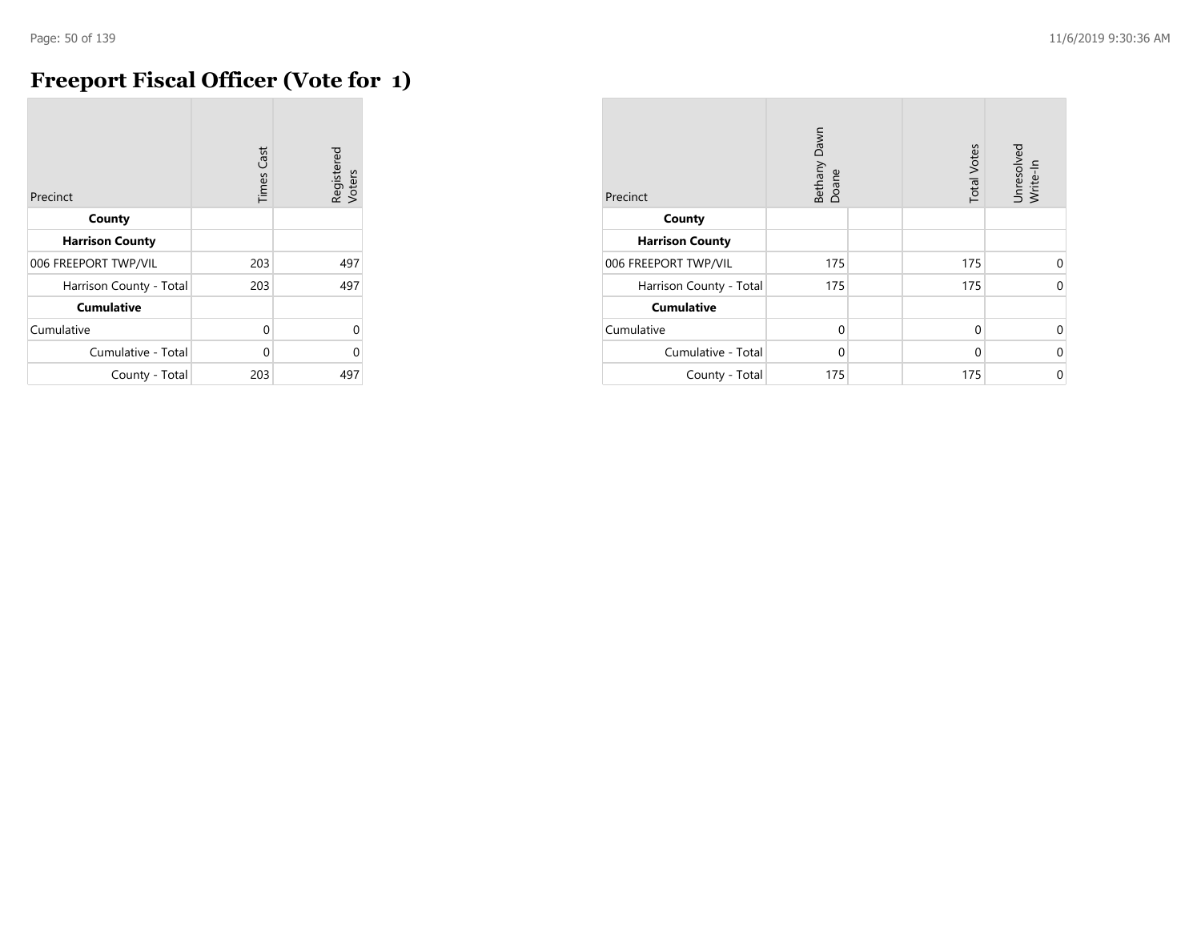# Freeport Fiscal Officer (Vote for 1)

| Precinct | Times Cast | Registered Voters |
|---|---|---|
| **County** | | |
| **Harrison County** | | |
| 006 FREEPORT TWP/VIL | 203 | 497 |
| Harrison County - Total | 203 | 497 |
| **Cumulative** | | |
| Cumulative | 0 | 0 |
| Cumulative - Total | 0 | 0 |
| County - Total | 203 | 497 |

| Precinct | Bethany Dawn Doane | | Total Votes | Unresolved Write-In |
|---|---|---|---|---|
| **County** | | | | |
| **Harrison County** | | | | |
| 006 FREEPORT TWP/VIL | 175 | | 175 | 0 |
| Harrison County - Total | 175 | | 175 | 0 |
| **Cumulative** | | | | |
| Cumulative | 0 | | 0 | 0 |
| Cumulative - Total | 0 | | 0 | 0 |
| County - Total | 175 | | 175 | 0 |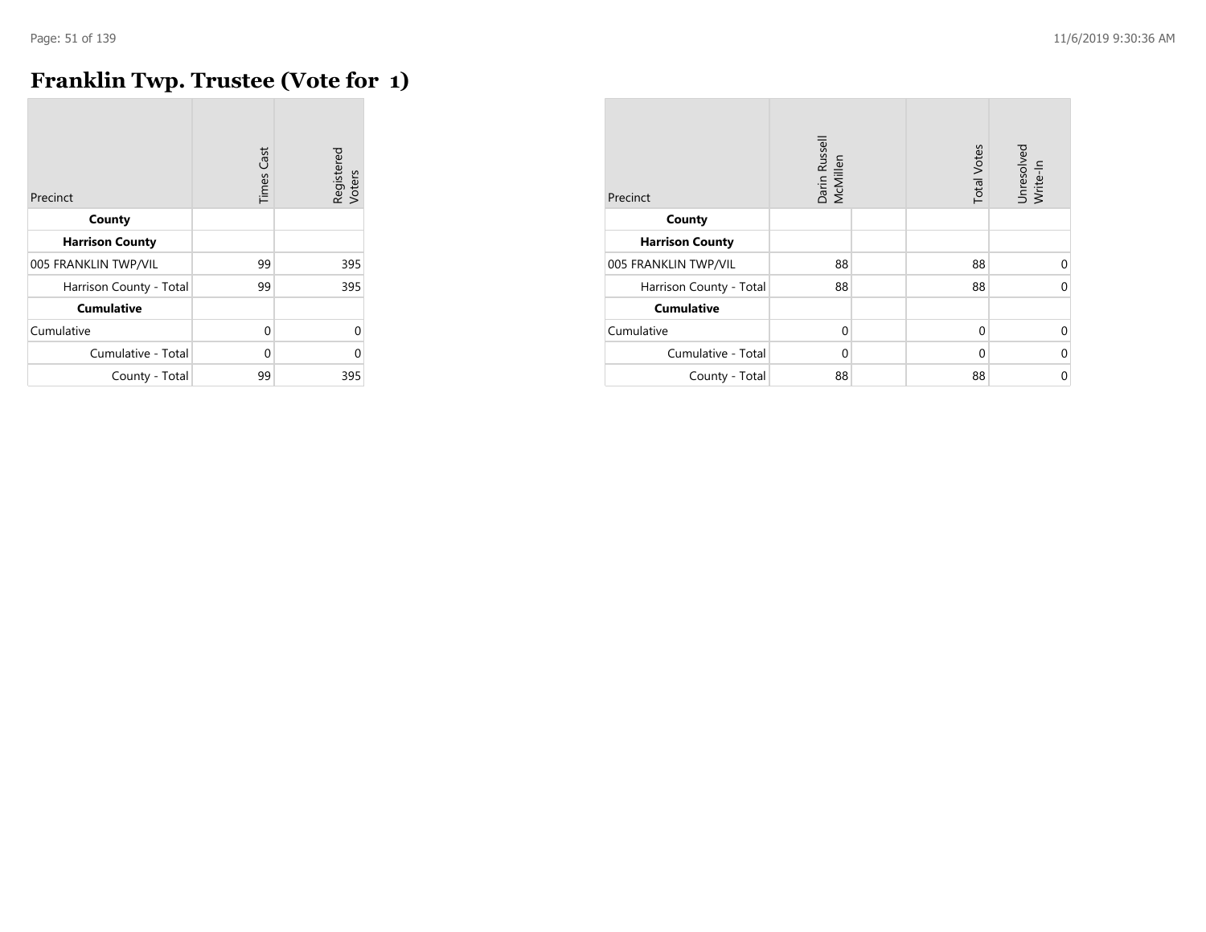# Franklin Twp. Trustee (Vote for 1)

| Precinct | Times Cast | Registered Voters |
|---|---|---|
| **County** | | |
| **Harrison County** | | |
| 005 FRANKLIN TWP/VIL | 99 | 395 |
| Harrison County - Total | 99 | 395 |
| **Cumulative** | | |
| Cumulative | 0 | 0 |
| Cumulative - Total | 0 | 0 |
| County - Total | 99 | 395 |

| Precinct | Darin Russell McMillen | | Total Votes | Unresolved Write-In |
|---|---|---|---|---|
| **County** | | | | |
| **Harrison County** | | | | |
| 005 FRANKLIN TWP/VIL | 88 | | 88 | 0 |
| Harrison County - Total | 88 | | 88 | 0 |
| **Cumulative** | | | | |
| Cumulative | 0 | | 0 | 0 |
| Cumulative - Total | 0 | | 0 | 0 |
| County - Total | 88 | | 88 | 0 |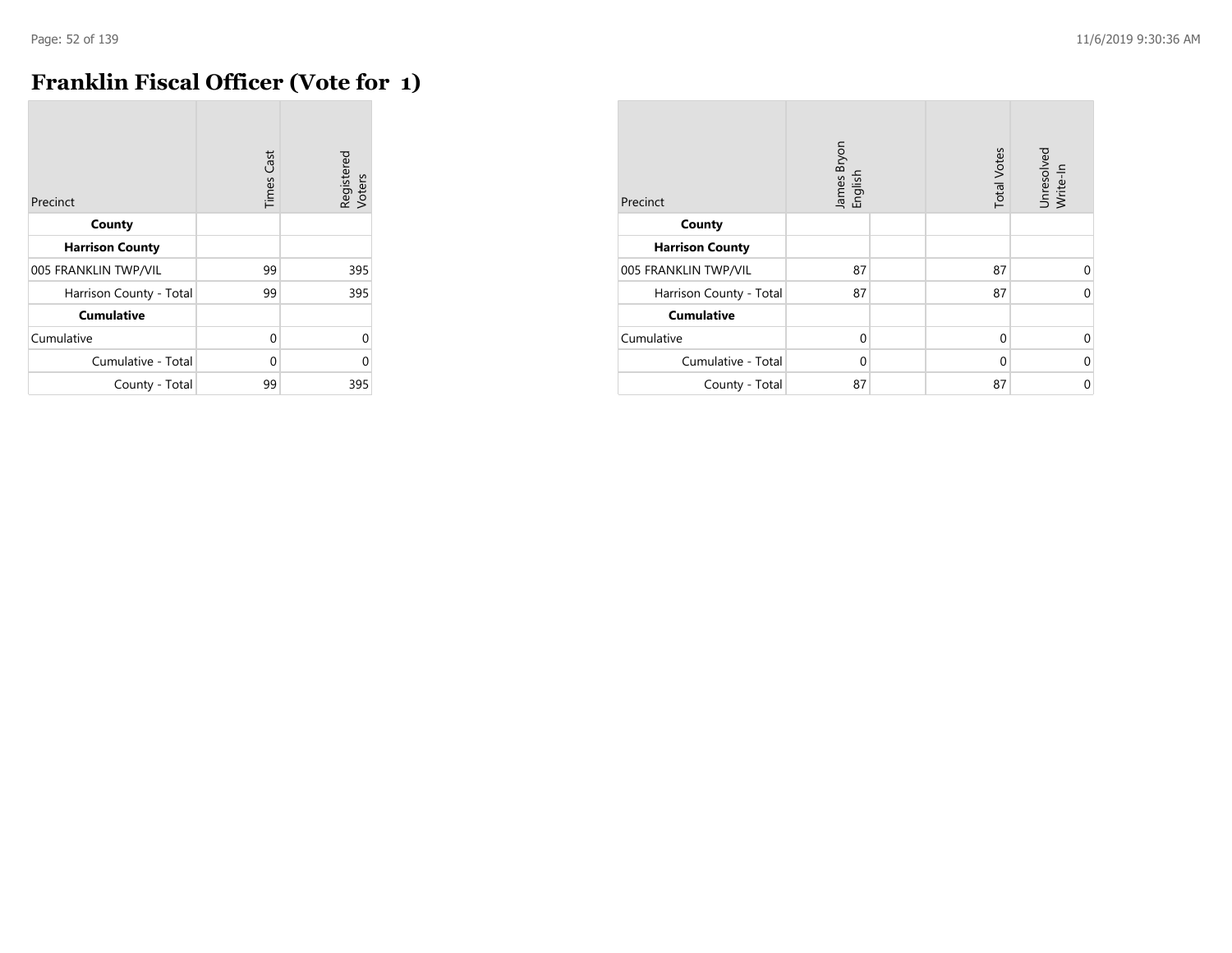# Franklin Fiscal Officer (Vote for 1)

| Precinct | Times Cast | Registered Voters |
|---|---|---|
| **County** | | |
| **Harrison County** | | |
| 005 FRANKLIN TWP/VIL | 99 | 395 |
| Harrison County - Total | 99 | 395 |
| **Cumulative** | | |
| Cumulative | 0 | 0 |
| Cumulative - Total | 0 | 0 |
| County - Total | 99 | 395 |

| Precinct | James Bryon English | | Total Votes | Unresolved Write-In |
|---|---|---|---|---|
| **County** | | | | |
| **Harrison County** | | | | |
| 005 FRANKLIN TWP/VIL | 87 | | 87 | 0 |
| Harrison County - Total | 87 | | 87 | 0 |
| **Cumulative** | | | | |
| Cumulative | 0 | | 0 | 0 |
| Cumulative - Total | 0 | | 0 | 0 |
| County - Total | 87 | | 87 | 0 |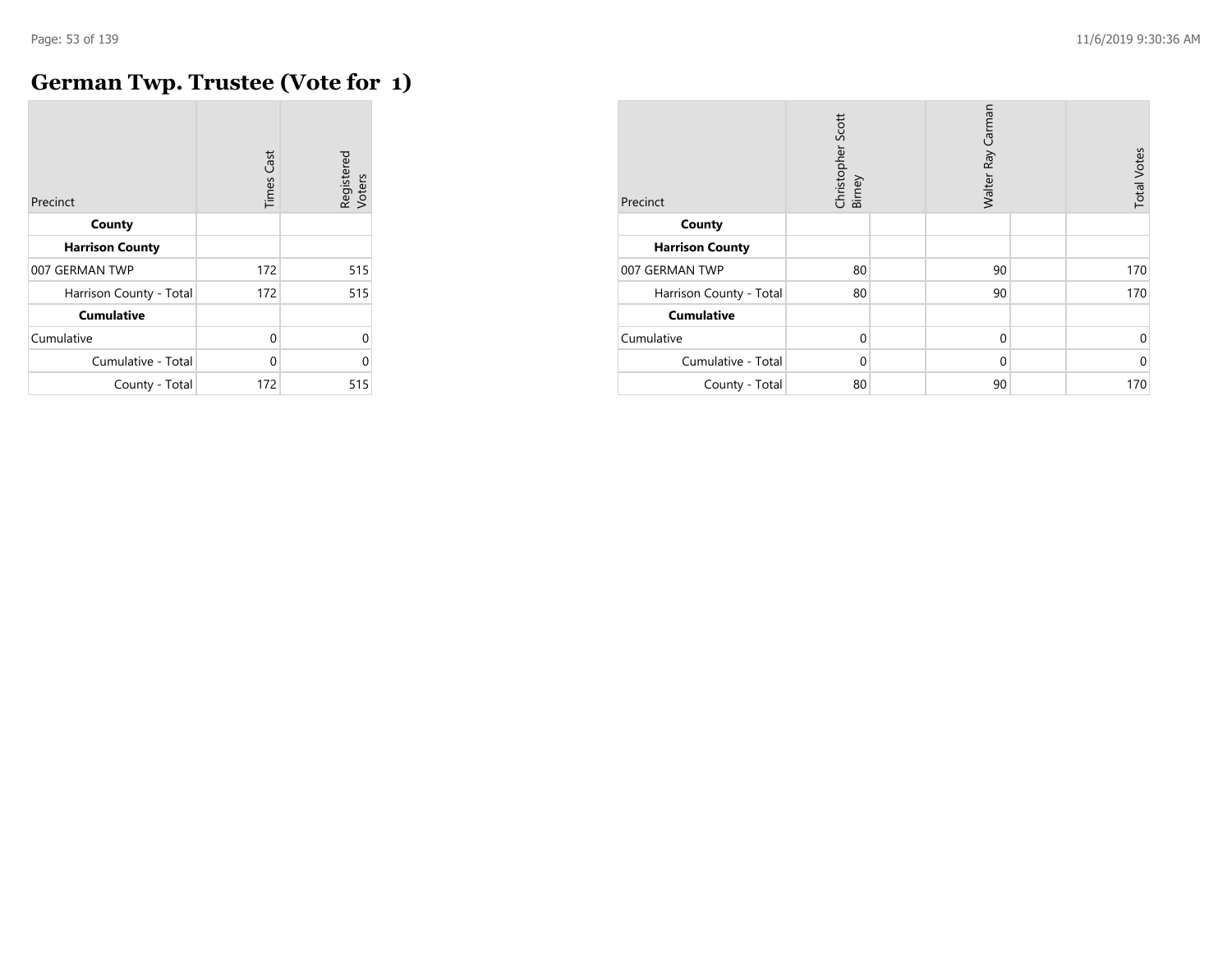# German Twp. Trustee (Vote for 1)

| Precinct | Times Cast | Registered Voters |
|---|---|---|
| **County** | | |
| **Harrison County** | | |
| 007 GERMAN TWP | 172 | 515 |
| Harrison County - Total | 172 | 515 |
| **Cumulative** | | |
| Cumulative | 0 | 0 |
| Cumulative - Total | 0 | 0 |
| County - Total | 172 | 515 |

| Precinct | Christopher Scott Birney | Walter Ray Carman | Total Votes |
|---|---|---|---|
| **County** | | | |
| **Harrison County** | | | |
| 007 GERMAN TWP | 80 | 90 | 170 |
| Harrison County - Total | 80 | 90 | 170 |
| **Cumulative** | | | |
| Cumulative | 0 | 0 | 0 |
| Cumulative - Total | 0 | 0 | 0 |
| County - Total | 80 | 90 | 170 |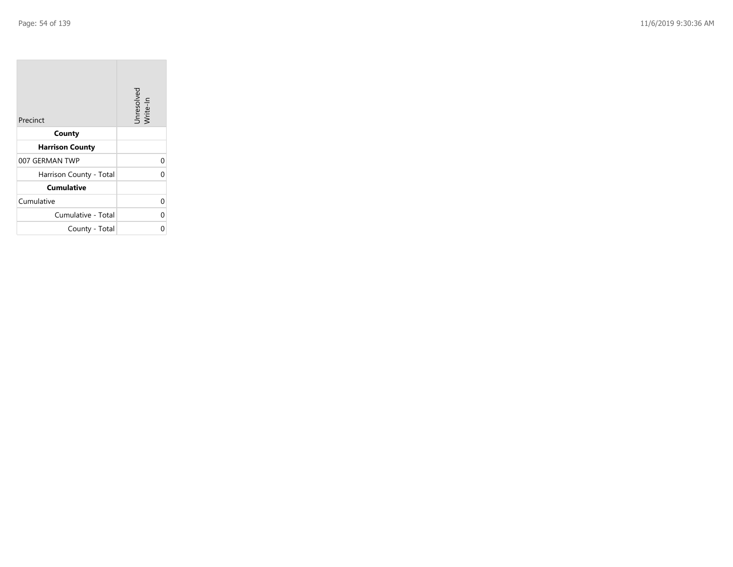| Precinct | Unresolved Write-In |
| --- | --- |
| **County** | |
| **Harrison County** | |
| 007 GERMAN TWP | 0 |
| Harrison County - Total | 0 |
| **Cumulative** | |
| Cumulative | 0 |
| Cumulative - Total | 0 |
| County - Total | 0 |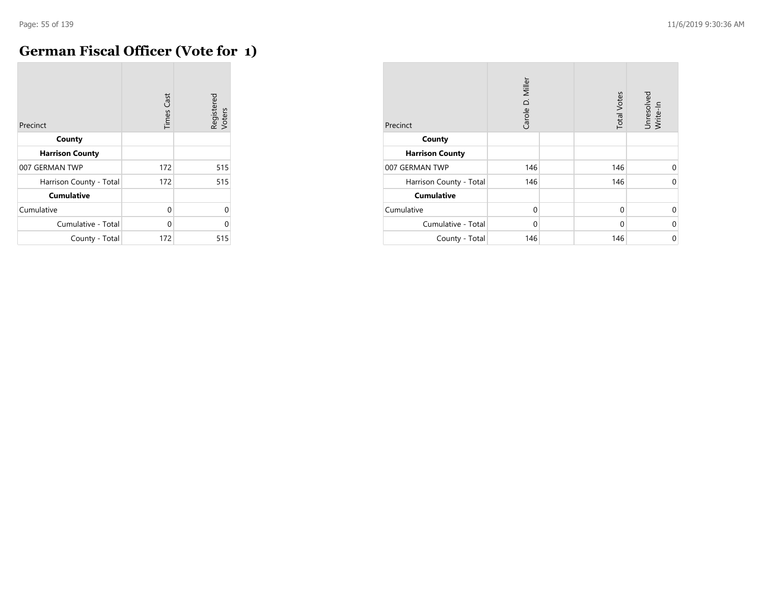# German Fiscal Officer (Vote for 1)

| Precinct | Times Cast | Registered Voters |
|---|---|---|
| **County** | | |
| **Harrison County** | | |
| 007 GERMAN TWP | 172 | 515 |
| Harrison County - Total | 172 | 515 |
| **Cumulative** | | |
| Cumulative | 0 | 0 |
| Cumulative - Total | 0 | 0 |
| County - Total | 172 | 515 |

| Precinct | Carole D. Miller | | Total Votes | Unresolved Write-In |
|---|---|---|---|---|
| **County** | | | | |
| **Harrison County** | | | | |
| 007 GERMAN TWP | 146 | | 146 | 0 |
| Harrison County - Total | 146 | | 146 | 0 |
| **Cumulative** | | | | |
| Cumulative | 0 | | 0 | 0 |
| Cumulative - Total | 0 | | 0 | 0 |
| County - Total | 146 | | 146 | 0 |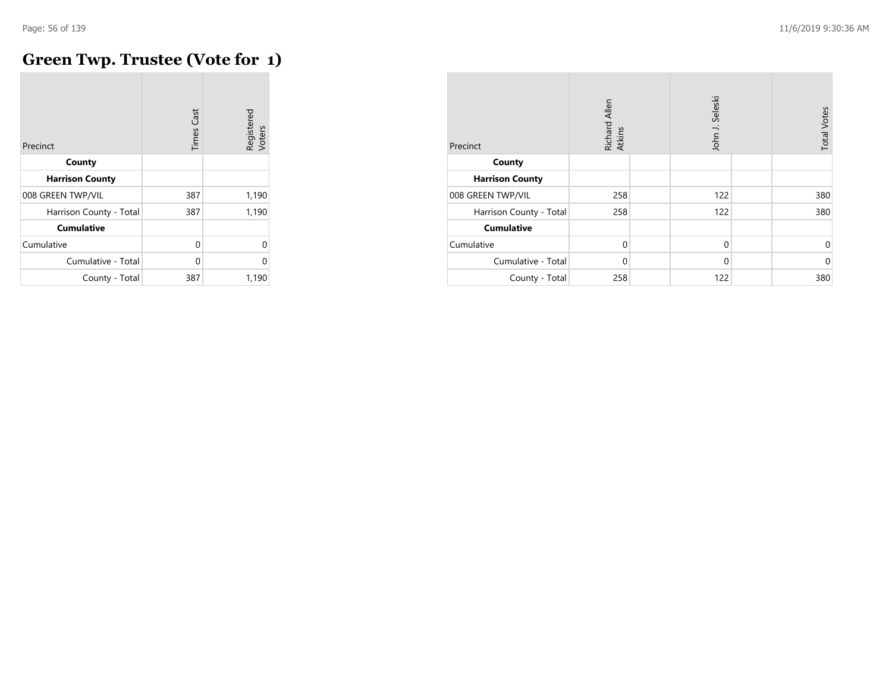## Green Twp. Trustee (Vote for 1)

| Precinct | Times Cast | Registered Voters |
|---|---|---|
| **County** | | |
| **Harrison County** | | |
| 008 GREEN TWP/VIL | 387 | 1,190 |
| Harrison County - Total | 387 | 1,190 |
| **Cumulative** | | |
| Cumulative | 0 | 0 |
| Cumulative - Total | 0 | 0 |
| County - Total | 387 | 1,190 |

| Precinct | Richard Allen Atkins | | John J. Seleski | | Total Votes |
|---|---|---|---|---|---|
| **County** | | | | | |
| **Harrison County** | | | | | |
| 008 GREEN TWP/VIL | 258 | | 122 | | 380 |
| Harrison County - Total | 258 | | 122 | | 380 |
| **Cumulative** | | | | | |
| Cumulative | 0 | | 0 | | 0 |
| Cumulative - Total | 0 | | 0 | | 0 |
| County - Total | 258 | | 122 | | 380 |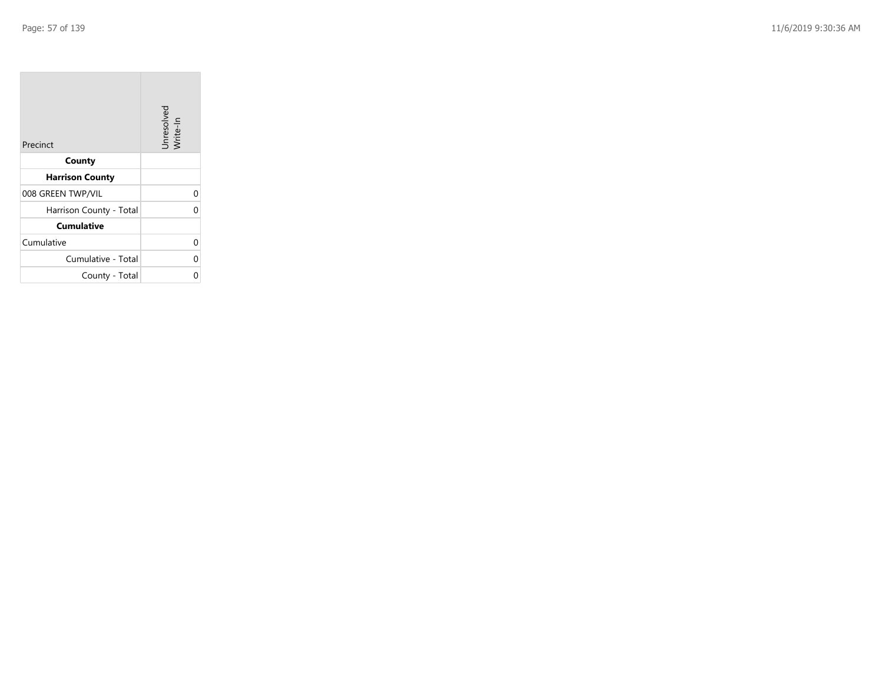| Precinct | Unresolved Write-In |
|---|---|
| **County** | |
| **Harrison County** | |
| 008 GREEN TWP/VIL | 0 |
| Harrison County - Total | 0 |
| **Cumulative** | |
| Cumulative | 0 |
| Cumulative - Total | 0 |
| County - Total | 0 |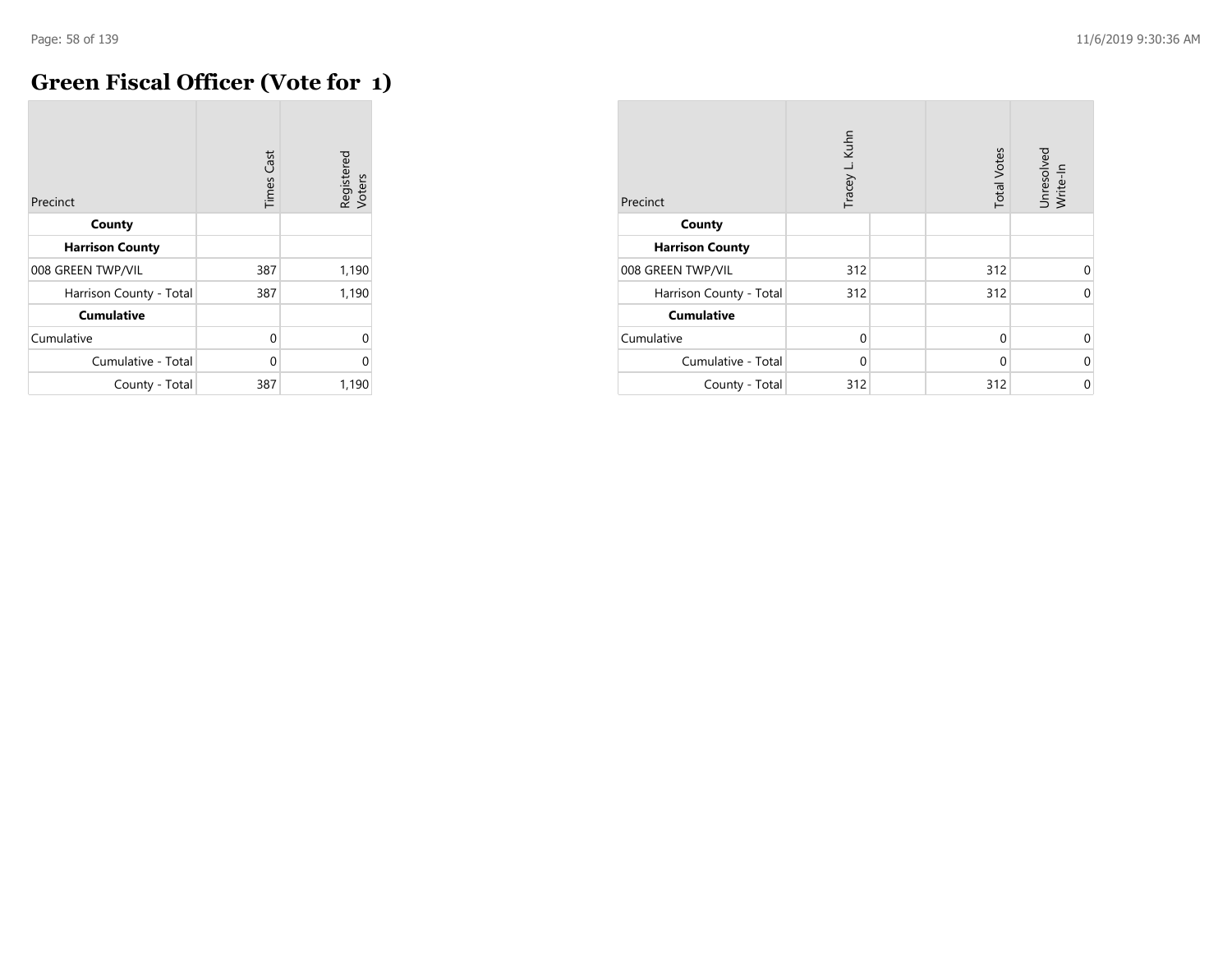# Green Fiscal Officer (Vote for 1)

| Precinct | Times Cast | Registered Voters |
|---|---|---|
| **County** | | |
| **Harrison County** | | |
| 008 GREEN TWP/VIL | 387 | 1,190 |
| Harrison County - Total | 387 | 1,190 |
| **Cumulative** | | |
| Cumulative | 0 | 0 |
| Cumulative - Total | 0 | 0 |
| County - Total | 387 | 1,190 |

| Precinct | Tracey L. Kuhn | | Total Votes | Unresolved Write-In |
|---|---|---|---|---|
| **County** | | | | |
| **Harrison County** | | | | |
| 008 GREEN TWP/VIL | 312 | | 312 | 0 |
| Harrison County - Total | 312 | | 312 | 0 |
| **Cumulative** | | | | |
| Cumulative | 0 | | 0 | 0 |
| Cumulative - Total | 0 | | 0 | 0 |
| County - Total | 312 | | 312 | 0 |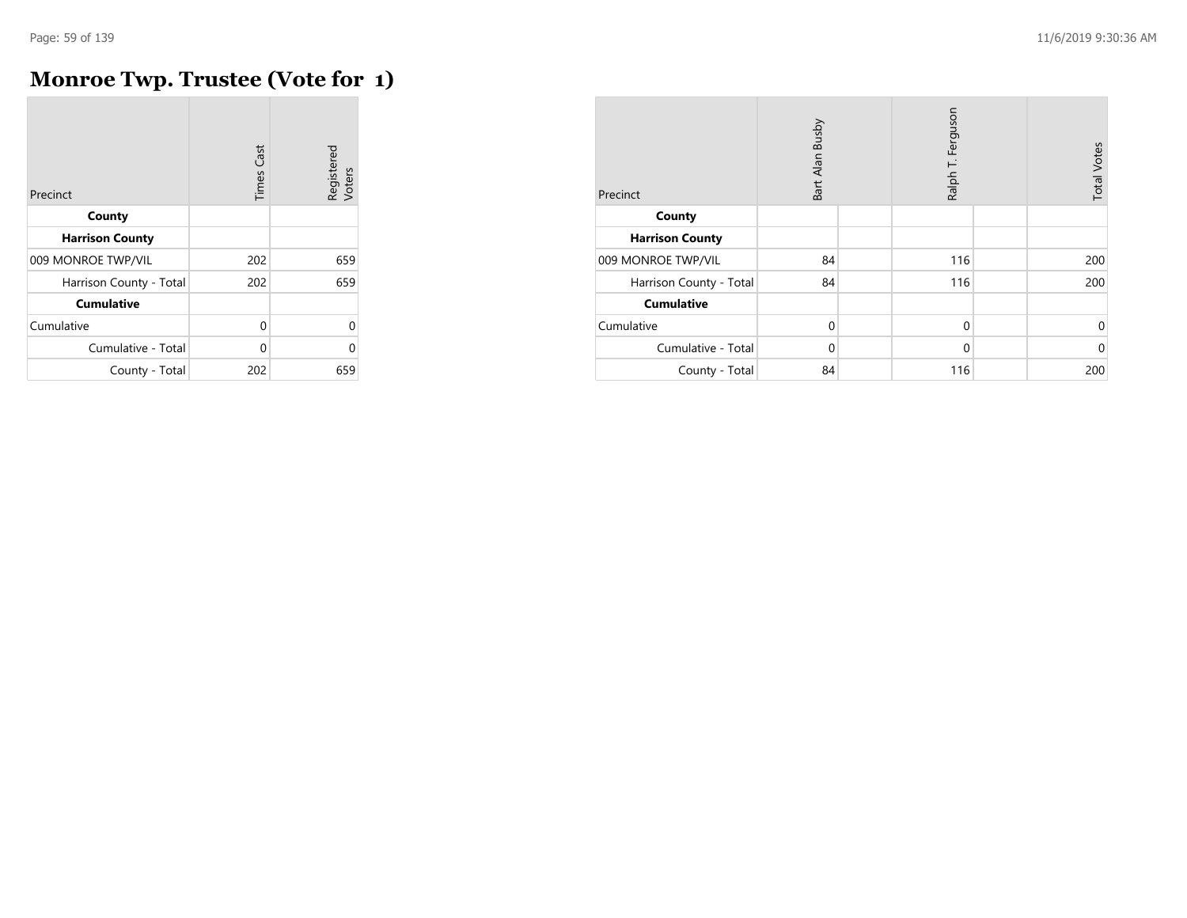# Monroe Twp. Trustee (Vote for 1)

| Precinct | Times Cast | Registered Voters |
|---|---|---|
| **County** | | |
| **Harrison County** | | |
| 009 MONROE TWP/VIL | 202 | 659 |
| Harrison County - Total | 202 | 659 |
| **Cumulative** | | |
| Cumulative | 0 | 0 |
| Cumulative - Total | 0 | 0 |
| County - Total | 202 | 659 |

| Precinct | Bart Alan Busby | | Ralph T. Ferguson | | Total Votes |
|---|---|---|---|---|---|
| **County** | | | | | |
| **Harrison County** | | | | | |
| 009 MONROE TWP/VIL | 84 | | 116 | | 200 |
| Harrison County - Total | 84 | | 116 | | 200 |
| **Cumulative** | | | | | |
| Cumulative | 0 | | 0 | | 0 |
| Cumulative - Total | 0 | | 0 | | 0 |
| County - Total | 84 | | 116 | | 200 |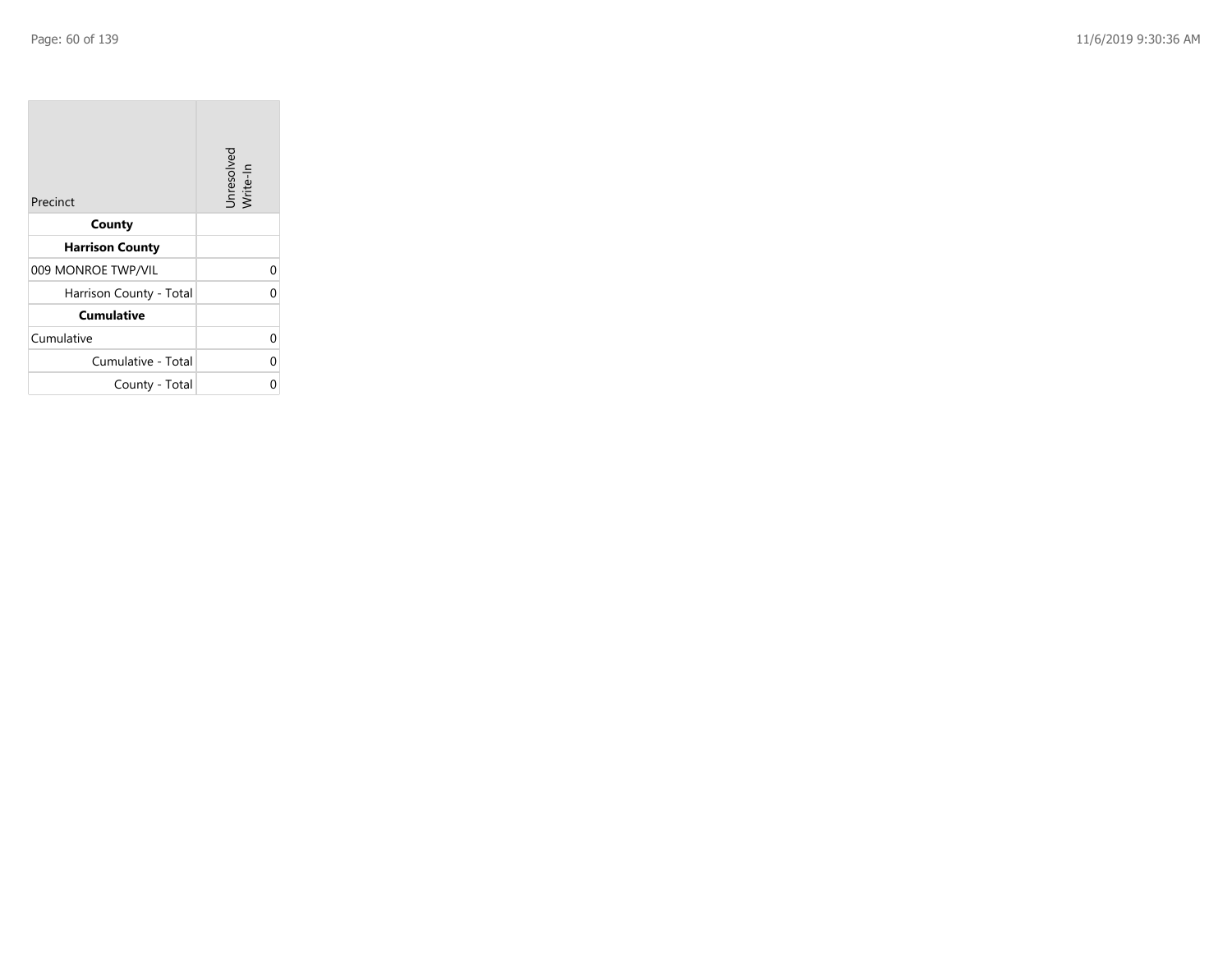| Precinct | Unresolved Write-In |
| --- | --- |
| **County** | |
| **Harrison County** | |
| 009 MONROE TWP/VIL | 0 |
| Harrison County - Total | 0 |
| **Cumulative** | |
| Cumulative | 0 |
| Cumulative - Total | 0 |
| County - Total | 0 |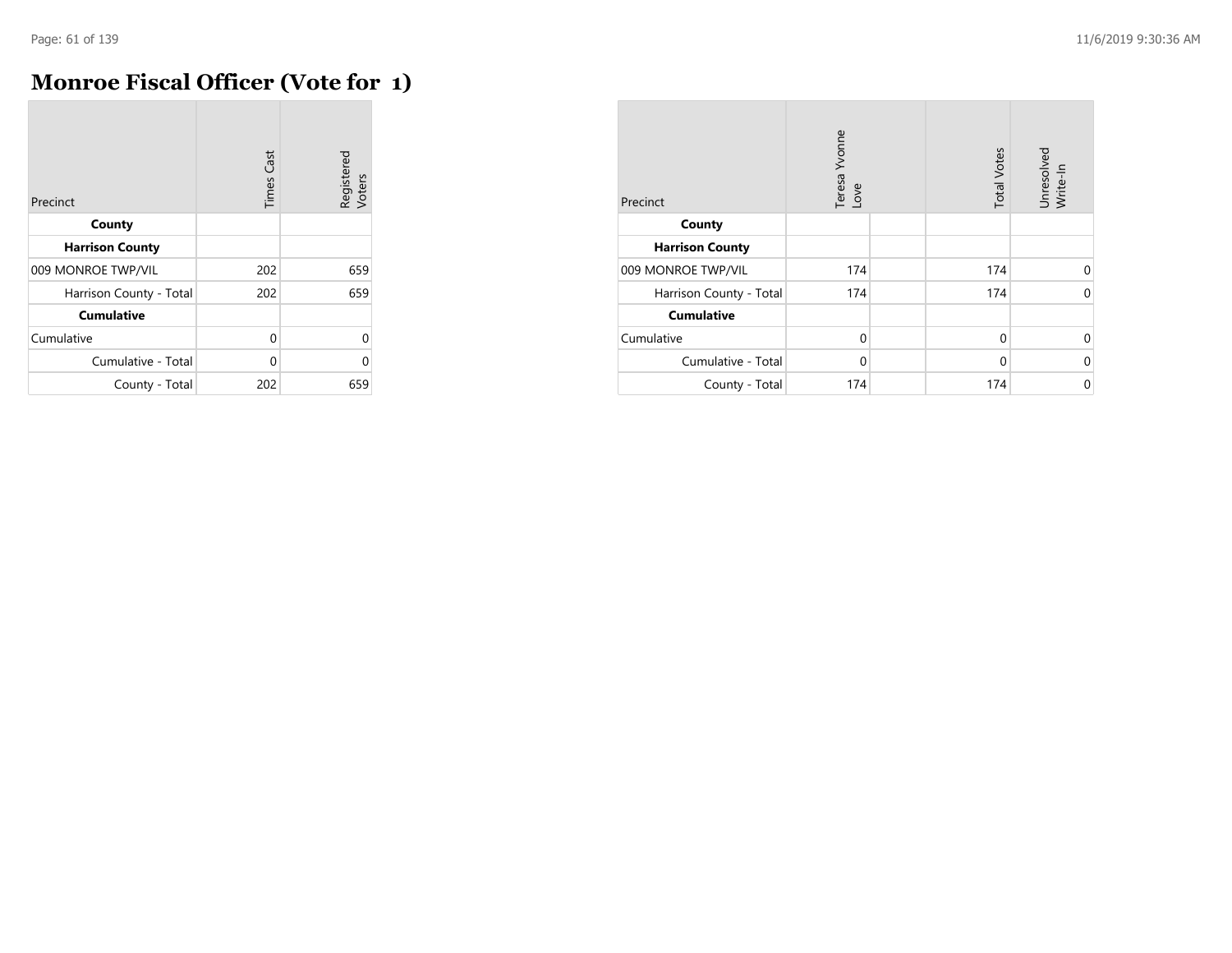# Monroe Fiscal Officer (Vote for 1)

| Precinct | Times Cast | Registered Voters |
|---|---|---|
| **County** | | |
| **Harrison County** | | |
| 009 MONROE TWP/VIL | 202 | 659 |
| Harrison County - Total | 202 | 659 |
| **Cumulative** | | |
| Cumulative | 0 | 0 |
| Cumulative - Total | 0 | 0 |
| County - Total | 202 | 659 |

| Precinct | Teresa Yvonne Love | | Total Votes | Unresolved Write-In |
|---|---|---|---|---|
| **County** | | | | |
| **Harrison County** | | | | |
| 009 MONROE TWP/VIL | 174 | | 174 | 0 |
| Harrison County - Total | 174 | | 174 | 0 |
| **Cumulative** | | | | |
| Cumulative | 0 | | 0 | 0 |
| Cumulative - Total | 0 | | 0 | 0 |
| County - Total | 174 | | 174 | 0 |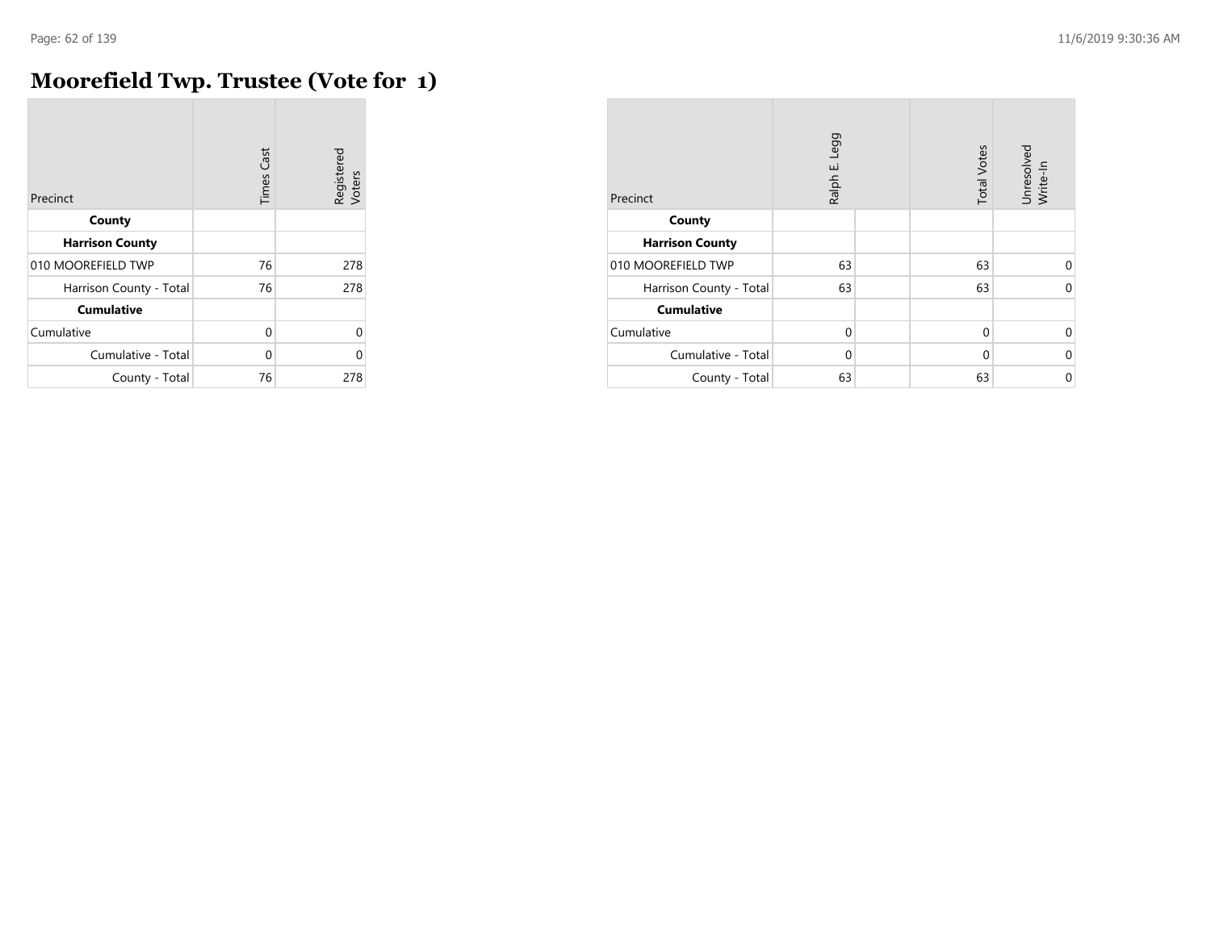# Moorefield Twp. Trustee (Vote for 1)

| Precinct | Times Cast | Registered Voters |
|---|---|---|
| **County** | | |
| **Harrison County** | | |
| 010 MOOREFIELD TWP | 76 | 278 |
| Harrison County - Total | 76 | 278 |
| **Cumulative** | | |
| Cumulative | 0 | 0 |
| Cumulative - Total | 0 | 0 |
| County - Total | 76 | 278 |

| Precinct | Ralph E. Legg | | Total Votes | Unresolved Write-In |
|---|---|---|---|---|
| **County** | | | | |
| **Harrison County** | | | | |
| 010 MOOREFIELD TWP | 63 | | 63 | 0 |
| Harrison County - Total | 63 | | 63 | 0 |
| **Cumulative** | | | | |
| Cumulative | 0 | | 0 | 0 |
| Cumulative - Total | 0 | | 0 | 0 |
| County - Total | 63 | | 63 | 0 |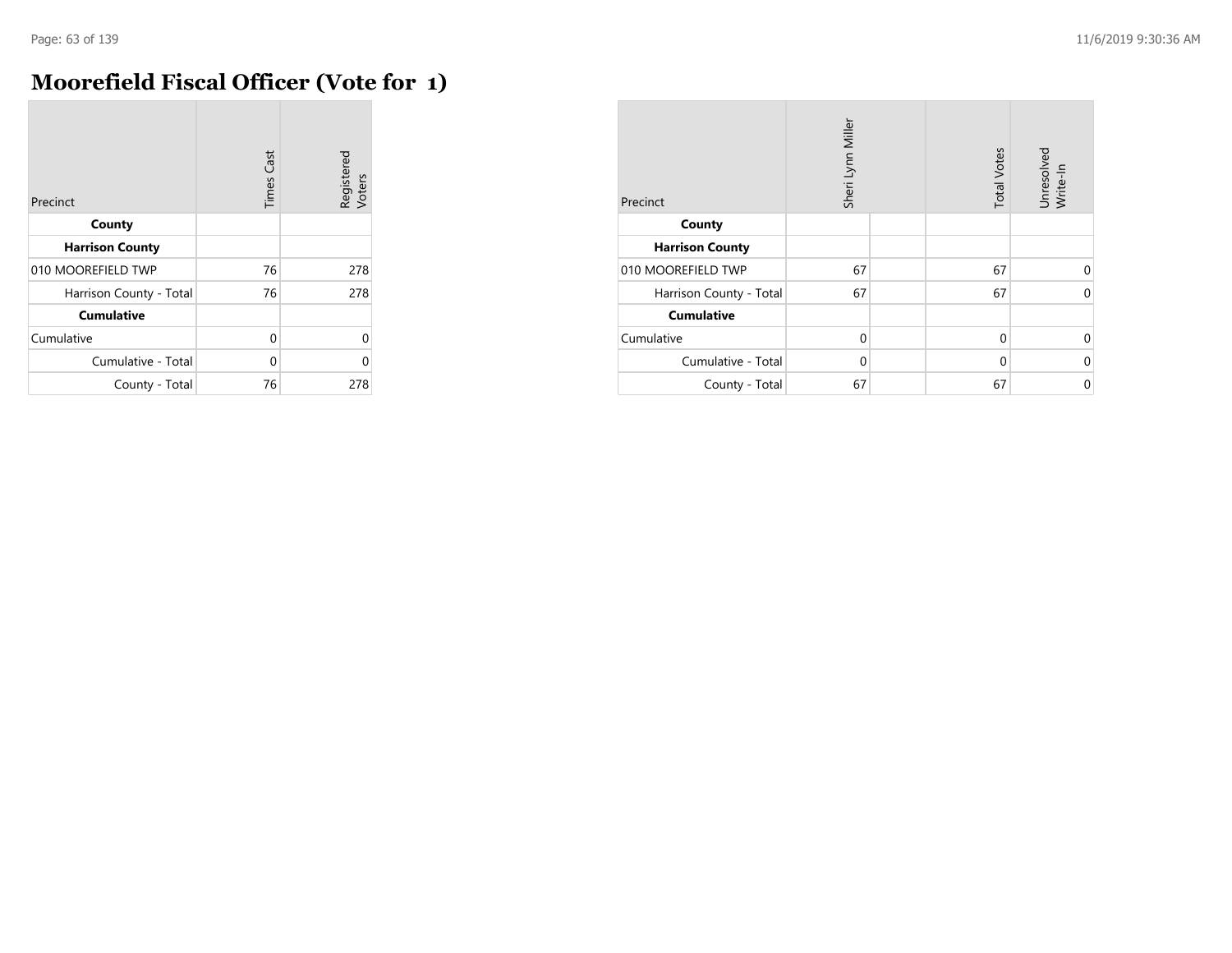# Moorefield Fiscal Officer (Vote for 1)

| Precinct | Times Cast | Registered Voters |
|---|---|---|
| **County** | | |
| **Harrison County** | | |
| 010 MOOREFIELD TWP | 76 | 278 |
| Harrison County - Total | 76 | 278 |
| **Cumulative** | | |
| Cumulative | 0 | 0 |
| Cumulative - Total | 0 | 0 |
| County - Total | 76 | 278 |

| Precinct | Sheri Lynn Miller | | Total Votes | Unresolved Write-In |
|---|---|---|---|---|
| **County** | | | | |
| **Harrison County** | | | | |
| 010 MOOREFIELD TWP | 67 | | 67 | 0 |
| Harrison County - Total | 67 | | 67 | 0 |
| **Cumulative** | | | | |
| Cumulative | 0 | | 0 | 0 |
| Cumulative - Total | 0 | | 0 | 0 |
| County - Total | 67 | | 67 | 0 |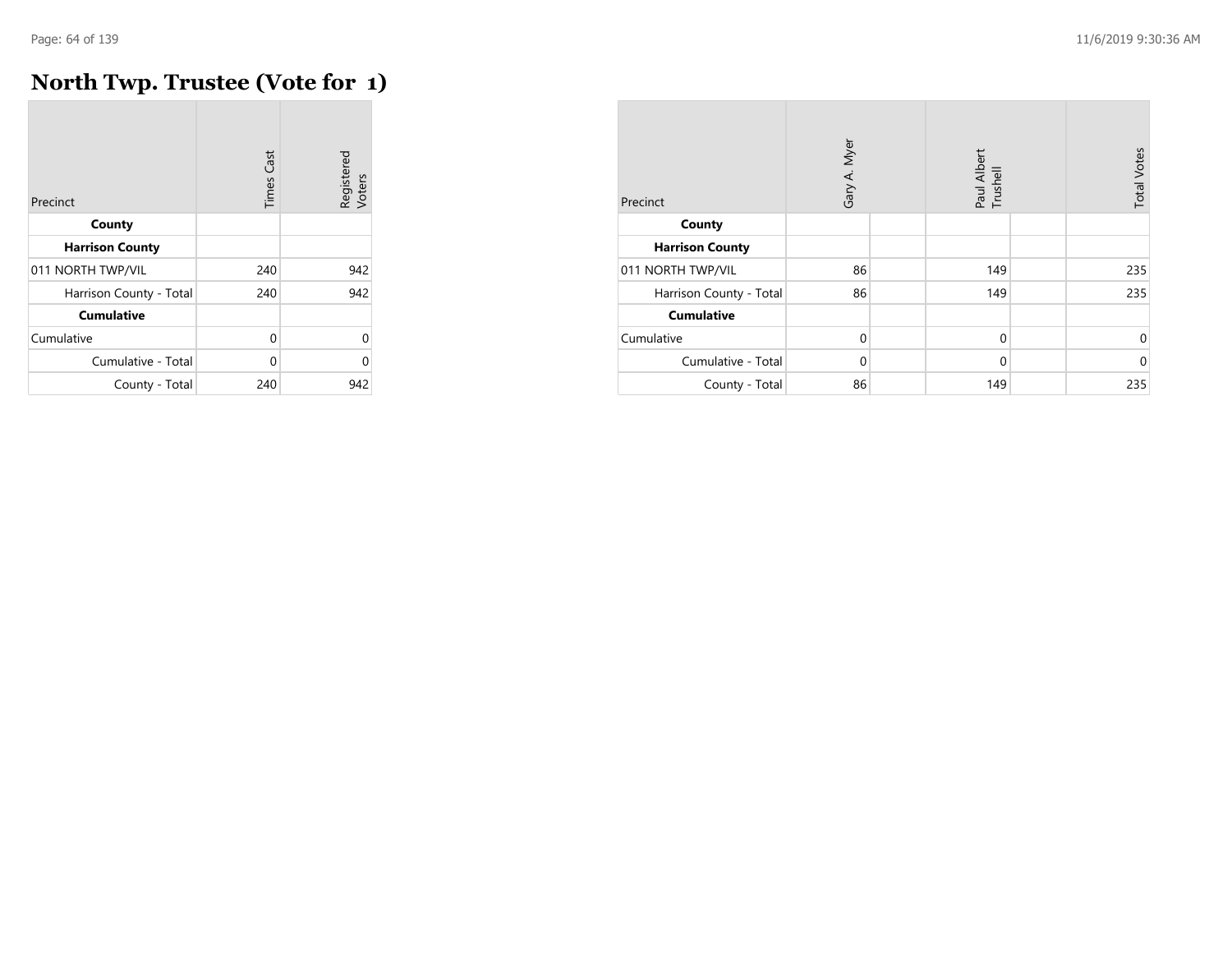# North Twp. Trustee (Vote for 1)

| Precinct | Times Cast | Registered Voters |
|---|---|---|
| **County** | | |
| **Harrison County** | | |
| 011 NORTH TWP/VIL | 240 | 942 |
| Harrison County - Total | 240 | 942 |
| **Cumulative** | | |
| Cumulative | 0 | 0 |
| Cumulative - Total | 0 | 0 |
| County - Total | 240 | 942 |

| Precinct | Gary A. Myer | | Paul Albert Trushell | | Total Votes |
|---|---|---|---|---|---|
| **County** | | | | | |
| **Harrison County** | | | | | |
| 011 NORTH TWP/VIL | 86 | | 149 | | 235 |
| Harrison County - Total | 86 | | 149 | | 235 |
| **Cumulative** | | | | | |
| Cumulative | 0 | | 0 | | 0 |
| Cumulative - Total | 0 | | 0 | | 0 |
| County - Total | 86 | | 149 | | 235 |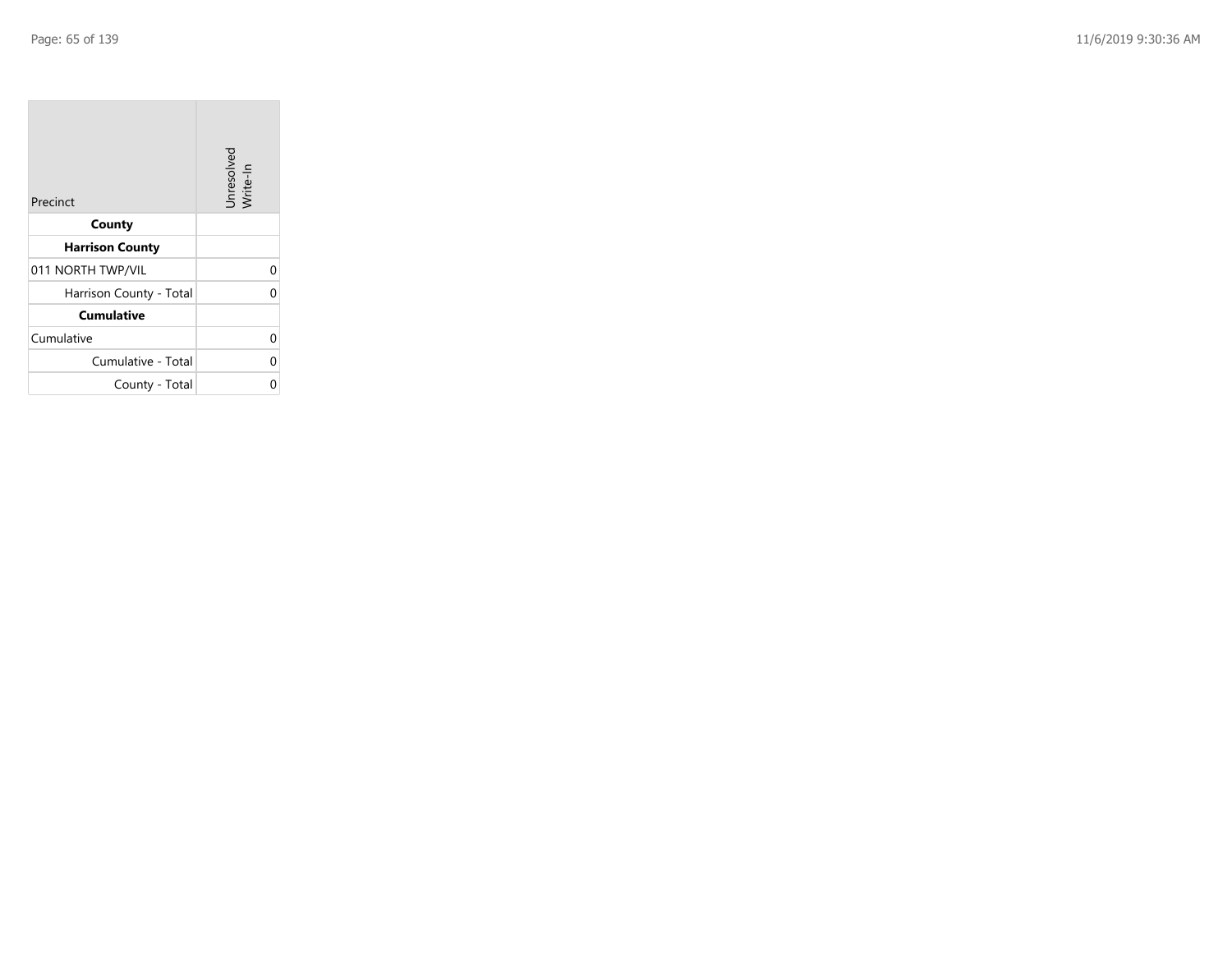| Precinct | Unresolved Write-In |
|---|---|
| **County** | |
| **Harrison County** | |
| 011 NORTH TWP/VIL | 0 |
| Harrison County - Total | 0 |
| **Cumulative** | |
| Cumulative | 0 |
| Cumulative - Total | 0 |
| County - Total | 0 |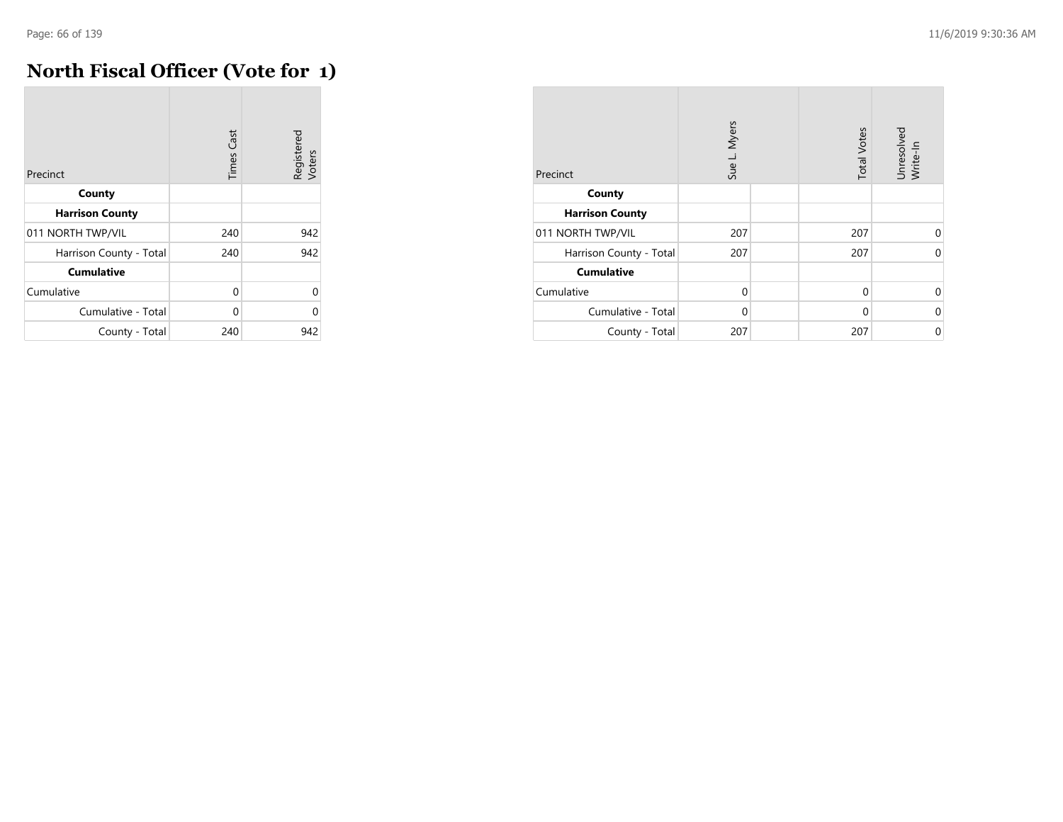# North Fiscal Officer (Vote for 1)

| Precinct | Times Cast | Registered Voters |
|---|---|---|
| **County** | | |
| **Harrison County** | | |
| 011 NORTH TWP/VIL | 240 | 942 |
| Harrison County - Total | 240 | 942 |
| **Cumulative** | | |
| Cumulative | 0 | 0 |
| Cumulative - Total | 0 | 0 |
| County - Total | 240 | 942 |

| Precinct | Sue L. Myers | | Total Votes | Unresolved Write-In |
|---|---|---|---|---|
| **County** | | | | |
| **Harrison County** | | | | |
| 011 NORTH TWP/VIL | 207 | | 207 | 0 |
| Harrison County - Total | 207 | | 207 | 0 |
| **Cumulative** | | | | |
| Cumulative | 0 | | 0 | 0 |
| Cumulative - Total | 0 | | 0 | 0 |
| County - Total | 207 | | 207 | 0 |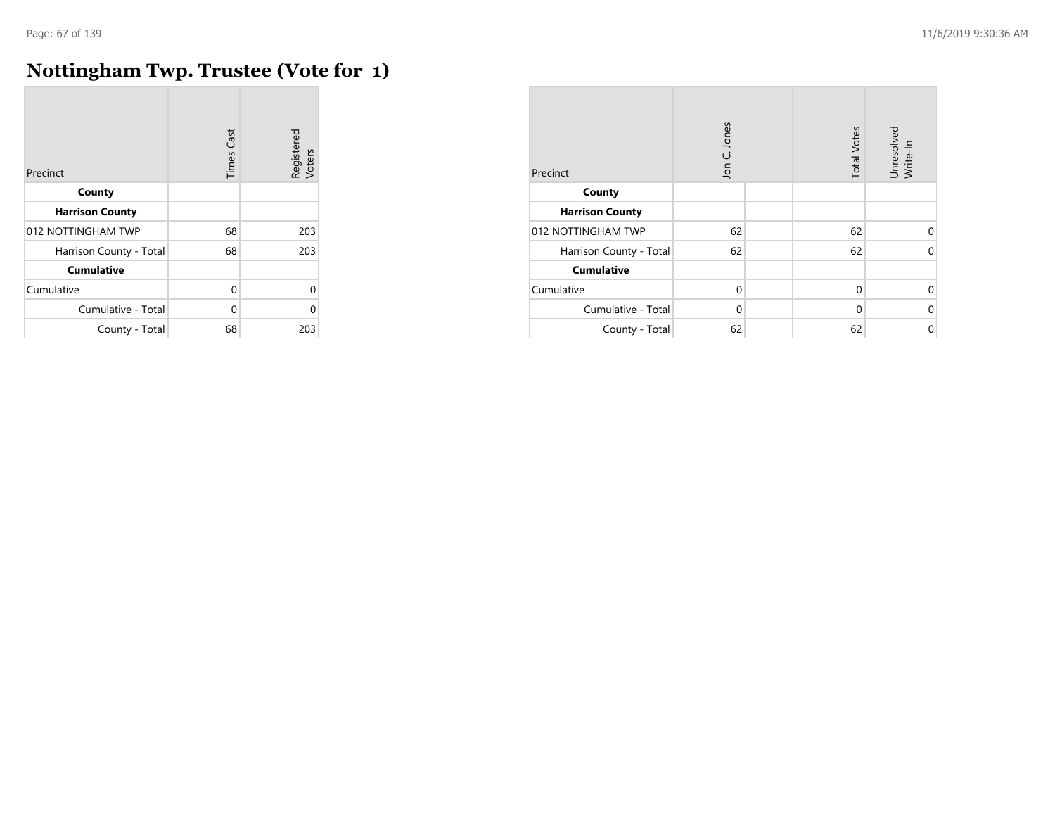# Nottingham Twp. Trustee (Vote for 1)

| Precinct | Times Cast | Registered Voters |
|---|---|---|
| **County** | | |
| **Harrison County** | | |
| 012 NOTTINGHAM TWP | 68 | 203 |
| Harrison County - Total | 68 | 203 |
| **Cumulative** | | |
| Cumulative | 0 | 0 |
| Cumulative - Total | 0 | 0 |
| County - Total | 68 | 203 |

| Precinct | Jon C. Jones | | Total Votes | Unresolved Write-In |
|---|---|---|---|---|
| **County** | | | | |
| **Harrison County** | | | | |
| 012 NOTTINGHAM TWP | 62 | | 62 | 0 |
| Harrison County - Total | 62 | | 62 | 0 |
| **Cumulative** | | | | |
| Cumulative | 0 | | 0 | 0 |
| Cumulative - Total | 0 | | 0 | 0 |
| County - Total | 62 | | 62 | 0 |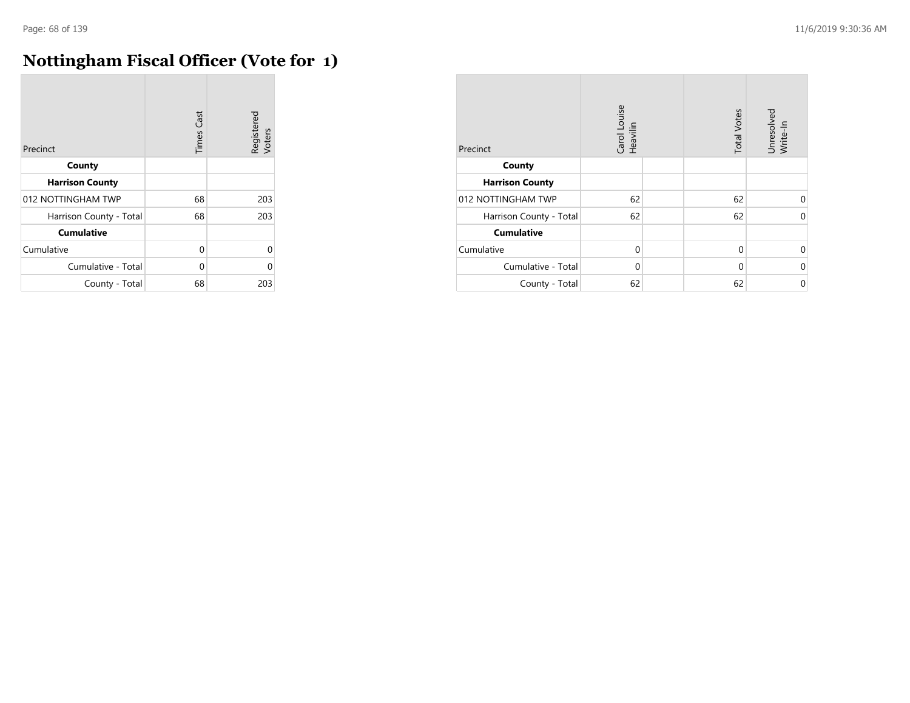# Nottingham Fiscal Officer (Vote for 1)

| Precinct | Times Cast | Registered Voters |
|---|---|---|
| **County** | | |
| **Harrison County** | | |
| 012 NOTTINGHAM TWP | 68 | 203 |
| Harrison County - Total | 68 | 203 |
| **Cumulative** | | |
| Cumulative | 0 | 0 |
| Cumulative - Total | 0 | 0 |
| County - Total | 68 | 203 |

| Precinct | Carol Louise Heavilin | | Total Votes | Unresolved Write-In |
|---|---|---|---|---|
| **County** | | | | |
| **Harrison County** | | | | |
| 012 NOTTINGHAM TWP | 62 | | 62 | 0 |
| Harrison County - Total | 62 | | 62 | 0 |
| **Cumulative** | | | | |
| Cumulative | 0 | | 0 | 0 |
| Cumulative - Total | 0 | | 0 | 0 |
| County - Total | 62 | | 62 | 0 |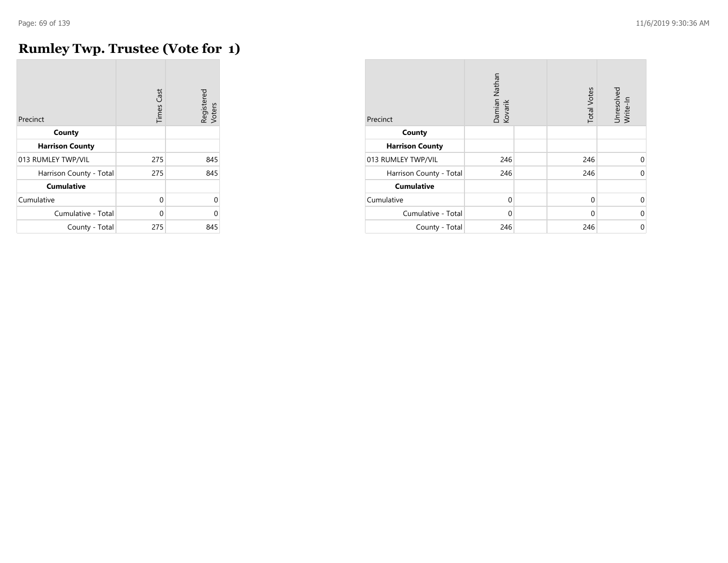# Rumley Twp. Trustee (Vote for 1)

| Precinct | Times Cast | Registered Voters |
|---|---|---|
| **County** | | |
| **Harrison County** | | |
| 013 RUMLEY TWP/VIL | 275 | 845 |
| Harrison County - Total | 275 | 845 |
| **Cumulative** | | |
| Cumulative | 0 | 0 |
| Cumulative - Total | 0 | 0 |
| County - Total | 275 | 845 |

| Precinct | Damian Nathan Kovarik | | Total Votes | Unresolved Write-In |
|---|---|---|---|---|
| **County** | | | | |
| **Harrison County** | | | | |
| 013 RUMLEY TWP/VIL | 246 | | 246 | 0 |
| Harrison County - Total | 246 | | 246 | 0 |
| **Cumulative** | | | | |
| Cumulative | 0 | | 0 | 0 |
| Cumulative - Total | 0 | | 0 | 0 |
| County - Total | 246 | | 246 | 0 |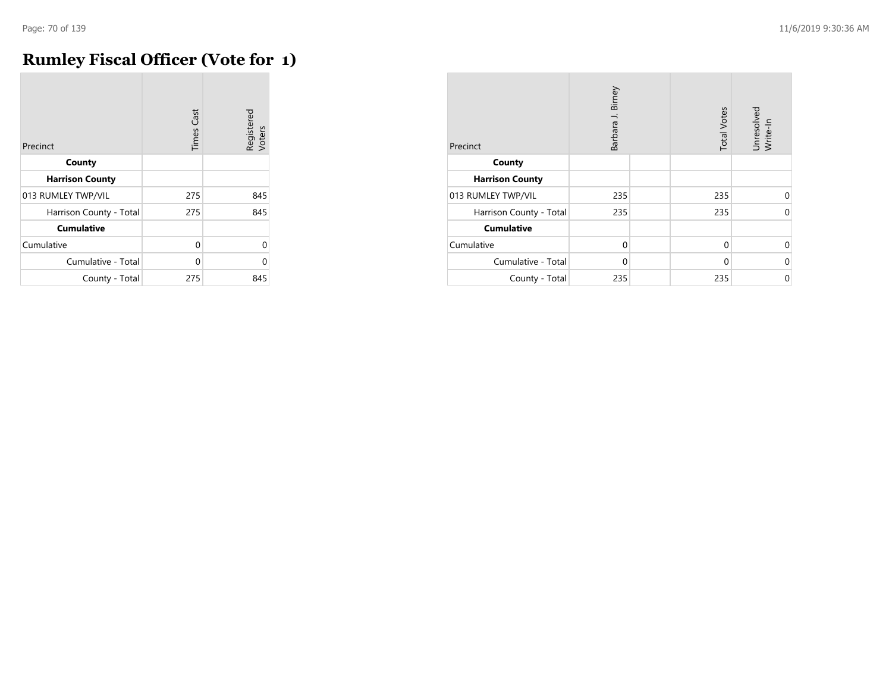# Rumley Fiscal Officer (Vote for 1)

| Precinct | Times Cast | Registered Voters |
|---|---|---|
| **County** | | |
| **Harrison County** | | |
| 013 RUMLEY TWP/VIL | 275 | 845 |
| Harrison County - Total | 275 | 845 |
| **Cumulative** | | |
| Cumulative | 0 | 0 |
| Cumulative - Total | 0 | 0 |
| County - Total | 275 | 845 |

| Precinct | Barbara J. Birney | | Total Votes | Unresolved Write-In |
|---|---|---|---|---|
| **County** | | | | |
| **Harrison County** | | | | |
| 013 RUMLEY TWP/VIL | 235 | | 235 | 0 |
| Harrison County - Total | 235 | | 235 | 0 |
| **Cumulative** | | | | |
| Cumulative | 0 | | 0 | 0 |
| Cumulative - Total | 0 | | 0 | 0 |
| County - Total | 235 | | 235 | 0 |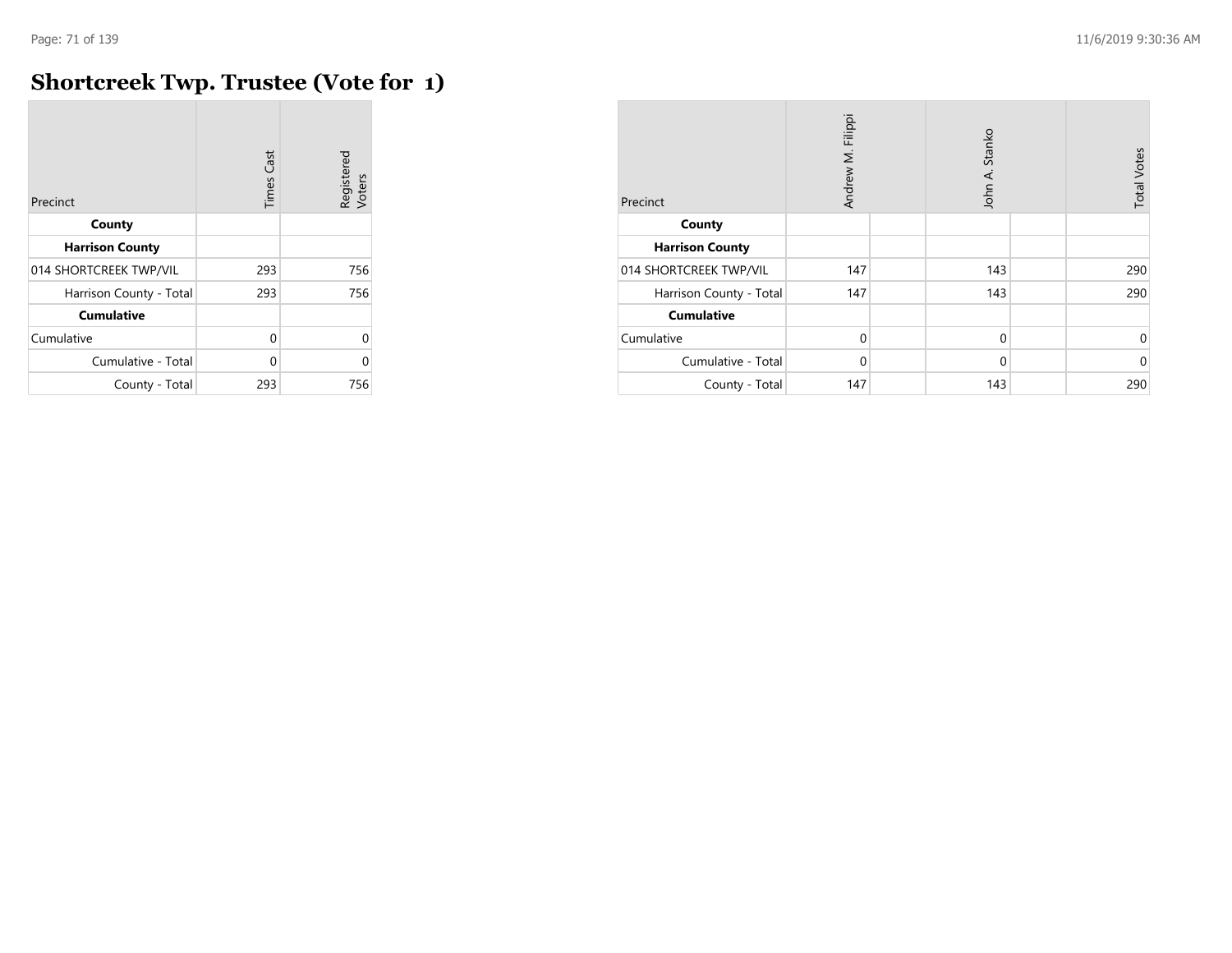# Shortcreek Twp. Trustee (Vote for 1)

| Precinct | Times Cast | Registered Voters |
|---|---|---|
| **County** | | |
| **Harrison County** | | |
| 014 SHORTCREEK TWP/VIL | 293 | 756 |
| Harrison County - Total | 293 | 756 |
| **Cumulative** | | |
| Cumulative | 0 | 0 |
| Cumulative - Total | 0 | 0 |
| County - Total | 293 | 756 |

| Precinct | Andrew M. Filippi | | John A. Stanko | | Total Votes |
|---|---|---|---|---|---|
| **County** | | | | | |
| **Harrison County** | | | | | |
| 014 SHORTCREEK TWP/VIL | 147 | | 143 | | 290 |
| Harrison County - Total | 147 | | 143 | | 290 |
| **Cumulative** | | | | | |
| Cumulative | 0 | | 0 | | 0 |
| Cumulative - Total | 0 | | 0 | | 0 |
| County - Total | 147 | | 143 | | 290 |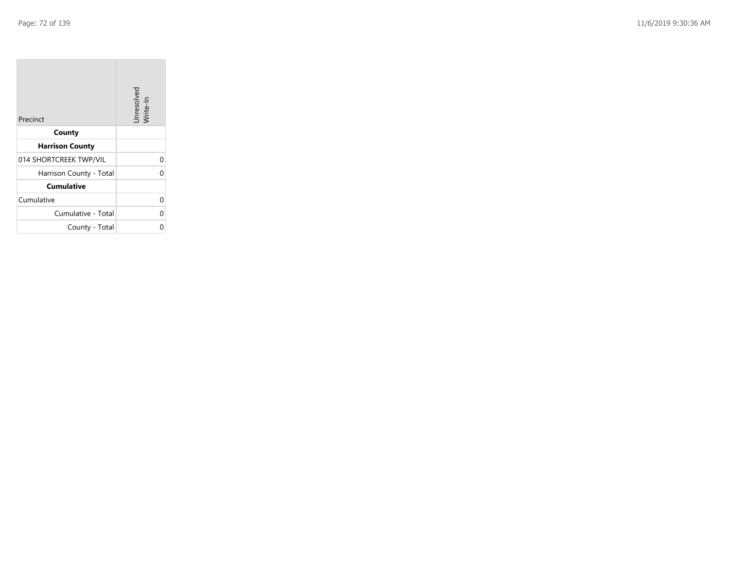| Precinct | Unresolved Write-In |
|---|---|
| **County** | |
| **Harrison County** | |
| 014 SHORTCREEK TWP/VIL | 0 |
| Harrison County - Total | 0 |
| **Cumulative** | |
| Cumulative | 0 |
| Cumulative - Total | 0 |
| County - Total | 0 |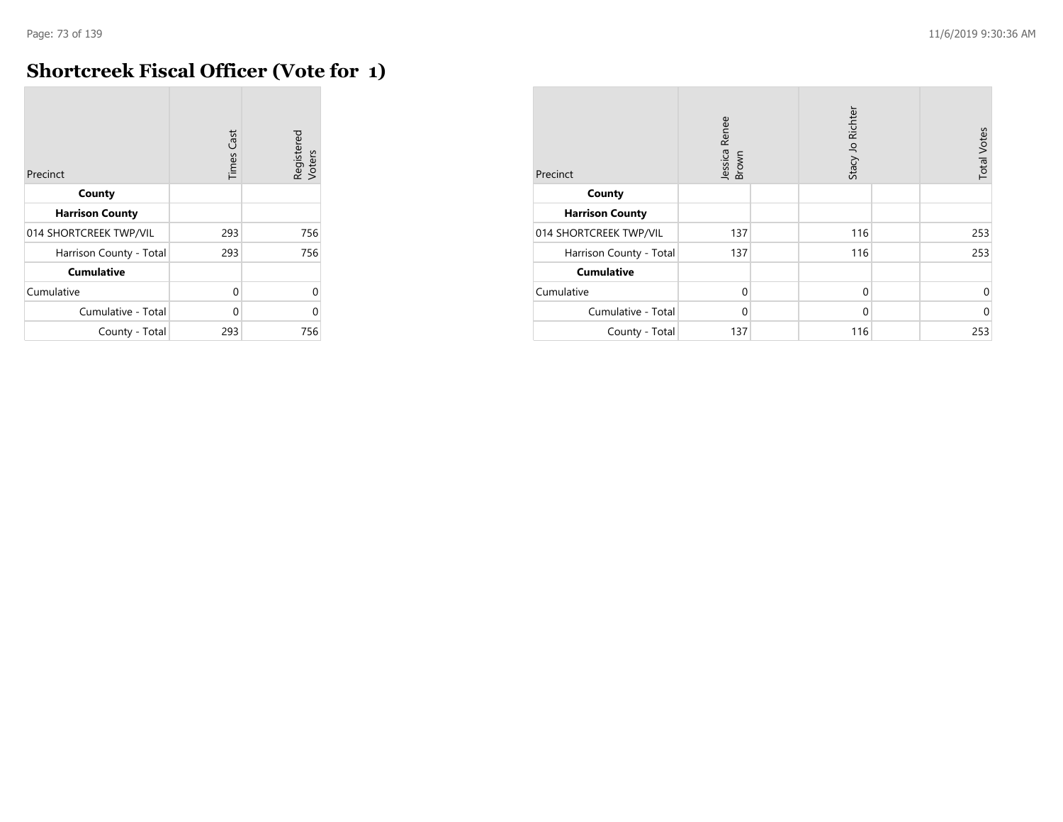# Shortcreek Fiscal Officer (Vote for 1)

| Precinct | Times Cast | Registered Voters |
|---|---|---|
| **County** | | |
| **Harrison County** | | |
| 014 SHORTCREEK TWP/VIL | 293 | 756 |
| Harrison County - Total | 293 | 756 |
| **Cumulative** | | |
| Cumulative | 0 | 0 |
| Cumulative - Total | 0 | 0 |
| County - Total | 293 | 756 |

| Precinct | Jessica Renee Brown | Stacy Jo Richter | Total Votes |
|---|---|---|---|
| **County** | | | |
| **Harrison County** | | | |
| 014 SHORTCREEK TWP/VIL | 137 | 116 | 253 |
| Harrison County - Total | 137 | 116 | 253 |
| **Cumulative** | | | |
| Cumulative | 0 | 0 | 0 |
| Cumulative - Total | 0 | 0 | 0 |
| County - Total | 137 | 116 | 253 |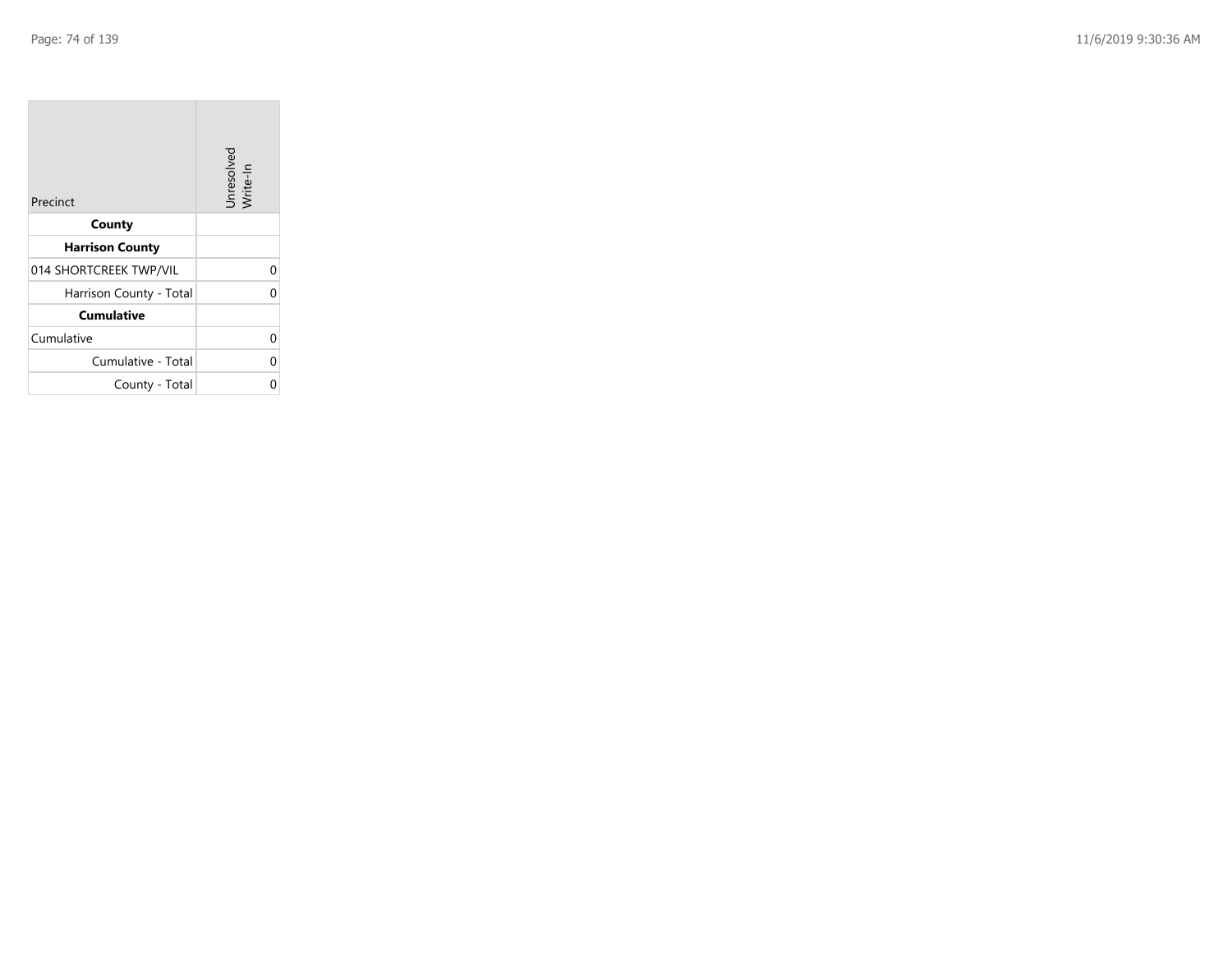| Precinct | Unresolved Write-In |
|---|---|
| **County** | |
| **Harrison County** | |
| 014 SHORTCREEK TWP/VIL | 0 |
| Harrison County - Total | 0 |
| **Cumulative** | |
| Cumulative | 0 |
| Cumulative - Total | 0 |
| County - Total | 0 |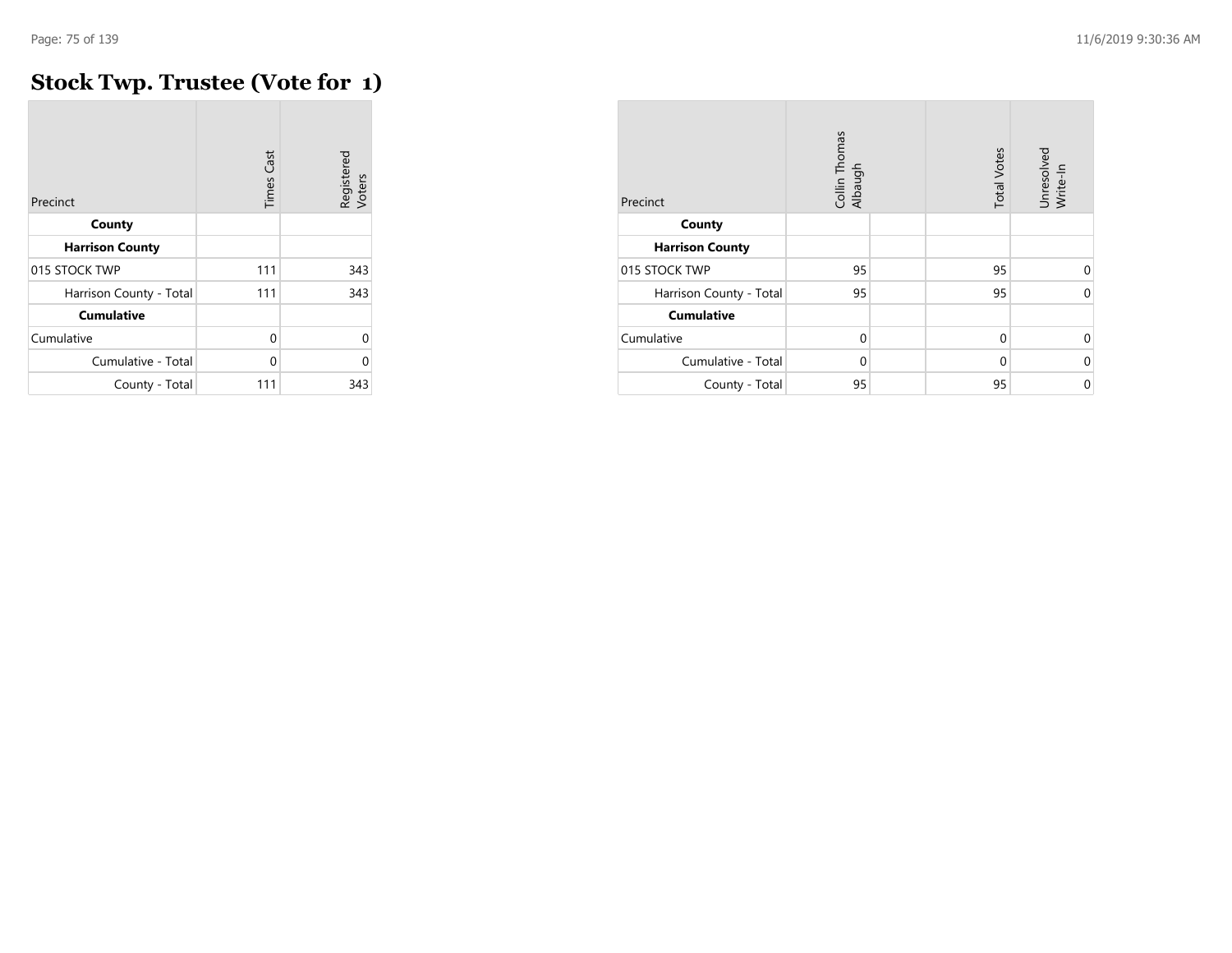# Stock Twp. Trustee (Vote for 1)

| Precinct | Times Cast | Registered Voters |
|---|---|---|
| **County** | | |
| **Harrison County** | | |
| 015 STOCK TWP | 111 | 343 |
| Harrison County - Total | 111 | 343 |
| **Cumulative** | | |
| Cumulative | 0 | 0 |
| Cumulative - Total | 0 | 0 |
| County - Total | 111 | 343 |

| Precinct | Collin Thomas Albaugh | | Total Votes | Unresolved Write-In |
|---|---|---|---|---|
| **County** | | | | |
| **Harrison County** | | | | |
| 015 STOCK TWP | 95 | | 95 | 0 |
| Harrison County - Total | 95 | | 95 | 0 |
| **Cumulative** | | | | |
| Cumulative | 0 | | 0 | 0 |
| Cumulative - Total | 0 | | 0 | 0 |
| County - Total | 95 | | 95 | 0 |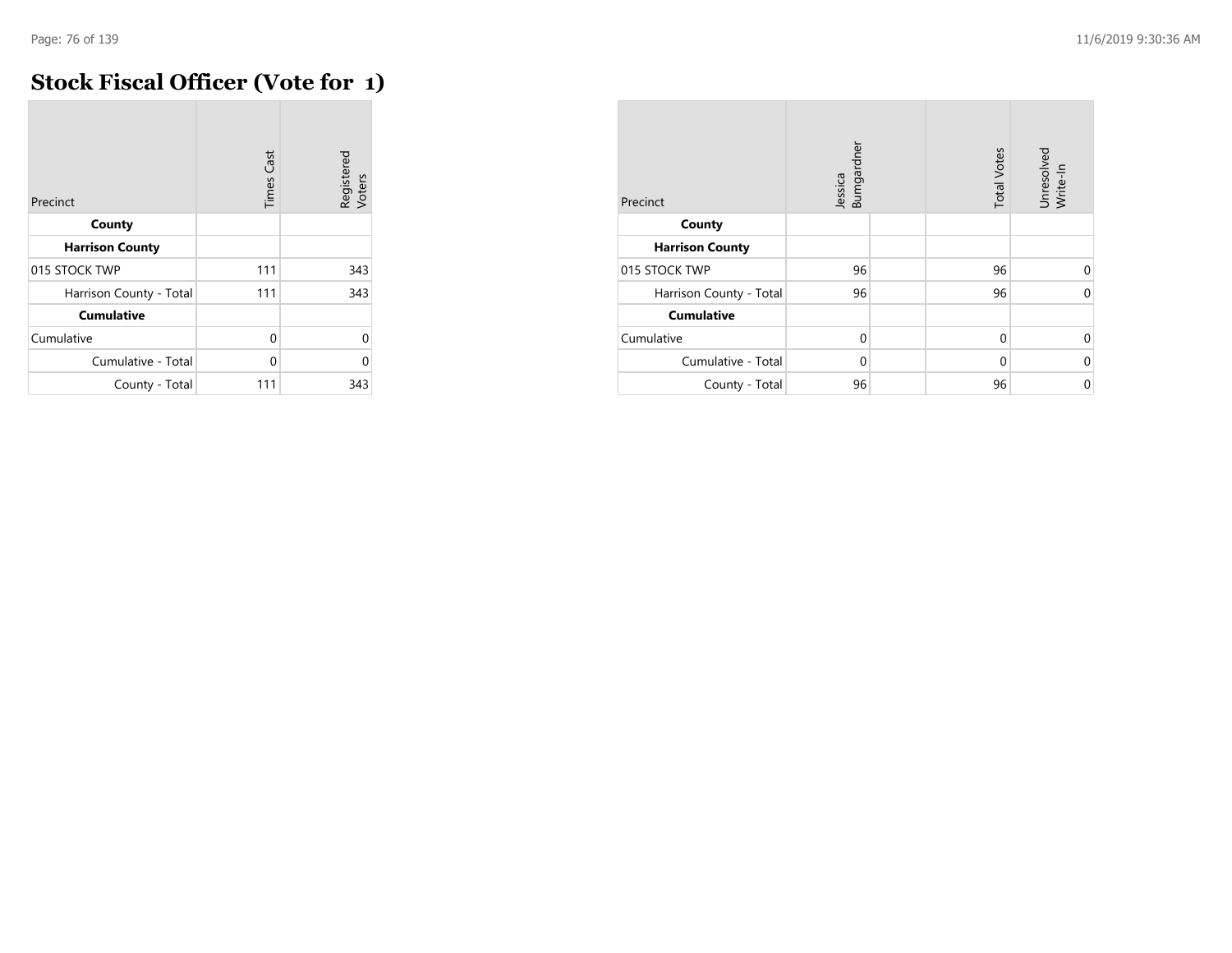# Stock Fiscal Officer (Vote for 1)

| Precinct | Times Cast | Registered Voters |
|---|---|---|
| **County** | | |
| **Harrison County** | | |
| 015 STOCK TWP | 111 | 343 |
| Harrison County - Total | 111 | 343 |
| **Cumulative** | | |
| Cumulative | 0 | 0 |
| Cumulative - Total | 0 | 0 |
| County - Total | 111 | 343 |

| Precinct | Jessica Bumgardner | | Total Votes | Unresolved Write-In |
|---|---|---|---|---|
| **County** | | | | |
| **Harrison County** | | | | |
| 015 STOCK TWP | 96 | | 96 | 0 |
| Harrison County - Total | 96 | | 96 | 0 |
| **Cumulative** | | | | |
| Cumulative | 0 | | 0 | 0 |
| Cumulative - Total | 0 | | 0 | 0 |
| County - Total | 96 | | 96 | 0 |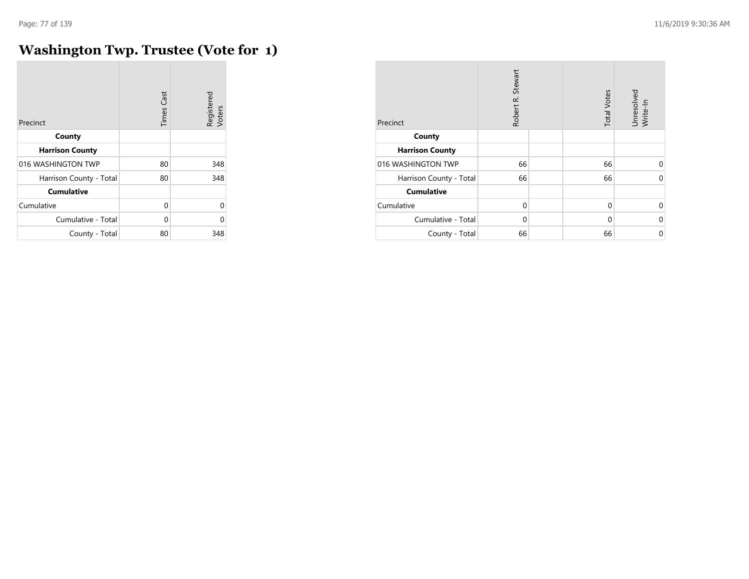# Washington Twp. Trustee (Vote for 1)

| Precinct | Times Cast | Registered Voters |
|---|---|---|
| **County** | | |
| **Harrison County** | | |
| 016 WASHINGTON TWP | 80 | 348 |
| Harrison County - Total | 80 | 348 |
| **Cumulative** | | |
| Cumulative | 0 | 0 |
| Cumulative - Total | 0 | 0 |
| County - Total | 80 | 348 |

| Precinct | Robert R. Stewart | | Total Votes | Unresolved Write-In |
|---|---|---|---|---|
| **County** | | | | |
| **Harrison County** | | | | |
| 016 WASHINGTON TWP | 66 | | 66 | 0 |
| Harrison County - Total | 66 | | 66 | 0 |
| **Cumulative** | | | | |
| Cumulative | 0 | | 0 | 0 |
| Cumulative - Total | 0 | | 0 | 0 |
| County - Total | 66 | | 66 | 0 |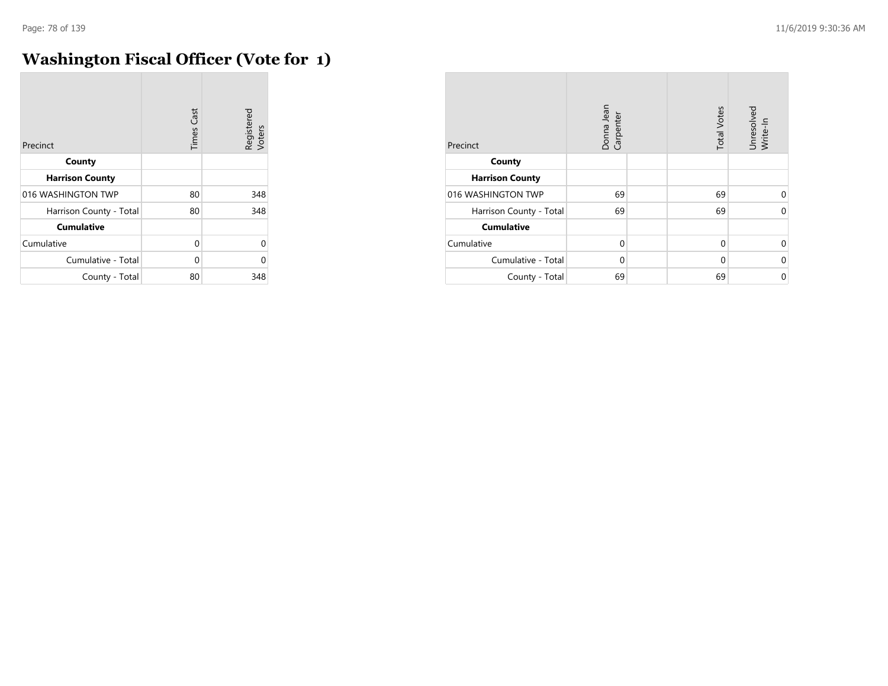# Washington Fiscal Officer (Vote for 1)

| Precinct | Times Cast | Registered Voters |
|---|---|---|
| **County** | | |
| **Harrison County** | | |
| 016 WASHINGTON TWP | 80 | 348 |
| Harrison County - Total | 80 | 348 |
| **Cumulative** | | |
| Cumulative | 0 | 0 |
| Cumulative - Total | 0 | 0 |
| County - Total | 80 | 348 |

| Precinct | Donna Jean Carpenter | | Total Votes | Unresolved Write-In |
|---|---|---|---|---|
| **County** | | | | |
| **Harrison County** | | | | |
| 016 WASHINGTON TWP | 69 | | 69 | 0 |
| Harrison County - Total | 69 | | 69 | 0 |
| **Cumulative** | | | | |
| Cumulative | 0 | | 0 | 0 |
| Cumulative - Total | 0 | | 0 | 0 |
| County - Total | 69 | | 69 | 0 |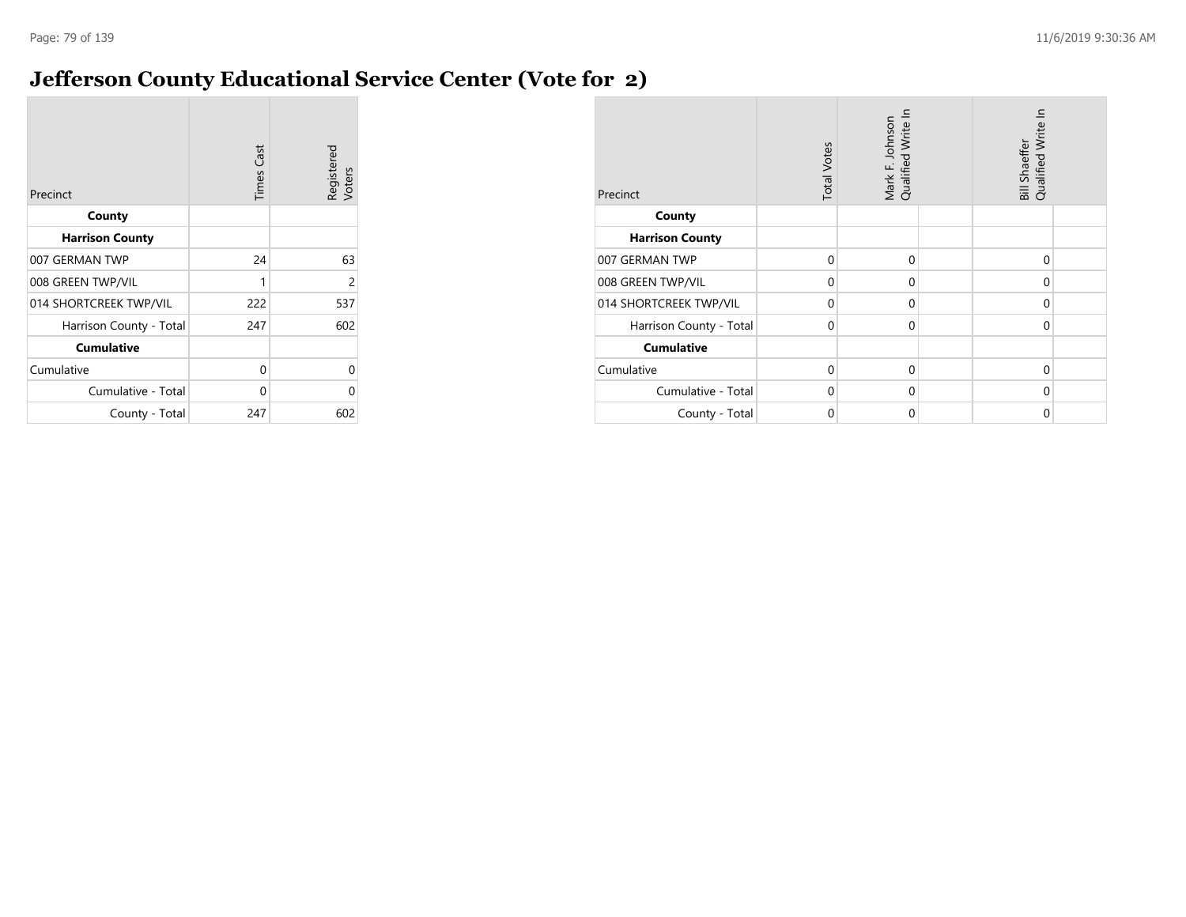# Jefferson County Educational Service Center (Vote for 2)

| Precinct | Times Cast | Registered Voters |
|---|---|---|
| **County** | | |
| **Harrison County** | | |
| 007 GERMAN TWP | 24 | 63 |
| 008 GREEN TWP/VIL | 1 | 2 |
| 014 SHORTCREEK TWP/VIL | 222 | 537 |
| Harrison County - Total | 247 | 602 |
| **Cumulative** | | |
| Cumulative | 0 | 0 |
| Cumulative - Total | 0 | 0 |
| County - Total | 247 | 602 |

| Precinct | Total Votes | Mark F. Johnson Qualified Write In | Bill Shaeffer Qualified Write In |
|---|---|---|---|
| **County** | | | |
| **Harrison County** | | | |
| 007 GERMAN TWP | 0 | 0 | 0 |
| 008 GREEN TWP/VIL | 0 | 0 | 0 |
| 014 SHORTCREEK TWP/VIL | 0 | 0 | 0 |
| Harrison County - Total | 0 | 0 | 0 |
| **Cumulative** | | | |
| Cumulative | 0 | 0 | 0 |
| Cumulative - Total | 0 | 0 | 0 |
| County - Total | 0 | 0 | 0 |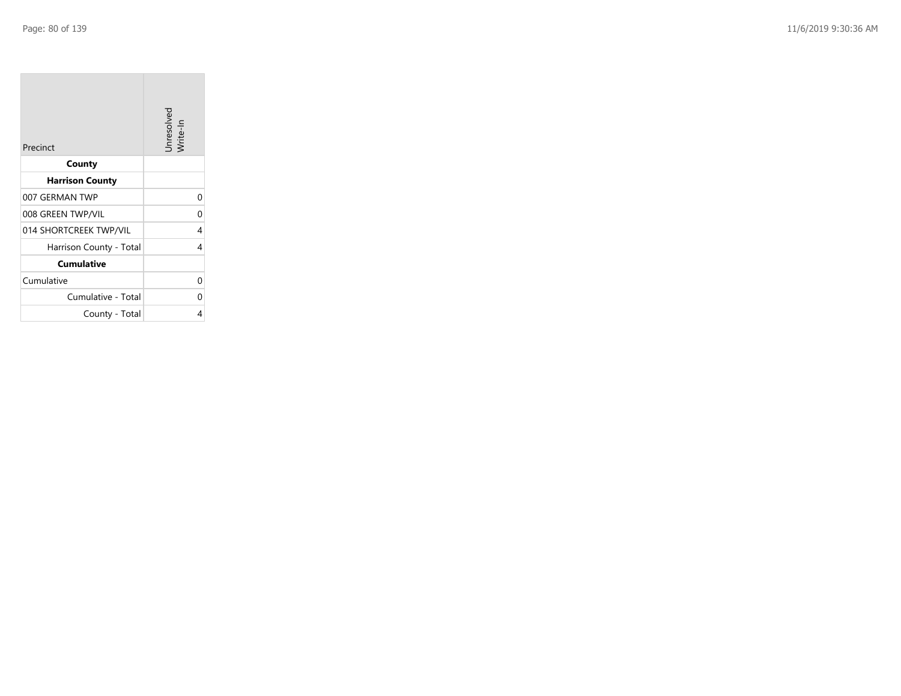| Precinct | Unresolved Write-In |
| --- | --- |
| **County** | |
| **Harrison County** | |
| 007 GERMAN TWP | 0 |
| 008 GREEN TWP/VIL | 0 |
| 014 SHORTCREEK TWP/VIL | 4 |
| Harrison County - Total | 4 |
| **Cumulative** | |
| Cumulative | 0 |
| Cumulative - Total | 0 |
| County - Total | 4 |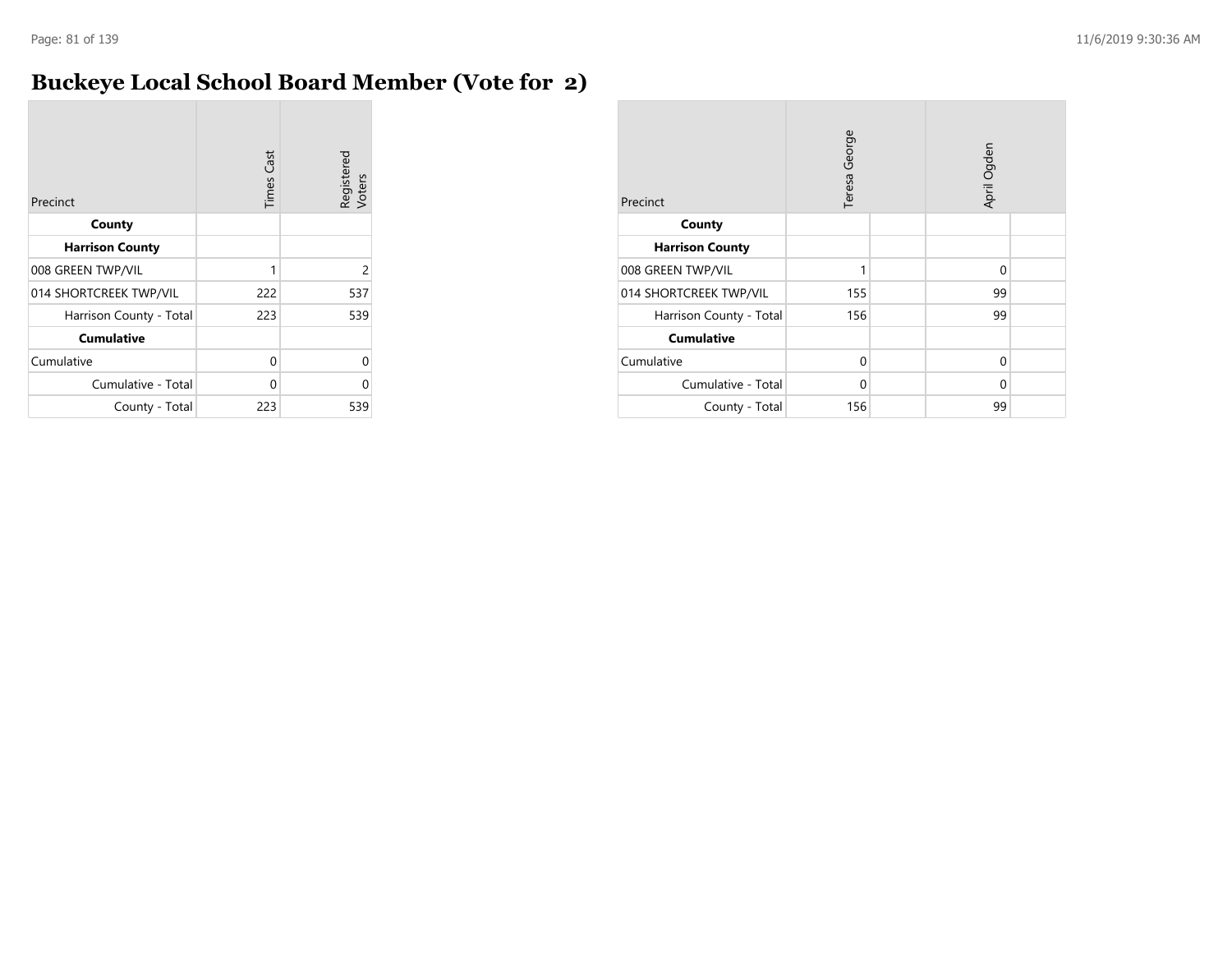# Buckeye Local School Board Member (Vote for 2)

| Precinct | Times Cast | Registered Voters |
|---|---|---|
| **County** | | |
| **Harrison County** | | |
| 008 GREEN TWP/VIL | 1 | 2 |
| 014 SHORTCREEK TWP/VIL | 222 | 537 |
| Harrison County - Total | 223 | 539 |
| **Cumulative** | | |
| Cumulative | 0 | 0 |
| Cumulative - Total | 0 | 0 |
| County - Total | 223 | 539 |

| Precinct | Teresa George | April Ogden |
|---|---|---|
| **County** | | |
| **Harrison County** | | |
| 008 GREEN TWP/VIL | 1 | 0 |
| 014 SHORTCREEK TWP/VIL | 155 | 99 |
| Harrison County - Total | 156 | 99 |
| **Cumulative** | | |
| Cumulative | 0 | 0 |
| Cumulative - Total | 0 | 0 |
| County - Total | 156 | 99 |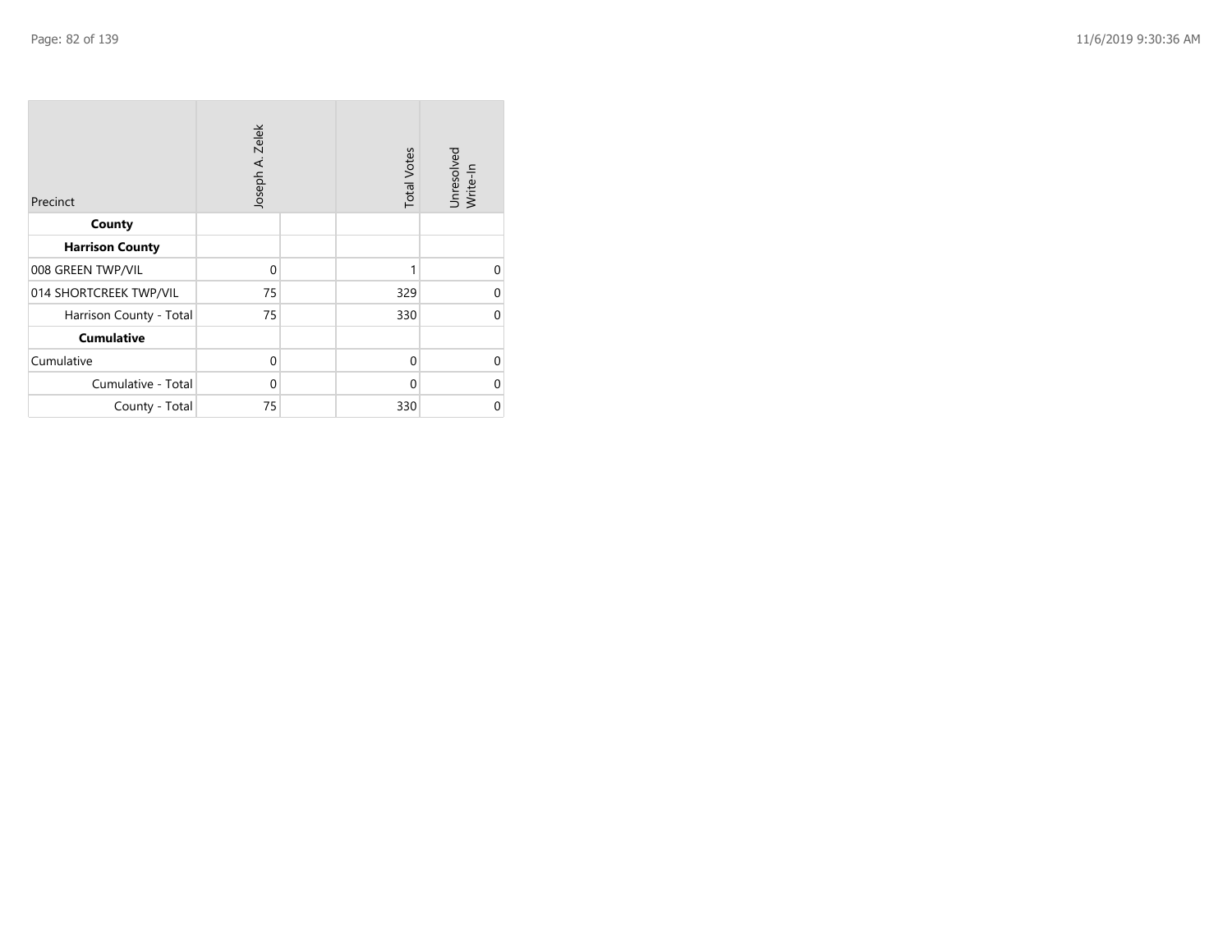| Precinct | Joseph A. Zelek | | Total Votes | Unresolved Write-In |
|---|---|---|---|---|
| **County** | | | | |
| **Harrison County** | | | | |
| 008 GREEN TWP/VIL | 0 | | 1 | 0 |
| 014 SHORTCREEK TWP/VIL | 75 | | 329 | 0 |
| Harrison County - Total | 75 | | 330 | 0 |
| **Cumulative** | | | | |
| Cumulative | 0 | | 0 | 0 |
| Cumulative - Total | 0 | | 0 | 0 |
| County - Total | 75 | | 330 | 0 |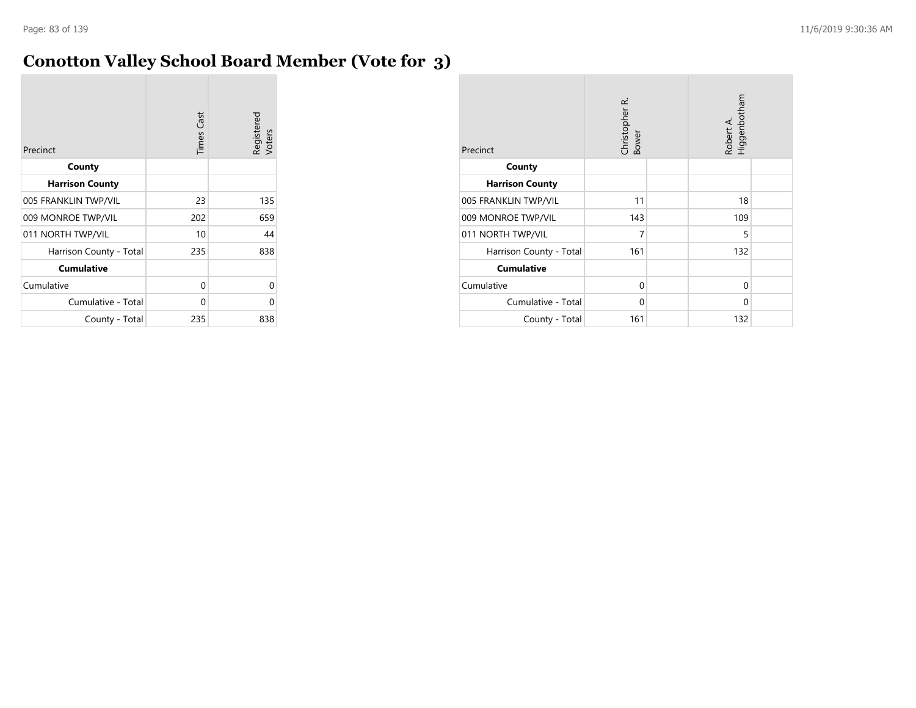# Conotton Valley School Board Member (Vote for 3)

| Precinct | Times Cast | Registered Voters |
|---|---|---|
| **County** | | |
| **Harrison County** | | |
| 005 FRANKLIN TWP/VIL | 23 | 135 |
| 009 MONROE TWP/VIL | 202 | 659 |
| 011 NORTH TWP/VIL | 10 | 44 |
| Harrison County - Total | 235 | 838 |
| **Cumulative** | | |
| Cumulative | 0 | 0 |
| Cumulative - Total | 0 | 0 |
| County - Total | 235 | 838 |

| Precinct | Christopher R. Bower | | Robert A. Higgenbotham | |
|---|---|---|---|---|
| **County** | | | | |
| **Harrison County** | | | | |
| 005 FRANKLIN TWP/VIL | 11 | | 18 | |
| 009 MONROE TWP/VIL | 143 | | 109 | |
| 011 NORTH TWP/VIL | 7 | | 5 | |
| Harrison County - Total | 161 | | 132 | |
| **Cumulative** | | | | |
| Cumulative | 0 | | 0 | |
| Cumulative - Total | 0 | | 0 | |
| County - Total | 161 | | 132 | |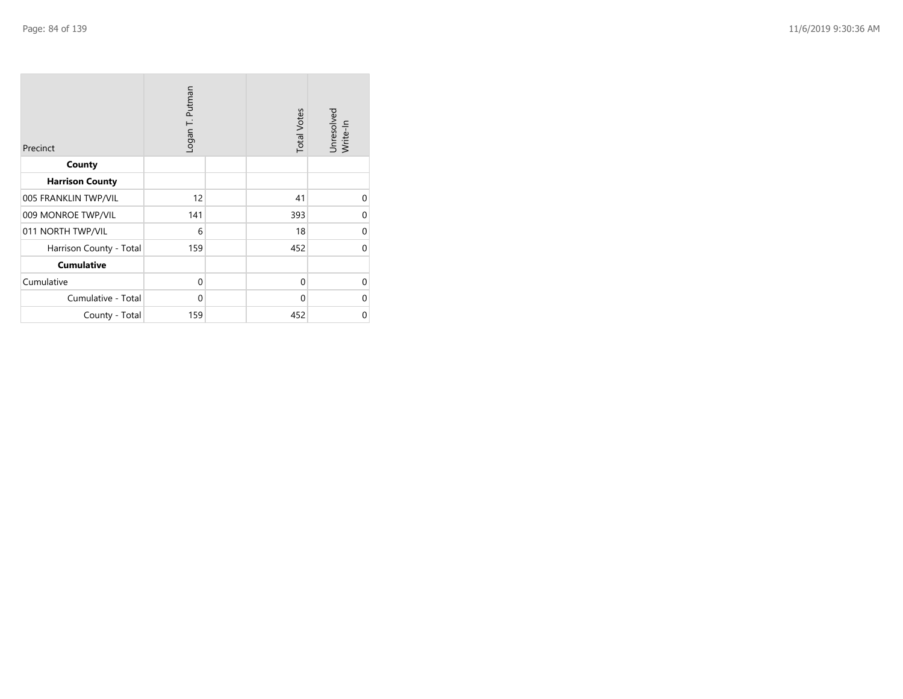| Precinct | Logan T. Putman | | Total Votes | Unresolved Write-In |
|---|---|---|---|---|
| **County** | | | | |
| **Harrison County** | | | | |
| 005 FRANKLIN TWP/VIL | 12 | | 41 | 0 |
| 009 MONROE TWP/VIL | 141 | | 393 | 0 |
| 011 NORTH TWP/VIL | 6 | | 18 | 0 |
| Harrison County - Total | 159 | | 452 | 0 |
| **Cumulative** | | | | |
| Cumulative | 0 | | 0 | 0 |
| Cumulative - Total | 0 | | 0 | 0 |
| County - Total | 159 | | 452 | 0 |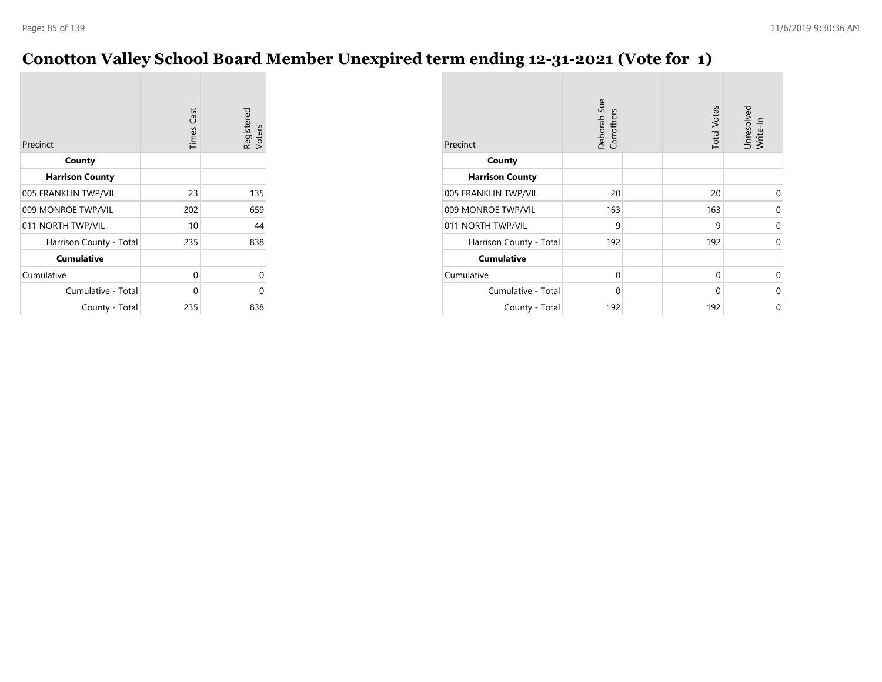# Conotton Valley School Board Member Unexpired term ending 12-31-2021 (Vote for 1)

| Precinct | Times Cast | Registered Voters |
|---|---|---|
| **County** | | |
| **Harrison County** | | |
| 005 FRANKLIN TWP/VIL | 23 | 135 |
| 009 MONROE TWP/VIL | 202 | 659 |
| 011 NORTH TWP/VIL | 10 | 44 |
| Harrison County - Total | 235 | 838 |
| **Cumulative** | | |
| Cumulative | 0 | 0 |
| Cumulative - Total | 0 | 0 |
| County - Total | 235 | 838 |

| Precinct | Deborah Sue Carrothers | | Total Votes | Unresolved Write-In |
|---|---|---|---|---|
| **County** | | | | |
| **Harrison County** | | | | |
| 005 FRANKLIN TWP/VIL | 20 | | 20 | 0 |
| 009 MONROE TWP/VIL | 163 | | 163 | 0 |
| 011 NORTH TWP/VIL | 9 | | 9 | 0 |
| Harrison County - Total | 192 | | 192 | 0 |
| **Cumulative** | | | | |
| Cumulative | 0 | | 0 | 0 |
| Cumulative - Total | 0 | | 0 | 0 |
| County - Total | 192 | | 192 | 0 |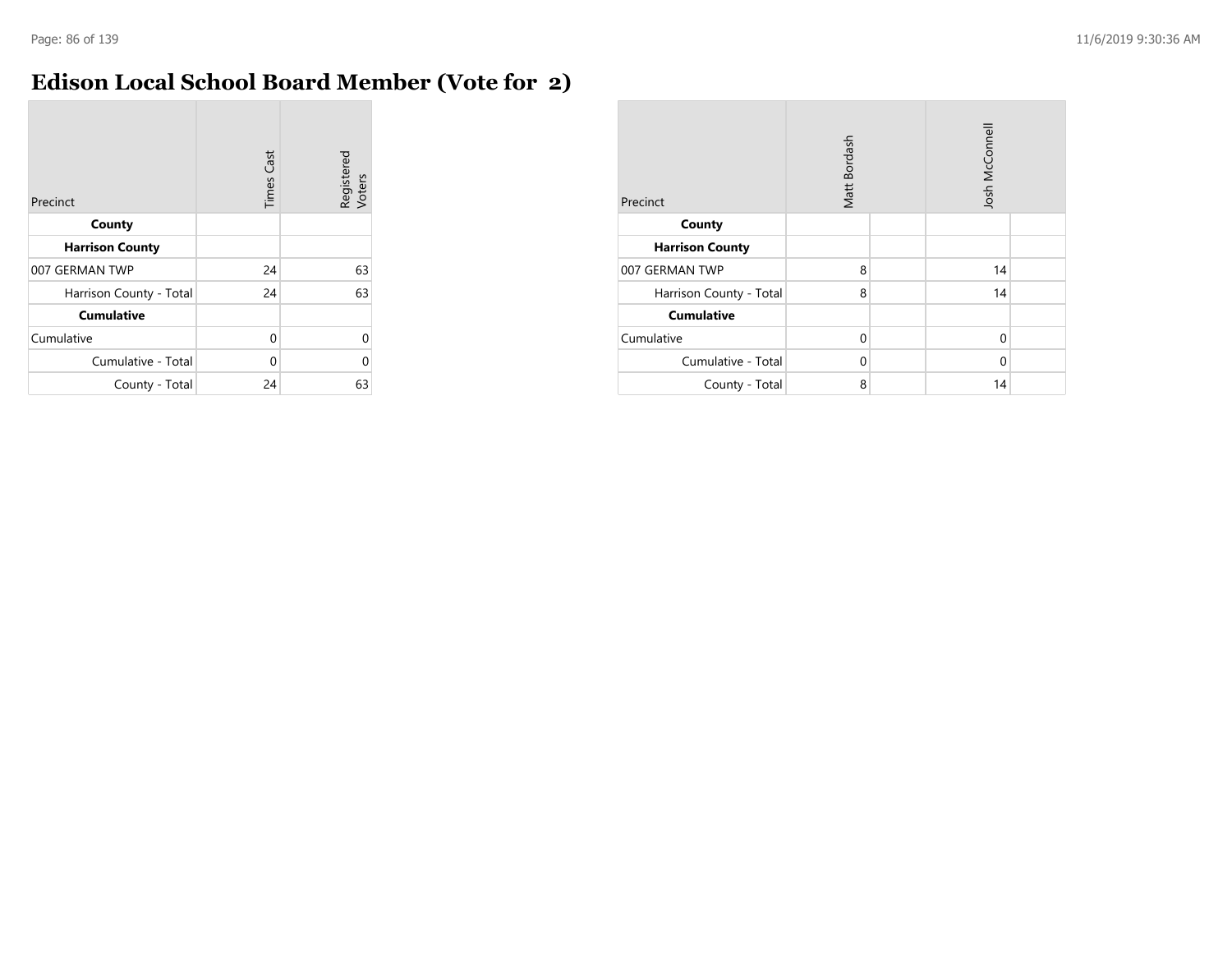# Edison Local School Board Member (Vote for 2)

| Precinct | Times Cast | Registered Voters |
|---|---|---|
| **County** | | |
| **Harrison County** | | |
| 007 GERMAN TWP | 24 | 63 |
| Harrison County - Total | 24 | 63 |
| **Cumulative** | | |
| Cumulative | 0 | 0 |
| Cumulative - Total | 0 | 0 |
| County - Total | 24 | 63 |

| Precinct | Matt Bordash | | Josh McConnell | |
|---|---|---|---|---|
| **County** | | | | |
| **Harrison County** | | | | |
| 007 GERMAN TWP | 8 | | 14 | |
| Harrison County - Total | 8 | | 14 | |
| **Cumulative** | | | | |
| Cumulative | 0 | | 0 | |
| Cumulative - Total | 0 | | 0 | |
| County - Total | 8 | | 14 | |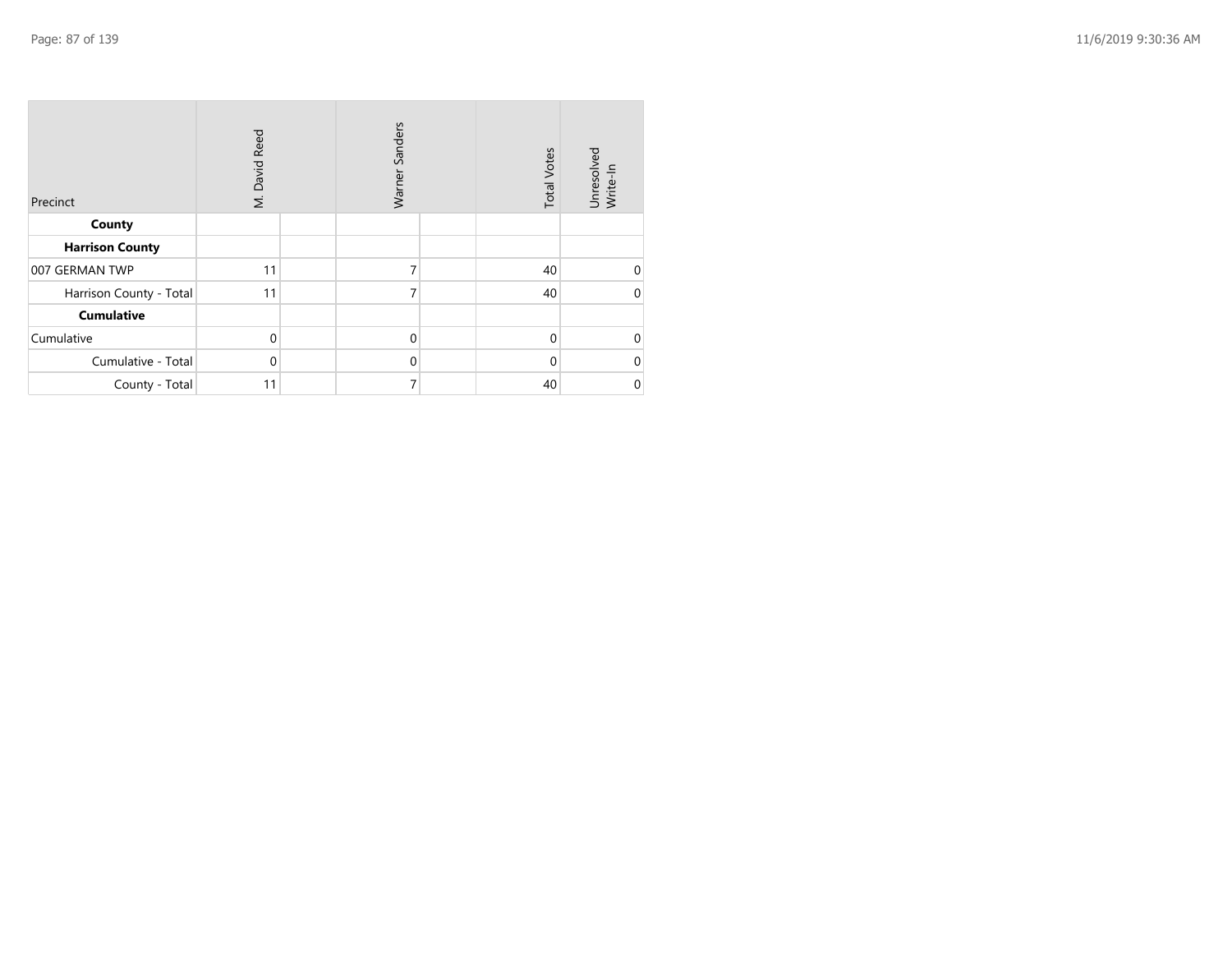| Precinct | M. David Reed | | Warner Sanders | | Total Votes | Unresolved Write-In |
|---|---|---|---|---|---|---|
| **County** | | | | | | |
| **Harrison County** | | | | | | |
| 007 GERMAN TWP | 11 | | 7 | | 40 | 0 |
| Harrison County - Total | 11 | | 7 | | 40 | 0 |
| **Cumulative** | | | | | | |
| Cumulative | 0 | | 0 | | 0 | 0 |
| Cumulative - Total | 0 | | 0 | | 0 | 0 |
| County - Total | 11 | | 7 | | 40 | 0 |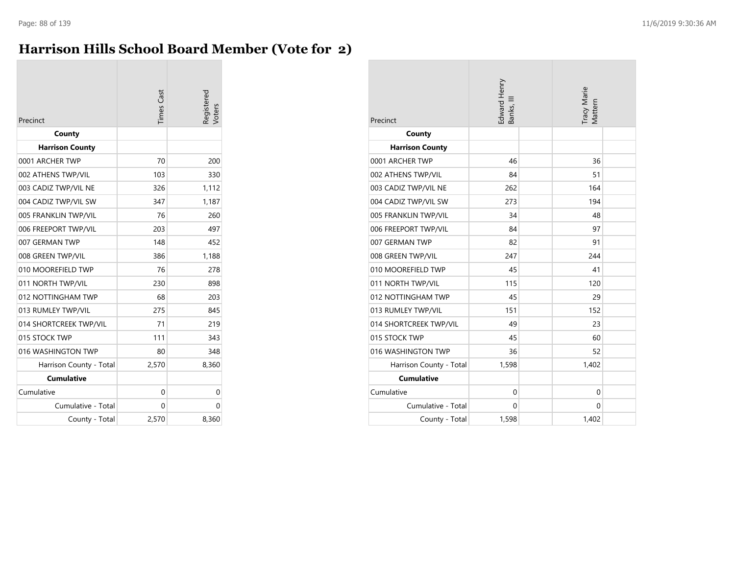# Harrison Hills School Board Member (Vote for 2)

| Precinct | Times Cast | Registered Voters |
|---|---|---|
| **County** | | |
| **Harrison County** | | |
| 0001 ARCHER TWP | 70 | 200 |
| 002 ATHENS TWP/VIL | 103 | 330 |
| 003 CADIZ TWP/VIL NE | 326 | 1,112 |
| 004 CADIZ TWP/VIL SW | 347 | 1,187 |
| 005 FRANKLIN TWP/VIL | 76 | 260 |
| 006 FREEPORT TWP/VIL | 203 | 497 |
| 007 GERMAN TWP | 148 | 452 |
| 008 GREEN TWP/VIL | 386 | 1,188 |
| 010 MOOREFIELD TWP | 76 | 278 |
| 011 NORTH TWP/VIL | 230 | 898 |
| 012 NOTTINGHAM TWP | 68 | 203 |
| 013 RUMLEY TWP/VIL | 275 | 845 |
| 014 SHORTCREEK TWP/VIL | 71 | 219 |
| 015 STOCK TWP | 111 | 343 |
| 016 WASHINGTON TWP | 80 | 348 |
| Harrison County - Total | 2,570 | 8,360 |
| **Cumulative** | | |
| Cumulative | 0 | 0 |
| Cumulative - Total | 0 | 0 |
| County - Total | 2,570 | 8,360 |

| Precinct | Edward Henry Banks, III | | Tracy Marie Mattern | |
|---|---|---|---|---|
| **County** | | | | |
| **Harrison County** | | | | |
| 0001 ARCHER TWP | 46 | | 36 | |
| 002 ATHENS TWP/VIL | 84 | | 51 | |
| 003 CADIZ TWP/VIL NE | 262 | | 164 | |
| 004 CADIZ TWP/VIL SW | 273 | | 194 | |
| 005 FRANKLIN TWP/VIL | 34 | | 48 | |
| 006 FREEPORT TWP/VIL | 84 | | 97 | |
| 007 GERMAN TWP | 82 | | 91 | |
| 008 GREEN TWP/VIL | 247 | | 244 | |
| 010 MOOREFIELD TWP | 45 | | 41 | |
| 011 NORTH TWP/VIL | 115 | | 120 | |
| 012 NOTTINGHAM TWP | 45 | | 29 | |
| 013 RUMLEY TWP/VIL | 151 | | 152 | |
| 014 SHORTCREEK TWP/VIL | 49 | | 23 | |
| 015 STOCK TWP | 45 | | 60 | |
| 016 WASHINGTON TWP | 36 | | 52 | |
| Harrison County - Total | 1,598 | | 1,402 | |
| **Cumulative** | | | | |
| Cumulative | 0 | | 0 | |
| Cumulative - Total | 0 | | 0 | |
| County - Total | 1,598 | | 1,402 | |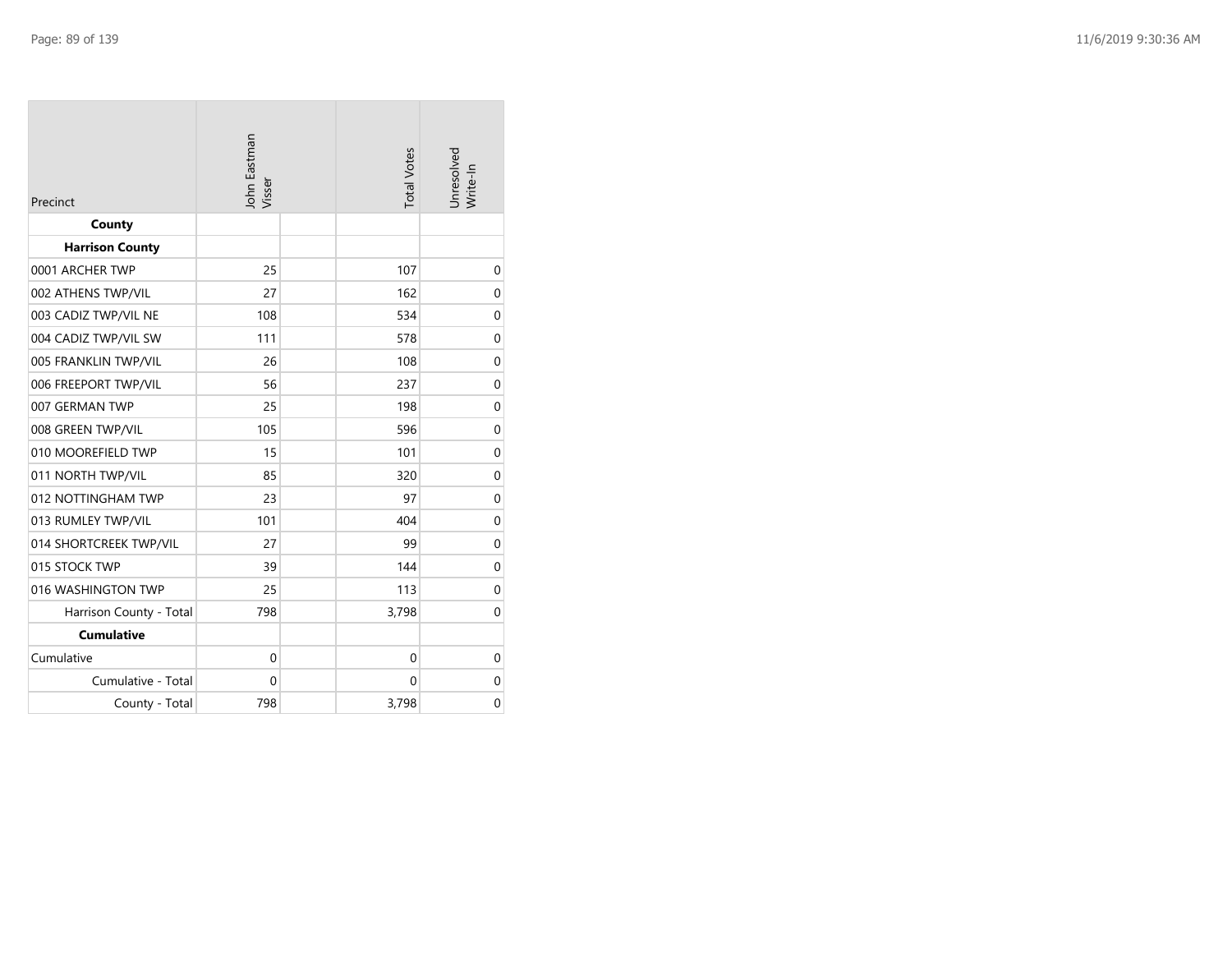| Precinct | John Eastman Visser | | Total Votes | Unresolved Write-In |
|---|---|---|---|---|
| **County** | | | | |
| **Harrison County** | | | | |
| 0001 ARCHER TWP | 25 | | 107 | 0 |
| 002 ATHENS TWP/VIL | 27 | | 162 | 0 |
| 003 CADIZ TWP/VIL NE | 108 | | 534 | 0 |
| 004 CADIZ TWP/VIL SW | 111 | | 578 | 0 |
| 005 FRANKLIN TWP/VIL | 26 | | 108 | 0 |
| 006 FREEPORT TWP/VIL | 56 | | 237 | 0 |
| 007 GERMAN TWP | 25 | | 198 | 0 |
| 008 GREEN TWP/VIL | 105 | | 596 | 0 |
| 010 MOOREFIELD TWP | 15 | | 101 | 0 |
| 011 NORTH TWP/VIL | 85 | | 320 | 0 |
| 012 NOTTINGHAM TWP | 23 | | 97 | 0 |
| 013 RUMLEY TWP/VIL | 101 | | 404 | 0 |
| 014 SHORTCREEK TWP/VIL | 27 | | 99 | 0 |
| 015 STOCK TWP | 39 | | 144 | 0 |
| 016 WASHINGTON TWP | 25 | | 113 | 0 |
| Harrison County - Total | 798 | | 3,798 | 0 |
| **Cumulative** | | | | |
| Cumulative | 0 | | 0 | 0 |
| Cumulative - Total | 0 | | 0 | 0 |
| County - Total | 798 | | 3,798 | 0 |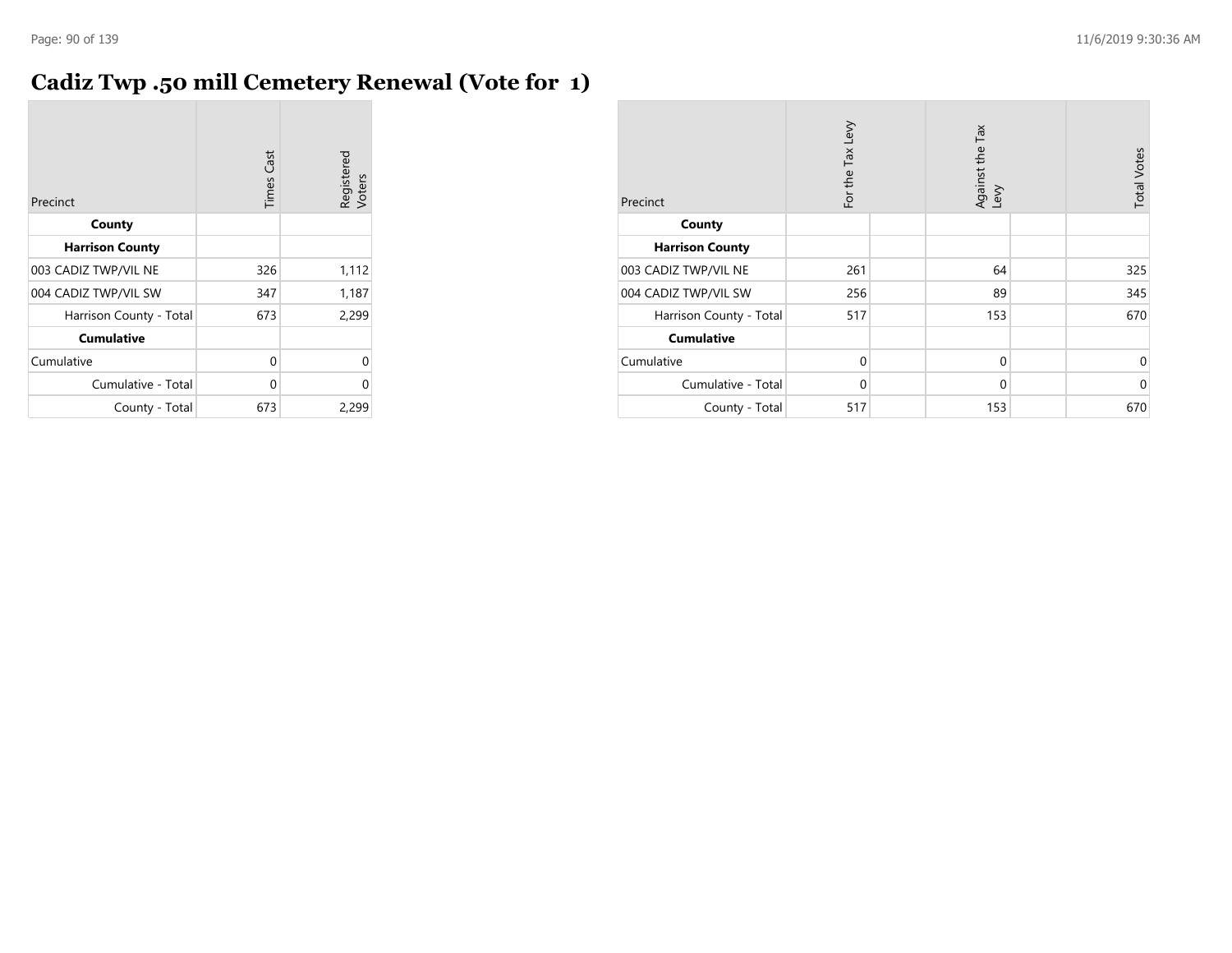# Cadiz Twp .50 mill Cemetery Renewal (Vote for 1)

| Precinct | Times Cast | Registered Voters |
|---|---|---|
| **County** | | |
| **Harrison County** | | |
| 003 CADIZ TWP/VIL NE | 326 | 1,112 |
| 004 CADIZ TWP/VIL SW | 347 | 1,187 |
| Harrison County - Total | 673 | 2,299 |
| **Cumulative** | | |
| Cumulative | 0 | 0 |
| Cumulative - Total | 0 | 0 |
| County - Total | 673 | 2,299 |

| Precinct | For the Tax Levy | | Against the Tax Levy | | Total Votes |
|---|---|---|---|---|---|
| **County** | | | | | |
| **Harrison County** | | | | | |
| 003 CADIZ TWP/VIL NE | 261 | | 64 | | 325 |
| 004 CADIZ TWP/VIL SW | 256 | | 89 | | 345 |
| Harrison County - Total | 517 | | 153 | | 670 |
| **Cumulative** | | | | | |
| Cumulative | 0 | | 0 | | 0 |
| Cumulative - Total | 0 | | 0 | | 0 |
| County - Total | 517 | | 153 | | 670 |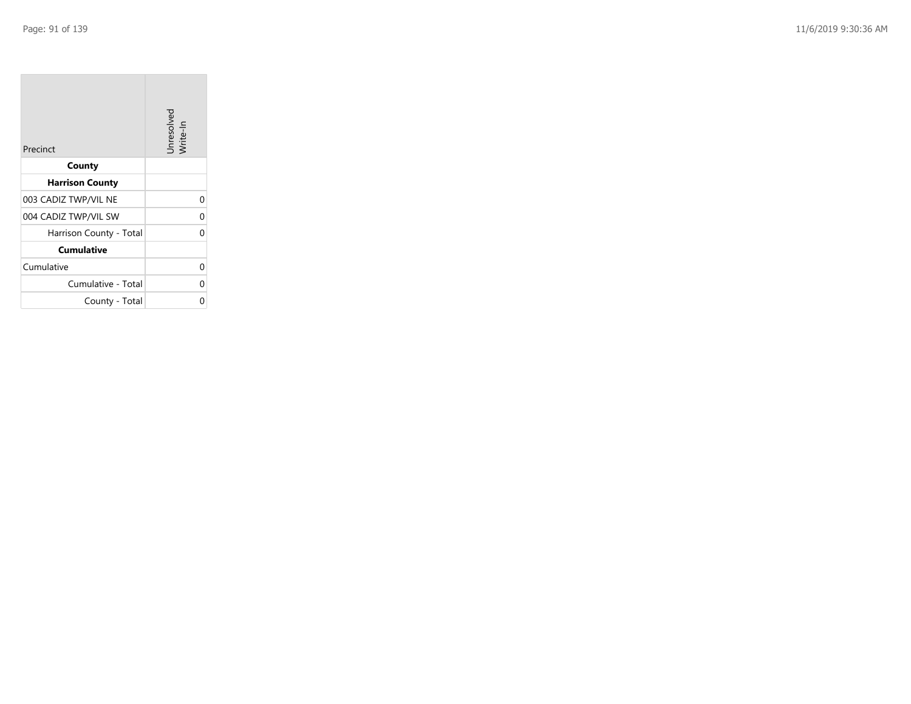| Precinct | Unresolved Write-In |
| --- | --- |
| **County** | |
| **Harrison County** | |
| 003 CADIZ TWP/VIL NE | 0 |
| 004 CADIZ TWP/VIL SW | 0 |
| Harrison County - Total | 0 |
| **Cumulative** | |
| Cumulative | 0 |
| Cumulative - Total | 0 |
| County - Total | 0 |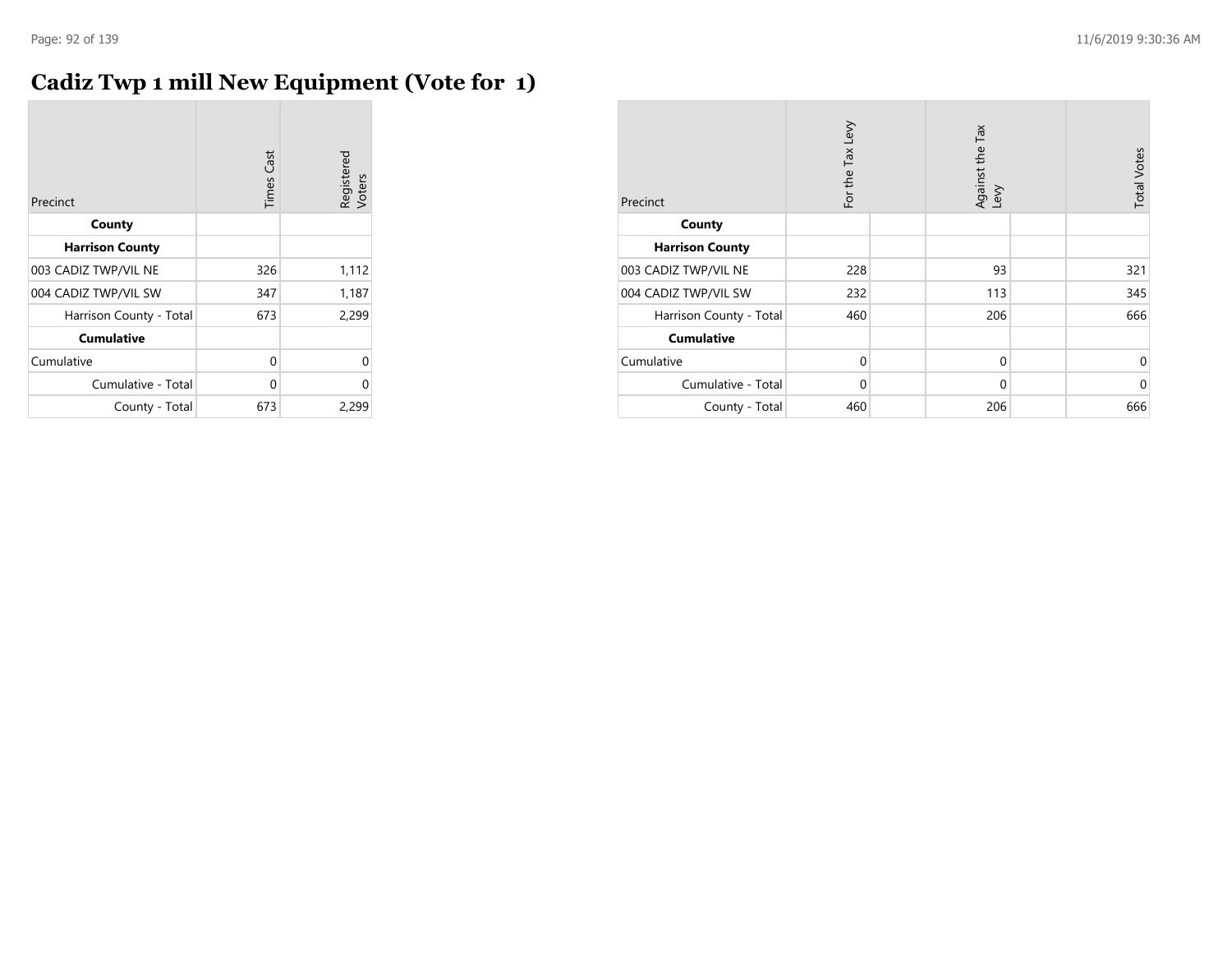# Cadiz Twp 1 mill New Equipment (Vote for 1)

| Precinct | Times Cast | Registered Voters |
|---|---|---|
| **County** | | |
| **Harrison County** | | |
| 003 CADIZ TWP/VIL NE | 326 | 1,112 |
| 004 CADIZ TWP/VIL SW | 347 | 1,187 |
| Harrison County - Total | 673 | 2,299 |
| **Cumulative** | | |
| Cumulative | 0 | 0 |
| Cumulative - Total | 0 | 0 |
| County - Total | 673 | 2,299 |

| Precinct | For the Tax Levy | | Against the Tax Levy | | Total Votes |
|---|---|---|---|---|---|
| **County** | | | | | |
| **Harrison County** | | | | | |
| 003 CADIZ TWP/VIL NE | 228 | | 93 | | 321 |
| 004 CADIZ TWP/VIL SW | 232 | | 113 | | 345 |
| Harrison County - Total | 460 | | 206 | | 666 |
| **Cumulative** | | | | | |
| Cumulative | 0 | | 0 | | 0 |
| Cumulative - Total | 0 | | 0 | | 0 |
| County - Total | 460 | | 206 | | 666 |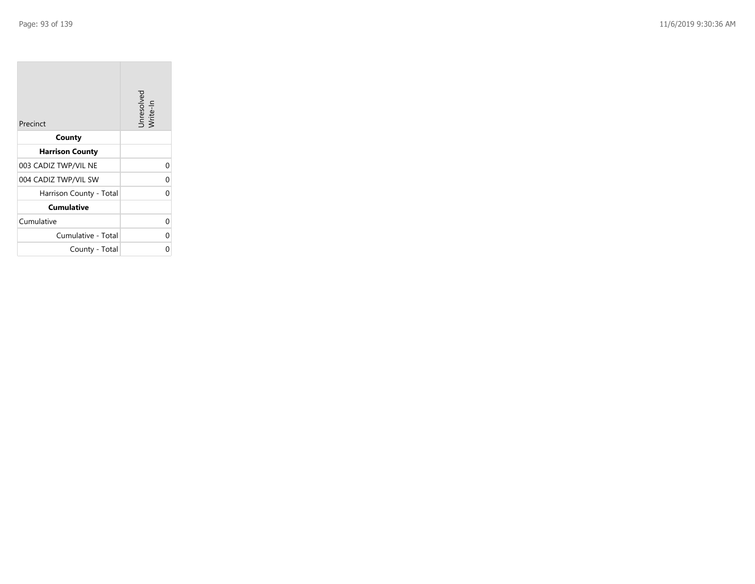| Precinct | Unresolved Write-In |
|---|---|
| **County** | |
| **Harrison County** | |
| 003 CADIZ TWP/VIL NE | 0 |
| 004 CADIZ TWP/VIL SW | 0 |
| Harrison County - Total | 0 |
| **Cumulative** | |
| Cumulative | 0 |
| Cumulative - Total | 0 |
| County - Total | 0 |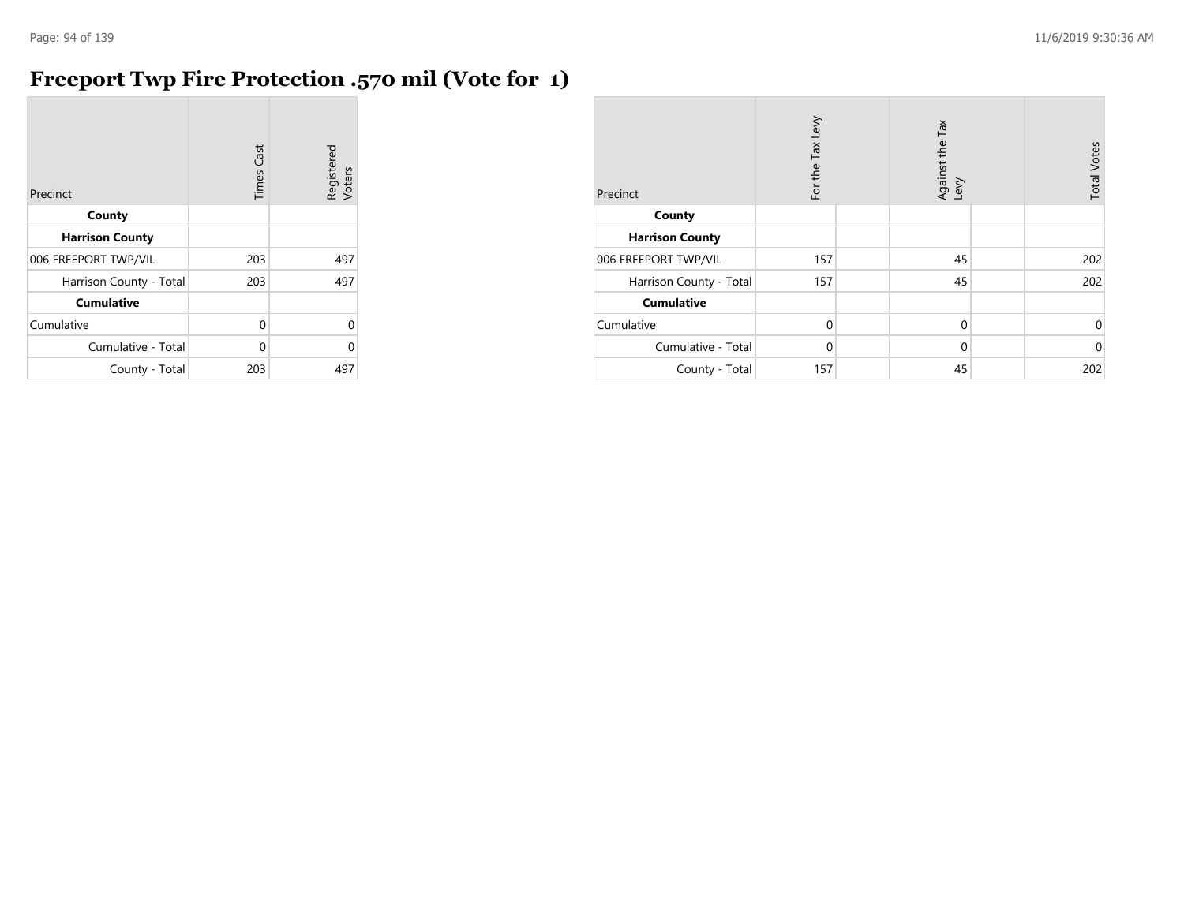# Freeport Twp Fire Protection .570 mil (Vote for 1)

| Precinct | Times Cast | Registered Voters |
|---|---|---|
| **County** | | |
| **Harrison County** | | |
| 006 FREEPORT TWP/VIL | 203 | 497 |
| Harrison County - Total | 203 | 497 |
| **Cumulative** | | |
| Cumulative | 0 | 0 |
| Cumulative - Total | 0 | 0 |
| County - Total | 203 | 497 |

| Precinct | For the Tax Levy | | Against the Tax Levy | | Total Votes |
|---|---|---|---|---|---|
| **County** | | | | | |
| **Harrison County** | | | | | |
| 006 FREEPORT TWP/VIL | 157 | | 45 | | 202 |
| Harrison County - Total | 157 | | 45 | | 202 |
| **Cumulative** | | | | | |
| Cumulative | 0 | | 0 | | 0 |
| Cumulative - Total | 0 | | 0 | | 0 |
| County - Total | 157 | | 45 | | 202 |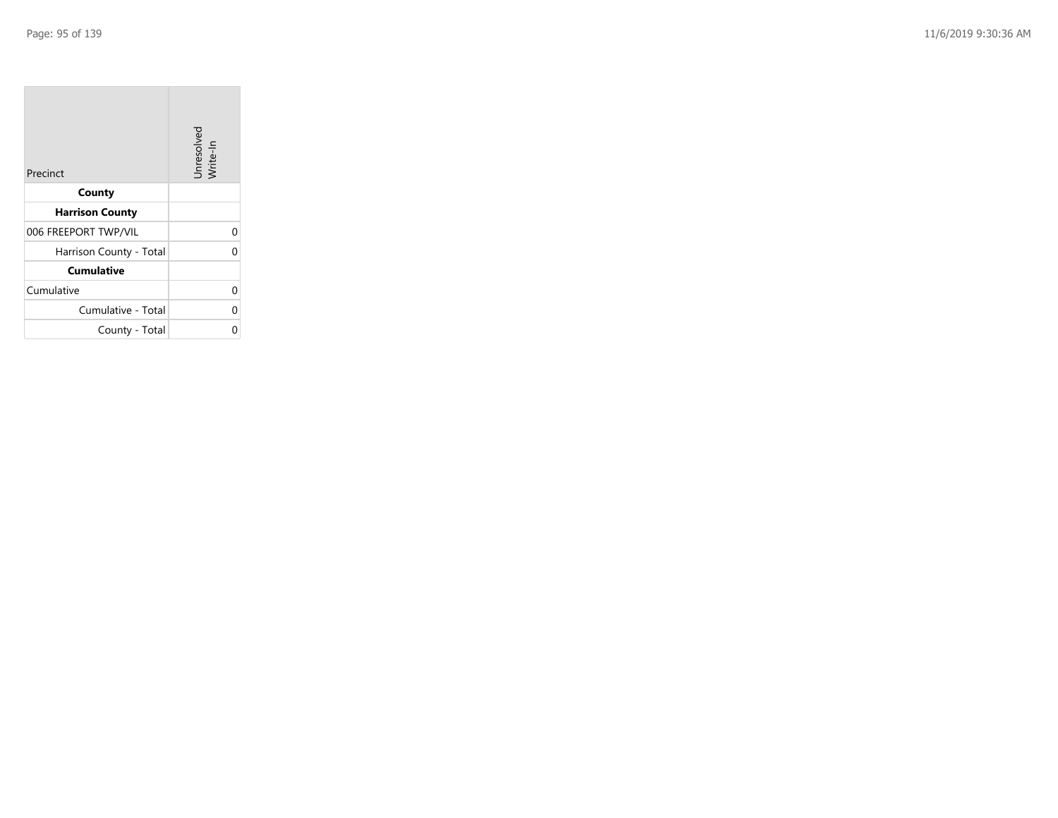| Precinct | Unresolved Write-In |
|---|---|
| **County** | |
| **Harrison County** | |
| 006 FREEPORT TWP/VIL | 0 |
| Harrison County - Total | 0 |
| **Cumulative** | |
| Cumulative | 0 |
| Cumulative - Total | 0 |
| County - Total | 0 |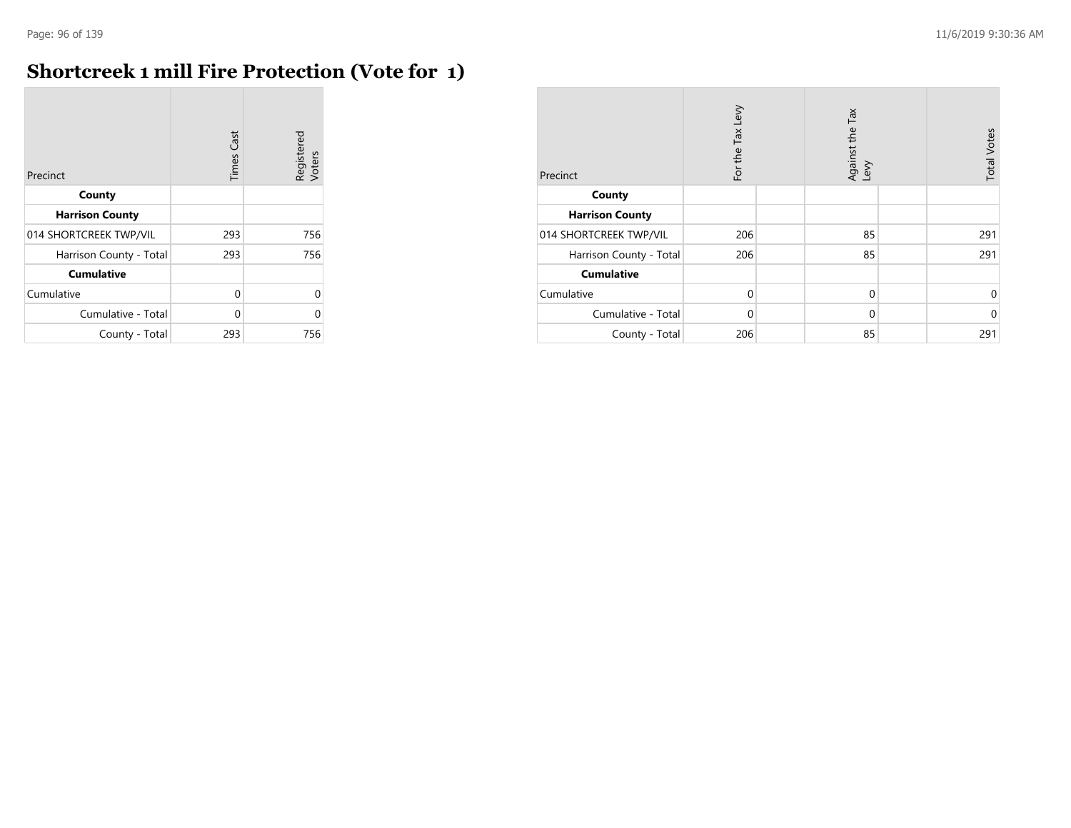# Shortcreek 1 mill Fire Protection (Vote for 1)

| Precinct | Times Cast | Registered Voters |
|---|---|---|
| **County** | | |
| **Harrison County** | | |
| 014 SHORTCREEK TWP/VIL | 293 | 756 |
| Harrison County - Total | 293 | 756 |
| **Cumulative** | | |
| Cumulative | 0 | 0 |
| Cumulative - Total | 0 | 0 |
| County - Total | 293 | 756 |

| Precinct | For the Tax Levy | Against the Tax Levy | Total Votes |
|---|---|---|---|
| **County** | | | |
| **Harrison County** | | | |
| 014 SHORTCREEK TWP/VIL | 206 | 85 | 291 |
| Harrison County - Total | 206 | 85 | 291 |
| **Cumulative** | | | |
| Cumulative | 0 | 0 | 0 |
| Cumulative - Total | 0 | 0 | 0 |
| County - Total | 206 | 85 | 291 |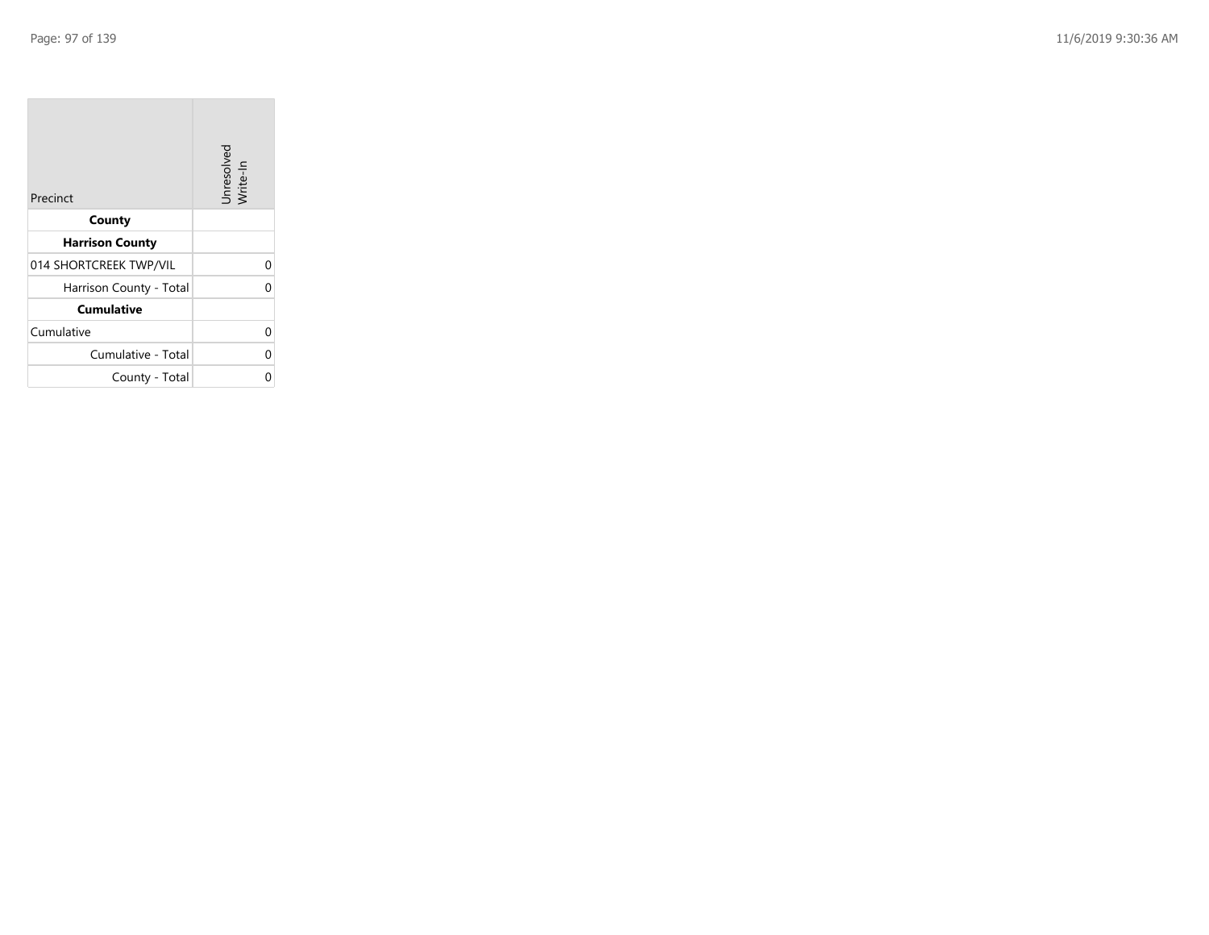| Precinct | Unresolved Write-In |
| --- | --- |
| **County** | |
| **Harrison County** | |
| 014 SHORTCREEK TWP/VIL | 0 |
| Harrison County - Total | 0 |
| **Cumulative** | |
| Cumulative | 0 |
| Cumulative - Total | 0 |
| County - Total | 0 |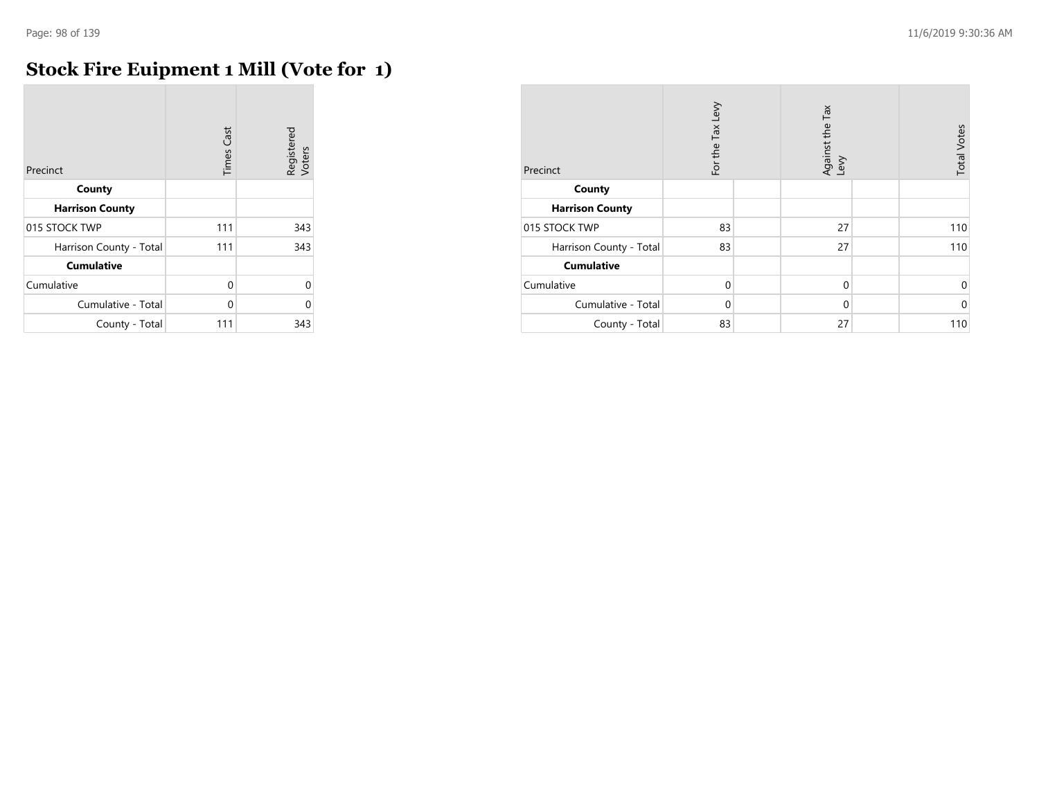# Stock Fire Euipment 1 Mill (Vote for 1)

| Precinct | Times Cast | Registered Voters |
|---|---|---|
| **County** | | |
| **Harrison County** | | |
| 015 STOCK TWP | 111 | 343 |
| Harrison County - Total | 111 | 343 |
| **Cumulative** | | |
| Cumulative | 0 | 0 |
| Cumulative - Total | 0 | 0 |
| County - Total | 111 | 343 |

| Precinct | For the Tax Levy | | Against the Tax Levy | | Total Votes |
|---|---|---|---|---|---|
| **County** | | | | | |
| **Harrison County** | | | | | |
| 015 STOCK TWP | 83 | | 27 | | 110 |
| Harrison County - Total | 83 | | 27 | | 110 |
| **Cumulative** | | | | | |
| Cumulative | 0 | | 0 | | 0 |
| Cumulative - Total | 0 | | 0 | | 0 |
| County - Total | 83 | | 27 | | 110 |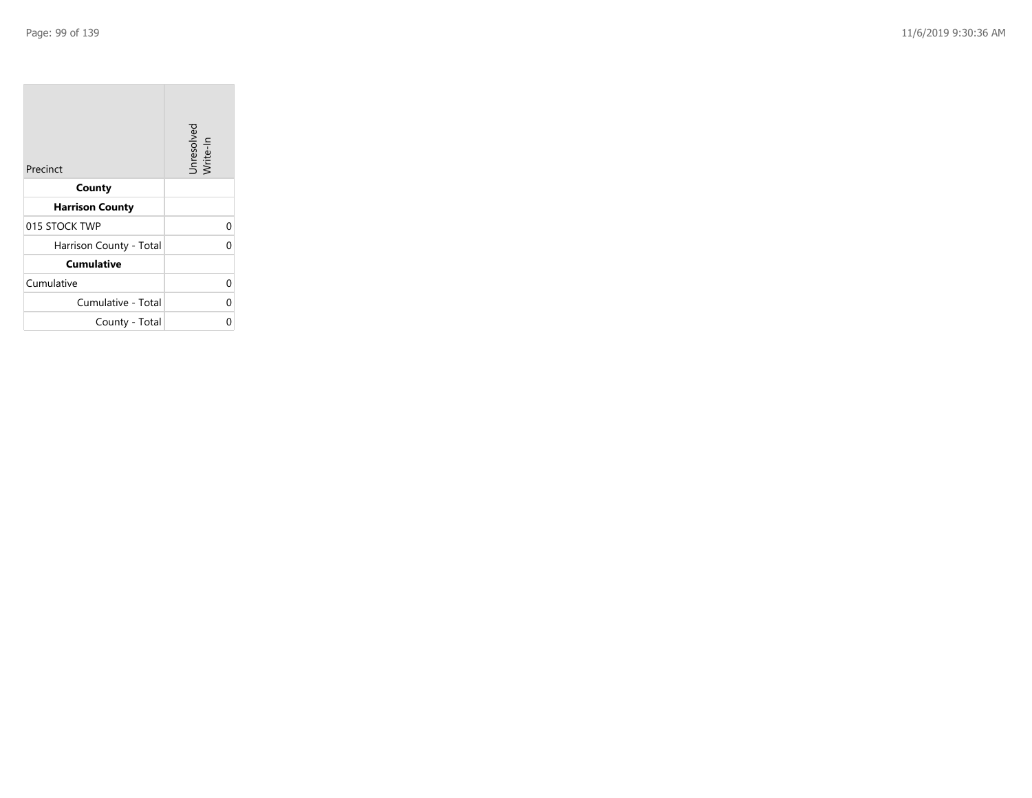| Precinct | Unresolved Write-In |
|---|---|
| **County** | |
| **Harrison County** | |
| 015 STOCK TWP | 0 |
| Harrison County - Total | 0 |
| **Cumulative** | |
| Cumulative | 0 |
| Cumulative - Total | 0 |
| County - Total | 0 |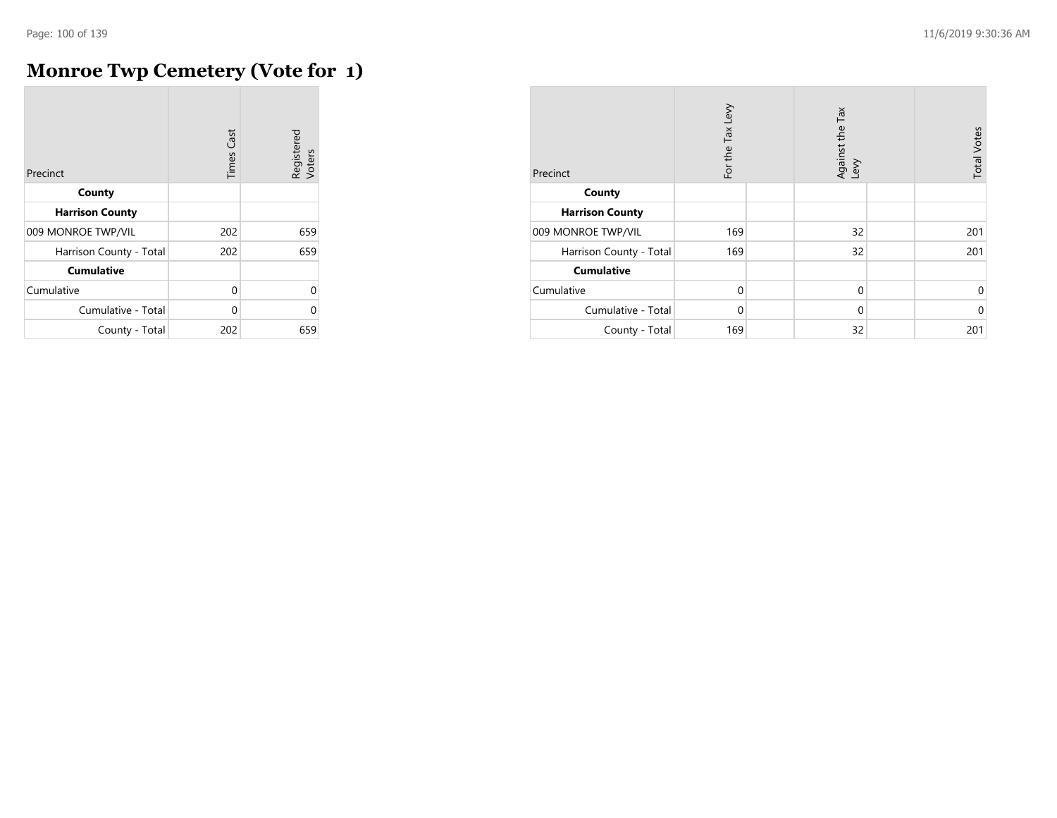# Monroe Twp Cemetery (Vote for 1)

| Precinct | Times Cast | Registered Voters |
|---|---|---|
| **County** | | |
| **Harrison County** | | |
| 009 MONROE TWP/VIL | 202 | 659 |
| Harrison County - Total | 202 | 659 |
| **Cumulative** | | |
| Cumulative | 0 | 0 |
| Cumulative - Total | 0 | 0 |
| County - Total | 202 | 659 |

| Precinct | For the Tax Levy | Against the Tax Levy | Total Votes |
|---|---|---|---|
| **County** | | | |
| **Harrison County** | | | |
| 009 MONROE TWP/VIL | 169 | 32 | 201 |
| Harrison County - Total | 169 | 32 | 201 |
| **Cumulative** | | | |
| Cumulative | 0 | 0 | 0 |
| Cumulative - Total | 0 | 0 | 0 |
| County - Total | 169 | 32 | 201 |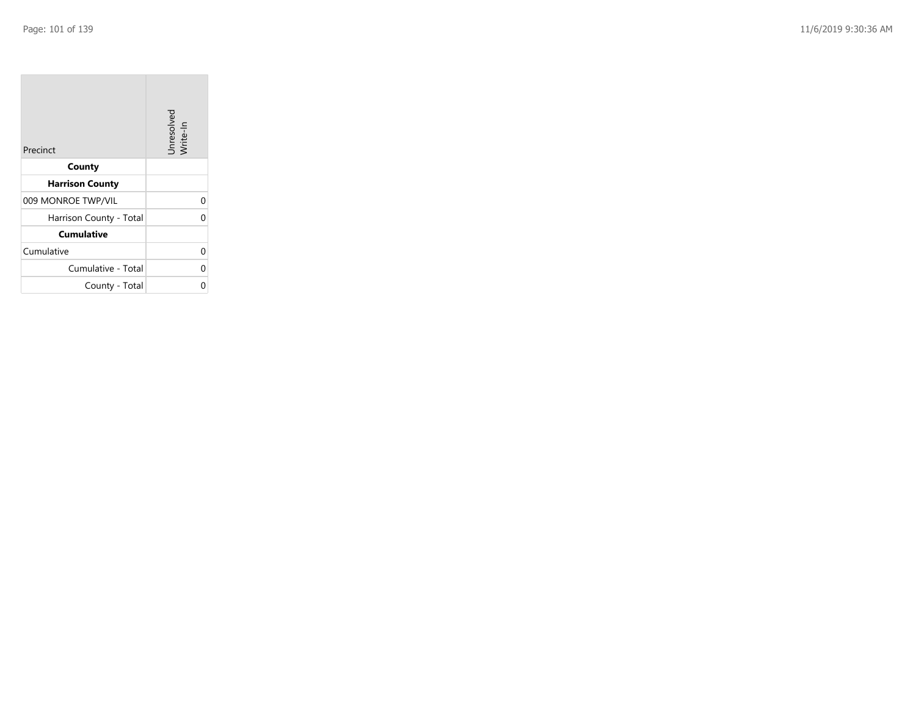| Precinct | Unresolved Write-In |
|---|---|
| **County** | |
| **Harrison County** | |
| 009 MONROE TWP/VIL | 0 |
| Harrison County - Total | 0 |
| **Cumulative** | |
| Cumulative | 0 |
| Cumulative - Total | 0 |
| County - Total | 0 |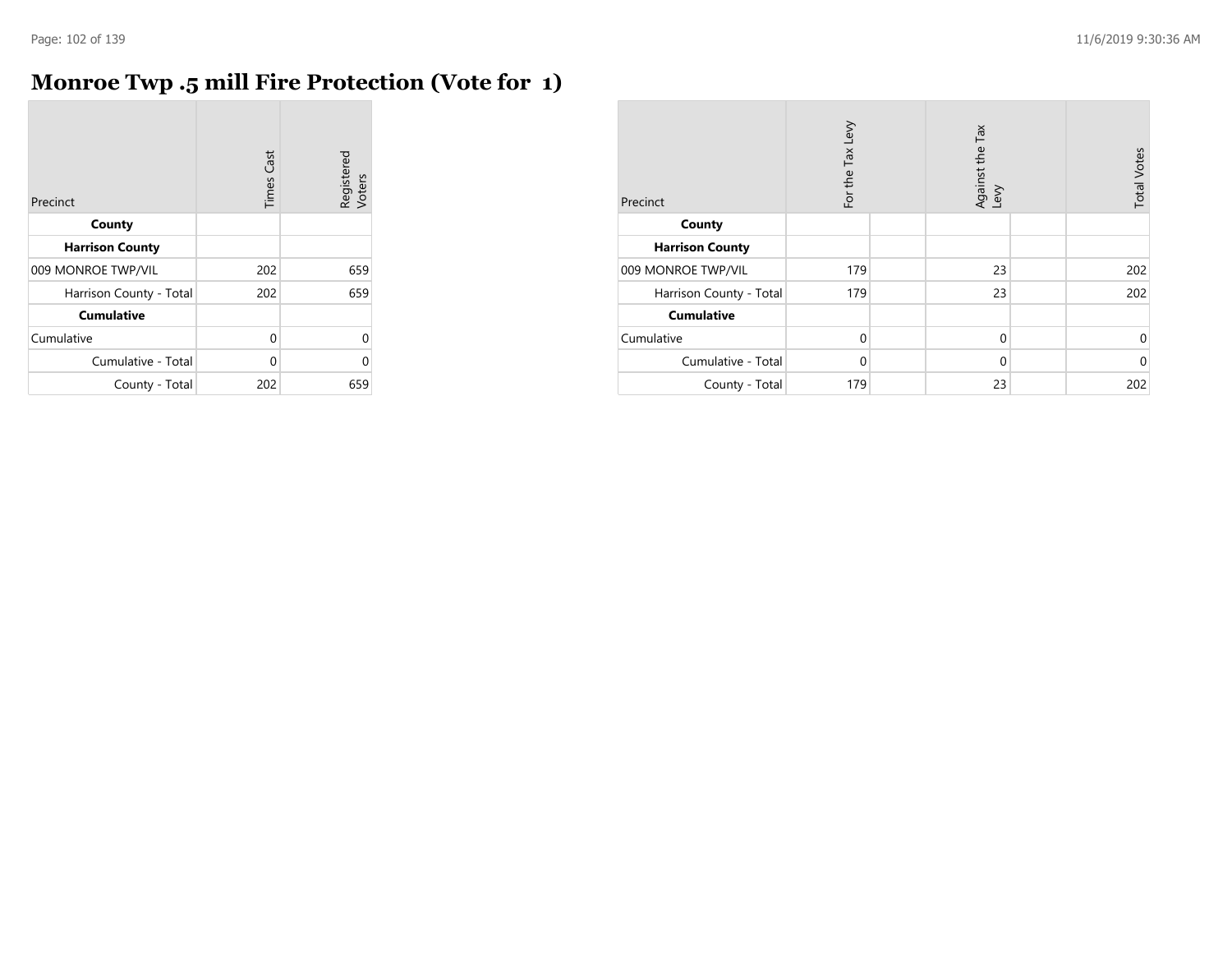# Monroe Twp .5 mill Fire Protection (Vote for 1)

| Precinct | Times Cast | Registered Voters |
|---|---|---|
| **County** | | |
| **Harrison County** | | |
| 009 MONROE TWP/VIL | 202 | 659 |
| Harrison County - Total | 202 | 659 |
| **Cumulative** | | |
| Cumulative | 0 | 0 |
| Cumulative - Total | 0 | 0 |
| County - Total | 202 | 659 |

| Precinct | For the Tax Levy | Against the Tax Levy | Total Votes |
|---|---|---|---|
| **County** | | | |
| **Harrison County** | | | |
| 009 MONROE TWP/VIL | 179 | 23 | 202 |
| Harrison County - Total | 179 | 23 | 202 |
| **Cumulative** | | | |
| Cumulative | 0 | 0 | 0 |
| Cumulative - Total | 0 | 0 | 0 |
| County - Total | 179 | 23 | 202 |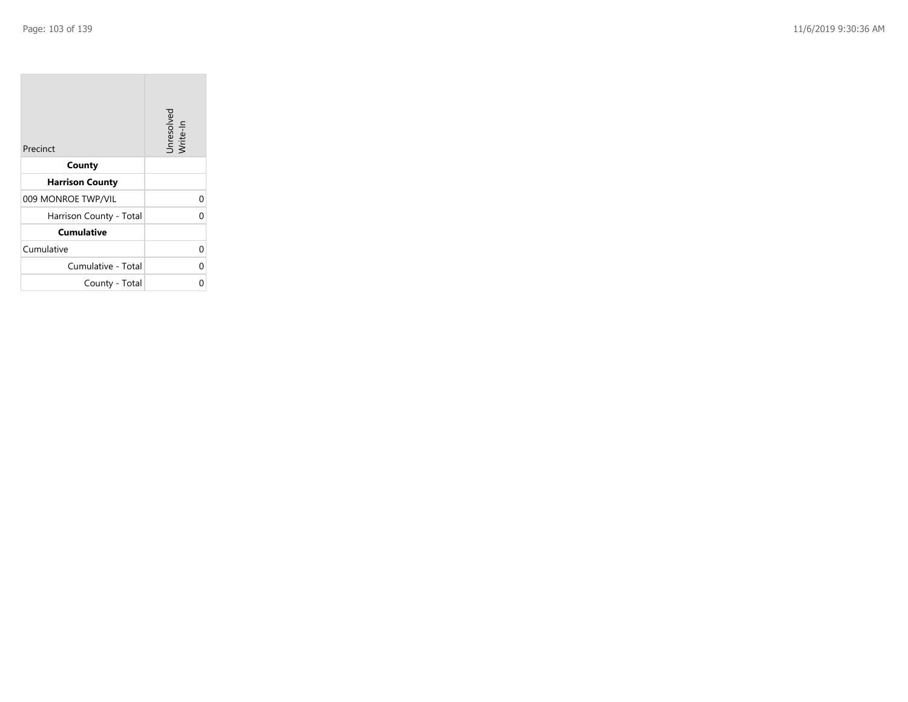| Precinct | Unresolved Write-In |
| --- | --- |
| **County** | |
| **Harrison County** | |
| 009 MONROE TWP/VIL | 0 |
| Harrison County - Total | 0 |
| **Cumulative** | |
| Cumulative | 0 |
| Cumulative - Total | 0 |
| County - Total | 0 |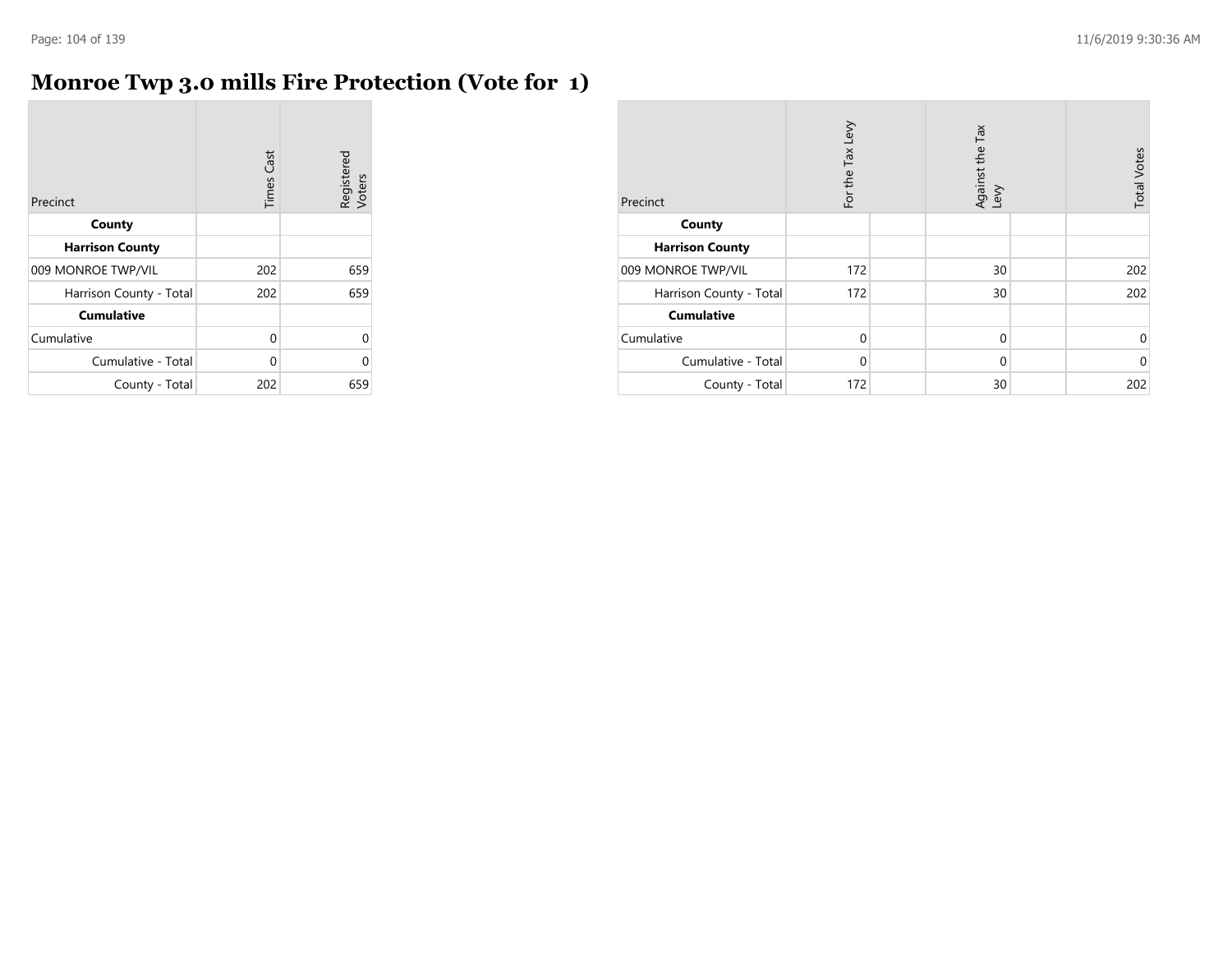# Monroe Twp 3.0 mills Fire Protection (Vote for 1)

| Precinct | Times Cast | Registered Voters |
|---|---|---|
| **County** | | |
| **Harrison County** | | |
| 009 MONROE TWP/VIL | 202 | 659 |
| Harrison County - Total | 202 | 659 |
| **Cumulative** | | |
| Cumulative | 0 | 0 |
| Cumulative - Total | 0 | 0 |
| County - Total | 202 | 659 |

| Precinct | For the Tax Levy | | Against the Tax Levy | | Total Votes |
|---|---|---|---|---|---|
| **County** | | | | | |
| **Harrison County** | | | | | |
| 009 MONROE TWP/VIL | 172 | | 30 | | 202 |
| Harrison County - Total | 172 | | 30 | | 202 |
| **Cumulative** | | | | | |
| Cumulative | 0 | | 0 | | 0 |
| Cumulative - Total | 0 | | 0 | | 0 |
| County - Total | 172 | | 30 | | 202 |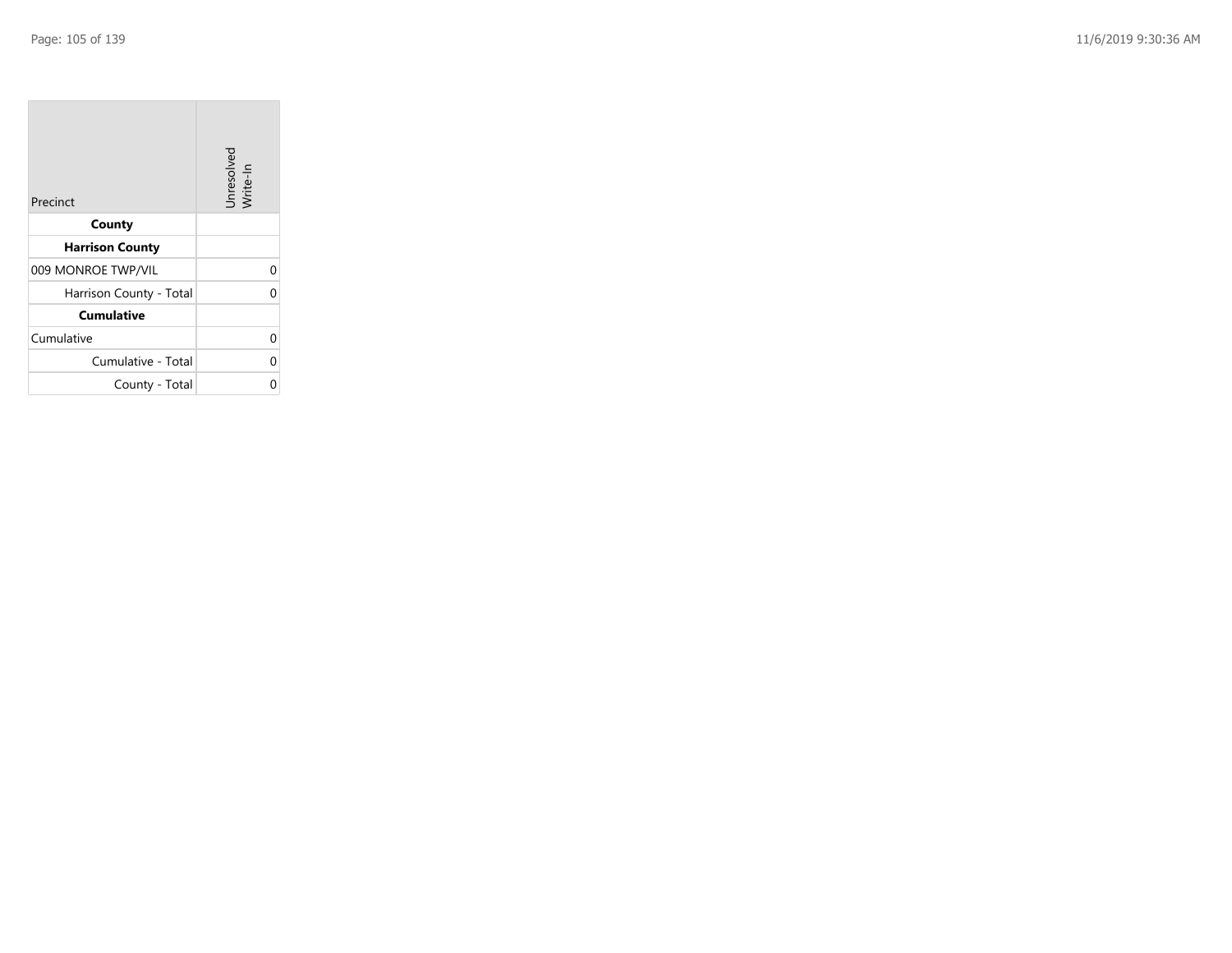| Precinct | Unresolved Write-In |
| --- | --- |
| **County** | |
| **Harrison County** | |
| 009 MONROE TWP/VIL | 0 |
| Harrison County - Total | 0 |
| **Cumulative** | |
| Cumulative | 0 |
| Cumulative - Total | 0 |
| County - Total | 0 |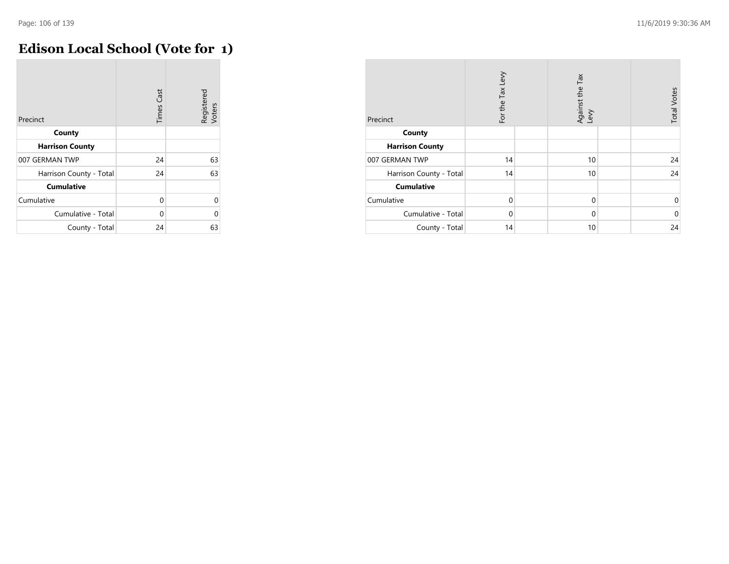# Edison Local School (Vote for 1)

| Precinct | Times Cast | Registered Voters |
|---|---|---|
| **County** | | |
| **Harrison County** | | |
| 007 GERMAN TWP | 24 | 63 |
| Harrison County - Total | 24 | 63 |
| **Cumulative** | | |
| Cumulative | 0 | 0 |
| Cumulative - Total | 0 | 0 |
| County - Total | 24 | 63 |

| Precinct | For the Tax Levy | | Against the Tax Levy | | Total Votes |
|---|---|---|---|---|---|
| **County** | | | | | |
| **Harrison County** | | | | | |
| 007 GERMAN TWP | 14 | | 10 | | 24 |
| Harrison County - Total | 14 | | 10 | | 24 |
| **Cumulative** | | | | | |
| Cumulative | 0 | | 0 | | 0 |
| Cumulative - Total | 0 | | 0 | | 0 |
| County - Total | 14 | | 10 | | 24 |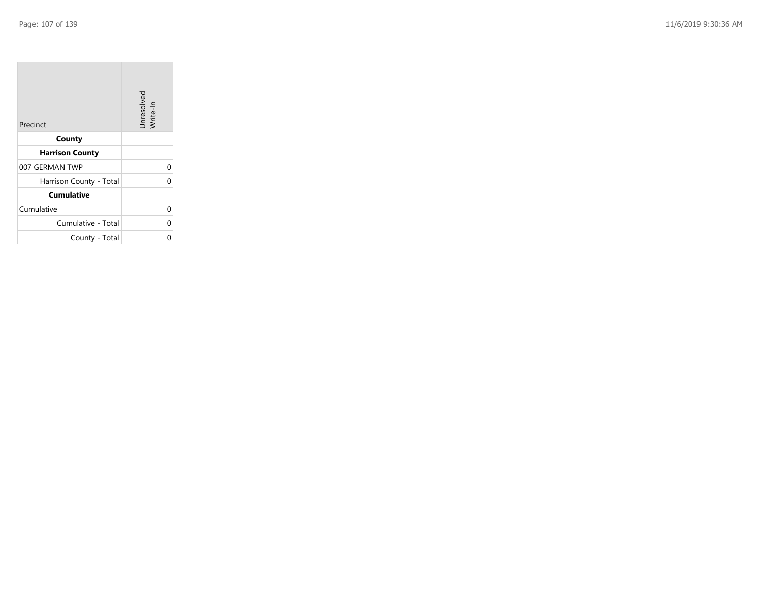| Precinct | Unresolved Write-In |
|---|---|
| **County** | |
| **Harrison County** | |
| 007 GERMAN TWP | 0 |
| Harrison County - Total | 0 |
| **Cumulative** | |
| Cumulative | 0 |
| Cumulative - Total | 0 |
| County - Total | 0 |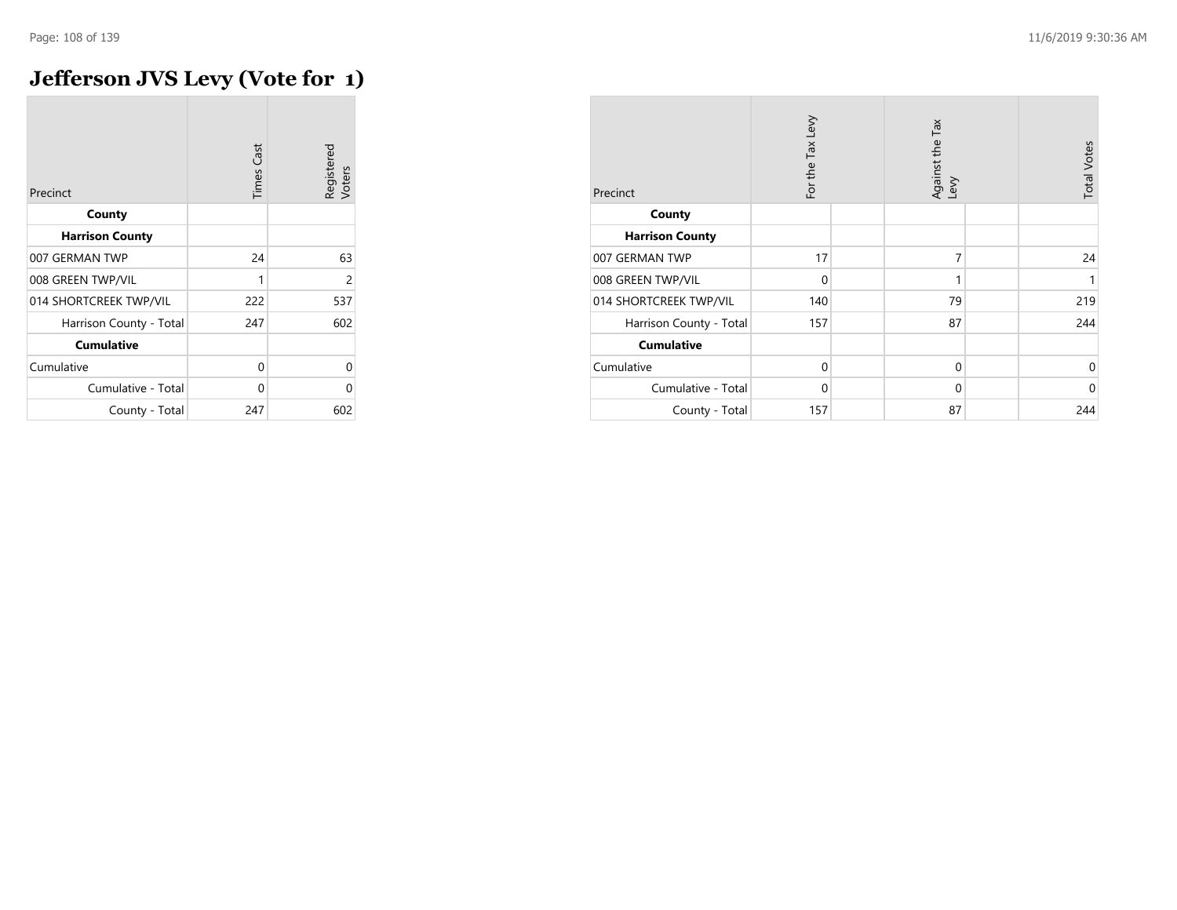# Jefferson JVS Levy (Vote for 1)

| Precinct | Times Cast | Registered Voters |
|---|---|---|
| **County** | | |
| **Harrison County** | | |
| 007 GERMAN TWP | 24 | 63 |
| 008 GREEN TWP/VIL | 1 | 2 |
| 014 SHORTCREEK TWP/VIL | 222 | 537 |
| Harrison County - Total | 247 | 602 |
| **Cumulative** | | |
| Cumulative | 0 | 0 |
| Cumulative - Total | 0 | 0 |
| County - Total | 247 | 602 |

| Precinct | For the Tax Levy | | Against the Tax Levy | | Total Votes |
|---|---|---|---|---|---|
| **County** | | | | | |
| **Harrison County** | | | | | |
| 007 GERMAN TWP | 17 | | 7 | | 24 |
| 008 GREEN TWP/VIL | 0 | | 1 | | 1 |
| 014 SHORTCREEK TWP/VIL | 140 | | 79 | | 219 |
| Harrison County - Total | 157 | | 87 | | 244 |
| **Cumulative** | | | | | |
| Cumulative | 0 | | 0 | | 0 |
| Cumulative - Total | 0 | | 0 | | 0 |
| County - Total | 157 | | 87 | | 244 |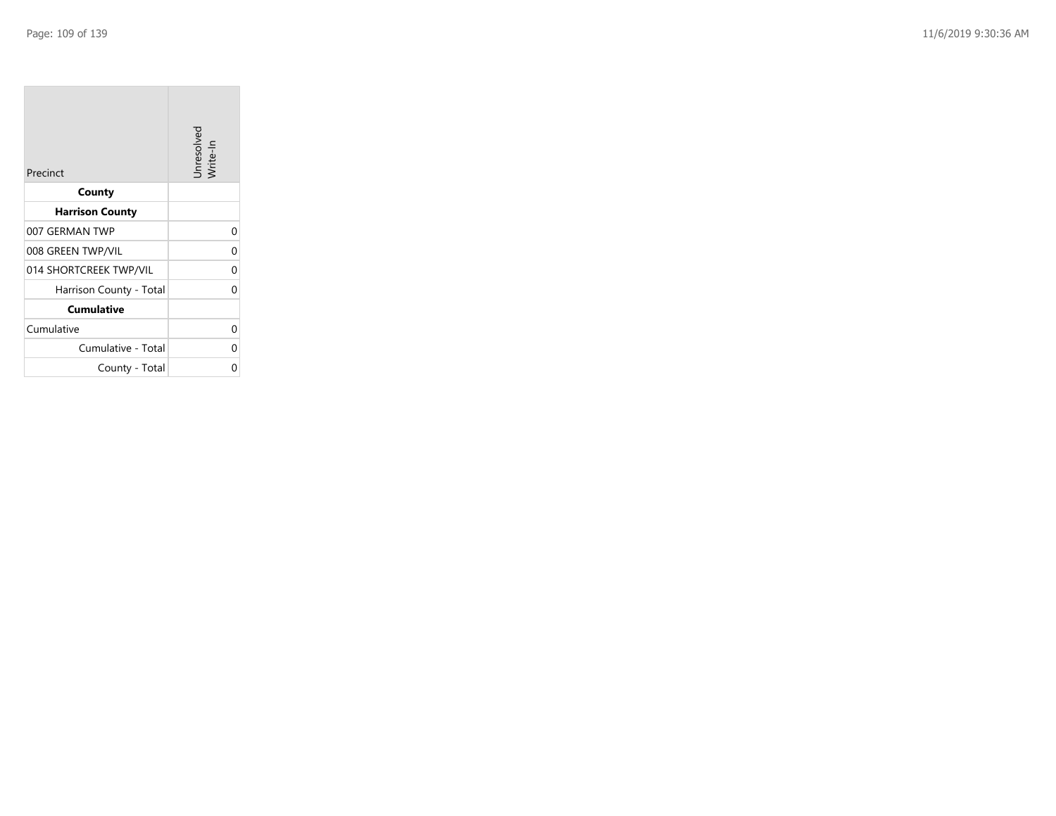| Precinct | Unresolved Write-In |
| --- | --- |
| **County** | |
| **Harrison County** | |
| 007 GERMAN TWP | 0 |
| 008 GREEN TWP/VIL | 0 |
| 014 SHORTCREEK TWP/VIL | 0 |
| Harrison County - Total | 0 |
| **Cumulative** | |
| Cumulative | 0 |
| Cumulative - Total | 0 |
| County - Total | 0 |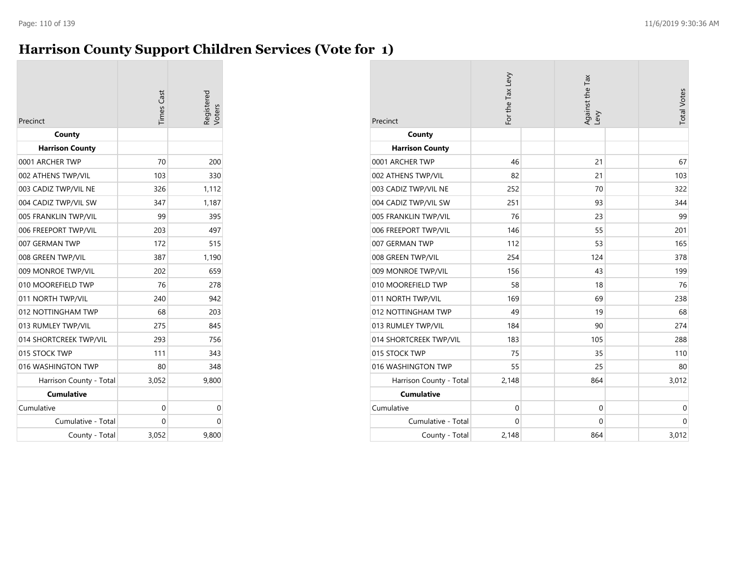# Harrison County Support Children Services (Vote for 1)

| Precinct | Times Cast | Registered Voters |
|---|---|---|
| **County** | | |
| **Harrison County** | | |
| 0001 ARCHER TWP | 70 | 200 |
| 002 ATHENS TWP/VIL | 103 | 330 |
| 003 CADIZ TWP/VIL NE | 326 | 1,112 |
| 004 CADIZ TWP/VIL SW | 347 | 1,187 |
| 005 FRANKLIN TWP/VIL | 99 | 395 |
| 006 FREEPORT TWP/VIL | 203 | 497 |
| 007 GERMAN TWP | 172 | 515 |
| 008 GREEN TWP/VIL | 387 | 1,190 |
| 009 MONROE TWP/VIL | 202 | 659 |
| 010 MOOREFIELD TWP | 76 | 278 |
| 011 NORTH TWP/VIL | 240 | 942 |
| 012 NOTTINGHAM TWP | 68 | 203 |
| 013 RUMLEY TWP/VIL | 275 | 845 |
| 014 SHORTCREEK TWP/VIL | 293 | 756 |
| 015 STOCK TWP | 111 | 343 |
| 016 WASHINGTON TWP | 80 | 348 |
| Harrison County - Total | 3,052 | 9,800 |
| **Cumulative** | | |
| Cumulative | 0 | 0 |
| Cumulative - Total | 0 | 0 |
| County - Total | 3,052 | 9,800 |

| Precinct | For the Tax Levy | | Against the Tax Levy | | Total Votes |
|---|---|---|---|---|---|
| **County** | | | | | |
| **Harrison County** | | | | | |
| 0001 ARCHER TWP | 46 | | 21 | | 67 |
| 002 ATHENS TWP/VIL | 82 | | 21 | | 103 |
| 003 CADIZ TWP/VIL NE | 252 | | 70 | | 322 |
| 004 CADIZ TWP/VIL SW | 251 | | 93 | | 344 |
| 005 FRANKLIN TWP/VIL | 76 | | 23 | | 99 |
| 006 FREEPORT TWP/VIL | 146 | | 55 | | 201 |
| 007 GERMAN TWP | 112 | | 53 | | 165 |
| 008 GREEN TWP/VIL | 254 | | 124 | | 378 |
| 009 MONROE TWP/VIL | 156 | | 43 | | 199 |
| 010 MOOREFIELD TWP | 58 | | 18 | | 76 |
| 011 NORTH TWP/VIL | 169 | | 69 | | 238 |
| 012 NOTTINGHAM TWP | 49 | | 19 | | 68 |
| 013 RUMLEY TWP/VIL | 184 | | 90 | | 274 |
| 014 SHORTCREEK TWP/VIL | 183 | | 105 | | 288 |
| 015 STOCK TWP | 75 | | 35 | | 110 |
| 016 WASHINGTON TWP | 55 | | 25 | | 80 |
| Harrison County - Total | 2,148 | | 864 | | 3,012 |
| **Cumulative** | | | | | |
| Cumulative | 0 | | 0 | | 0 |
| Cumulative - Total | 0 | | 0 | | 0 |
| County - Total | 2,148 | | 864 | | 3,012 |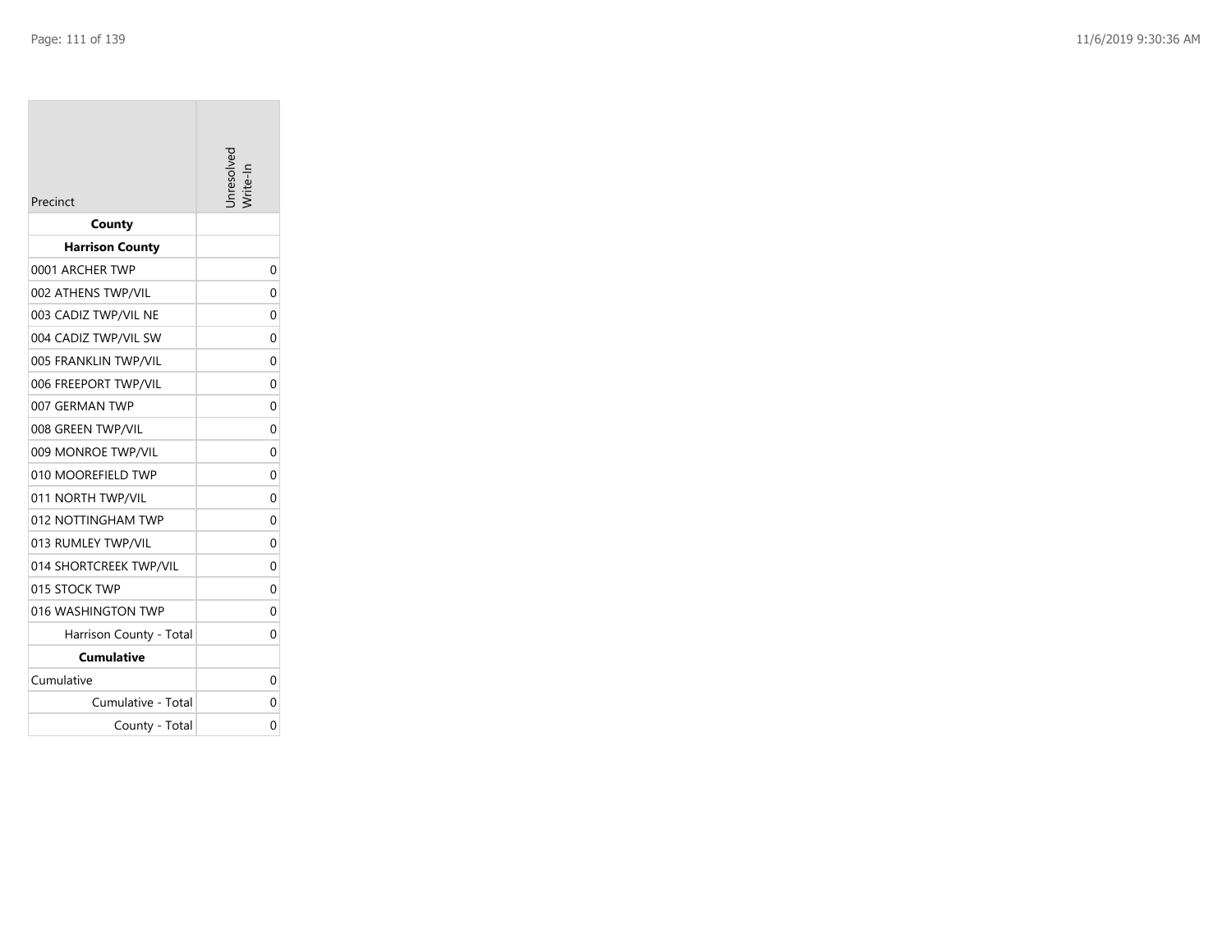| Precinct | Unresolved Write-In |
| --- | --- |
| **County** | |
| **Harrison County** | |
| 0001 ARCHER TWP | 0 |
| 002 ATHENS TWP/VIL | 0 |
| 003 CADIZ TWP/VIL NE | 0 |
| 004 CADIZ TWP/VIL SW | 0 |
| 005 FRANKLIN TWP/VIL | 0 |
| 006 FREEPORT TWP/VIL | 0 |
| 007 GERMAN TWP | 0 |
| 008 GREEN TWP/VIL | 0 |
| 009 MONROE TWP/VIL | 0 |
| 010 MOOREFIELD TWP | 0 |
| 011 NORTH TWP/VIL | 0 |
| 012 NOTTINGHAM TWP | 0 |
| 013 RUMLEY TWP/VIL | 0 |
| 014 SHORTCREEK TWP/VIL | 0 |
| 015 STOCK TWP | 0 |
| 016 WASHINGTON TWP | 0 |
| Harrison County - Total | 0 |
| **Cumulative** | |
| Cumulative | 0 |
| Cumulative - Total | 0 |
| County - Total | 0 |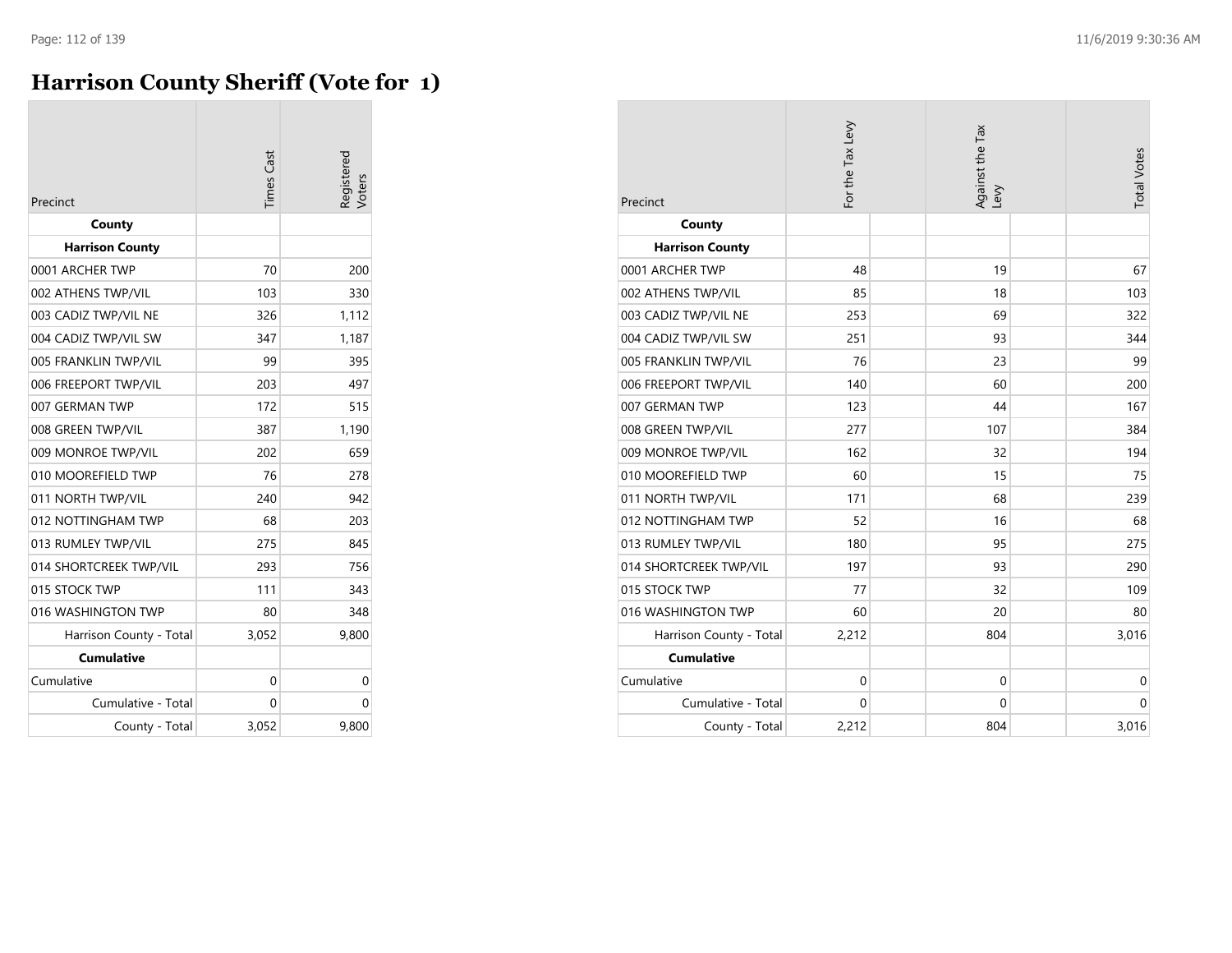# Harrison County Sheriff (Vote for 1)

| Precinct | Times Cast | Registered Voters |
|---|---|---|
| **County** | | |
| **Harrison County** | | |
| 0001 ARCHER TWP | 70 | 200 |
| 002 ATHENS TWP/VIL | 103 | 330 |
| 003 CADIZ TWP/VIL NE | 326 | 1,112 |
| 004 CADIZ TWP/VIL SW | 347 | 1,187 |
| 005 FRANKLIN TWP/VIL | 99 | 395 |
| 006 FREEPORT TWP/VIL | 203 | 497 |
| 007 GERMAN TWP | 172 | 515 |
| 008 GREEN TWP/VIL | 387 | 1,190 |
| 009 MONROE TWP/VIL | 202 | 659 |
| 010 MOOREFIELD TWP | 76 | 278 |
| 011 NORTH TWP/VIL | 240 | 942 |
| 012 NOTTINGHAM TWP | 68 | 203 |
| 013 RUMLEY TWP/VIL | 275 | 845 |
| 014 SHORTCREEK TWP/VIL | 293 | 756 |
| 015 STOCK TWP | 111 | 343 |
| 016 WASHINGTON TWP | 80 | 348 |
| Harrison County - Total | 3,052 | 9,800 |
| **Cumulative** | | |
| Cumulative | 0 | 0 |
| Cumulative - Total | 0 | 0 |
| County - Total | 3,052 | 9,800 |

| Precinct | For the Tax Levy | Against the Tax Levy | Total Votes |
|---|---|---|---|
| **County** | | | |
| **Harrison County** | | | |
| 0001 ARCHER TWP | 48 | 19 | 67 |
| 002 ATHENS TWP/VIL | 85 | 18 | 103 |
| 003 CADIZ TWP/VIL NE | 253 | 69 | 322 |
| 004 CADIZ TWP/VIL SW | 251 | 93 | 344 |
| 005 FRANKLIN TWP/VIL | 76 | 23 | 99 |
| 006 FREEPORT TWP/VIL | 140 | 60 | 200 |
| 007 GERMAN TWP | 123 | 44 | 167 |
| 008 GREEN TWP/VIL | 277 | 107 | 384 |
| 009 MONROE TWP/VIL | 162 | 32 | 194 |
| 010 MOOREFIELD TWP | 60 | 15 | 75 |
| 011 NORTH TWP/VIL | 171 | 68 | 239 |
| 012 NOTTINGHAM TWP | 52 | 16 | 68 |
| 013 RUMLEY TWP/VIL | 180 | 95 | 275 |
| 014 SHORTCREEK TWP/VIL | 197 | 93 | 290 |
| 015 STOCK TWP | 77 | 32 | 109 |
| 016 WASHINGTON TWP | 60 | 20 | 80 |
| Harrison County - Total | 2,212 | 804 | 3,016 |
| **Cumulative** | | | |
| Cumulative | 0 | 0 | 0 |
| Cumulative - Total | 0 | 0 | 0 |
| County - Total | 2,212 | 804 | 3,016 |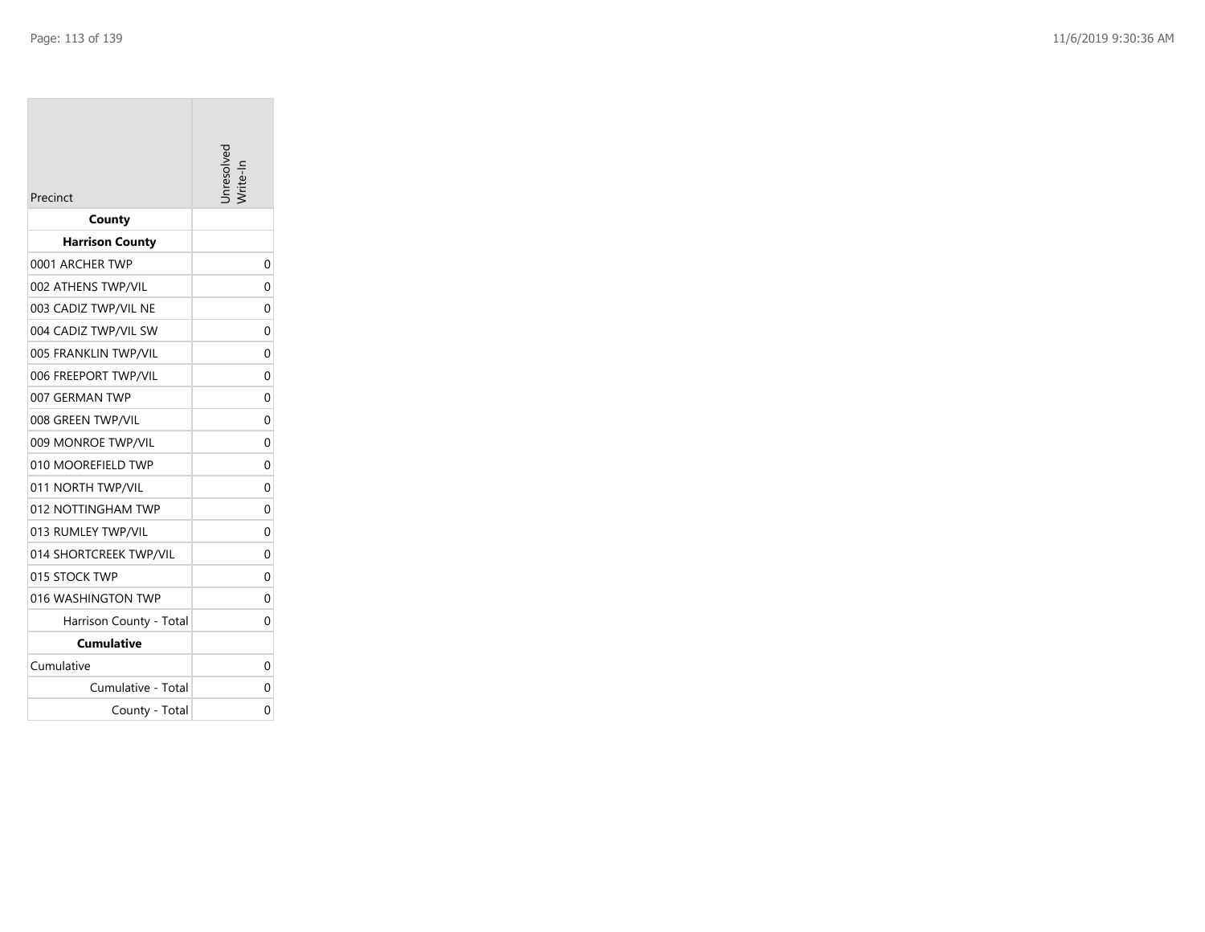| Precinct | Unresolved Write-In |
| --- | --- |
| **County** | |
| **Harrison County** | |
| 0001 ARCHER TWP | 0 |
| 002 ATHENS TWP/VIL | 0 |
| 003 CADIZ TWP/VIL NE | 0 |
| 004 CADIZ TWP/VIL SW | 0 |
| 005 FRANKLIN TWP/VIL | 0 |
| 006 FREEPORT TWP/VIL | 0 |
| 007 GERMAN TWP | 0 |
| 008 GREEN TWP/VIL | 0 |
| 009 MONROE TWP/VIL | 0 |
| 010 MOOREFIELD TWP | 0 |
| 011 NORTH TWP/VIL | 0 |
| 012 NOTTINGHAM TWP | 0 |
| 013 RUMLEY TWP/VIL | 0 |
| 014 SHORTCREEK TWP/VIL | 0 |
| 015 STOCK TWP | 0 |
| 016 WASHINGTON TWP | 0 |
| Harrison County - Total | 0 |
| **Cumulative** | |
| Cumulative | 0 |
| Cumulative - Total | 0 |
| County - Total | 0 |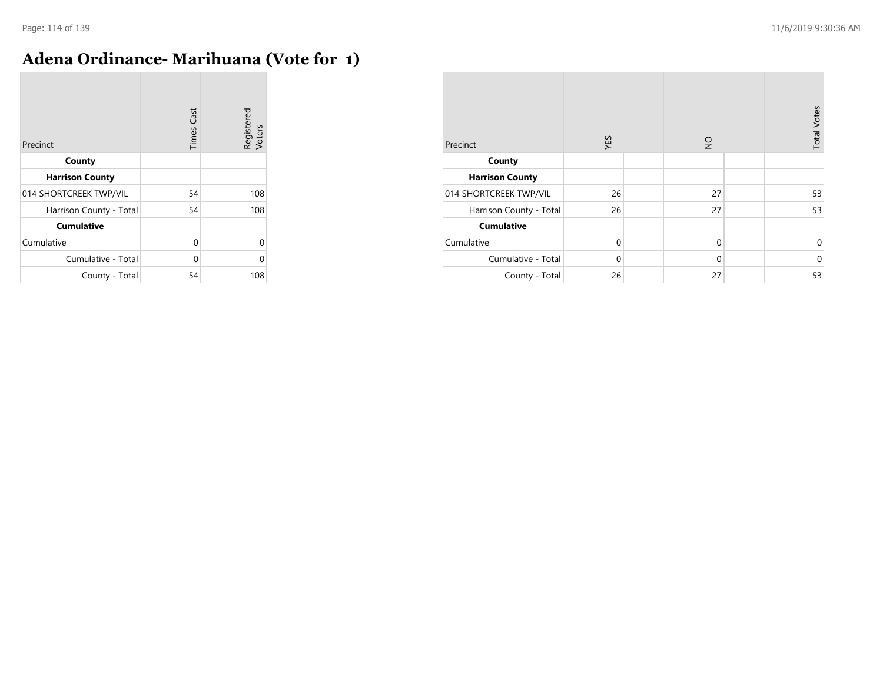# Adena Ordinance- Marihuana (Vote for 1)

| Precinct | Times Cast | Registered Voters |
|---|---|---|
| **County** | | |
| **Harrison County** | | |
| 014 SHORTCREEK TWP/VIL | 54 | 108 |
| Harrison County - Total | 54 | 108 |
| **Cumulative** | | |
| Cumulative | 0 | 0 |
| Cumulative - Total | 0 | 0 |
| County - Total | 54 | 108 |

| Precinct | YES | | NO | | Total Votes |
|---|---|---|---|---|---|
| **County** | | | | | |
| **Harrison County** | | | | | |
| 014 SHORTCREEK TWP/VIL | 26 | | 27 | | 53 |
| Harrison County - Total | 26 | | 27 | | 53 |
| **Cumulative** | | | | | |
| Cumulative | 0 | | 0 | | 0 |
| Cumulative - Total | 0 | | 0 | | 0 |
| County - Total | 26 | | 27 | | 53 |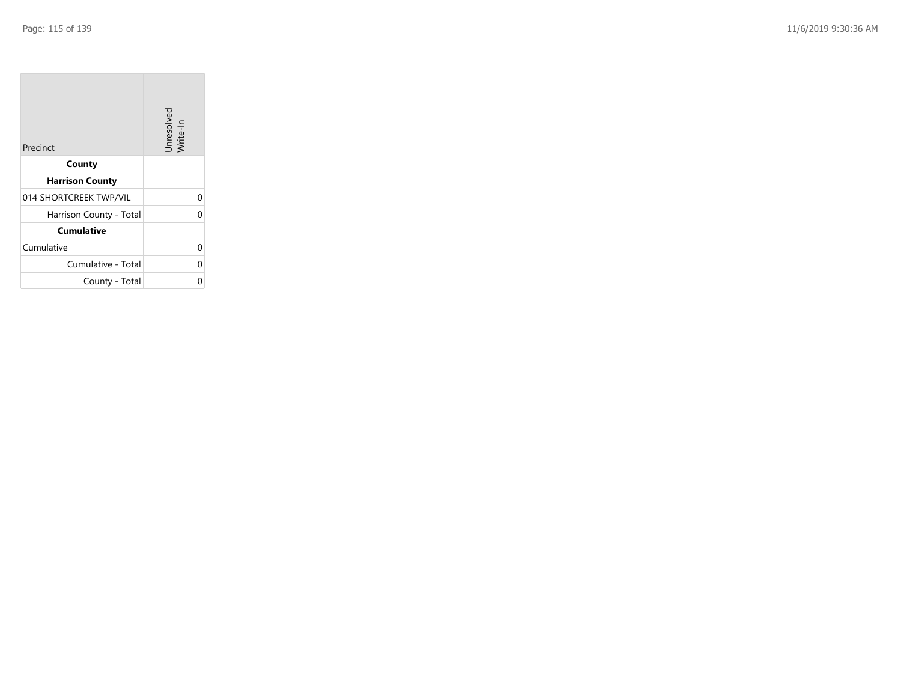| Precinct | Unresolved Write-In |
|---|---|
| **County** | |
| **Harrison County** | |
| 014 SHORTCREEK TWP/VIL | 0 |
| Harrison County - Total | 0 |
| **Cumulative** | |
| Cumulative | 0 |
| Cumulative - Total | 0 |
| County - Total | 0 |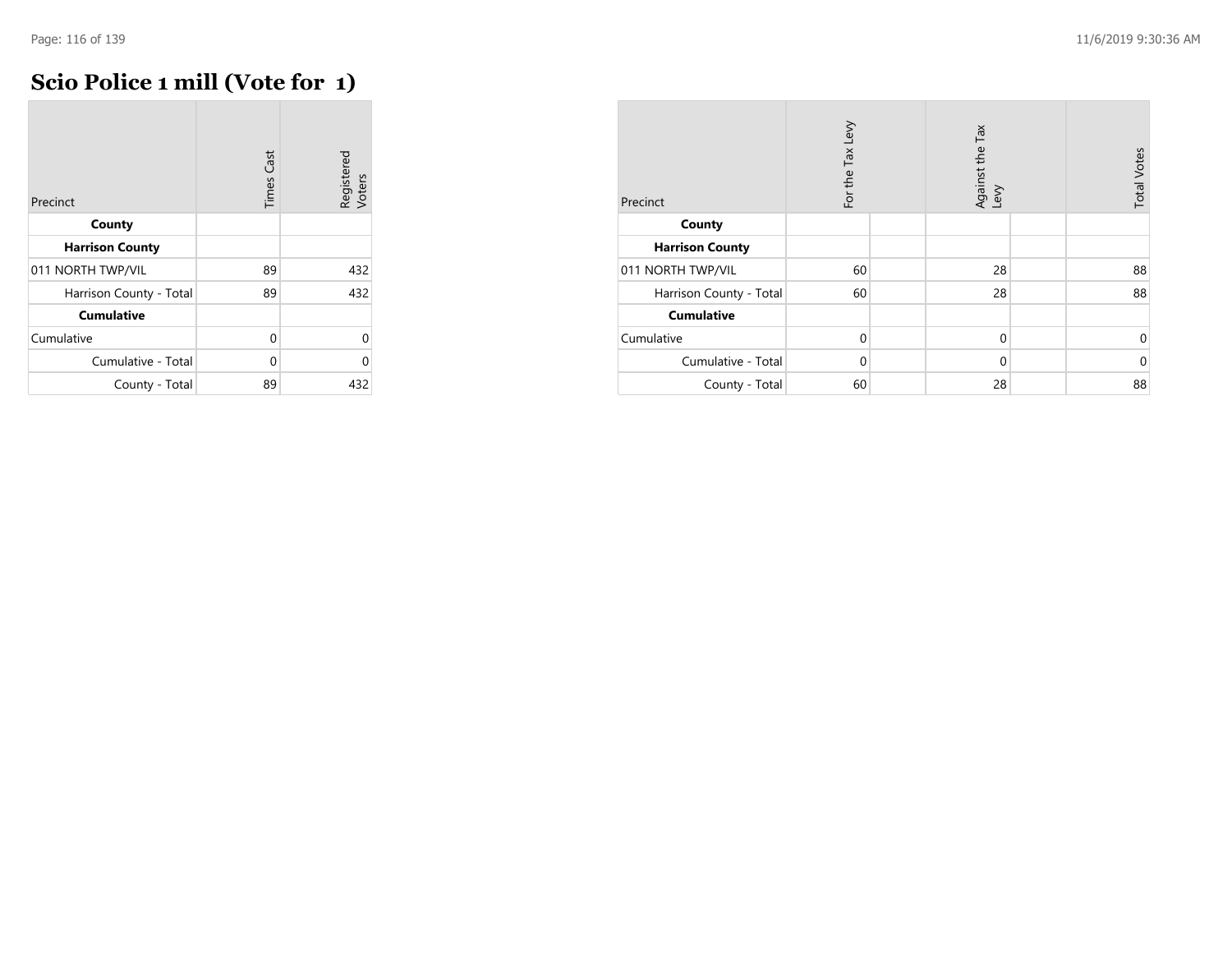# Scio Police 1 mill (Vote for 1)

| Precinct | Times Cast | Registered Voters |
|---|---|---|
| **County** | | |
| **Harrison County** | | |
| 011 NORTH TWP/VIL | 89 | 432 |
| Harrison County - Total | 89 | 432 |
| **Cumulative** | | |
| Cumulative | 0 | 0 |
| Cumulative - Total | 0 | 0 |
| County - Total | 89 | 432 |

| Precinct | For the Tax Levy | | Against the Tax Levy | | Total Votes |
|---|---|---|---|---|---|
| **County** | | | | | |
| **Harrison County** | | | | | |
| 011 NORTH TWP/VIL | 60 | | 28 | | 88 |
| Harrison County - Total | 60 | | 28 | | 88 |
| **Cumulative** | | | | | |
| Cumulative | 0 | | 0 | | 0 |
| Cumulative - Total | 0 | | 0 | | 0 |
| County - Total | 60 | | 28 | | 88 |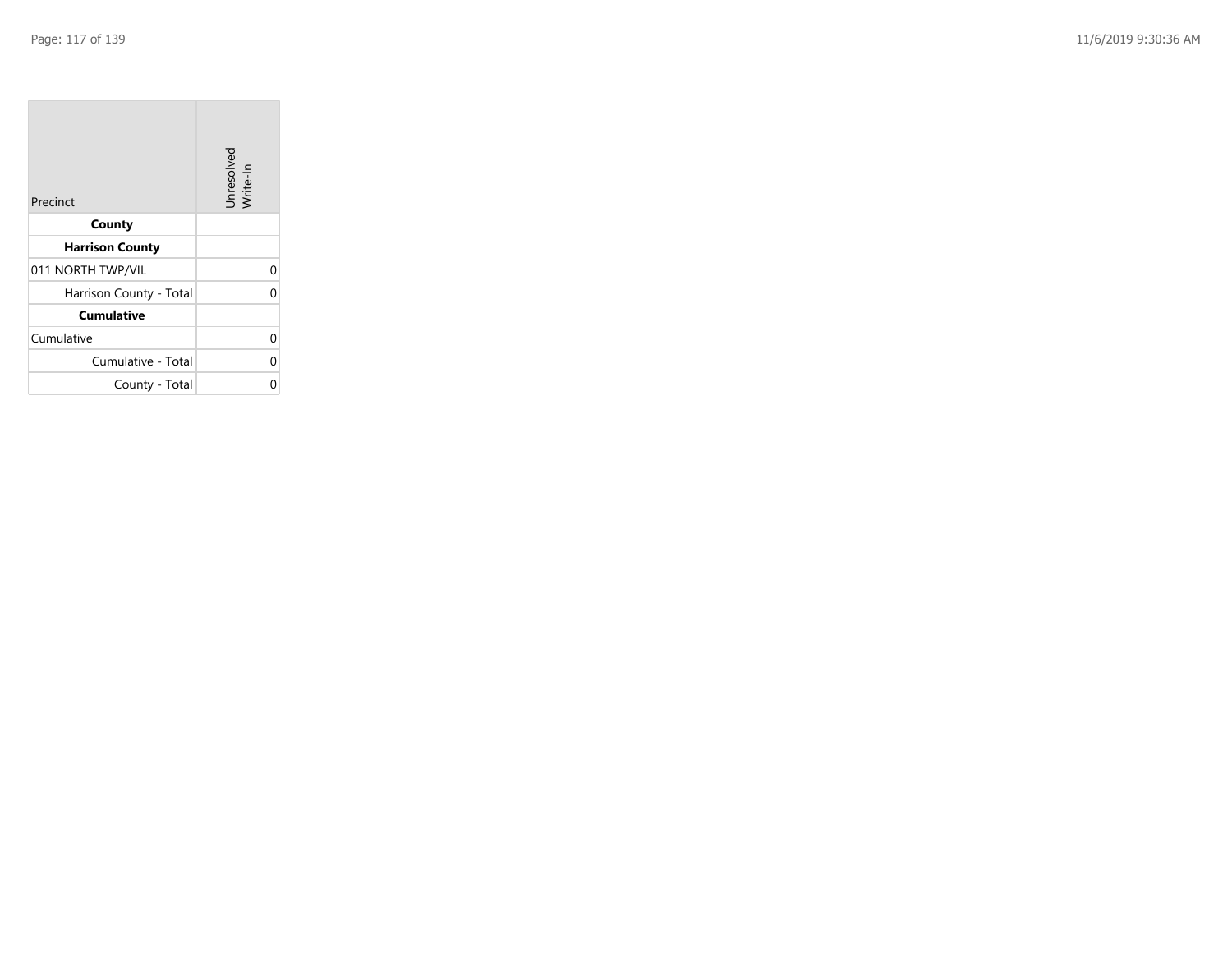| Precinct | Unresolved Write-In |
|---|---|
| **County** | |
| **Harrison County** | |
| 011 NORTH TWP/VIL | 0 |
| Harrison County - Total | 0 |
| **Cumulative** | |
| Cumulative | 0 |
| Cumulative - Total | 0 |
| County - Total | 0 |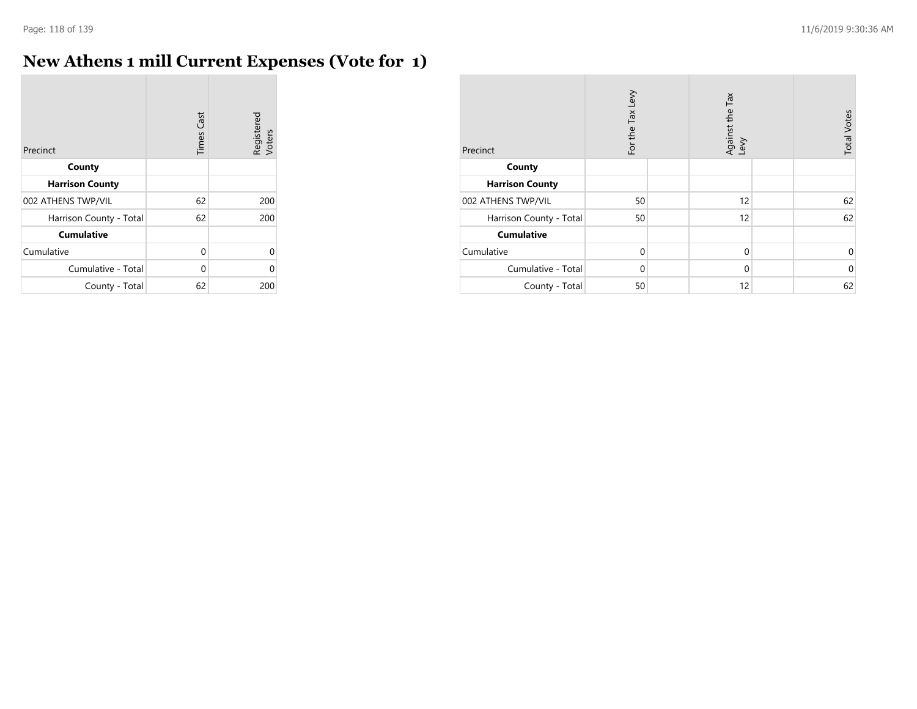# New Athens 1 mill Current Expenses (Vote for 1)

| Precinct | Times Cast | Registered Voters |
|---|---|---|
| **County** | | |
| **Harrison County** | | |
| 002 ATHENS TWP/VIL | 62 | 200 |
| Harrison County - Total | 62 | 200 |
| **Cumulative** | | |
| Cumulative | 0 | 0 |
| Cumulative - Total | 0 | 0 |
| County - Total | 62 | 200 |

| Precinct | For the Tax Levy | | Against the Tax Levy | | Total Votes |
|---|---|---|---|---|---|
| **County** | | | | | |
| **Harrison County** | | | | | |
| 002 ATHENS TWP/VIL | 50 | | 12 | | 62 |
| Harrison County - Total | 50 | | 12 | | 62 |
| **Cumulative** | | | | | |
| Cumulative | 0 | | 0 | | 0 |
| Cumulative - Total | 0 | | 0 | | 0 |
| County - Total | 50 | | 12 | | 62 |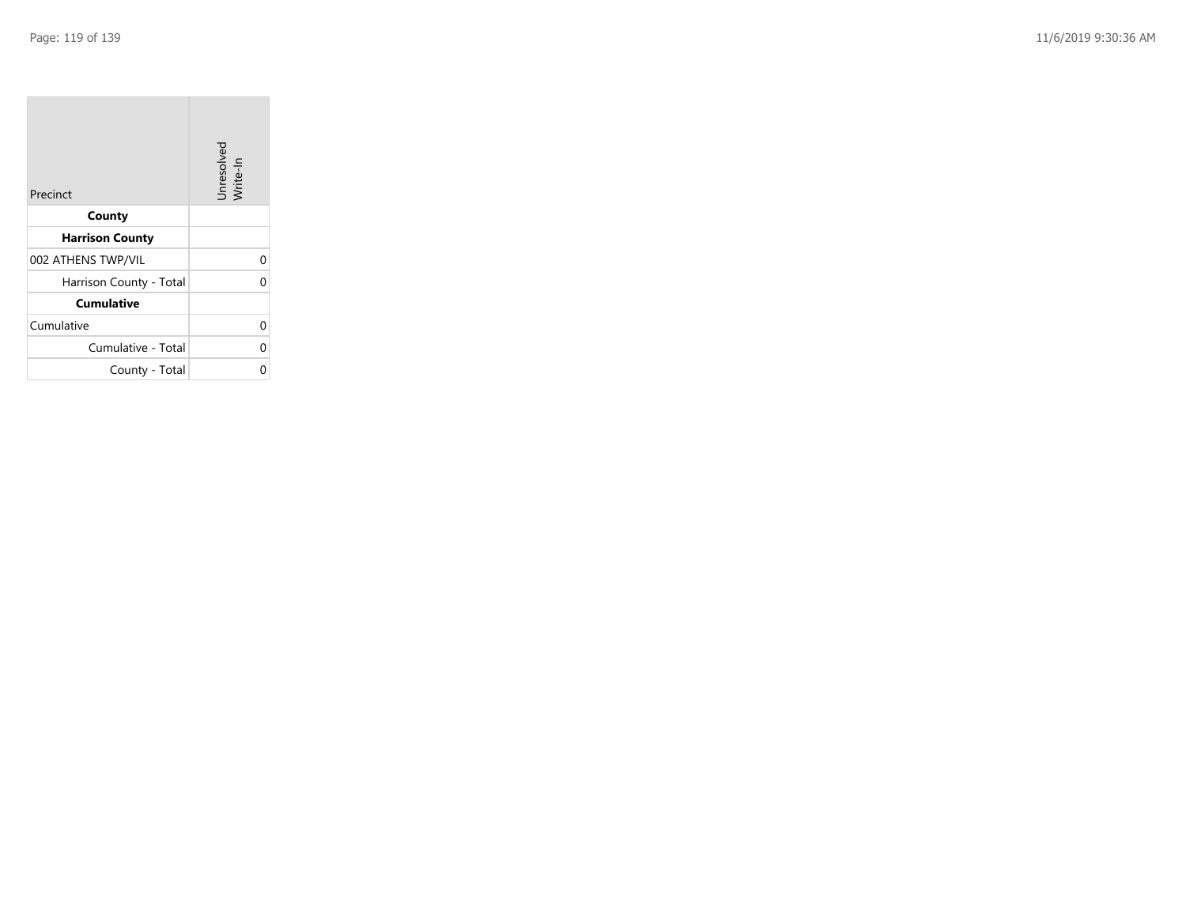| Precinct | Unresolved Write-In |
|---|---|
| **County** | |
| **Harrison County** | |
| 002 ATHENS TWP/VIL | 0 |
| Harrison County - Total | 0 |
| **Cumulative** | |
| Cumulative | 0 |
| Cumulative - Total | 0 |
| County - Total | 0 |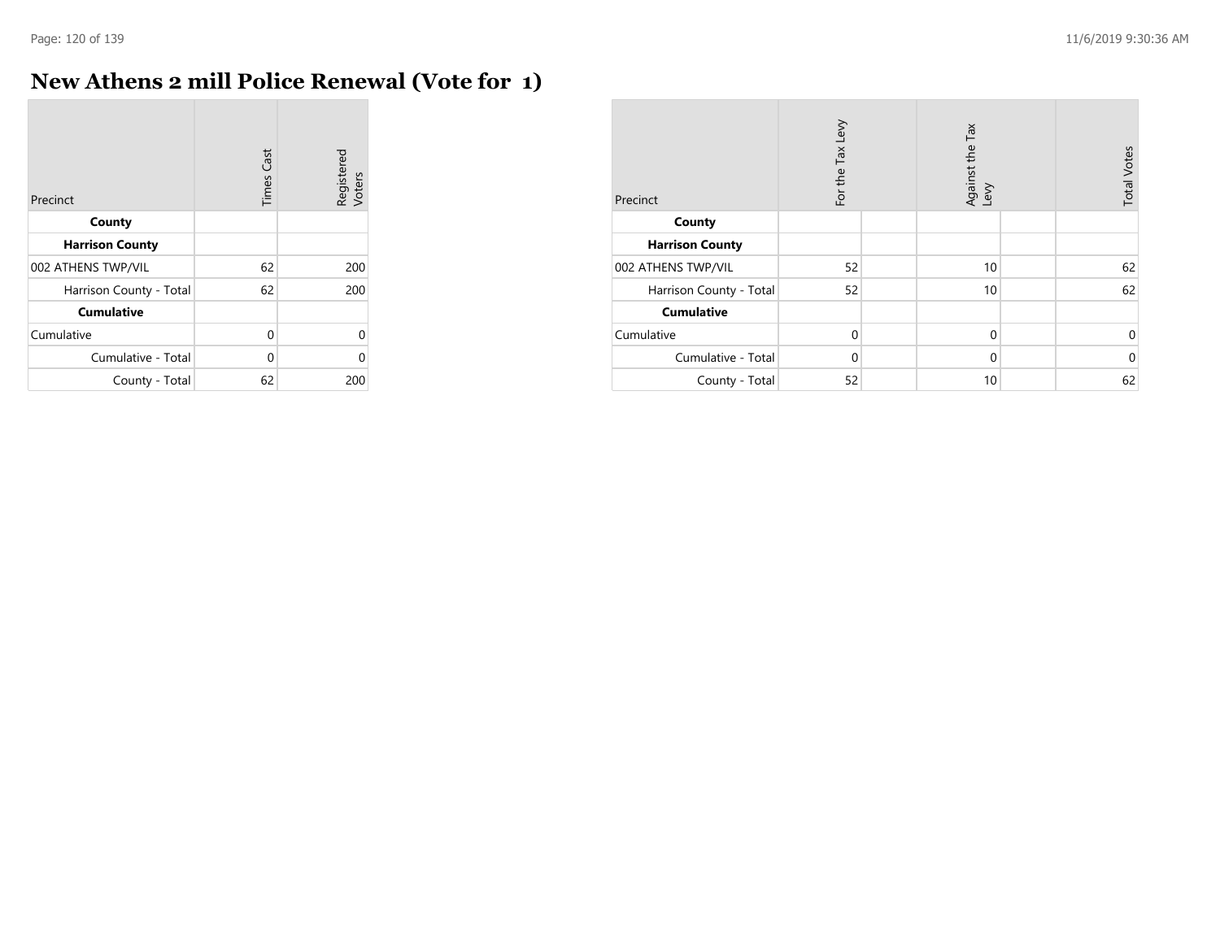# New Athens 2 mill Police Renewal (Vote for 1)

| Precinct | Times Cast | Registered Voters |
|---|---|---|
| **County** | | |
| **Harrison County** | | |
| 002 ATHENS TWP/VIL | 62 | 200 |
| Harrison County - Total | 62 | 200 |
| **Cumulative** | | |
| Cumulative | 0 | 0 |
| Cumulative - Total | 0 | 0 |
| County - Total | 62 | 200 |

| Precinct | For the Tax Levy | | Against the Tax Levy | | Total Votes |
|---|---|---|---|---|---|
| **County** | | | | | |
| **Harrison County** | | | | | |
| 002 ATHENS TWP/VIL | 52 | | 10 | | 62 |
| Harrison County - Total | 52 | | 10 | | 62 |
| **Cumulative** | | | | | |
| Cumulative | 0 | | 0 | | 0 |
| Cumulative - Total | 0 | | 0 | | 0 |
| County - Total | 52 | | 10 | | 62 |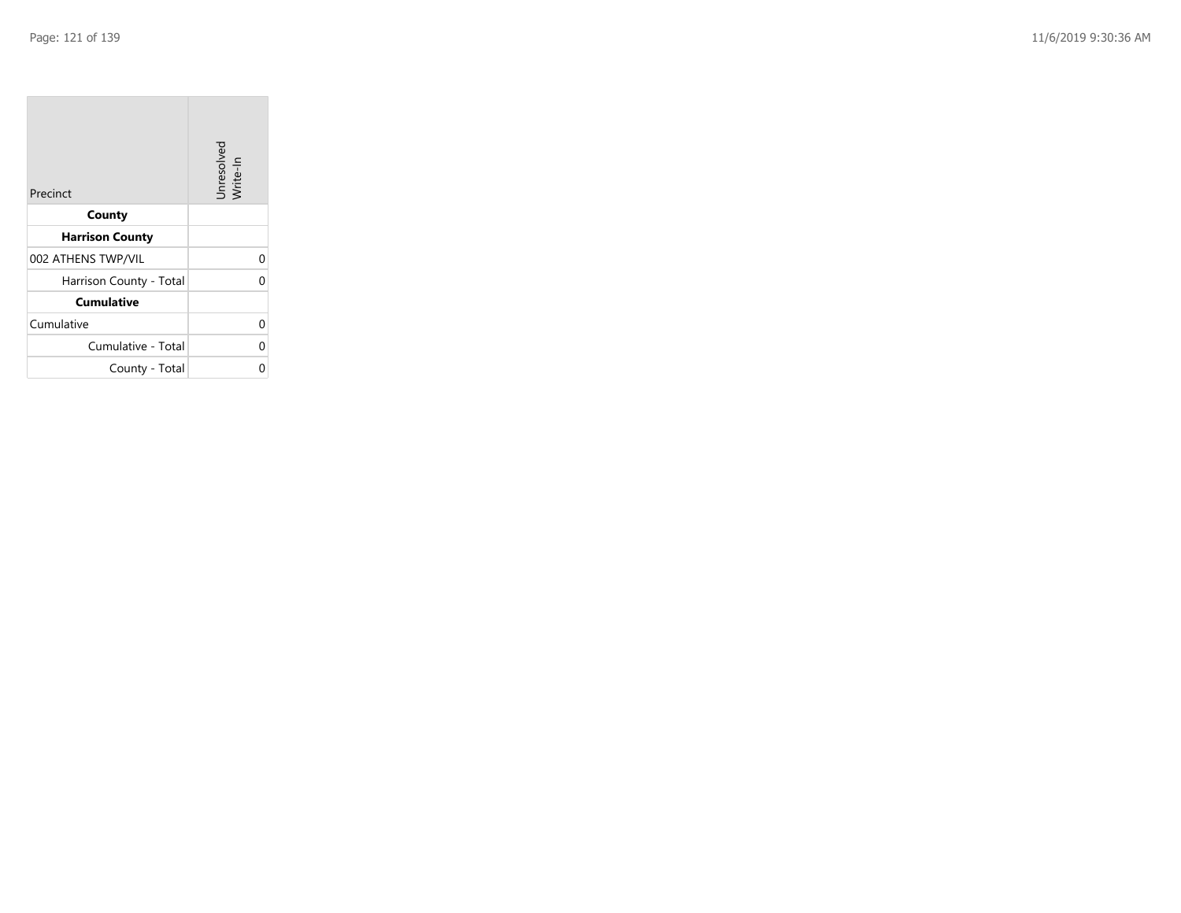| Precinct | Unresolved Write-In |
| --- | --- |
| **County** | |
| **Harrison County** | |
| 002 ATHENS TWP/VIL | 0 |
| Harrison County - Total | 0 |
| **Cumulative** | |
| Cumulative | 0 |
| Cumulative - Total | 0 |
| County - Total | 0 |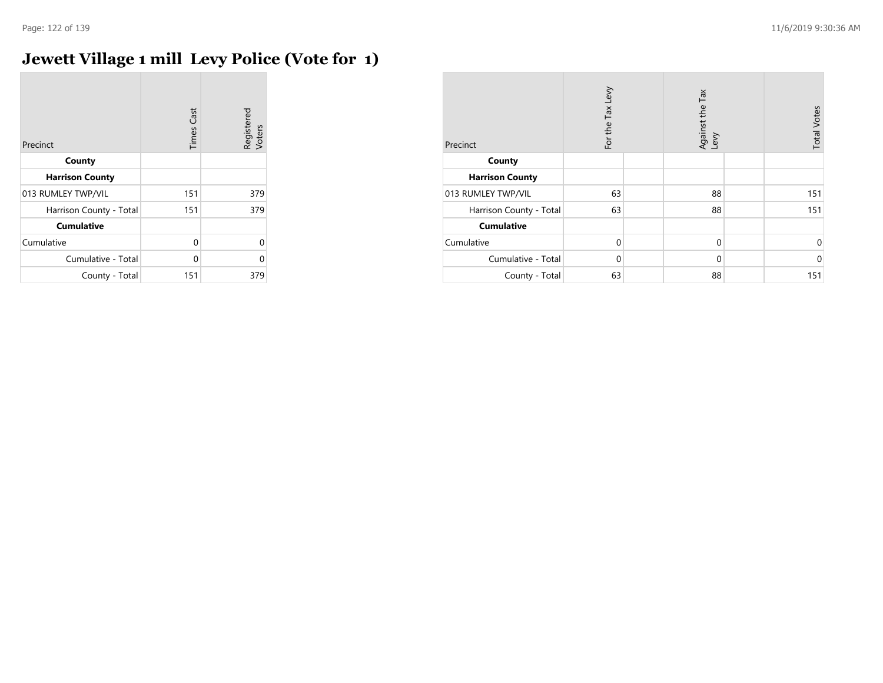# Jewett Village 1 mill  Levy Police (Vote for  1)

| Precinct | Times Cast | Registered Voters |
|---|---|---|
| **County** | | |
| **Harrison County** | | |
| 013 RUMLEY TWP/VIL | 151 | 379 |
| Harrison County - Total | 151 | 379 |
| **Cumulative** | | |
| Cumulative | 0 | 0 |
| Cumulative - Total | 0 | 0 |
| County - Total | 151 | 379 |

| Precinct | For the Tax Levy | | Against the Tax Levy | | Total Votes |
|---|---|---|---|---|---|
| **County** | | | | | |
| **Harrison County** | | | | | |
| 013 RUMLEY TWP/VIL | 63 | | 88 | | 151 |
| Harrison County - Total | 63 | | 88 | | 151 |
| **Cumulative** | | | | | |
| Cumulative | 0 | | 0 | | 0 |
| Cumulative - Total | 0 | | 0 | | 0 |
| County - Total | 63 | | 88 | | 151 |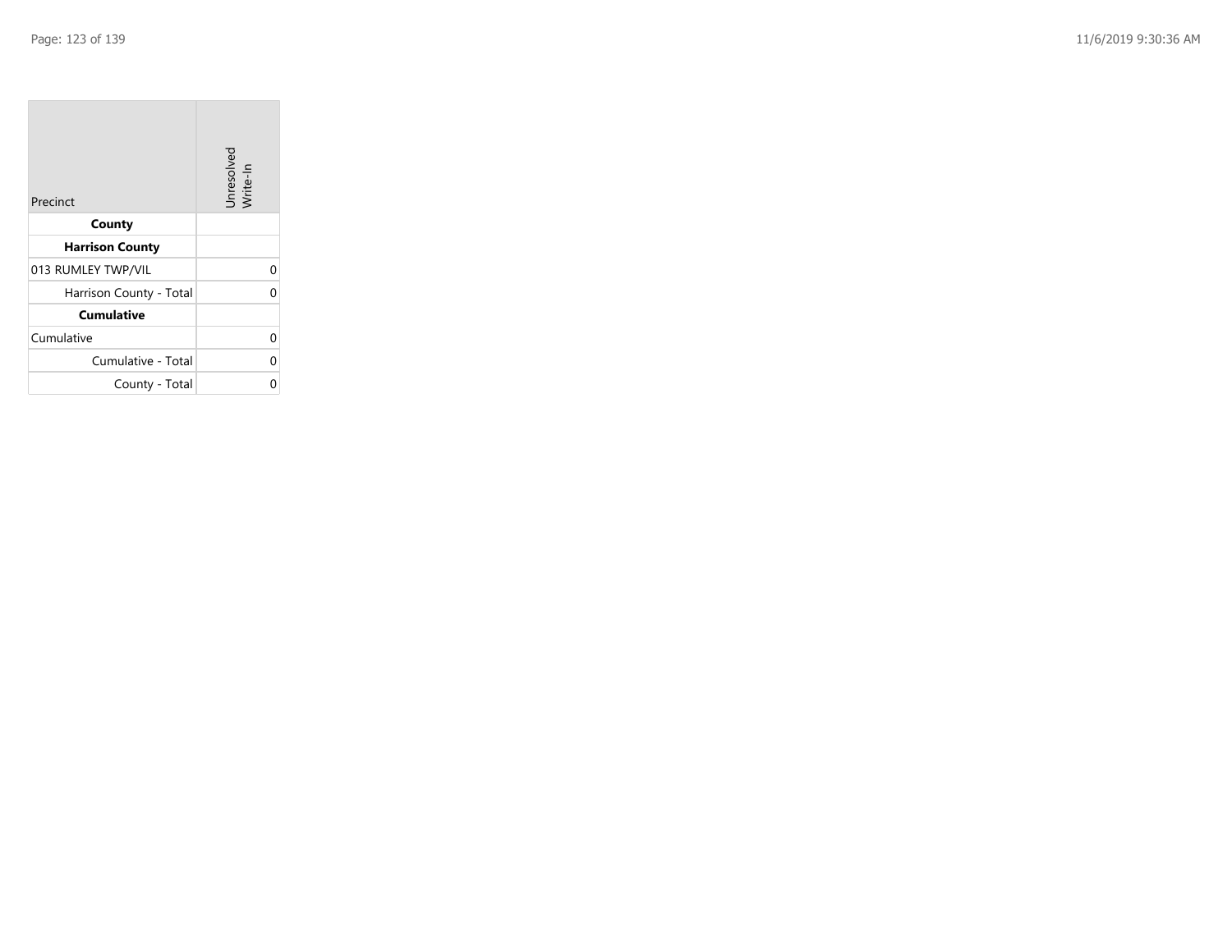| Precinct | Unresolved Write-In |
|---|---|
| **County** | |
| **Harrison County** | |
| 013 RUMLEY TWP/VIL | 0 |
| Harrison County - Total | 0 |
| **Cumulative** | |
| Cumulative | 0 |
| Cumulative - Total | 0 |
| County - Total | 0 |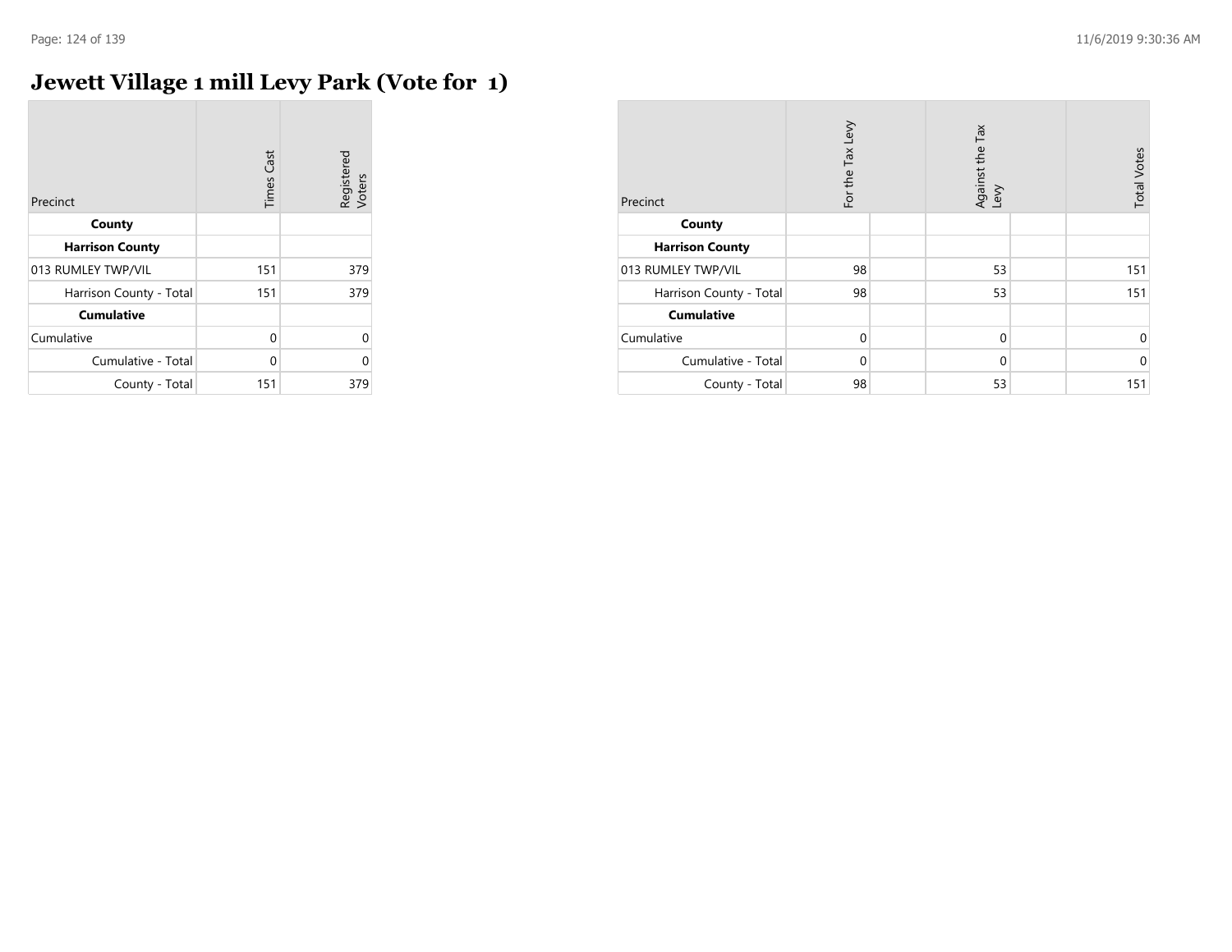# Jewett Village 1 mill Levy Park (Vote for 1)

| Precinct | Times Cast | Registered Voters |
|---|---|---|
| **County** | | |
| **Harrison County** | | |
| 013 RUMLEY TWP/VIL | 151 | 379 |
| Harrison County - Total | 151 | 379 |
| **Cumulative** | | |
| Cumulative | 0 | 0 |
| Cumulative - Total | 0 | 0 |
| County - Total | 151 | 379 |

| Precinct | For the Tax Levy | | Against the Tax Levy | | Total Votes |
|---|---|---|---|---|---|
| **County** | | | | | |
| **Harrison County** | | | | | |
| 013 RUMLEY TWP/VIL | 98 | | 53 | | 151 |
| Harrison County - Total | 98 | | 53 | | 151 |
| **Cumulative** | | | | | |
| Cumulative | 0 | | 0 | | 0 |
| Cumulative - Total | 0 | | 0 | | 0 |
| County - Total | 98 | | 53 | | 151 |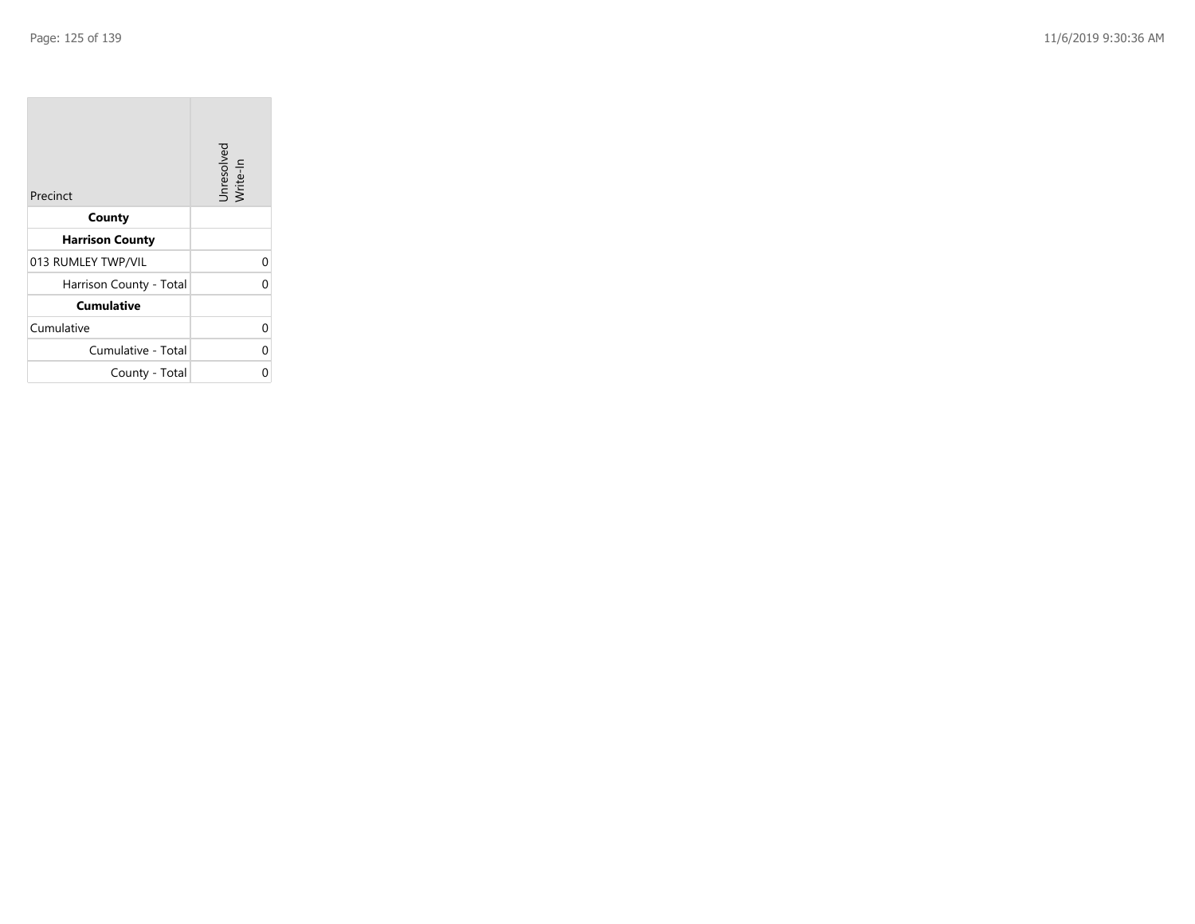| Precinct | Unresolved Write-In |
|---|---|
| **County** | |
| **Harrison County** | |
| 013 RUMLEY TWP/VIL | 0 |
| Harrison County - Total | 0 |
| **Cumulative** | |
| Cumulative | 0 |
| Cumulative - Total | 0 |
| County - Total | 0 |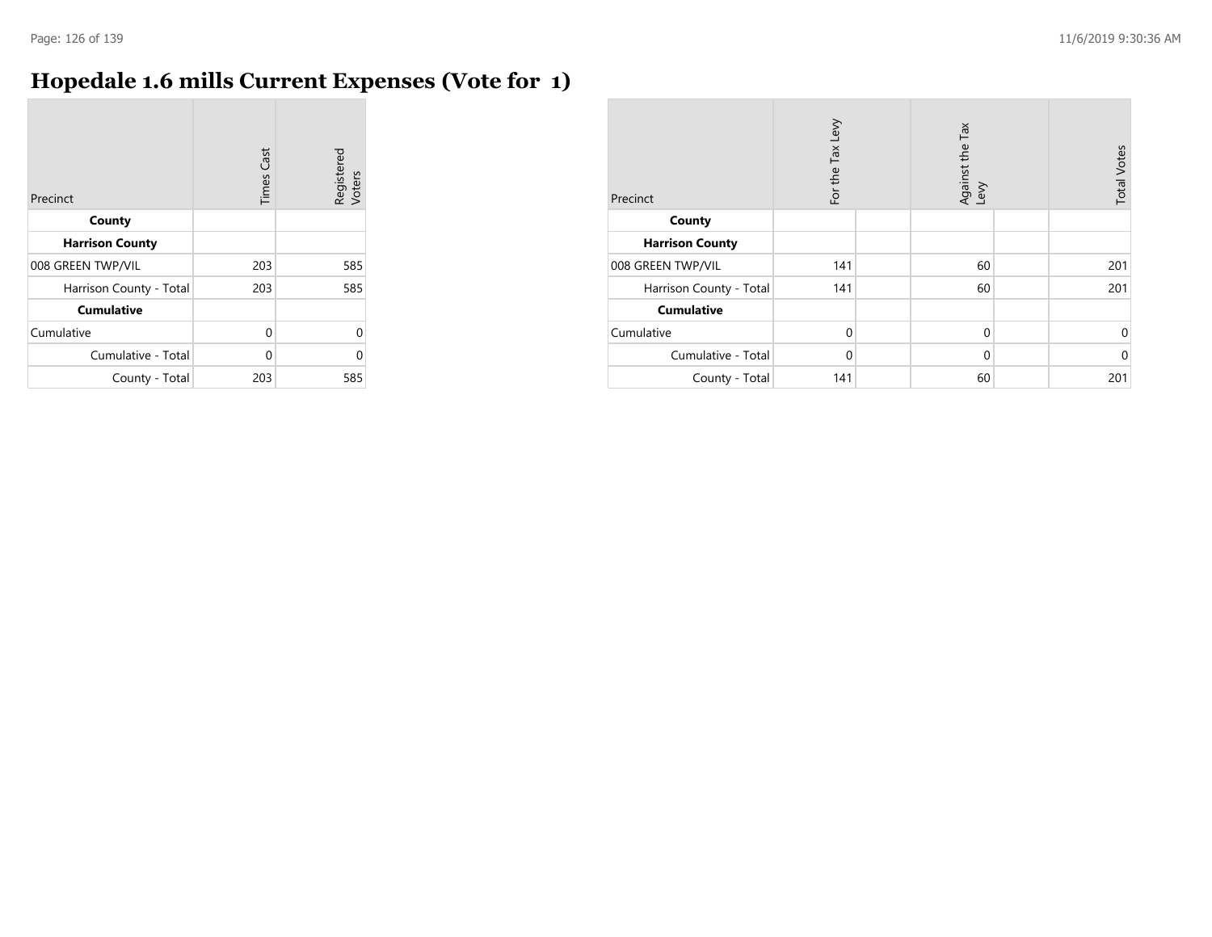# Hopedale 1.6 mills Current Expenses (Vote for 1)

| Precinct | Times Cast | Registered Voters |
|---|---|---|
| **County** | | |
| **Harrison County** | | |
| 008 GREEN TWP/VIL | 203 | 585 |
| Harrison County - Total | 203 | 585 |
| **Cumulative** | | |
| Cumulative | 0 | 0 |
| Cumulative - Total | 0 | 0 |
| County - Total | 203 | 585 |

| Precinct | For the Tax Levy | | Against the Tax Levy | | Total Votes |
|---|---|---|---|---|---|
| **County** | | | | | |
| **Harrison County** | | | | | |
| 008 GREEN TWP/VIL | 141 | | 60 | | 201 |
| Harrison County - Total | 141 | | 60 | | 201 |
| **Cumulative** | | | | | |
| Cumulative | 0 | | 0 | | 0 |
| Cumulative - Total | 0 | | 0 | | 0 |
| County - Total | 141 | | 60 | | 201 |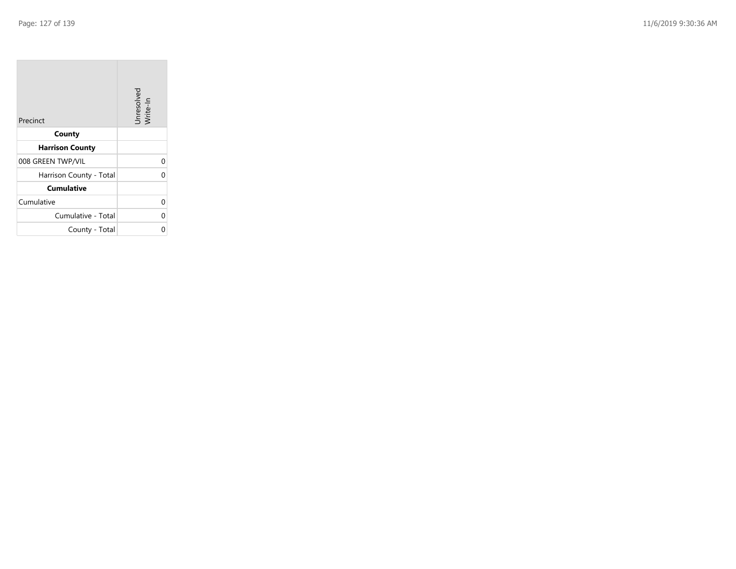| Precinct | Unresolved Write-In |
| --- | --- |
| **County** | |
| **Harrison County** | |
| 008 GREEN TWP/VIL | 0 |
| Harrison County - Total | 0 |
| **Cumulative** | |
| Cumulative | 0 |
| Cumulative - Total | 0 |
| County - Total | 0 |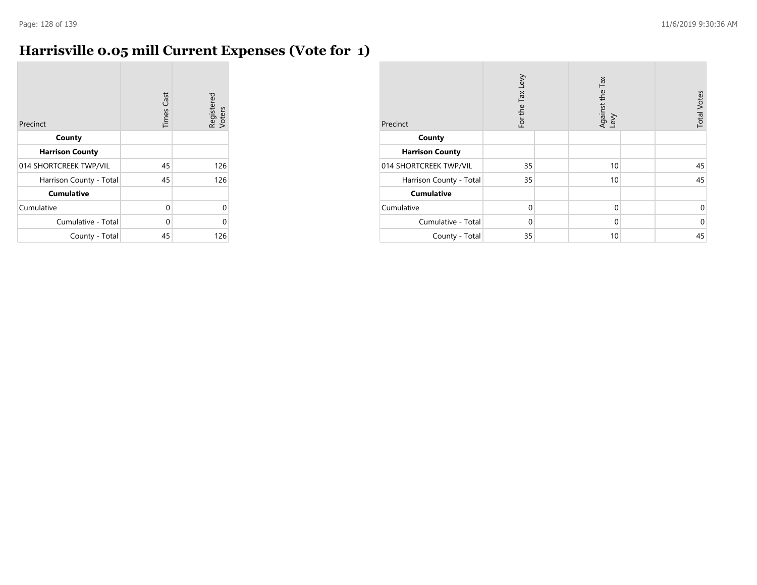# Harrisville 0.05 mill Current Expenses (Vote for 1)

| Precinct | Times Cast | Registered Voters |
|---|---|---|
| **County** | | |
| **Harrison County** | | |
| 014 SHORTCREEK TWP/VIL | 45 | 126 |
| Harrison County - Total | 45 | 126 |
| **Cumulative** | | |
| Cumulative | 0 | 0 |
| Cumulative - Total | 0 | 0 |
| County - Total | 45 | 126 |

| Precinct | For the Tax Levy | | Against the Tax Levy | | Total Votes |
|---|---|---|---|---|---|
| **County** | | | | | |
| **Harrison County** | | | | | |
| 014 SHORTCREEK TWP/VIL | 35 | | 10 | | 45 |
| Harrison County - Total | 35 | | 10 | | 45 |
| **Cumulative** | | | | | |
| Cumulative | 0 | | 0 | | 0 |
| Cumulative - Total | 0 | | 0 | | 0 |
| County - Total | 35 | | 10 | | 45 |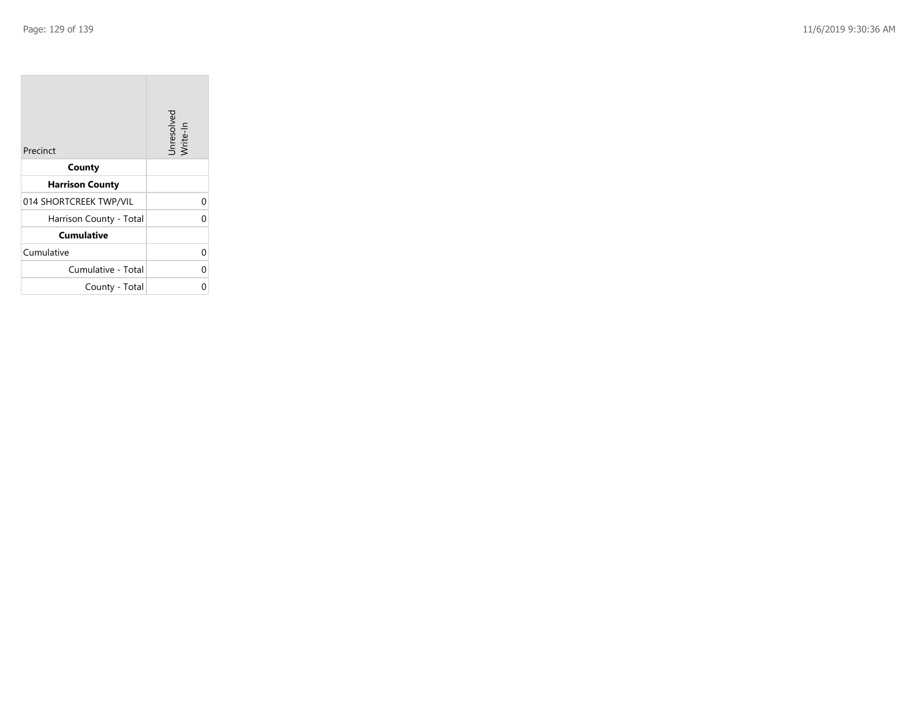| Precinct | Unresolved Write-In |
| --- | --- |
| **County** | |
| **Harrison County** | |
| 014 SHORTCREEK TWP/VIL | 0 |
| Harrison County - Total | 0 |
| **Cumulative** | |
| Cumulative | 0 |
| Cumulative - Total | 0 |
| County - Total | 0 |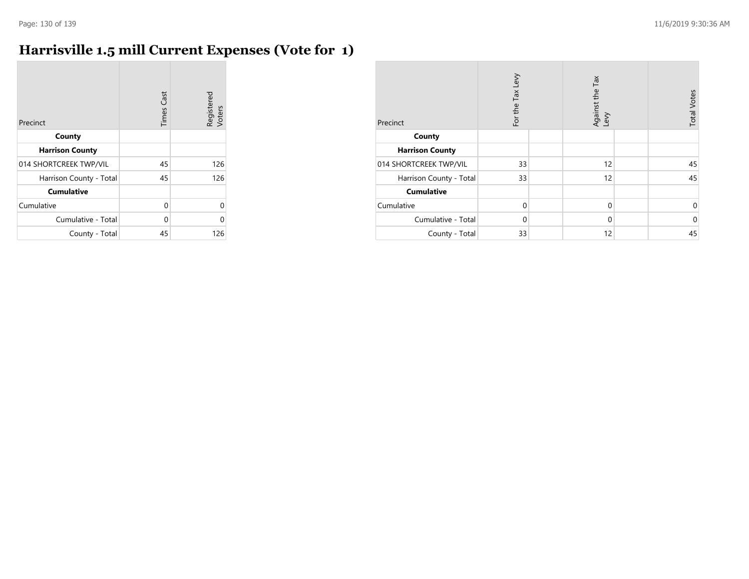# Harrisville 1.5 mill Current Expenses (Vote for 1)

| Precinct | Times Cast | Registered Voters |
|---|---|---|
| **County** | | |
| **Harrison County** | | |
| 014 SHORTCREEK TWP/VIL | 45 | 126 |
| Harrison County - Total | 45 | 126 |
| **Cumulative** | | |
| Cumulative | 0 | 0 |
| Cumulative - Total | 0 | 0 |
| County - Total | 45 | 126 |

| Precinct | For the Tax Levy | | Against the Tax Levy | | Total Votes |
|---|---|---|---|---|---|
| **County** | | | | | |
| **Harrison County** | | | | | |
| 014 SHORTCREEK TWP/VIL | 33 | | 12 | | 45 |
| Harrison County - Total | 33 | | 12 | | 45 |
| **Cumulative** | | | | | |
| Cumulative | 0 | | 0 | | 0 |
| Cumulative - Total | 0 | | 0 | | 0 |
| County - Total | 33 | | 12 | | 45 |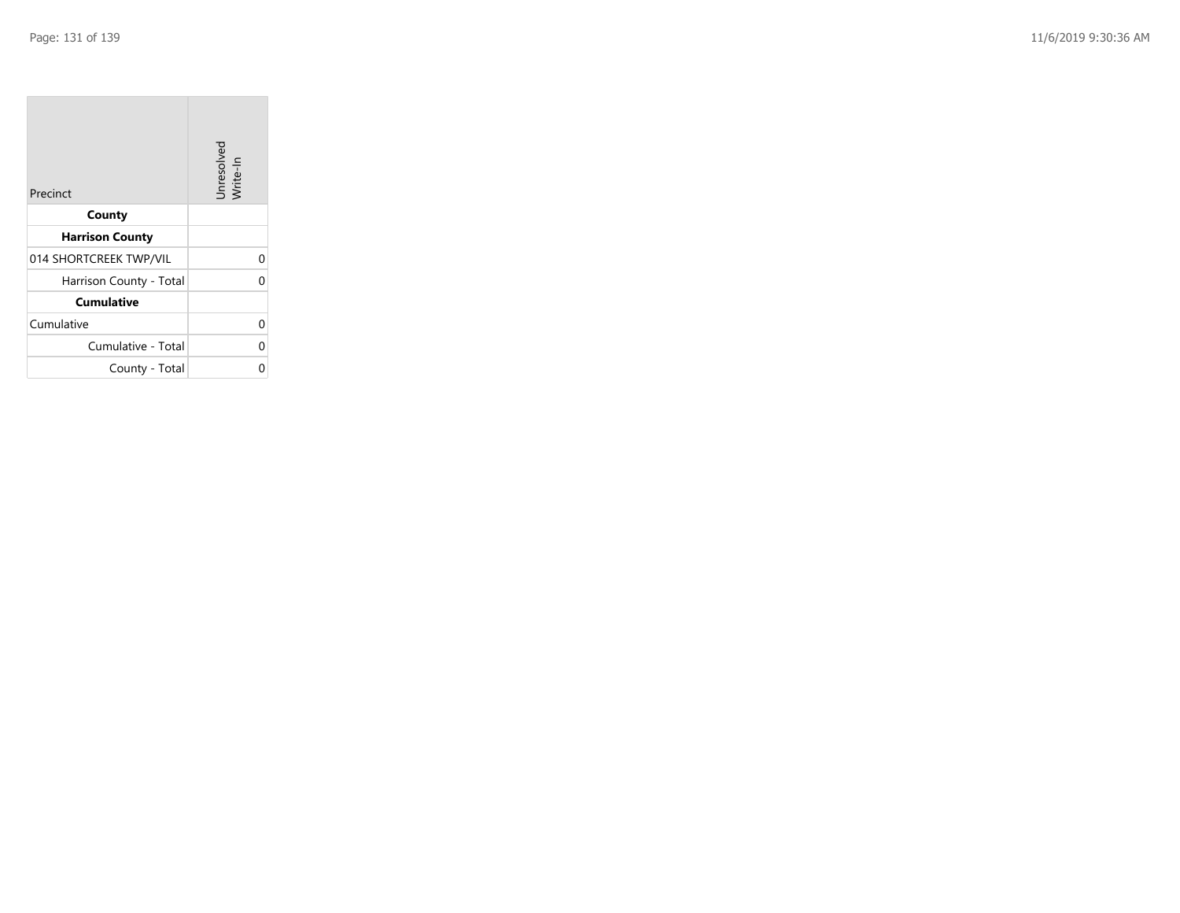| Precinct | Unresolved Write-In |
|---|---|
| **County** | |
| **Harrison County** | |
| 014 SHORTCREEK TWP/VIL | 0 |
| Harrison County - Total | 0 |
| **Cumulative** | |
| Cumulative | 0 |
| Cumulative - Total | 0 |
| County - Total | 0 |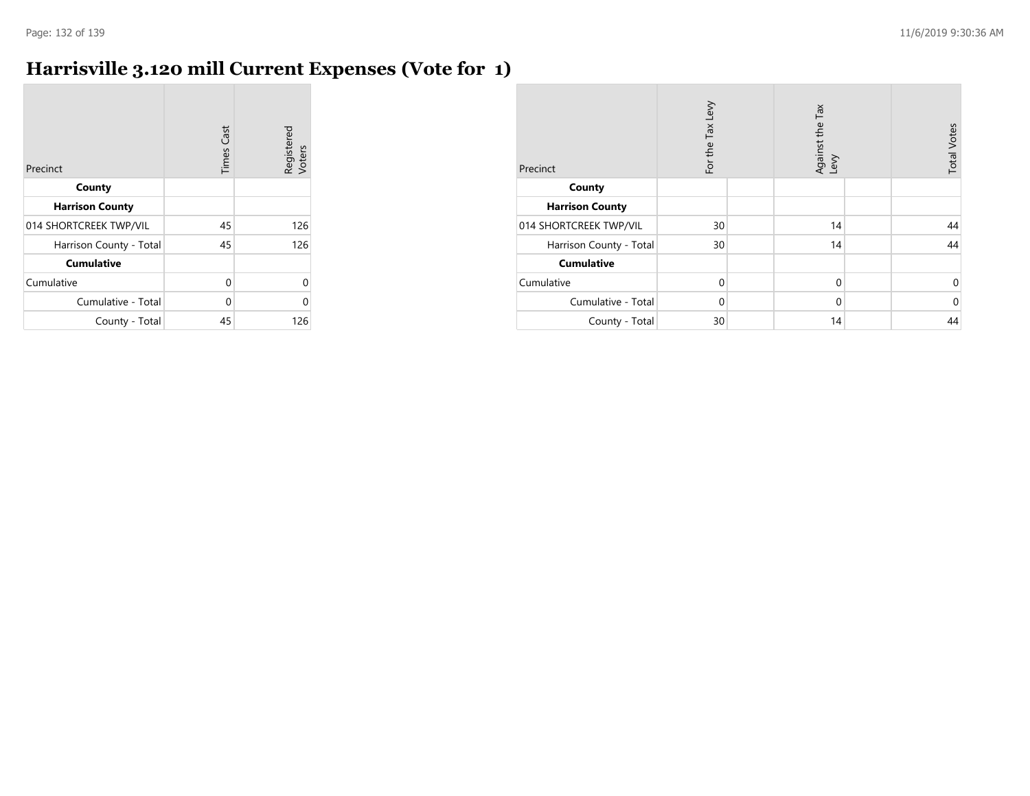# Harrisville 3.120 mill Current Expenses (Vote for 1)

| Precinct | Times Cast | Registered Voters |
|---|---|---|
| **County** | | |
| **Harrison County** | | |
| 014 SHORTCREEK TWP/VIL | 45 | 126 |
| Harrison County - Total | 45 | 126 |
| **Cumulative** | | |
| Cumulative | 0 | 0 |
| Cumulative - Total | 0 | 0 |
| County - Total | 45 | 126 |

| Precinct | For the Tax Levy | | Against the Tax Levy | | Total Votes |
|---|---|---|---|---|---|
| **County** | | | | | |
| **Harrison County** | | | | | |
| 014 SHORTCREEK TWP/VIL | 30 | | 14 | | 44 |
| Harrison County - Total | 30 | | 14 | | 44 |
| **Cumulative** | | | | | |
| Cumulative | 0 | | 0 | | 0 |
| Cumulative - Total | 0 | | 0 | | 0 |
| County - Total | 30 | | 14 | | 44 |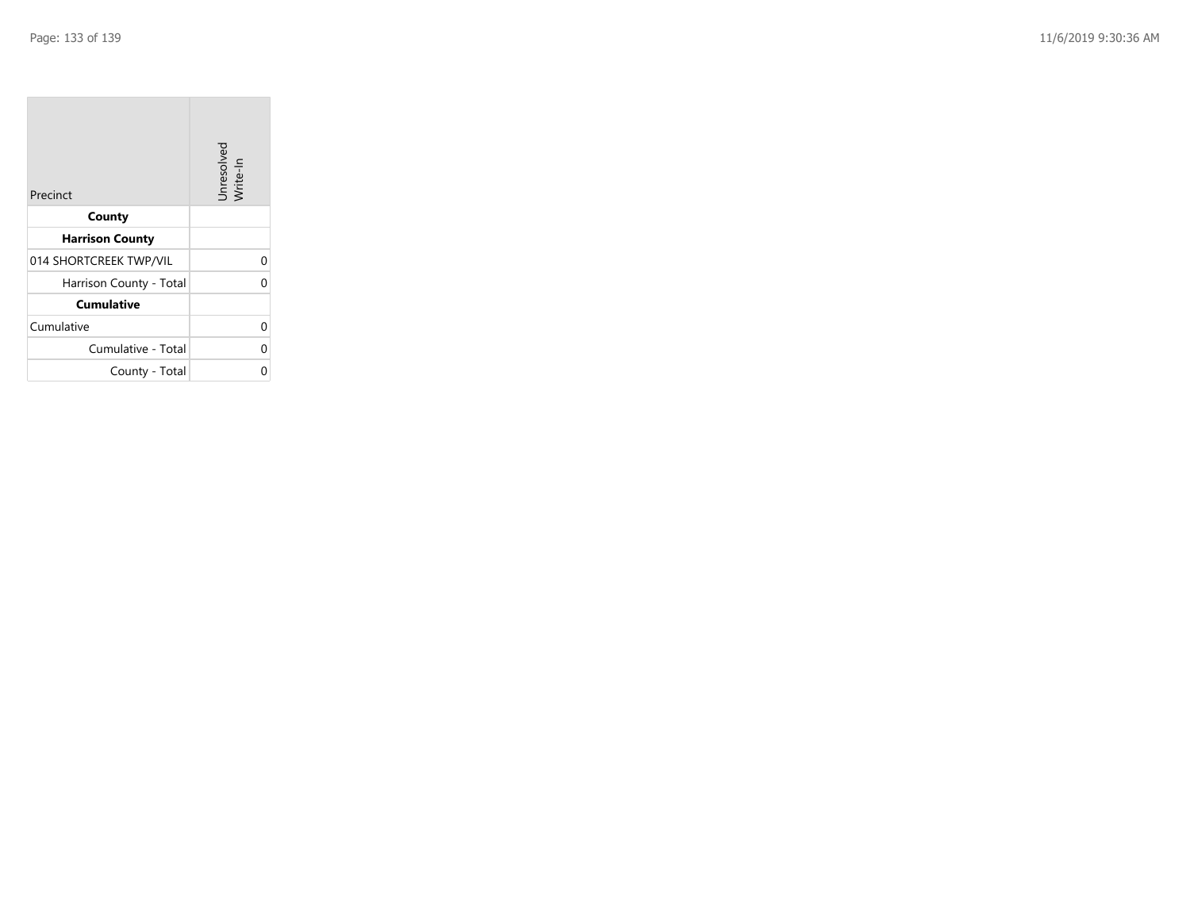| Precinct | Unresolved Write-In |
|---|---|
| **County** | |
| **Harrison County** | |
| 014 SHORTCREEK TWP/VIL | 0 |
| Harrison County - Total | 0 |
| **Cumulative** | |
| Cumulative | 0 |
| Cumulative - Total | 0 |
| County - Total | 0 |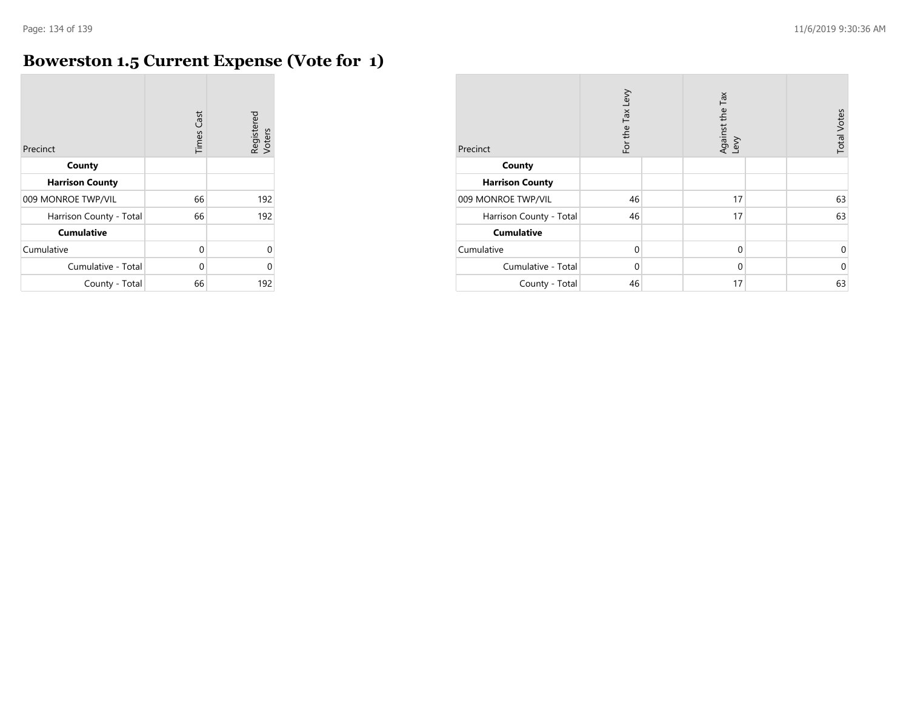# Bowerston 1.5 Current Expense (Vote for 1)

| Precinct | Times Cast | Registered Voters |
|---|---|---|
| **County** | | |
| **Harrison County** | | |
| 009 MONROE TWP/VIL | 66 | 192 |
| Harrison County - Total | 66 | 192 |
| **Cumulative** | | |
| Cumulative | 0 | 0 |
| Cumulative - Total | 0 | 0 |
| County - Total | 66 | 192 |

| Precinct | For the Tax Levy | | Against the Tax Levy | | Total Votes |
|---|---|---|---|---|---|
| **County** | | | | | |
| **Harrison County** | | | | | |
| 009 MONROE TWP/VIL | 46 | | 17 | | 63 |
| Harrison County - Total | 46 | | 17 | | 63 |
| **Cumulative** | | | | | |
| Cumulative | 0 | | 0 | | 0 |
| Cumulative - Total | 0 | | 0 | | 0 |
| County - Total | 46 | | 17 | | 63 |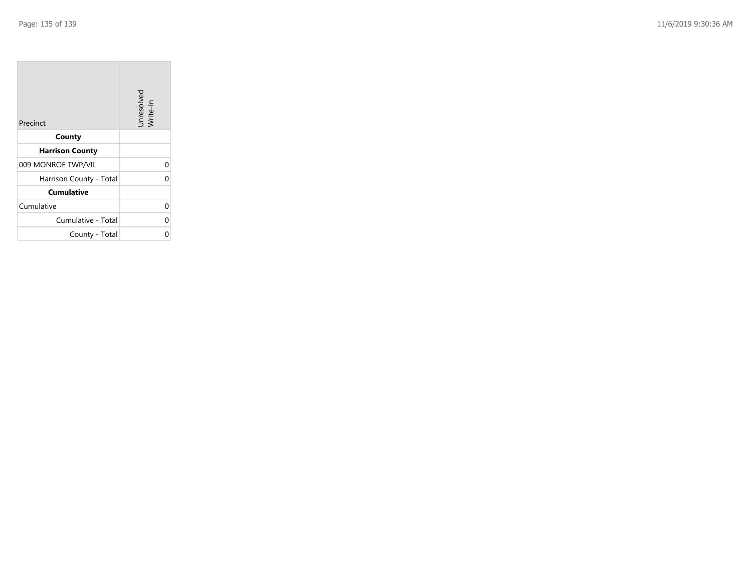| Precinct | Unresolved Write-In |
| --- | --- |
| **County** | |
| **Harrison County** | |
| 009 MONROE TWP/VIL | 0 |
| Harrison County - Total | 0 |
| **Cumulative** | |
| Cumulative | 0 |
| Cumulative - Total | 0 |
| County - Total | 0 |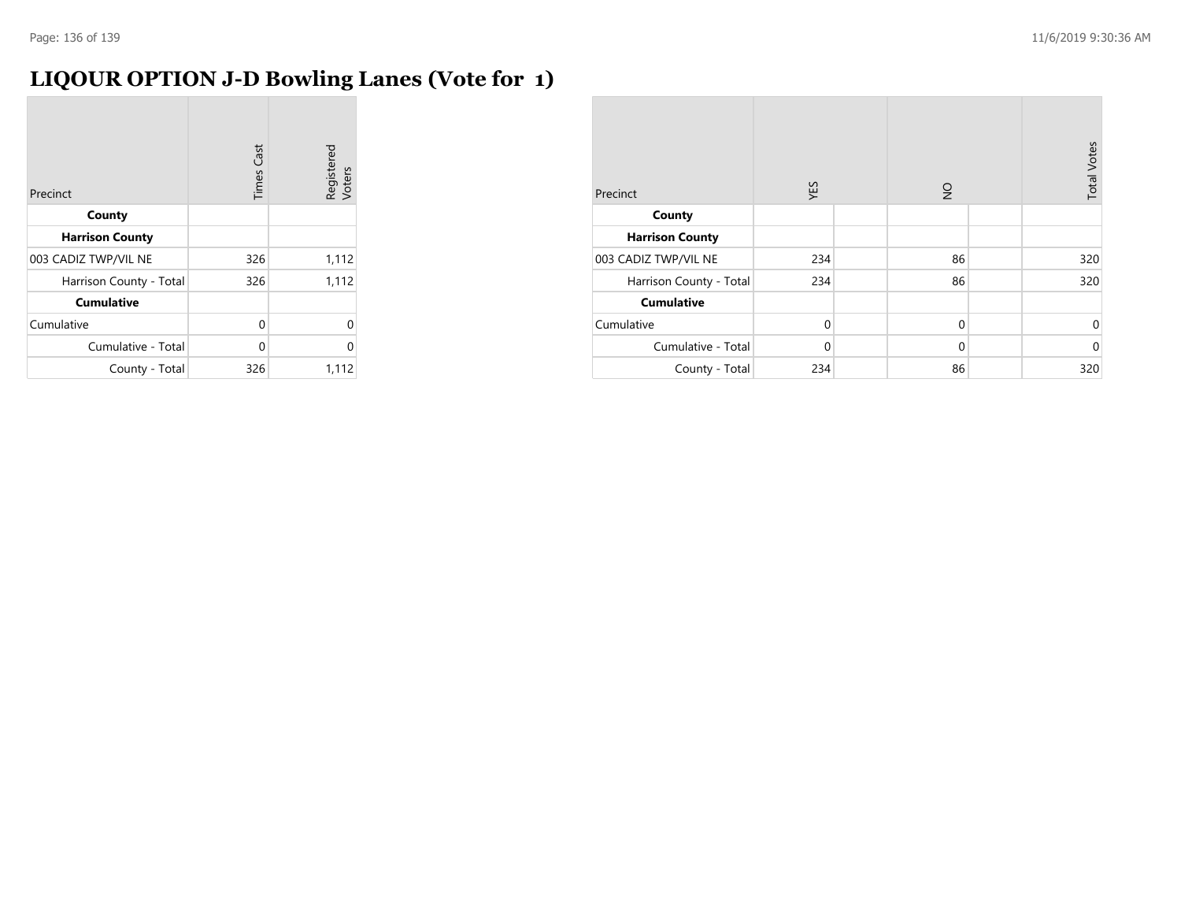# LIQOUR OPTION J-D Bowling Lanes (Vote for 1)

| Precinct | Times Cast | Registered Voters |
|---|---|---|
| **County** | | |
| **Harrison County** | | |
| 003 CADIZ TWP/VIL NE | 326 | 1,112 |
| Harrison County - Total | 326 | 1,112 |
| **Cumulative** | | |
| Cumulative | 0 | 0 |
| Cumulative - Total | 0 | 0 |
| County - Total | 326 | 1,112 |

| Precinct | YES | NO | Total Votes |
|---|---|---|---|
| **County** | | | |
| **Harrison County** | | | |
| 003 CADIZ TWP/VIL NE | 234 | 86 | 320 |
| Harrison County - Total | 234 | 86 | 320 |
| **Cumulative** | | | |
| Cumulative | 0 | 0 | 0 |
| Cumulative - Total | 0 | 0 | 0 |
| County - Total | 234 | 86 | 320 |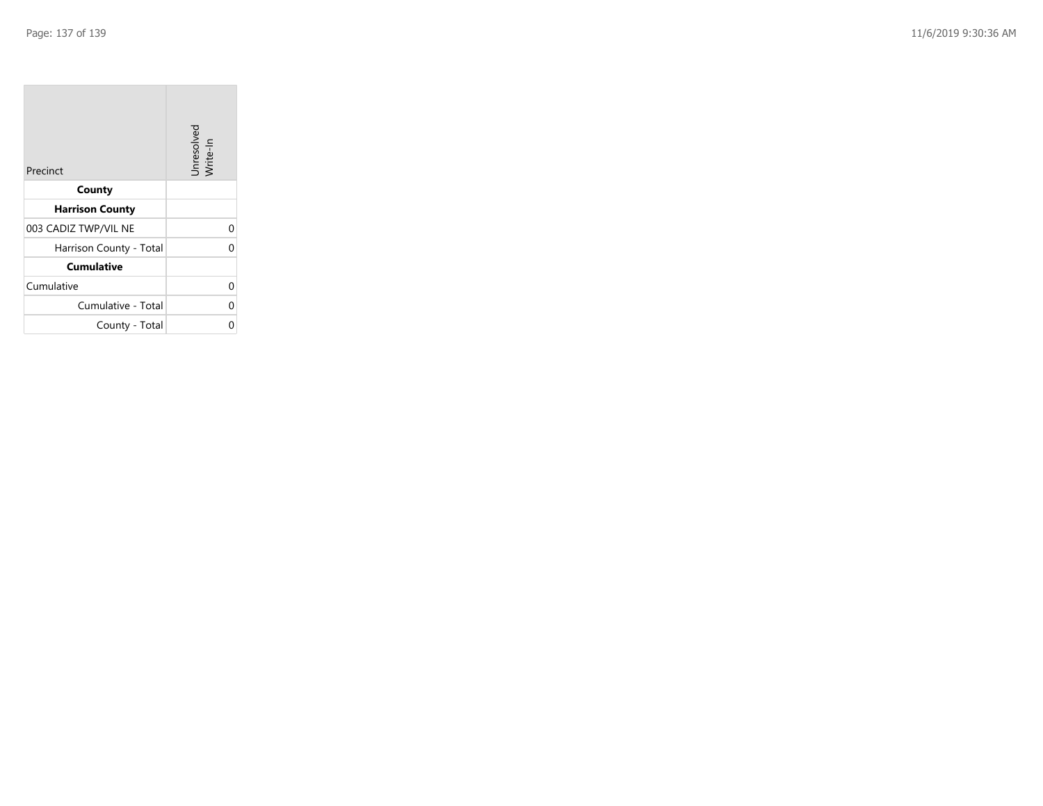| Precinct | Unresolved Write-In |
|---|---|
| **County** | |
| **Harrison County** | |
| 003 CADIZ TWP/VIL NE | 0 |
| Harrison County - Total | 0 |
| **Cumulative** | |
| Cumulative | 0 |
| Cumulative - Total | 0 |
| County - Total | 0 |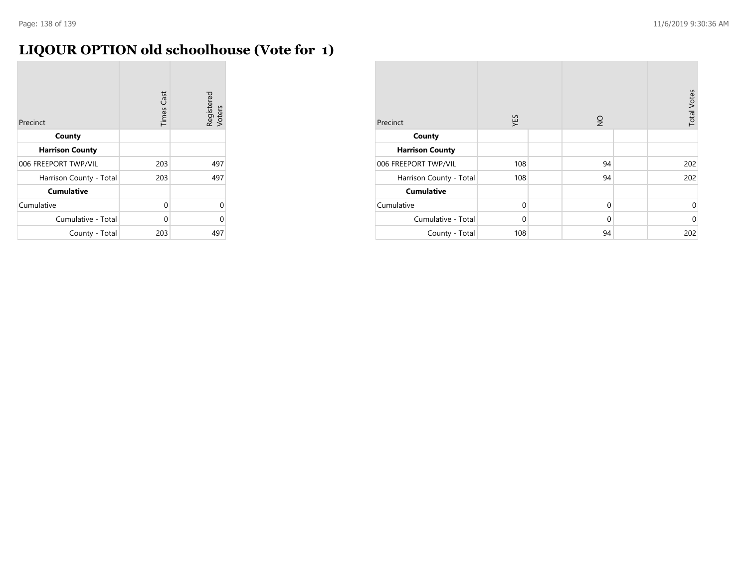# LIQOUR OPTION old schoolhouse (Vote for 1)

| Precinct | Times Cast | Registered Voters |
|---|---|---|
| **County** | | |
| **Harrison County** | | |
| 006 FREEPORT TWP/VIL | 203 | 497 |
| Harrison County - Total | 203 | 497 |
| **Cumulative** | | |
| Cumulative | 0 | 0 |
| Cumulative - Total | 0 | 0 |
| County - Total | 203 | 497 |

| Precinct | YES | | NO | | Total Votes |
|---|---|---|---|---|---|
| **County** | | | | | |
| **Harrison County** | | | | | |
| 006 FREEPORT TWP/VIL | 108 | | 94 | | 202 |
| Harrison County - Total | 108 | | 94 | | 202 |
| **Cumulative** | | | | | |
| Cumulative | 0 | | 0 | | 0 |
| Cumulative - Total | 0 | | 0 | | 0 |
| County - Total | 108 | | 94 | | 202 |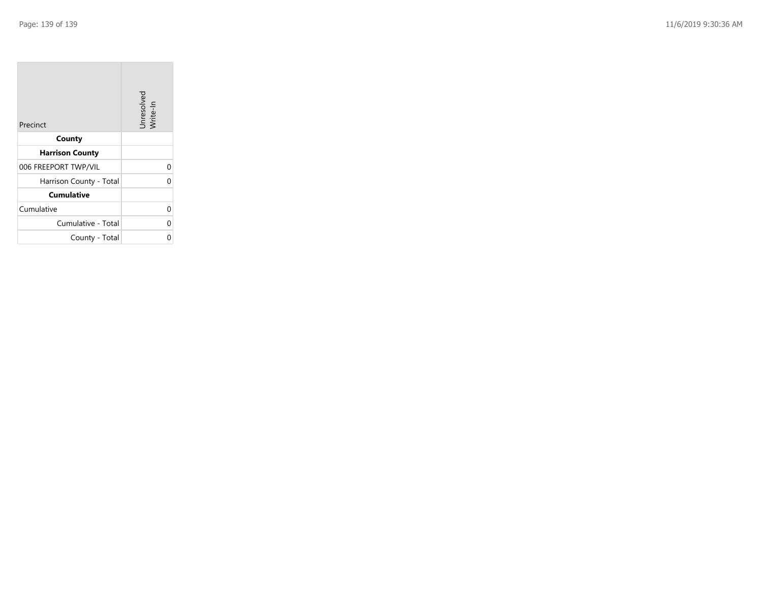| Precinct | Unresolved Write-In |
|---|---|
| **County** | |
| **Harrison County** | |
| 006 FREEPORT TWP/VIL | 0 |
| Harrison County - Total | 0 |
| **Cumulative** | |
| Cumulative | 0 |
| Cumulative - Total | 0 |
| County - Total | 0 |